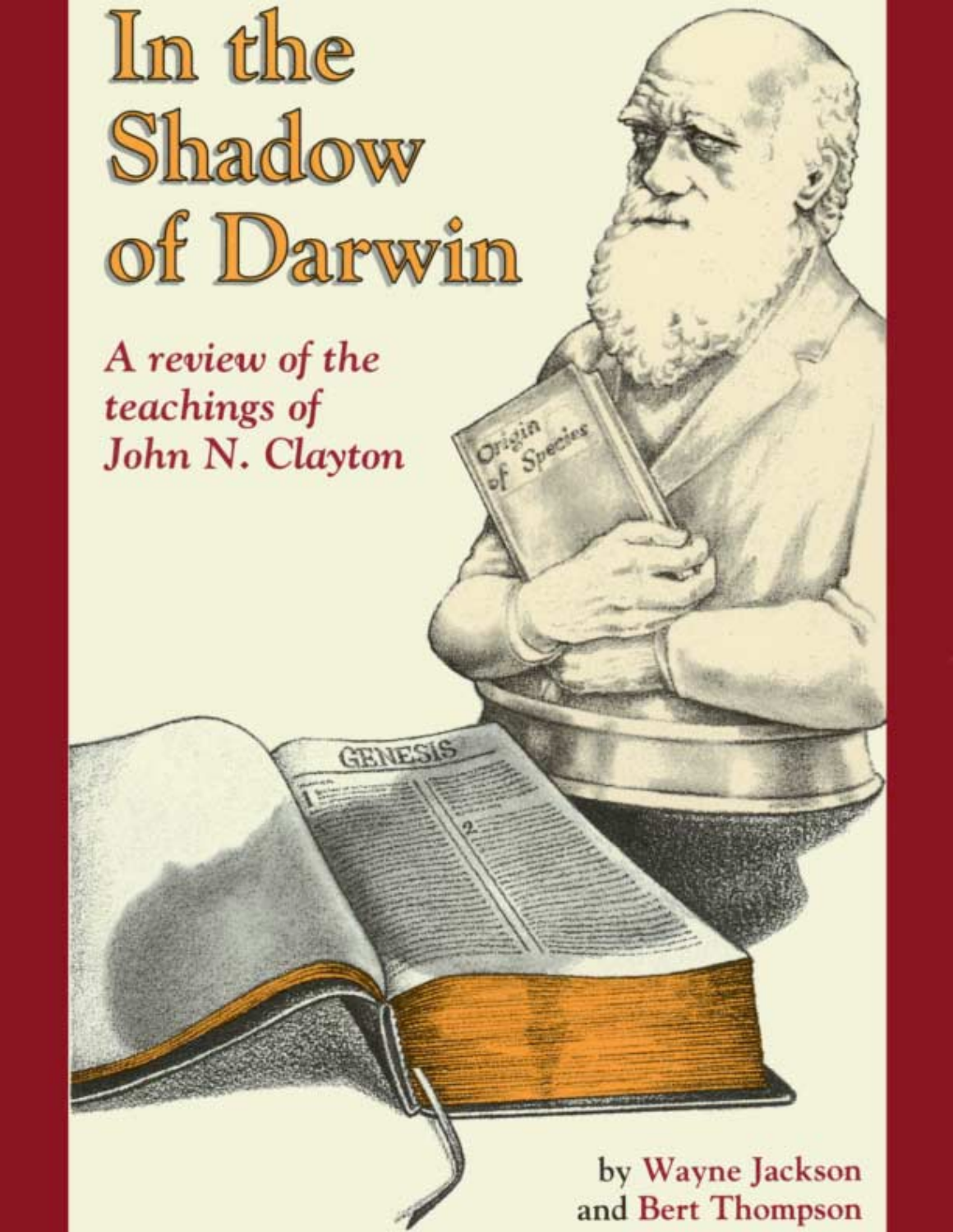# In the Shadow of Darwin

*A review of the teachings of John N. Clayton*

by Wayne Jackson and Bert Thompson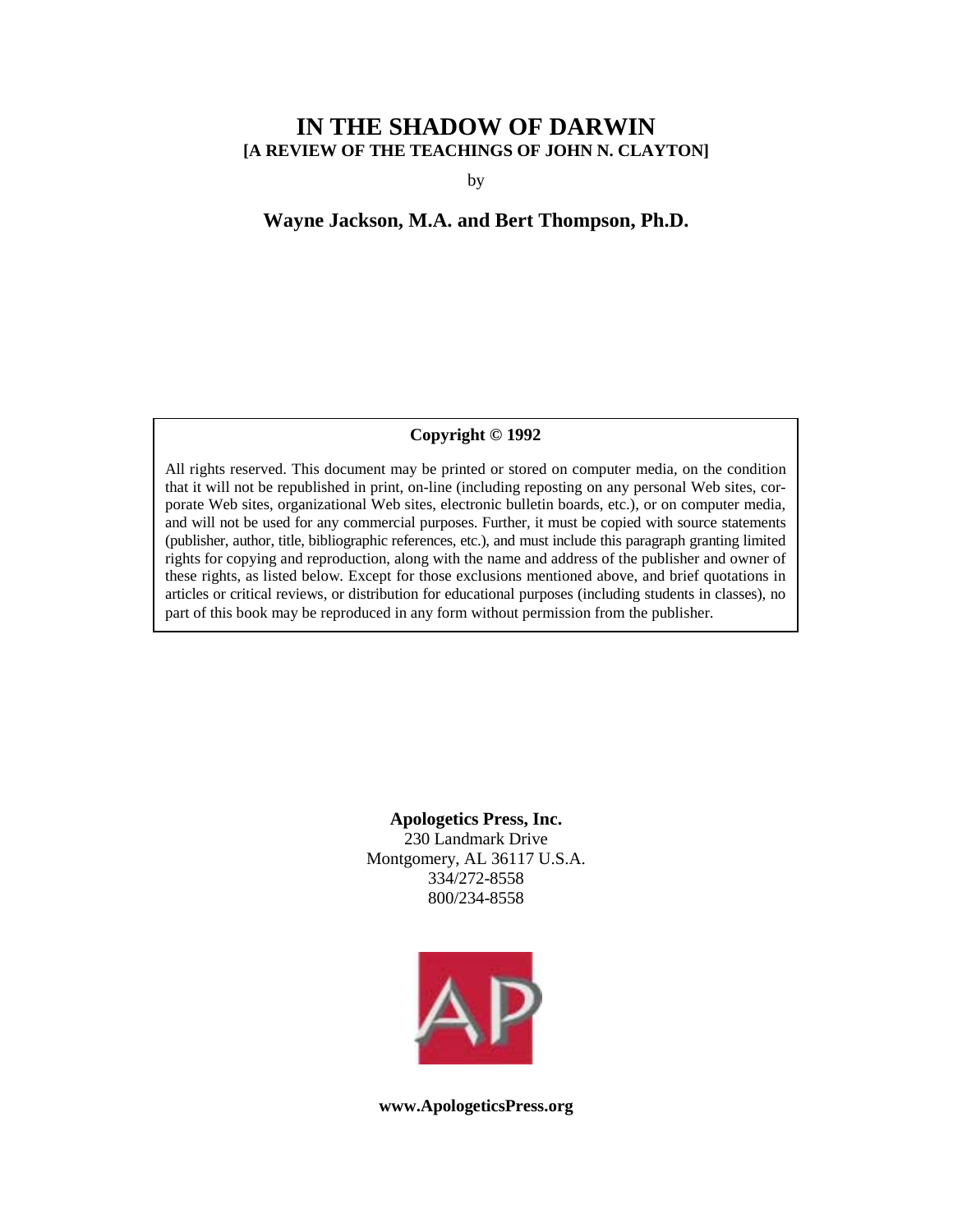# IN THE SHADOW OF DARWIN

## [A REVIEW OF THE TEACHINGS OF JOHN N. CLAYTON]

by

**Wayne Jackson, M.A. and Bert Thompson, Ph.D.**

**Copyright © 1992**

All rights reserved. This document may be printed or stored on computer media, on the condition that it will not be republished in print, on-line (including reposting on any personal Web sites, corporate Web sites, organizational Web sites, electronic bulletin boards, etc.), or on computer media, and will not be used for any commercial purposes. Further, it must be copied with source statements (publisher, author, title, bibliographic references, etc.), and must include this paragraph granting limited rights for copying and reproduction, along with the name and address of the publisher and owner of these rights, as listed below. Except for those exclusions mentioned above, and brief quotations in articles or critical reviews, or distribution for educational purposes (including students in classes), no part of this book may be reproduced in any form without permission from the publisher.

**Apologetics Press, Inc.**
230 Landmark Drive
Montgomery, AL 36117 U.S.A.
334/272-8558
800/234-8558

**www.ApologeticsPress.org**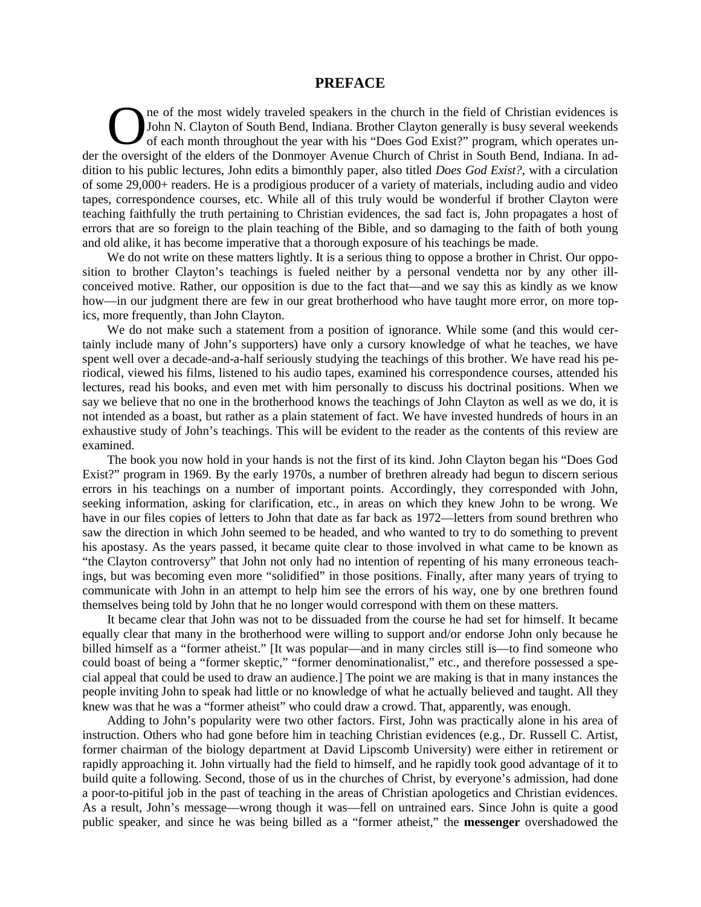# PREFACE

One of the most widely traveled speakers in the church in the field of Christian evidences is John N. Clayton of South Bend, Indiana. Brother Clayton generally is busy several weekends of each month throughout the year with his "Does God Exist?" program, which operates under the oversight of the elders of the Donmoyer Avenue Church of Christ in South Bend, Indiana. In addition to his public lectures, John edits a bimonthly paper, also titled *Does God Exist?*, with a circulation of some 29,000+ readers. He is a prodigious producer of a variety of materials, including audio and video tapes, correspondence courses, etc. While all of this truly would be wonderful if brother Clayton were teaching faithfully the truth pertaining to Christian evidences, the sad fact is, John propagates a host of errors that are so foreign to the plain teaching of the Bible, and so damaging to the faith of both young and old alike, it has become imperative that a thorough exposure of his teachings be made.

We do not write on these matters lightly. It is a serious thing to oppose a brother in Christ. Our opposition to brother Clayton's teachings is fueled neither by a personal vendetta nor by any other ill-conceived motive. Rather, our opposition is due to the fact that—and we say this as kindly as we know how—in our judgment there are few in our great brotherhood who have taught more error, on more topics, more frequently, than John Clayton.

We do not make such a statement from a position of ignorance. While some (and this would certainly include many of John's supporters) have only a cursory knowledge of what he teaches, we have spent well over a decade-and-a-half seriously studying the teachings of this brother. We have read his periodical, viewed his films, listened to his audio tapes, examined his correspondence courses, attended his lectures, read his books, and even met with him personally to discuss his doctrinal positions. When we say we believe that no one in the brotherhood knows the teachings of John Clayton as well as we do, it is not intended as a boast, but rather as a plain statement of fact. We have invested hundreds of hours in an exhaustive study of John's teachings. This will be evident to the reader as the contents of this review are examined.

The book you now hold in your hands is not the first of its kind. John Clayton began his "Does God Exist?" program in 1969. By the early 1970s, a number of brethren already had begun to discern serious errors in his teachings on a number of important points. Accordingly, they corresponded with John, seeking information, asking for clarification, etc., in areas on which they knew John to be wrong. We have in our files copies of letters to John that date as far back as 1972—letters from sound brethren who saw the direction in which John seemed to be headed, and who wanted to try to do something to prevent his apostasy. As the years passed, it became quite clear to those involved in what came to be known as "the Clayton controversy" that John not only had no intention of repenting of his many erroneous teachings, but was becoming even more "solidified" in those positions. Finally, after many years of trying to communicate with John in an attempt to help him see the errors of his way, one by one brethren found themselves being told by John that he no longer would correspond with them on these matters.

It became clear that John was not to be dissuaded from the course he had set for himself. It became equally clear that many in the brotherhood were willing to support and/or endorse John only because he billed himself as a "former atheist." [It was popular—and in many circles still is—to find someone who could boast of being a "former skeptic," "former denominationalist," etc., and therefore possessed a special appeal that could be used to draw an audience.] The point we are making is that in many instances the people inviting John to speak had little or no knowledge of what he actually believed and taught. All they knew was that he was a "former atheist" who could draw a crowd. That, apparently, was enough.

Adding to John's popularity were two other factors. First, John was practically alone in his area of instruction. Others who had gone before him in teaching Christian evidences (e.g., Dr. Russell C. Artist, former chairman of the biology department at David Lipscomb University) were either in retirement or rapidly approaching it. John virtually had the field to himself, and he rapidly took good advantage of it to build quite a following. Second, those of us in the churches of Christ, by everyone's admission, had done a poor-to-pitiful job in the past of teaching in the areas of Christian apologetics and Christian evidences. As a result, John's message—wrong though it was—fell on untrained ears. Since John is quite a good public speaker, and since he was being billed as a "former atheist," the **messenger** overshadowed the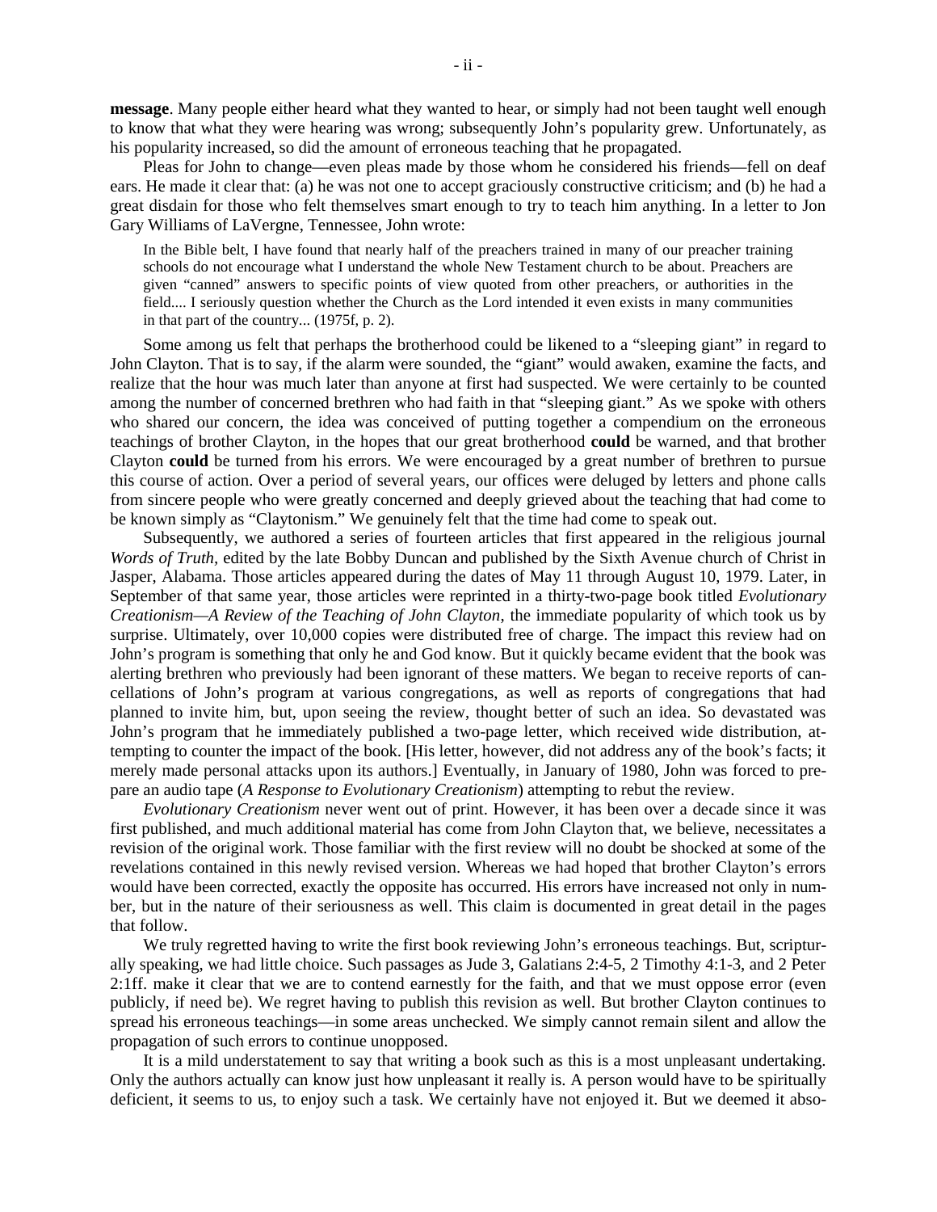**message**. Many people either heard what they wanted to hear, or simply had not been taught well enough to know that what they were hearing was wrong; subsequently John's popularity grew. Unfortunately, as his popularity increased, so did the amount of erroneous teaching that he propagated.

Pleas for John to change—even pleas made by those whom he considered his friends—fell on deaf ears. He made it clear that: (a) he was not one to accept graciously constructive criticism; and (b) he had a great disdain for those who felt themselves smart enough to try to teach him anything. In a letter to Jon Gary Williams of LaVergne, Tennessee, John wrote:

> In the Bible belt, I have found that nearly half of the preachers trained in many of our preacher training schools do not encourage what I understand the whole New Testament church to be about. Preachers are given "canned" answers to specific points of view quoted from other preachers, or authorities in the field.... I seriously question whether the Church as the Lord intended it even exists in many communities in that part of the country... (1975f, p. 2).

Some among us felt that perhaps the brotherhood could be likened to a "sleeping giant" in regard to John Clayton. That is to say, if the alarm were sounded, the "giant" would awaken, examine the facts, and realize that the hour was much later than anyone at first had suspected. We were certainly to be counted among the number of concerned brethren who had faith in that "sleeping giant." As we spoke with others who shared our concern, the idea was conceived of putting together a compendium on the erroneous teachings of brother Clayton, in the hopes that our great brotherhood **could** be warned, and that brother Clayton **could** be turned from his errors. We were encouraged by a great number of brethren to pursue this course of action. Over a period of several years, our offices were deluged by letters and phone calls from sincere people who were greatly concerned and deeply grieved about the teaching that had come to be known simply as "Claytonism." We genuinely felt that the time had come to speak out.

Subsequently, we authored a series of fourteen articles that first appeared in the religious journal *Words of Truth*, edited by the late Bobby Duncan and published by the Sixth Avenue church of Christ in Jasper, Alabama. Those articles appeared during the dates of May 11 through August 10, 1979. Later, in September of that same year, those articles were reprinted in a thirty-two-page book titled *Evolutionary Creationism—A Review of the Teaching of John Clayton*, the immediate popularity of which took us by surprise. Ultimately, over 10,000 copies were distributed free of charge. The impact this review had on John's program is something that only he and God know. But it quickly became evident that the book was alerting brethren who previously had been ignorant of these matters. We began to receive reports of cancellations of John's program at various congregations, as well as reports of congregations that had planned to invite him, but, upon seeing the review, thought better of such an idea. So devastated was John's program that he immediately published a two-page letter, which received wide distribution, attempting to counter the impact of the book. [His letter, however, did not address any of the book's facts; it merely made personal attacks upon its authors.] Eventually, in January of 1980, John was forced to prepare an audio tape (*A Response to Evolutionary Creationism*) attempting to rebut the review.

*Evolutionary Creationism* never went out of print. However, it has been over a decade since it was first published, and much additional material has come from John Clayton that, we believe, necessitates a revision of the original work. Those familiar with the first review will no doubt be shocked at some of the revelations contained in this newly revised version. Whereas we had hoped that brother Clayton's errors would have been corrected, exactly the opposite has occurred. His errors have increased not only in number, but in the nature of their seriousness as well. This claim is documented in great detail in the pages that follow.

We truly regretted having to write the first book reviewing John's erroneous teachings. But, scripturally speaking, we had little choice. Such passages as Jude 3, Galatians 2:4-5, 2 Timothy 4:1-3, and 2 Peter 2:1ff. make it clear that we are to contend earnestly for the faith, and that we must oppose error (even publicly, if need be). We regret having to publish this revision as well. But brother Clayton continues to spread his erroneous teachings—in some areas unchecked. We simply cannot remain silent and allow the propagation of such errors to continue unopposed.

It is a mild understatement to say that writing a book such as this is a most unpleasant undertaking. Only the authors actually can know just how unpleasant it really is. A person would have to be spiritually deficient, it seems to us, to enjoy such a task. We certainly have not enjoyed it. But we deemed it abso-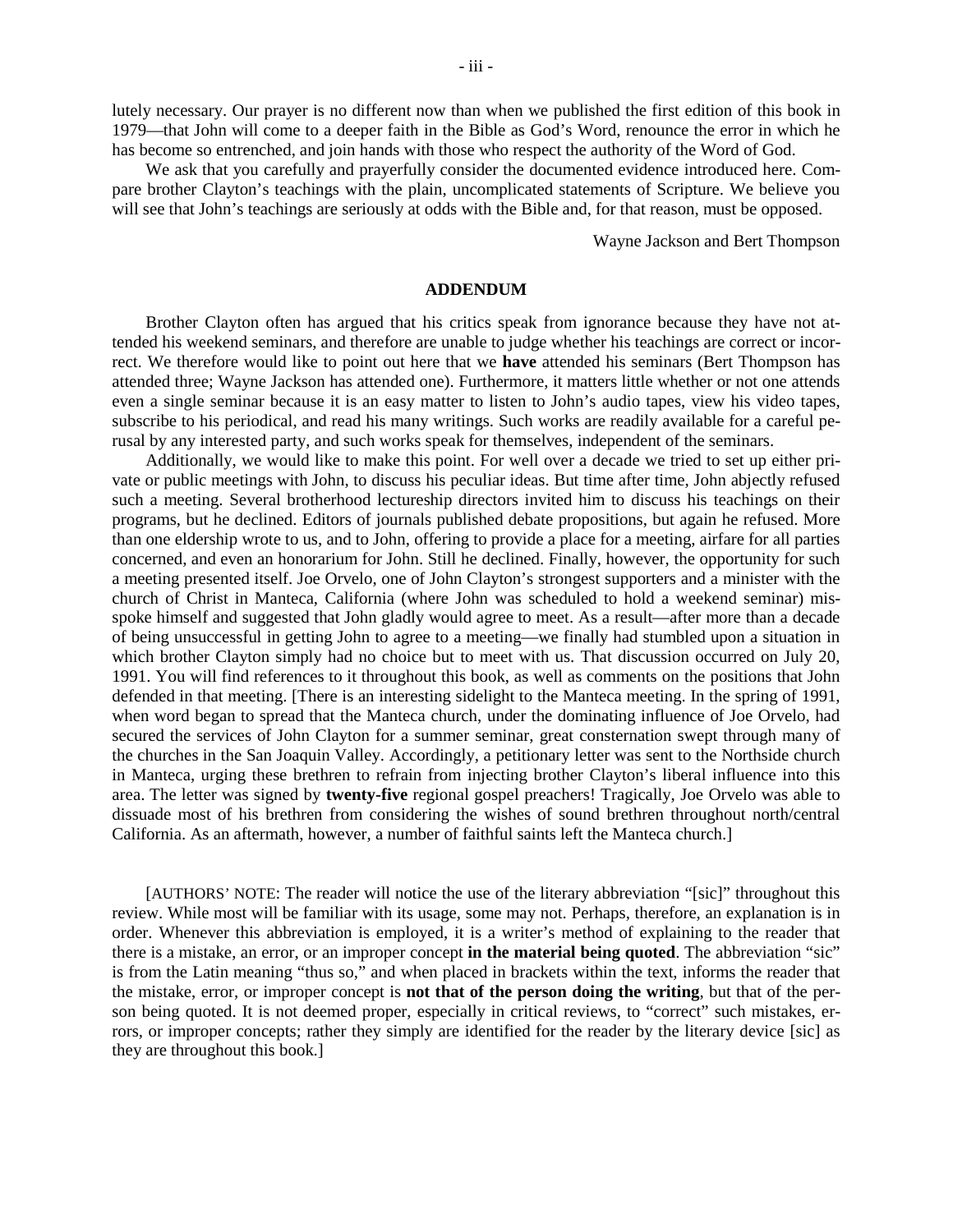lutely necessary. Our prayer is no different now than when we published the first edition of this book in 1979—that John will come to a deeper faith in the Bible as God's Word, renounce the error in which he has become so entrenched, and join hands with those who respect the authority of the Word of God.

We ask that you carefully and prayerfully consider the documented evidence introduced here. Compare brother Clayton's teachings with the plain, uncomplicated statements of Scripture. We believe you will see that John's teachings are seriously at odds with the Bible and, for that reason, must be opposed.

Wayne Jackson and Bert Thompson

## ADDENDUM

Brother Clayton often has argued that his critics speak from ignorance because they have not attended his weekend seminars, and therefore are unable to judge whether his teachings are correct or incorrect. We therefore would like to point out here that we **have** attended his seminars (Bert Thompson has attended three; Wayne Jackson has attended one). Furthermore, it matters little whether or not one attends even a single seminar because it is an easy matter to listen to John's audio tapes, view his video tapes, subscribe to his periodical, and read his many writings. Such works are readily available for a careful perusal by any interested party, and such works speak for themselves, independent of the seminars.

Additionally, we would like to make this point. For well over a decade we tried to set up either private or public meetings with John, to discuss his peculiar ideas. But time after time, John abjectly refused such a meeting. Several brotherhood lectureship directors invited him to discuss his teachings on their programs, but he declined. Editors of journals published debate propositions, but again he refused. More than one eldership wrote to us, and to John, offering to provide a place for a meeting, airfare for all parties concerned, and even an honorarium for John. Still he declined. Finally, however, the opportunity for such a meeting presented itself. Joe Orvelo, one of John Clayton's strongest supporters and a minister with the church of Christ in Manteca, California (where John was scheduled to hold a weekend seminar) misspoke himself and suggested that John gladly would agree to meet. As a result—after more than a decade of being unsuccessful in getting John to agree to a meeting—we finally had stumbled upon a situation in which brother Clayton simply had no choice but to meet with us. That discussion occurred on July 20, 1991. You will find references to it throughout this book, as well as comments on the positions that John defended in that meeting. [There is an interesting sidelight to the Manteca meeting. In the spring of 1991, when word began to spread that the Manteca church, under the dominating influence of Joe Orvelo, had secured the services of John Clayton for a summer seminar, great consternation swept through many of the churches in the San Joaquin Valley. Accordingly, a petitionary letter was sent to the Northside church in Manteca, urging these brethren to refrain from injecting brother Clayton's liberal influence into this area. The letter was signed by **twenty-five** regional gospel preachers! Tragically, Joe Orvelo was able to dissuade most of his brethren from considering the wishes of sound brethren throughout north/central California. As an aftermath, however, a number of faithful saints left the Manteca church.]

[AUTHORS' NOTE: The reader will notice the use of the literary abbreviation "[sic]" throughout this review. While most will be familiar with its usage, some may not. Perhaps, therefore, an explanation is in order. Whenever this abbreviation is employed, it is a writer's method of explaining to the reader that there is a mistake, an error, or an improper concept **in the material being quoted**. The abbreviation "sic" is from the Latin meaning "thus so," and when placed in brackets within the text, informs the reader that the mistake, error, or improper concept is **not that of the person doing the writing**, but that of the person being quoted. It is not deemed proper, especially in critical reviews, to "correct" such mistakes, errors, or improper concepts; rather they simply are identified for the reader by the literary device [sic] as they are throughout this book.]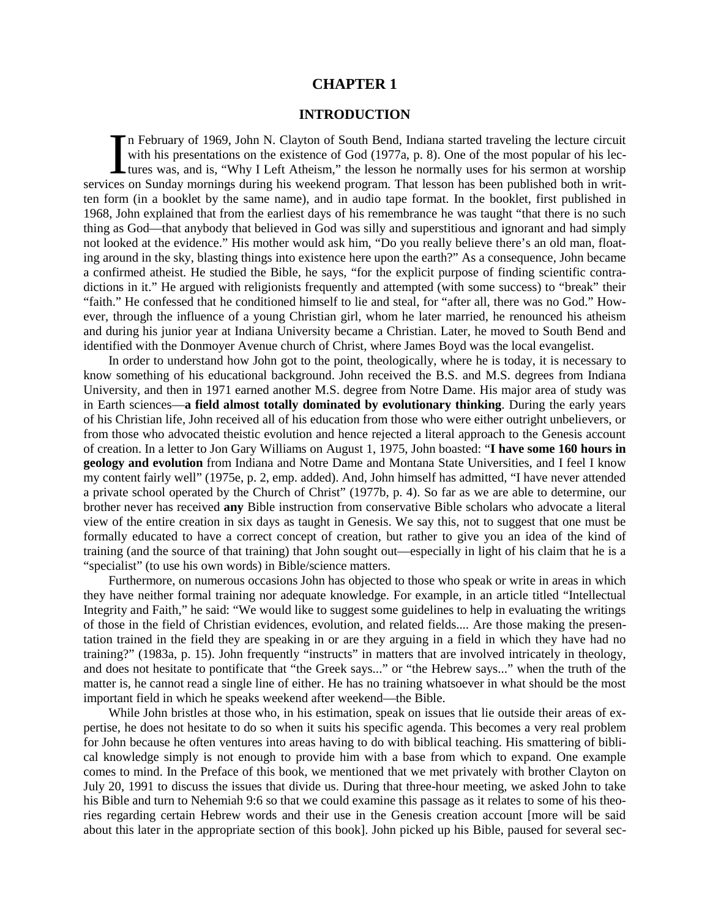# CHAPTER 1

## INTRODUCTION

In February of 1969, John N. Clayton of South Bend, Indiana started traveling the lecture circuit with his presentations on the existence of God (1977a, p. 8). One of the most popular of his lectures was, and is, "Why I Left Atheism," the lesson he normally uses for his sermon at worship services on Sunday mornings during his weekend program. That lesson has been published both in written form (in a booklet by the same name), and in audio tape format. In the booklet, first published in 1968, John explained that from the earliest days of his remembrance he was taught "that there is no such thing as God—that anybody that believed in God was silly and superstitious and ignorant and had simply not looked at the evidence." His mother would ask him, "Do you really believe there's an old man, floating around in the sky, blasting things into existence here upon the earth?" As a consequence, John became a confirmed atheist. He studied the Bible, he says, "for the explicit purpose of finding scientific contradictions in it." He argued with religionists frequently and attempted (with some success) to "break" their "faith." He confessed that he conditioned himself to lie and steal, for "after all, there was no God." However, through the influence of a young Christian girl, whom he later married, he renounced his atheism and during his junior year at Indiana University became a Christian. Later, he moved to South Bend and identified with the Donmoyer Avenue church of Christ, where James Boyd was the local evangelist.

In order to understand how John got to the point, theologically, where he is today, it is necessary to know something of his educational background. John received the B.S. and M.S. degrees from Indiana University, and then in 1971 earned another M.S. degree from Notre Dame. His major area of study was in Earth sciences—**a field almost totally dominated by evolutionary thinking**. During the early years of his Christian life, John received all of his education from those who were either outright unbelievers, or from those who advocated theistic evolution and hence rejected a literal approach to the Genesis account of creation. In a letter to Jon Gary Williams on August 1, 1975, John boasted: "**I have some 160 hours in geology and evolution** from Indiana and Notre Dame and Montana State Universities, and I feel I know my content fairly well" (1975e, p. 2, emp. added). And, John himself has admitted, "I have never attended a private school operated by the Church of Christ" (1977b, p. 4). So far as we are able to determine, our brother never has received **any** Bible instruction from conservative Bible scholars who advocate a literal view of the entire creation in six days as taught in Genesis. We say this, not to suggest that one must be formally educated to have a correct concept of creation, but rather to give you an idea of the kind of training (and the source of that training) that John sought out—especially in light of his claim that he is a "specialist" (to use his own words) in Bible/science matters.

Furthermore, on numerous occasions John has objected to those who speak or write in areas in which they have neither formal training nor adequate knowledge. For example, in an article titled "Intellectual Integrity and Faith," he said: "We would like to suggest some guidelines to help in evaluating the writings of those in the field of Christian evidences, evolution, and related fields.... Are those making the presentation trained in the field they are speaking in or are they arguing in a field in which they have had no training?" (1983a, p. 15). John frequently "instructs" in matters that are involved intricately in theology, and does not hesitate to pontificate that "the Greek says..." or "the Hebrew says..." when the truth of the matter is, he cannot read a single line of either. He has no training whatsoever in what should be the most important field in which he speaks weekend after weekend—the Bible.

While John bristles at those who, in his estimation, speak on issues that lie outside their areas of expertise, he does not hesitate to do so when it suits his specific agenda. This becomes a very real problem for John because he often ventures into areas having to do with biblical teaching. His smattering of biblical knowledge simply is not enough to provide him with a base from which to expand. One example comes to mind. In the Preface of this book, we mentioned that we met privately with brother Clayton on July 20, 1991 to discuss the issues that divide us. During that three-hour meeting, we asked John to take his Bible and turn to Nehemiah 9:6 so that we could examine this passage as it relates to some of his theories regarding certain Hebrew words and their use in the Genesis creation account [more will be said about this later in the appropriate section of this book]. John picked up his Bible, paused for several sec-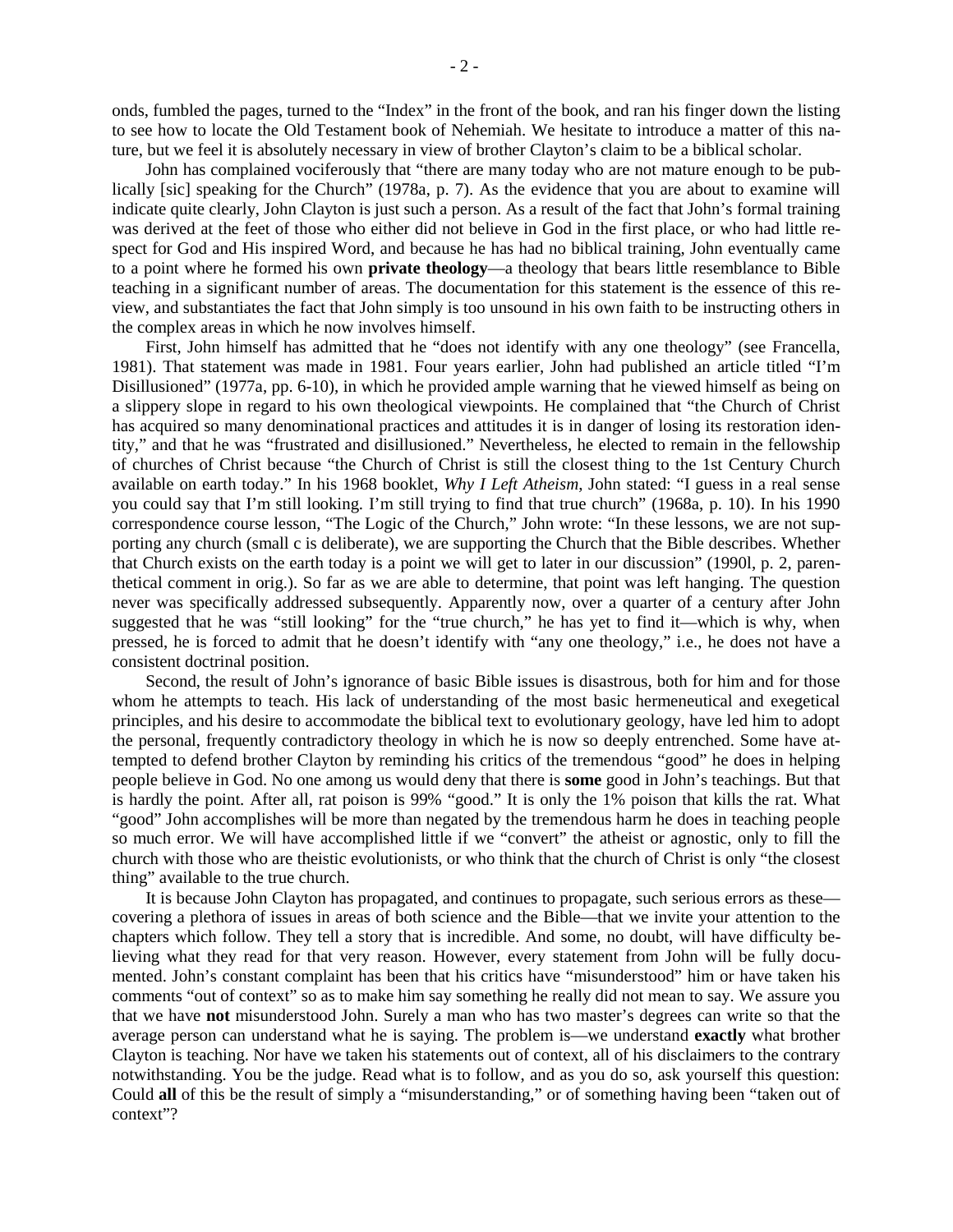onds, fumbled the pages, turned to the "Index" in the front of the book, and ran his finger down the listing to see how to locate the Old Testament book of Nehemiah. We hesitate to introduce a matter of this nature, but we feel it is absolutely necessary in view of brother Clayton's claim to be a biblical scholar.

John has complained vociferously that "there are many today who are not mature enough to be publically [sic] speaking for the Church" (1978a, p. 7). As the evidence that you are about to examine will indicate quite clearly, John Clayton is just such a person. As a result of the fact that John's formal training was derived at the feet of those who either did not believe in God in the first place, or who had little respect for God and His inspired Word, and because he has had no biblical training, John eventually came to a point where he formed his own **private theology**—a theology that bears little resemblance to Bible teaching in a significant number of areas. The documentation for this statement is the essence of this review, and substantiates the fact that John simply is too unsound in his own faith to be instructing others in the complex areas in which he now involves himself.

First, John himself has admitted that he "does not identify with any one theology" (see Francella, 1981). That statement was made in 1981. Four years earlier, John had published an article titled "I'm Disillusioned" (1977a, pp. 6-10), in which he provided ample warning that he viewed himself as being on a slippery slope in regard to his own theological viewpoints. He complained that "the Church of Christ has acquired so many denominational practices and attitudes it is in danger of losing its restoration identity," and that he was "frustrated and disillusioned." Nevertheless, he elected to remain in the fellowship of churches of Christ because "the Church of Christ is still the closest thing to the 1st Century Church available on earth today." In his 1968 booklet, *Why I Left Atheism*, John stated: "I guess in a real sense you could say that I'm still looking. I'm still trying to find that true church" (1968a, p. 10). In his 1990 correspondence course lesson, "The Logic of the Church," John wrote: "In these lessons, we are not supporting any church (small c is deliberate), we are supporting the Church that the Bible describes. Whether that Church exists on the earth today is a point we will get to later in our discussion" (1990l, p. 2, parenthetical comment in orig.). So far as we are able to determine, that point was left hanging. The question never was specifically addressed subsequently. Apparently now, over a quarter of a century after John suggested that he was "still looking" for the "true church," he has yet to find it—which is why, when pressed, he is forced to admit that he doesn't identify with "any one theology," i.e., he does not have a consistent doctrinal position.

Second, the result of John's ignorance of basic Bible issues is disastrous, both for him and for those whom he attempts to teach. His lack of understanding of the most basic hermeneutical and exegetical principles, and his desire to accommodate the biblical text to evolutionary geology, have led him to adopt the personal, frequently contradictory theology in which he is now so deeply entrenched. Some have attempted to defend brother Clayton by reminding his critics of the tremendous "good" he does in helping people believe in God. No one among us would deny that there is **some** good in John's teachings. But that is hardly the point. After all, rat poison is 99% "good." It is only the 1% poison that kills the rat. What "good" John accomplishes will be more than negated by the tremendous harm he does in teaching people so much error. We will have accomplished little if we "convert" the atheist or agnostic, only to fill the church with those who are theistic evolutionists, or who think that the church of Christ is only "the closest thing" available to the true church.

It is because John Clayton has propagated, and continues to propagate, such serious errors as these—covering a plethora of issues in areas of both science and the Bible—that we invite your attention to the chapters which follow. They tell a story that is incredible. And some, no doubt, will have difficulty believing what they read for that very reason. However, every statement from John will be fully documented. John's constant complaint has been that his critics have "misunderstood" him or have taken his comments "out of context" so as to make him say something he really did not mean to say. We assure you that we have **not** misunderstood John. Surely a man who has two master's degrees can write so that the average person can understand what he is saying. The problem is—we understand **exactly** what brother Clayton is teaching. Nor have we taken his statements out of context, all of his disclaimers to the contrary notwithstanding. You be the judge. Read what is to follow, and as you do so, ask yourself this question: Could **all** of this be the result of simply a "misunderstanding," or of something having been "taken out of context"?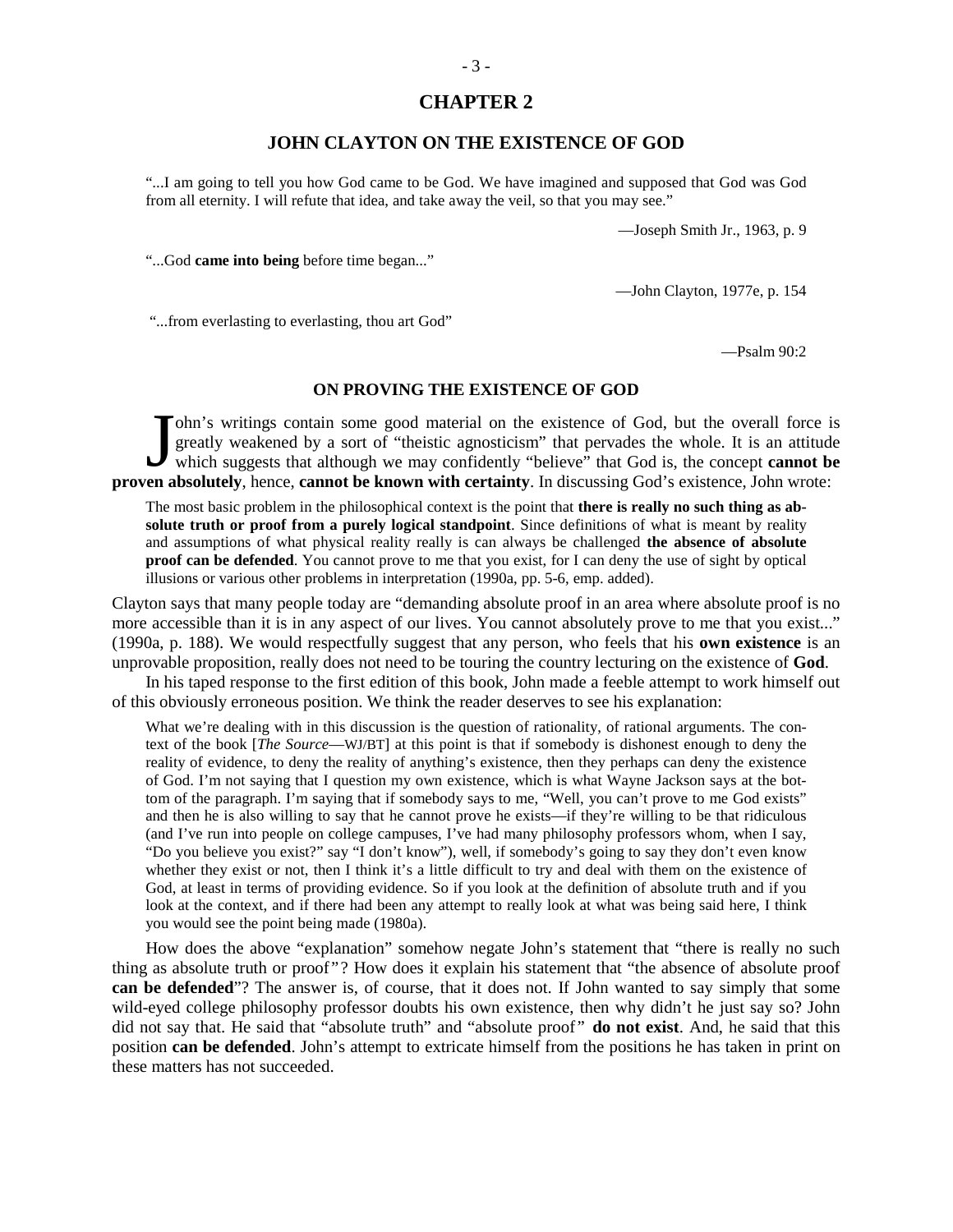# CHAPTER 2

## JOHN CLAYTON ON THE EXISTENCE OF GOD

"...I am going to tell you how God came to be God. We have imagined and supposed that God was God from all eternity. I will refute that idea, and take away the veil, so that you may see."

—Joseph Smith Jr., 1963, p. 9

"...God **came into being** before time began..."

—John Clayton, 1977e, p. 154

"...from everlasting to everlasting, thou art God"

—Psalm 90:2

### ON PROVING THE EXISTENCE OF GOD

John's writings contain some good material on the existence of God, but the overall force is greatly weakened by a sort of "theistic agnosticism" that pervades the whole. It is an attitude which suggests that although we may confidently "believe" that God is, the concept **cannot be proven absolutely**, hence, **cannot be known with certainty**. In discussing God's existence, John wrote:

> The most basic problem in the philosophical context is the point that **there is really no such thing as absolute truth or proof from a purely logical standpoint**. Since definitions of what is meant by reality and assumptions of what physical reality really is can always be challenged **the absence of absolute proof can be defended**. You cannot prove to me that you exist, for I can deny the use of sight by optical illusions or various other problems in interpretation (1990a, pp. 5-6, emp. added).

Clayton says that many people today are "demanding absolute proof in an area where absolute proof is no more accessible than it is in any aspect of our lives. You cannot absolutely prove to me that you exist..." (1990a, p. 188). We would respectfully suggest that any person, who feels that his **own existence** is an unprovable proposition, really does not need to be touring the country lecturing on the existence of **God**.

In his taped response to the first edition of this book, John made a feeble attempt to work himself out of this obviously erroneous position. We think the reader deserves to see his explanation:

> What we're dealing with in this discussion is the question of rationality, of rational arguments. The context of the book [*The Source*—WJ/BT] at this point is that if somebody is dishonest enough to deny the reality of evidence, to deny the reality of anything's existence, then they perhaps can deny the existence of God. I'm not saying that I question my own existence, which is what Wayne Jackson says at the bottom of the paragraph. I'm saying that if somebody says to me, "Well, you can't prove to me God exists" and then he is also willing to say that he cannot prove he exists—if they're willing to be that ridiculous (and I've run into people on college campuses, I've had many philosophy professors whom, when I say, "Do you believe you exist?" say "I don't know"), well, if somebody's going to say they don't even know whether they exist or not, then I think it's a little difficult to try and deal with them on the existence of God, at least in terms of providing evidence. So if you look at the definition of absolute truth and if you look at the context, and if there had been any attempt to really look at what was being said here, I think you would see the point being made (1980a).

How does the above "explanation" somehow negate John's statement that "there is really no such thing as absolute truth or proof"? How does it explain his statement that "the absence of absolute proof **can be defended**"? The answer is, of course, that it does not. If John wanted to say simply that some wild-eyed college philosophy professor doubts his own existence, then why didn't he just say so? John did not say that. He said that "absolute truth" and "absolute proof" **do not exist**. And, he said that this position **can be defended**. John's attempt to extricate himself from the positions he has taken in print on these matters has not succeeded.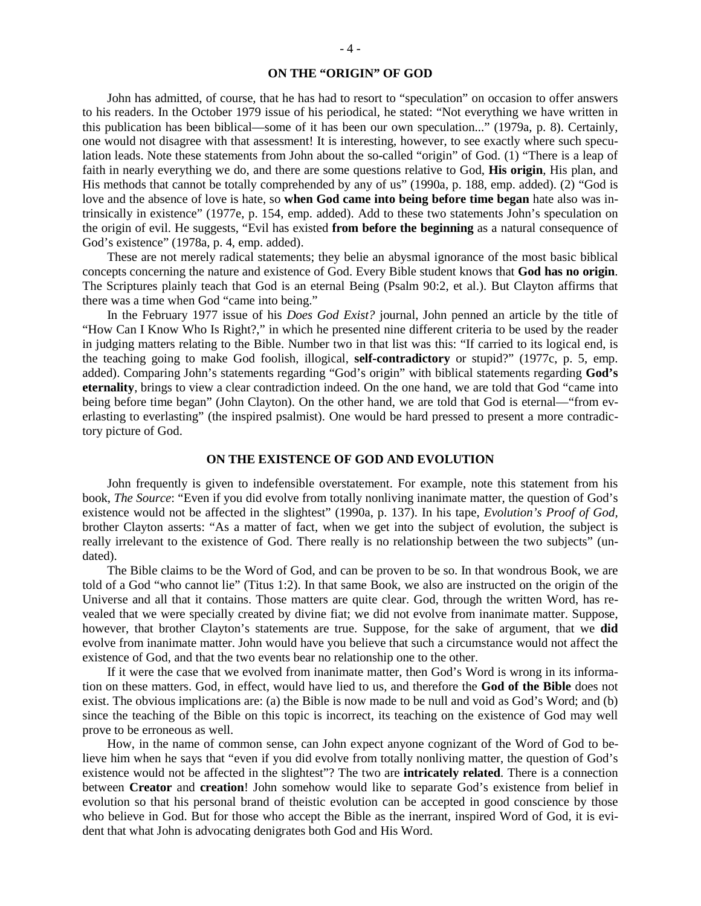## ON THE "ORIGIN" OF GOD

John has admitted, of course, that he has had to resort to "speculation" on occasion to offer answers to his readers. In the October 1979 issue of his periodical, he stated: "Not everything we have written in this publication has been biblical—some of it has been our own speculation..." (1979a, p. 8). Certainly, one would not disagree with that assessment! It is interesting, however, to see exactly where such speculation leads. Note these statements from John about the so-called "origin" of God. (1) "There is a leap of faith in nearly everything we do, and there are some questions relative to God, **His origin**, His plan, and His methods that cannot be totally comprehended by any of us" (1990a, p. 188, emp. added). (2) "God is love and the absence of love is hate, so **when God came into being before time began** hate also was intrinsically in existence" (1977e, p. 154, emp. added). Add to these two statements John's speculation on the origin of evil. He suggests, "Evil has existed **from before the beginning** as a natural consequence of God's existence" (1978a, p. 4, emp. added).

These are not merely radical statements; they belie an abysmal ignorance of the most basic biblical concepts concerning the nature and existence of God. Every Bible student knows that **God has no origin**. The Scriptures plainly teach that God is an eternal Being (Psalm 90:2, et al.). But Clayton affirms that there was a time when God "came into being."

In the February 1977 issue of his *Does God Exist?* journal, John penned an article by the title of "How Can I Know Who Is Right?," in which he presented nine different criteria to be used by the reader in judging matters relating to the Bible. Number two in that list was this: "If carried to its logical end, is the teaching going to make God foolish, illogical, **self-contradictory** or stupid?" (1977c, p. 5, emp. added). Comparing John's statements regarding "God's origin" with biblical statements regarding **God's eternality**, brings to view a clear contradiction indeed. On the one hand, we are told that God "came into being before time began" (John Clayton). On the other hand, we are told that God is eternal—"from everlasting to everlasting" (the inspired psalmist). One would be hard pressed to present a more contradictory picture of God.

## ON THE EXISTENCE OF GOD AND EVOLUTION

John frequently is given to indefensible overstatement. For example, note this statement from his book, *The Source*: "Even if you did evolve from totally nonliving inanimate matter, the question of God's existence would not be affected in the slightest" (1990a, p. 137). In his tape, *Evolution's Proof of God*, brother Clayton asserts: "As a matter of fact, when we get into the subject of evolution, the subject is really irrelevant to the existence of God. There really is no relationship between the two subjects" (undated).

The Bible claims to be the Word of God, and can be proven to be so. In that wondrous Book, we are told of a God "who cannot lie" (Titus 1:2). In that same Book, we also are instructed on the origin of the Universe and all that it contains. Those matters are quite clear. God, through the written Word, has revealed that we were specially created by divine fiat; we did not evolve from inanimate matter. Suppose, however, that brother Clayton's statements are true. Suppose, for the sake of argument, that we **did** evolve from inanimate matter. John would have you believe that such a circumstance would not affect the existence of God, and that the two events bear no relationship one to the other.

If it were the case that we evolved from inanimate matter, then God's Word is wrong in its information on these matters. God, in effect, would have lied to us, and therefore the **God of the Bible** does not exist. The obvious implications are: (a) the Bible is now made to be null and void as God's Word; and (b) since the teaching of the Bible on this topic is incorrect, its teaching on the existence of God may well prove to be erroneous as well.

How, in the name of common sense, can John expect anyone cognizant of the Word of God to believe him when he says that "even if you did evolve from totally nonliving matter, the question of God's existence would not be affected in the slightest"? The two are **intricately related**. There is a connection between **Creator** and **creation**! John somehow would like to separate God's existence from belief in evolution so that his personal brand of theistic evolution can be accepted in good conscience by those who believe in God. But for those who accept the Bible as the inerrant, inspired Word of God, it is evident that what John is advocating denigrates both God and His Word.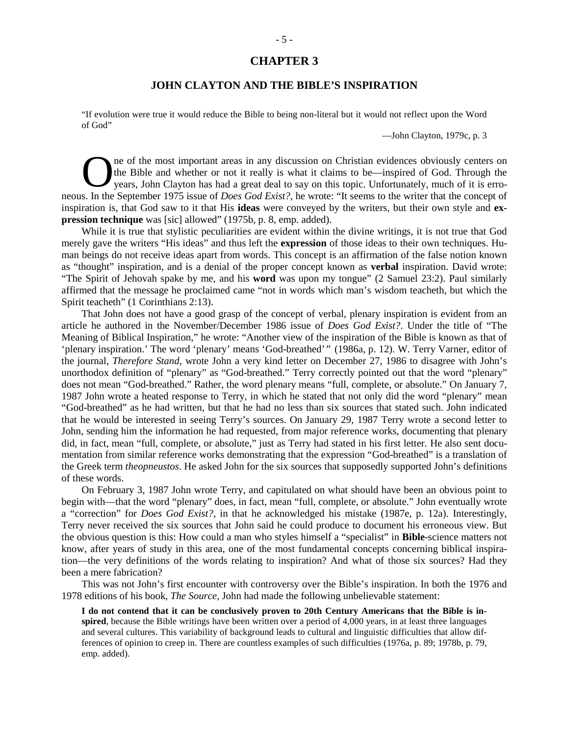# CHAPTER 3

## JOHN CLAYTON AND THE BIBLE'S INSPIRATION

"If evolution were true it would reduce the Bible to being non-literal but it would not reflect upon the Word of God"

—John Clayton, 1979c, p. 3

One of the most important areas in any discussion on Christian evidences obviously centers on the Bible and whether or not it really is what it claims to be—inspired of God. Through the years, John Clayton has had a great deal to say on this topic. Unfortunately, much of it is erroneous. In the September 1975 issue of *Does God Exist?*, he wrote: "It seems to the writer that the concept of inspiration is, that God saw to it that His **ideas** were conveyed by the writers, but their own style and **expression technique** was [sic] allowed" (1975b, p. 8, emp. added).

While it is true that stylistic peculiarities are evident within the divine writings, it is not true that God merely gave the writers "His ideas" and thus left the **expression** of those ideas to their own techniques. Human beings do not receive ideas apart from words. This concept is an affirmation of the false notion known as "thought" inspiration, and is a denial of the proper concept known as **verbal** inspiration. David wrote: "The Spirit of Jehovah spake by me, and his **word** was upon my tongue" (2 Samuel 23:2). Paul similarly affirmed that the message he proclaimed came "not in words which man's wisdom teacheth, but which the Spirit teacheth" (1 Corinthians 2:13).

That John does not have a good grasp of the concept of verbal, plenary inspiration is evident from an article he authored in the November/December 1986 issue of *Does God Exist?*. Under the title of "The Meaning of Biblical Inspiration," he wrote: "Another view of the inspiration of the Bible is known as that of 'plenary inspiration.' The word 'plenary' means 'God-breathed'" (1986a, p. 12). W. Terry Varner, editor of the journal, *Therefore Stand*, wrote John a very kind letter on December 27, 1986 to disagree with John's unorthodox definition of "plenary" as "God-breathed." Terry correctly pointed out that the word "plenary" does not mean "God-breathed." Rather, the word plenary means "full, complete, or absolute." On January 7, 1987 John wrote a heated response to Terry, in which he stated that not only did the word "plenary" mean "God-breathed" as he had written, but that he had no less than six sources that stated such. John indicated that he would be interested in seeing Terry's sources. On January 29, 1987 Terry wrote a second letter to John, sending him the information he had requested, from major reference works, documenting that plenary did, in fact, mean "full, complete, or absolute," just as Terry had stated in his first letter. He also sent documentation from similar reference works demonstrating that the expression "God-breathed" is a translation of the Greek term *theopneustos*. He asked John for the six sources that supposedly supported John's definitions of these words.

On February 3, 1987 John wrote Terry, and capitulated on what should have been an obvious point to begin with—that the word "plenary" does, in fact, mean "full, complete, or absolute." John eventually wrote a "correction" for *Does God Exist?*, in that he acknowledged his mistake (1987e, p. 12a). Interestingly, Terry never received the six sources that John said he could produce to document his erroneous view. But the obvious question is this: How could a man who styles himself a "specialist" in **Bible**-science matters not know, after years of study in this area, one of the most fundamental concepts concerning biblical inspiration—the very definitions of the words relating to inspiration? And what of those six sources? Had they been a mere fabrication?

This was not John's first encounter with controversy over the Bible's inspiration. In both the 1976 and 1978 editions of his book, *The Source*, John had made the following unbelievable statement:

> **I do not contend that it can be conclusively proven to 20th Century Americans that the Bible is inspired**, because the Bible writings have been written over a period of 4,000 years, in at least three languages and several cultures. This variability of background leads to cultural and linguistic difficulties that allow differences of opinion to creep in. There are countless examples of such difficulties (1976a, p. 89; 1978b, p. 79, emp. added).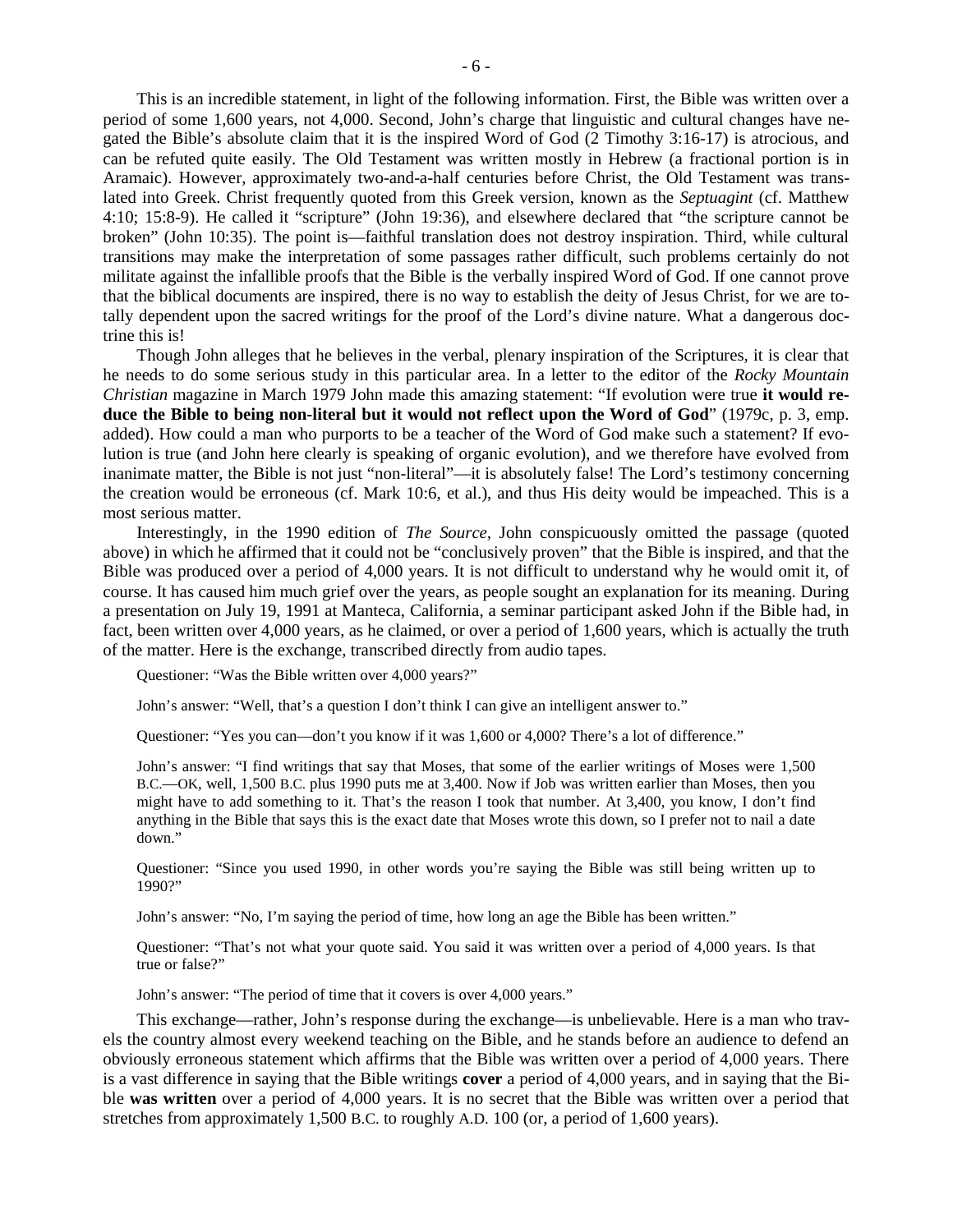This is an incredible statement, in light of the following information. First, the Bible was written over a period of some 1,600 years, not 4,000. Second, John's charge that linguistic and cultural changes have negated the Bible's absolute claim that it is the inspired Word of God (2 Timothy 3:16-17) is atrocious, and can be refuted quite easily. The Old Testament was written mostly in Hebrew (a fractional portion is in Aramaic). However, approximately two-and-a-half centuries before Christ, the Old Testament was translated into Greek. Christ frequently quoted from this Greek version, known as the *Septuagint* (cf. Matthew 4:10; 15:8-9). He called it "scripture" (John 19:36), and elsewhere declared that "the scripture cannot be broken" (John 10:35). The point is—faithful translation does not destroy inspiration. Third, while cultural transitions may make the interpretation of some passages rather difficult, such problems certainly do not militate against the infallible proofs that the Bible is the verbally inspired Word of God. If one cannot prove that the biblical documents are inspired, there is no way to establish the deity of Jesus Christ, for we are totally dependent upon the sacred writings for the proof of the Lord's divine nature. What a dangerous doctrine this is!

Though John alleges that he believes in the verbal, plenary inspiration of the Scriptures, it is clear that he needs to do some serious study in this particular area. In a letter to the editor of the *Rocky Mountain Christian* magazine in March 1979 John made this amazing statement: "If evolution were true **it would reduce the Bible to being non-literal but it would not reflect upon the Word of God**" (1979c, p. 3, emp. added). How could a man who purports to be a teacher of the Word of God make such a statement? If evolution is true (and John here clearly is speaking of organic evolution), and we therefore have evolved from inanimate matter, the Bible is not just "non-literal"—it is absolutely false! The Lord's testimony concerning the creation would be erroneous (cf. Mark 10:6, et al.), and thus His deity would be impeached. This is a most serious matter.

Interestingly, in the 1990 edition of *The Source*, John conspicuously omitted the passage (quoted above) in which he affirmed that it could not be "conclusively proven" that the Bible is inspired, and that the Bible was produced over a period of 4,000 years. It is not difficult to understand why he would omit it, of course. It has caused him much grief over the years, as people sought an explanation for its meaning. During a presentation on July 19, 1991 at Manteca, California, a seminar participant asked John if the Bible had, in fact, been written over 4,000 years, as he claimed, or over a period of 1,600 years, which is actually the truth of the matter. Here is the exchange, transcribed directly from audio tapes.

> Questioner: "Was the Bible written over 4,000 years?"
>
> John's answer: "Well, that's a question I don't think I can give an intelligent answer to."
>
> Questioner: "Yes you can—don't you know if it was 1,600 or 4,000? There's a lot of difference."
>
> John's answer: "I find writings that say that Moses, that some of the earlier writings of Moses were 1,500 B.C.—OK, well, 1,500 B.C. plus 1990 puts me at 3,400. Now if Job was written earlier than Moses, then you might have to add something to it. That's the reason I took that number. At 3,400, you know, I don't find anything in the Bible that says this is the exact date that Moses wrote this down, so I prefer not to nail a date down."
>
> Questioner: "Since you used 1990, in other words you're saying the Bible was still being written up to 1990?"
>
> John's answer: "No, I'm saying the period of time, how long an age the Bible has been written."
>
> Questioner: "That's not what your quote said. You said it was written over a period of 4,000 years. Is that true or false?"
>
> John's answer: "The period of time that it covers is over 4,000 years."

This exchange—rather, John's response during the exchange—is unbelievable. Here is a man who travels the country almost every weekend teaching on the Bible, and he stands before an audience to defend an obviously erroneous statement which affirms that the Bible was written over a period of 4,000 years. There is a vast difference in saying that the Bible writings **cover** a period of 4,000 years, and in saying that the Bible **was written** over a period of 4,000 years. It is no secret that the Bible was written over a period that stretches from approximately 1,500 B.C. to roughly A.D. 100 (or, a period of 1,600 years).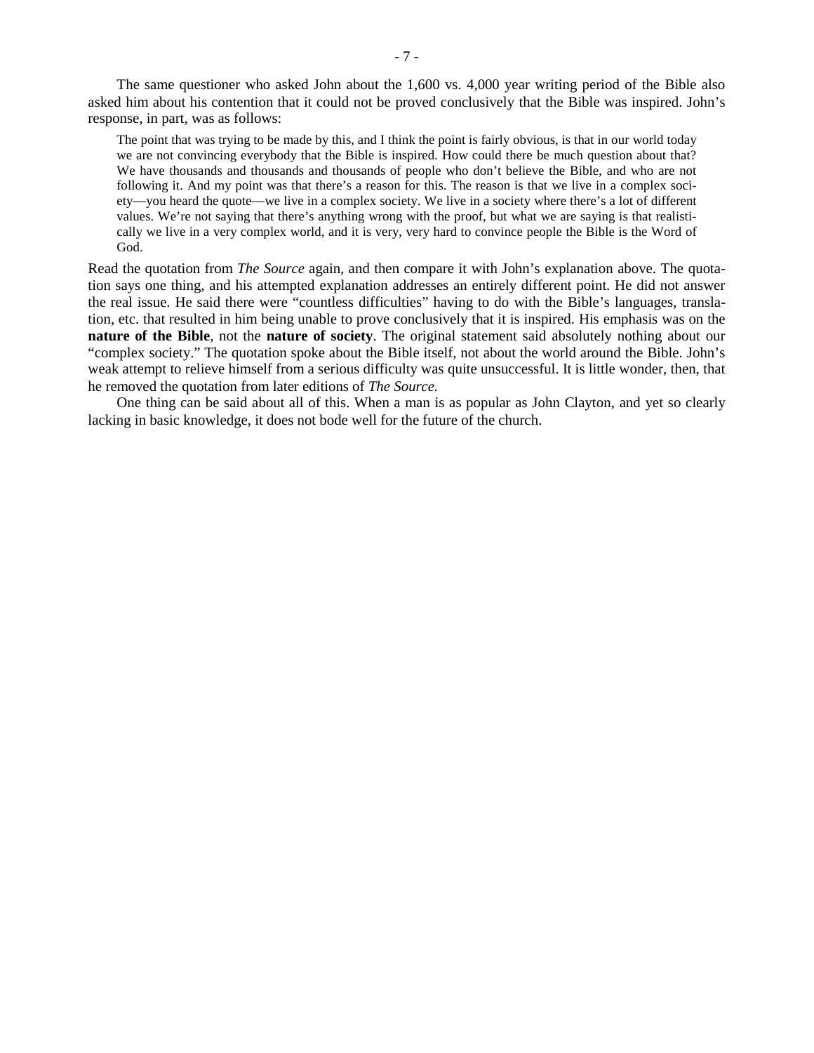The same questioner who asked John about the 1,600 vs. 4,000 year writing period of the Bible also asked him about his contention that it could not be proved conclusively that the Bible was inspired. John's response, in part, was as follows:

> The point that was trying to be made by this, and I think the point is fairly obvious, is that in our world today we are not convincing everybody that the Bible is inspired. How could there be much question about that? We have thousands and thousands and thousands of people who don't believe the Bible, and who are not following it. And my point was that there's a reason for this. The reason is that we live in a complex society—you heard the quote—we live in a complex society. We live in a society where there's a lot of different values. We're not saying that there's anything wrong with the proof, but what we are saying is that realistically we live in a very complex world, and it is very, very hard to convince people the Bible is the Word of God.

Read the quotation from *The Source* again, and then compare it with John's explanation above. The quotation says one thing, and his attempted explanation addresses an entirely different point. He did not answer the real issue. He said there were "countless difficulties" having to do with the Bible's languages, translation, etc. that resulted in him being unable to prove conclusively that it is inspired. His emphasis was on the **nature of the Bible**, not the **nature of society**. The original statement said absolutely nothing about our "complex society." The quotation spoke about the Bible itself, not about the world around the Bible. John's weak attempt to relieve himself from a serious difficulty was quite unsuccessful. It is little wonder, then, that he removed the quotation from later editions of *The Source.*

One thing can be said about all of this. When a man is as popular as John Clayton, and yet so clearly lacking in basic knowledge, it does not bode well for the future of the church.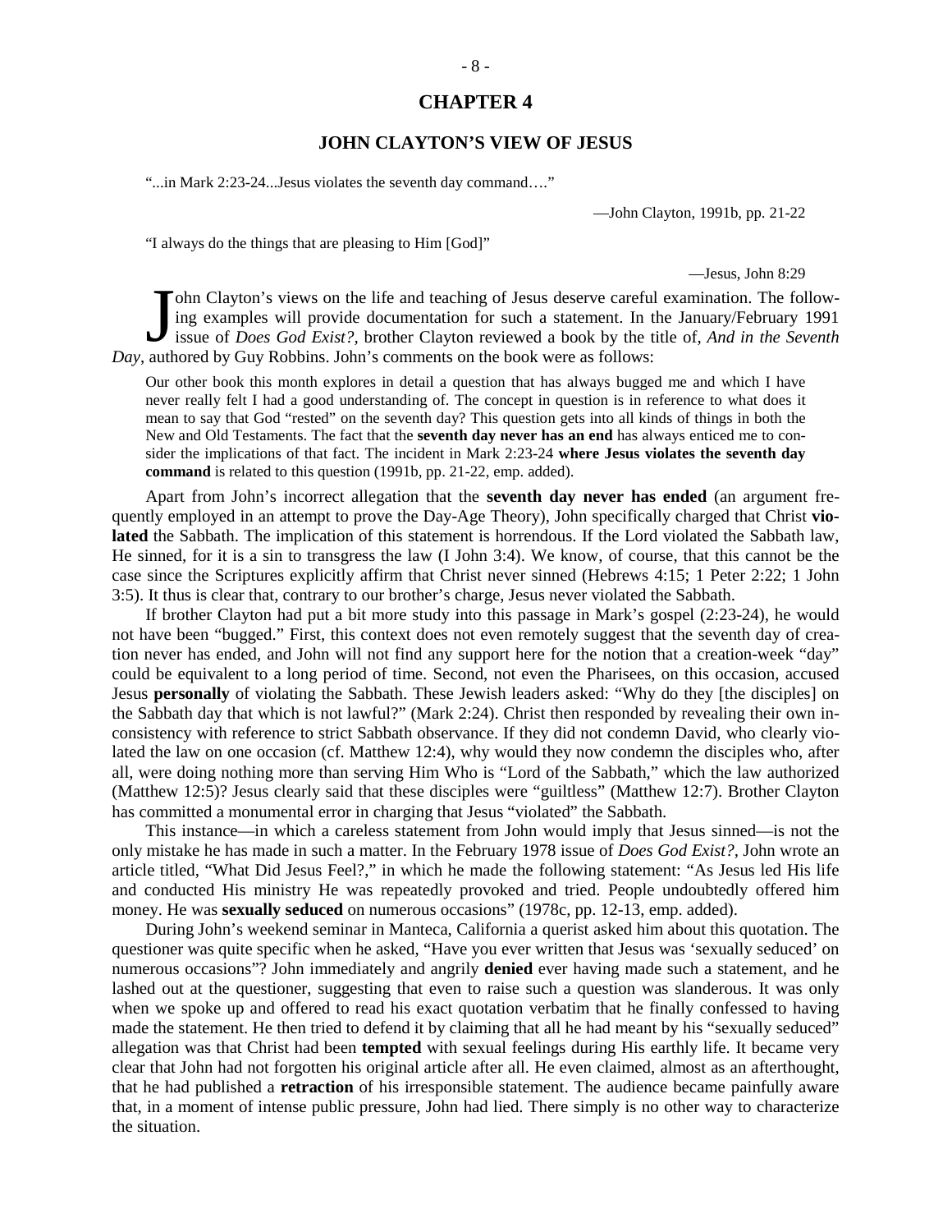# CHAPTER 4

## JOHN CLAYTON'S VIEW OF JESUS

"...in Mark 2:23-24...Jesus violates the seventh day command…."

—John Clayton, 1991b, pp. 21-22

"I always do the things that are pleasing to Him [God]"

—Jesus, John 8:29

John Clayton's views on the life and teaching of Jesus deserve careful examination. The following examples will provide documentation for such a statement. In the January/February 1991 issue of *Does God Exist?*, brother Clayton reviewed a book by the title of, *And in the Seventh Day*, authored by Guy Robbins. John's comments on the book were as follows:

> Our other book this month explores in detail a question that has always bugged me and which I have never really felt I had a good understanding of. The concept in question is in reference to what does it mean to say that God "rested" on the seventh day? This question gets into all kinds of things in both the New and Old Testaments. The fact that the **seventh day never has an end** has always enticed me to consider the implications of that fact. The incident in Mark 2:23-24 **where Jesus violates the seventh day command** is related to this question (1991b, pp. 21-22, emp. added).

Apart from John's incorrect allegation that the **seventh day never has ended** (an argument frequently employed in an attempt to prove the Day-Age Theory), John specifically charged that Christ **violated** the Sabbath. The implication of this statement is horrendous. If the Lord violated the Sabbath law, He sinned, for it is a sin to transgress the law (I John 3:4). We know, of course, that this cannot be the case since the Scriptures explicitly affirm that Christ never sinned (Hebrews 4:15; 1 Peter 2:22; 1 John 3:5). It thus is clear that, contrary to our brother's charge, Jesus never violated the Sabbath.

If brother Clayton had put a bit more study into this passage in Mark's gospel (2:23-24), he would not have been "bugged." First, this context does not even remotely suggest that the seventh day of creation never has ended, and John will not find any support here for the notion that a creation-week "day" could be equivalent to a long period of time. Second, not even the Pharisees, on this occasion, accused Jesus **personally** of violating the Sabbath. These Jewish leaders asked: "Why do they [the disciples] on the Sabbath day that which is not lawful?" (Mark 2:24). Christ then responded by revealing their own inconsistency with reference to strict Sabbath observance. If they did not condemn David, who clearly violated the law on one occasion (cf. Matthew 12:4), why would they now condemn the disciples who, after all, were doing nothing more than serving Him Who is "Lord of the Sabbath," which the law authorized (Matthew 12:5)? Jesus clearly said that these disciples were "guiltless" (Matthew 12:7). Brother Clayton has committed a monumental error in charging that Jesus "violated" the Sabbath.

This instance—in which a careless statement from John would imply that Jesus sinned—is not the only mistake he has made in such a matter. In the February 1978 issue of *Does God Exist?*, John wrote an article titled, "What Did Jesus Feel?," in which he made the following statement: "As Jesus led His life and conducted His ministry He was repeatedly provoked and tried. People undoubtedly offered him money. He was **sexually seduced** on numerous occasions" (1978c, pp. 12-13, emp. added).

During John's weekend seminar in Manteca, California a querist asked him about this quotation. The questioner was quite specific when he asked, "Have you ever written that Jesus was 'sexually seduced' on numerous occasions"? John immediately and angrily **denied** ever having made such a statement, and he lashed out at the questioner, suggesting that even to raise such a question was slanderous. It was only when we spoke up and offered to read his exact quotation verbatim that he finally confessed to having made the statement. He then tried to defend it by claiming that all he had meant by his "sexually seduced" allegation was that Christ had been **tempted** with sexual feelings during His earthly life. It became very clear that John had not forgotten his original article after all. He even claimed, almost as an afterthought, that he had published a **retraction** of his irresponsible statement. The audience became painfully aware that, in a moment of intense public pressure, John had lied. There simply is no other way to characterize the situation.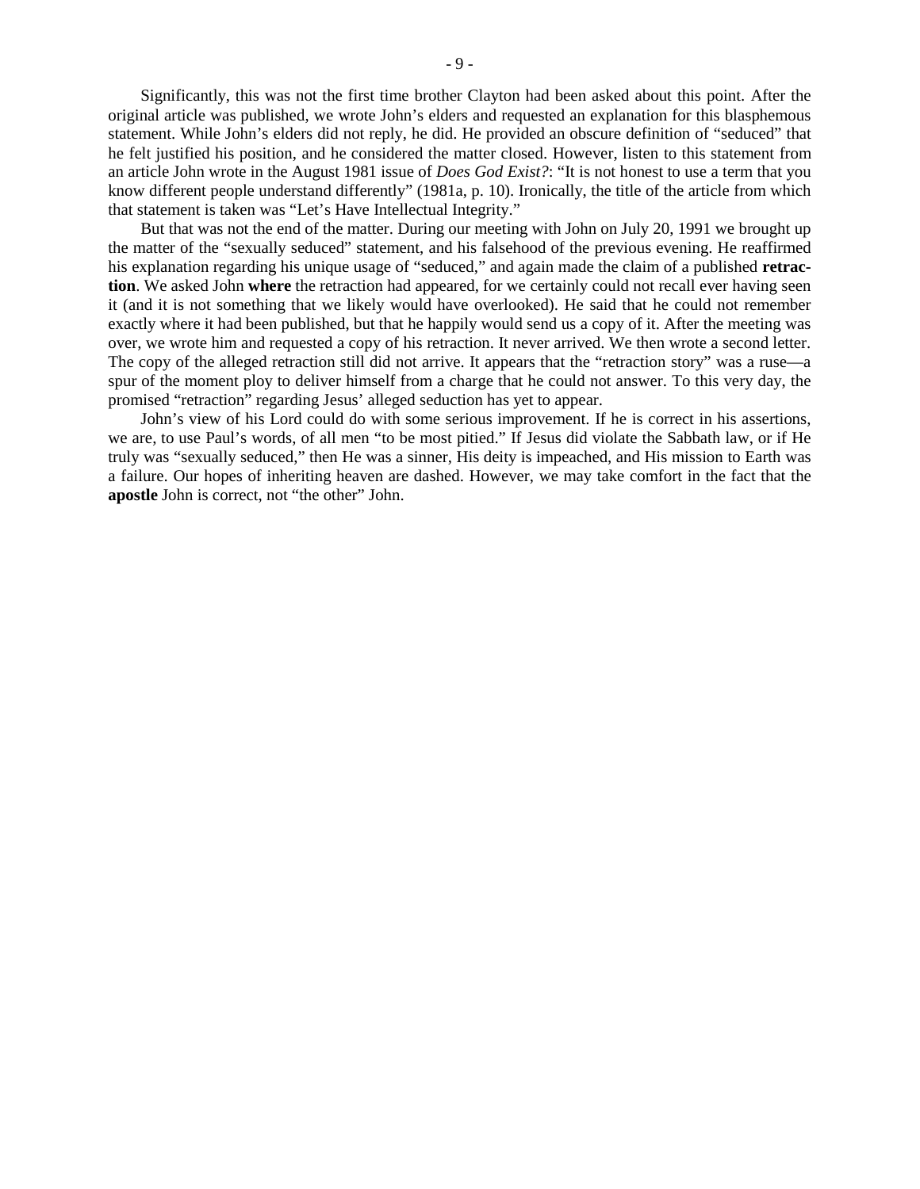Significantly, this was not the first time brother Clayton had been asked about this point. After the original article was published, we wrote John's elders and requested an explanation for this blasphemous statement. While John's elders did not reply, he did. He provided an obscure definition of "seduced" that he felt justified his position, and he considered the matter closed. However, listen to this statement from an article John wrote in the August 1981 issue of *Does God Exist?*: "It is not honest to use a term that you know different people understand differently" (1981a, p. 10). Ironically, the title of the article from which that statement is taken was "Let's Have Intellectual Integrity."

But that was not the end of the matter. During our meeting with John on July 20, 1991 we brought up the matter of the "sexually seduced" statement, and his falsehood of the previous evening. He reaffirmed his explanation regarding his unique usage of "seduced," and again made the claim of a published **retraction**. We asked John **where** the retraction had appeared, for we certainly could not recall ever having seen it (and it is not something that we likely would have overlooked). He said that he could not remember exactly where it had been published, but that he happily would send us a copy of it. After the meeting was over, we wrote him and requested a copy of his retraction. It never arrived. We then wrote a second letter. The copy of the alleged retraction still did not arrive. It appears that the "retraction story" was a ruse—a spur of the moment ploy to deliver himself from a charge that he could not answer. To this very day, the promised "retraction" regarding Jesus' alleged seduction has yet to appear.

John's view of his Lord could do with some serious improvement. If he is correct in his assertions, we are, to use Paul's words, of all men "to be most pitied." If Jesus did violate the Sabbath law, or if He truly was "sexually seduced," then He was a sinner, His deity is impeached, and His mission to Earth was a failure. Our hopes of inheriting heaven are dashed. However, we may take comfort in the fact that the **apostle** John is correct, not "the other" John.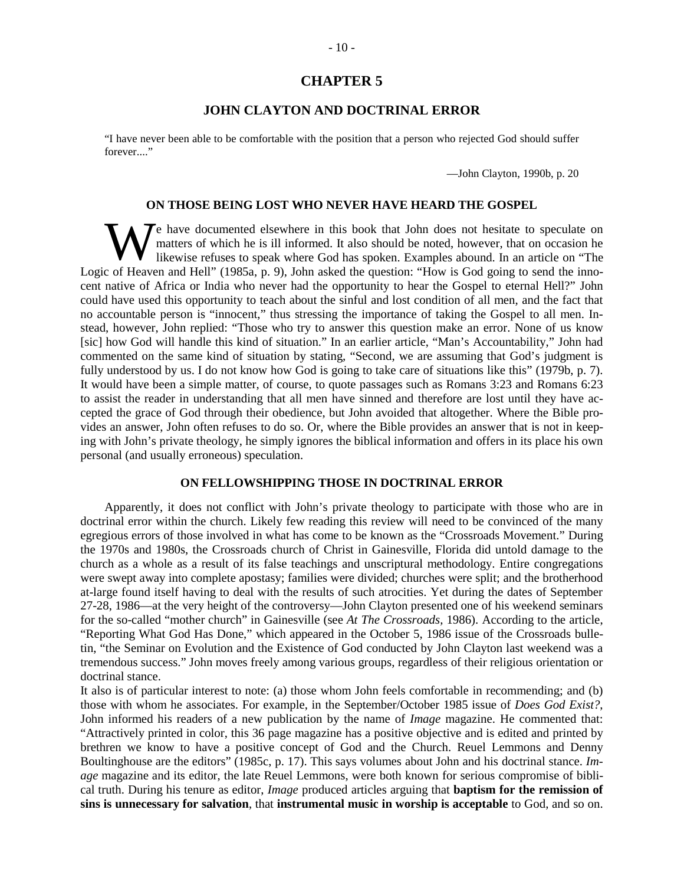# CHAPTER 5

## JOHN CLAYTON AND DOCTRINAL ERROR

"I have never been able to be comfortable with the position that a person who rejected God should suffer forever...."

—John Clayton, 1990b, p. 20

### ON THOSE BEING LOST WHO NEVER HAVE HEARD THE GOSPEL

We have documented elsewhere in this book that John does not hesitate to speculate on matters of which he is ill informed. It also should be noted, however, that on occasion he likewise refuses to speak where God has spoken. Examples abound. In an article on "The Logic of Heaven and Hell" (1985a, p. 9), John asked the question: "How is God going to send the innocent native of Africa or India who never had the opportunity to hear the Gospel to eternal Hell?" John could have used this opportunity to teach about the sinful and lost condition of all men, and the fact that no accountable person is "innocent," thus stressing the importance of taking the Gospel to all men. Instead, however, John replied: "Those who try to answer this question make an error. None of us know [sic] how God will handle this kind of situation." In an earlier article, "Man's Accountability," John had commented on the same kind of situation by stating, "Second, we are assuming that God's judgment is fully understood by us. I do not know how God is going to take care of situations like this" (1979b, p. 7). It would have been a simple matter, of course, to quote passages such as Romans 3:23 and Romans 6:23 to assist the reader in understanding that all men have sinned and therefore are lost until they have accepted the grace of God through their obedience, but John avoided that altogether. Where the Bible provides an answer, John often refuses to do so. Or, where the Bible provides an answer that is not in keeping with John's private theology, he simply ignores the biblical information and offers in its place his own personal (and usually erroneous) speculation.

### ON FELLOWSHIPPING THOSE IN DOCTRINAL ERROR

Apparently, it does not conflict with John's private theology to participate with those who are in doctrinal error within the church. Likely few reading this review will need to be convinced of the many egregious errors of those involved in what has come to be known as the "Crossroads Movement." During the 1970s and 1980s, the Crossroads church of Christ in Gainesville, Florida did untold damage to the church as a whole as a result of its false teachings and unscriptural methodology. Entire congregations were swept away into complete apostasy; families were divided; churches were split; and the brotherhood at-large found itself having to deal with the results of such atrocities. Yet during the dates of September 27-28, 1986—at the very height of the controversy—John Clayton presented one of his weekend seminars for the so-called "mother church" in Gainesville (see *At The Crossroads*, 1986). According to the article, "Reporting What God Has Done," which appeared in the October 5, 1986 issue of the Crossroads bulletin, "the Seminar on Evolution and the Existence of God conducted by John Clayton last weekend was a tremendous success." John moves freely among various groups, regardless of their religious orientation or doctrinal stance.

It also is of particular interest to note: (a) those whom John feels comfortable in recommending; and (b) those with whom he associates. For example, in the September/October 1985 issue of *Does God Exist?*, John informed his readers of a new publication by the name of *Image* magazine. He commented that: "Attractively printed in color, this 36 page magazine has a positive objective and is edited and printed by brethren we know to have a positive concept of God and the Church. Reuel Lemmons and Denny Boultinghouse are the editors" (1985c, p. 17). This says volumes about John and his doctrinal stance. *Image* magazine and its editor, the late Reuel Lemmons, were both known for serious compromise of biblical truth. During his tenure as editor, *Image* produced articles arguing that **baptism for the remission of sins is unnecessary for salvation**, that **instrumental music in worship is acceptable** to God, and so on.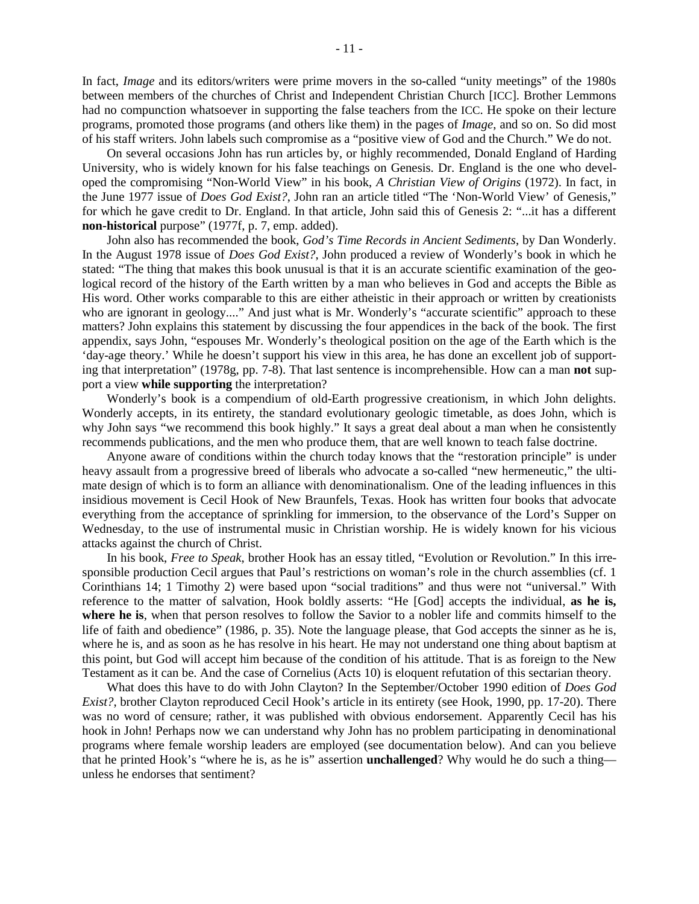In fact, *Image* and its editors/writers were prime movers in the so-called "unity meetings" of the 1980s between members of the churches of Christ and Independent Christian Church [ICC]. Brother Lemmons had no compunction whatsoever in supporting the false teachers from the ICC. He spoke on their lecture programs, promoted those programs (and others like them) in the pages of *Image*, and so on. So did most of his staff writers. John labels such compromise as a "positive view of God and the Church." We do not.

On several occasions John has run articles by, or highly recommended, Donald England of Harding University, who is widely known for his false teachings on Genesis. Dr. England is the one who developed the compromising "Non-World View" in his book, *A Christian View of Origins* (1972). In fact, in the June 1977 issue of *Does God Exist?*, John ran an article titled "The 'Non-World View' of Genesis," for which he gave credit to Dr. England. In that article, John said this of Genesis 2: "...it has a different **non-historical** purpose" (1977f, p. 7, emp. added).

John also has recommended the book, *God's Time Records in Ancient Sediments*, by Dan Wonderly. In the August 1978 issue of *Does God Exist?*, John produced a review of Wonderly's book in which he stated: "The thing that makes this book unusual is that it is an accurate scientific examination of the geological record of the history of the Earth written by a man who believes in God and accepts the Bible as His word. Other works comparable to this are either atheistic in their approach or written by creationists who are ignorant in geology...." And just what is Mr. Wonderly's "accurate scientific" approach to these matters? John explains this statement by discussing the four appendices in the back of the book. The first appendix, says John, "espouses Mr. Wonderly's theological position on the age of the Earth which is the 'day-age theory.' While he doesn't support his view in this area, he has done an excellent job of supporting that interpretation" (1978g, pp. 7-8). That last sentence is incomprehensible. How can a man **not** support a view **while supporting** the interpretation?

Wonderly's book is a compendium of old-Earth progressive creationism, in which John delights. Wonderly accepts, in its entirety, the standard evolutionary geologic timetable, as does John, which is why John says "we recommend this book highly." It says a great deal about a man when he consistently recommends publications, and the men who produce them, that are well known to teach false doctrine.

Anyone aware of conditions within the church today knows that the "restoration principle" is under heavy assault from a progressive breed of liberals who advocate a so-called "new hermeneutic," the ultimate design of which is to form an alliance with denominationalism. One of the leading influences in this insidious movement is Cecil Hook of New Braunfels, Texas. Hook has written four books that advocate everything from the acceptance of sprinkling for immersion, to the observance of the Lord's Supper on Wednesday, to the use of instrumental music in Christian worship. He is widely known for his vicious attacks against the church of Christ.

In his book, *Free to Speak*, brother Hook has an essay titled, "Evolution or Revolution." In this irresponsible production Cecil argues that Paul's restrictions on woman's role in the church assemblies (cf. 1 Corinthians 14; 1 Timothy 2) were based upon "social traditions" and thus were not "universal." With reference to the matter of salvation, Hook boldly asserts: "He [God] accepts the individual, **as he is, where he is**, when that person resolves to follow the Savior to a nobler life and commits himself to the life of faith and obedience" (1986, p. 35). Note the language please, that God accepts the sinner as he is, where he is, and as soon as he has resolve in his heart. He may not understand one thing about baptism at this point, but God will accept him because of the condition of his attitude. That is as foreign to the New Testament as it can be. And the case of Cornelius (Acts 10) is eloquent refutation of this sectarian theory.

What does this have to do with John Clayton? In the September/October 1990 edition of *Does God Exist?*, brother Clayton reproduced Cecil Hook's article in its entirety (see Hook, 1990, pp. 17-20). There was no word of censure; rather, it was published with obvious endorsement. Apparently Cecil has his hook in John! Perhaps now we can understand why John has no problem participating in denominational programs where female worship leaders are employed (see documentation below). And can you believe that he printed Hook's "where he is, as he is" assertion **unchallenged**? Why would he do such a thing—unless he endorses that sentiment?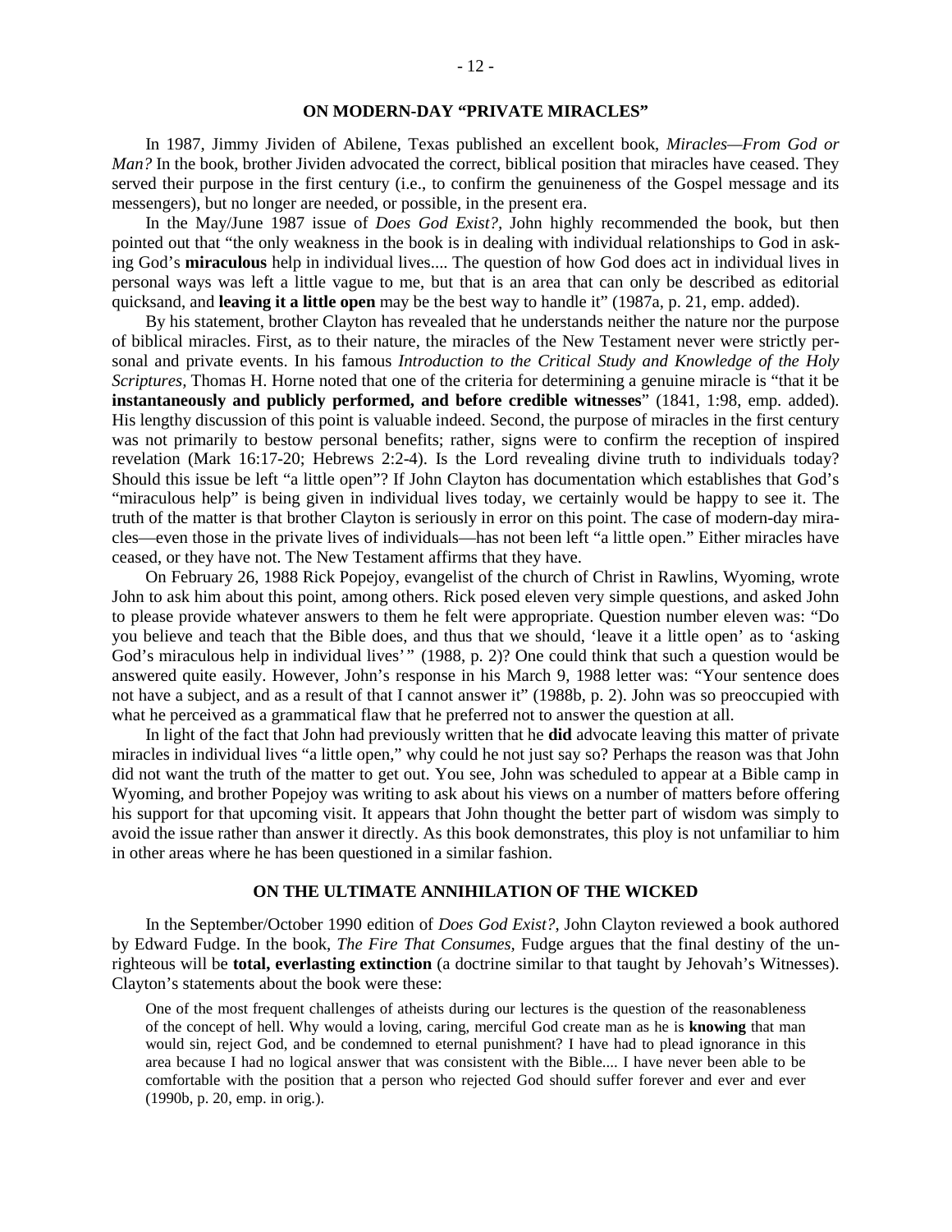## ON MODERN-DAY "PRIVATE MIRACLES"

In 1987, Jimmy Jividen of Abilene, Texas published an excellent book, *Miracles—From God or Man?* In the book, brother Jividen advocated the correct, biblical position that miracles have ceased. They served their purpose in the first century (i.e., to confirm the genuineness of the Gospel message and its messengers), but no longer are needed, or possible, in the present era.

In the May/June 1987 issue of *Does God Exist?*, John highly recommended the book, but then pointed out that "the only weakness in the book is in dealing with individual relationships to God in asking God's **miraculous** help in individual lives.... The question of how God does act in individual lives in personal ways was left a little vague to me, but that is an area that can only be described as editorial quicksand, and **leaving it a little open** may be the best way to handle it" (1987a, p. 21, emp. added).

By his statement, brother Clayton has revealed that he understands neither the nature nor the purpose of biblical miracles. First, as to their nature, the miracles of the New Testament never were strictly personal and private events. In his famous *Introduction to the Critical Study and Knowledge of the Holy Scriptures*, Thomas H. Horne noted that one of the criteria for determining a genuine miracle is "that it be **instantaneously and publicly performed, and before credible witnesses**" (1841, 1:98, emp. added). His lengthy discussion of this point is valuable indeed. Second, the purpose of miracles in the first century was not primarily to bestow personal benefits; rather, signs were to confirm the reception of inspired revelation (Mark 16:17-20; Hebrews 2:2-4). Is the Lord revealing divine truth to individuals today? Should this issue be left "a little open"? If John Clayton has documentation which establishes that God's "miraculous help" is being given in individual lives today, we certainly would be happy to see it. The truth of the matter is that brother Clayton is seriously in error on this point. The case of modern-day miracles—even those in the private lives of individuals—has not been left "a little open." Either miracles have ceased, or they have not. The New Testament affirms that they have.

On February 26, 1988 Rick Popejoy, evangelist of the church of Christ in Rawlins, Wyoming, wrote John to ask him about this point, among others. Rick posed eleven very simple questions, and asked John to please provide whatever answers to them he felt were appropriate. Question number eleven was: "Do you believe and teach that the Bible does, and thus that we should, 'leave it a little open' as to 'asking God's miraculous help in individual lives'" (1988, p. 2)? One could think that such a question would be answered quite easily. However, John's response in his March 9, 1988 letter was: "Your sentence does not have a subject, and as a result of that I cannot answer it" (1988b, p. 2). John was so preoccupied with what he perceived as a grammatical flaw that he preferred not to answer the question at all.

In light of the fact that John had previously written that he **did** advocate leaving this matter of private miracles in individual lives "a little open," why could he not just say so? Perhaps the reason was that John did not want the truth of the matter to get out. You see, John was scheduled to appear at a Bible camp in Wyoming, and brother Popejoy was writing to ask about his views on a number of matters before offering his support for that upcoming visit. It appears that John thought the better part of wisdom was simply to avoid the issue rather than answer it directly. As this book demonstrates, this ploy is not unfamiliar to him in other areas where he has been questioned in a similar fashion.

## ON THE ULTIMATE ANNIHILATION OF THE WICKED

In the September/October 1990 edition of *Does God Exist?*, John Clayton reviewed a book authored by Edward Fudge. In the book, *The Fire That Consumes*, Fudge argues that the final destiny of the unrighteous will be **total, everlasting extinction** (a doctrine similar to that taught by Jehovah's Witnesses). Clayton's statements about the book were these:

> One of the most frequent challenges of atheists during our lectures is the question of the reasonableness of the concept of hell. Why would a loving, caring, merciful God create man as he is **knowing** that man would sin, reject God, and be condemned to eternal punishment? I have had to plead ignorance in this area because I had no logical answer that was consistent with the Bible.... I have never been able to be comfortable with the position that a person who rejected God should suffer forever and ever and ever (1990b, p. 20, emp. in orig.).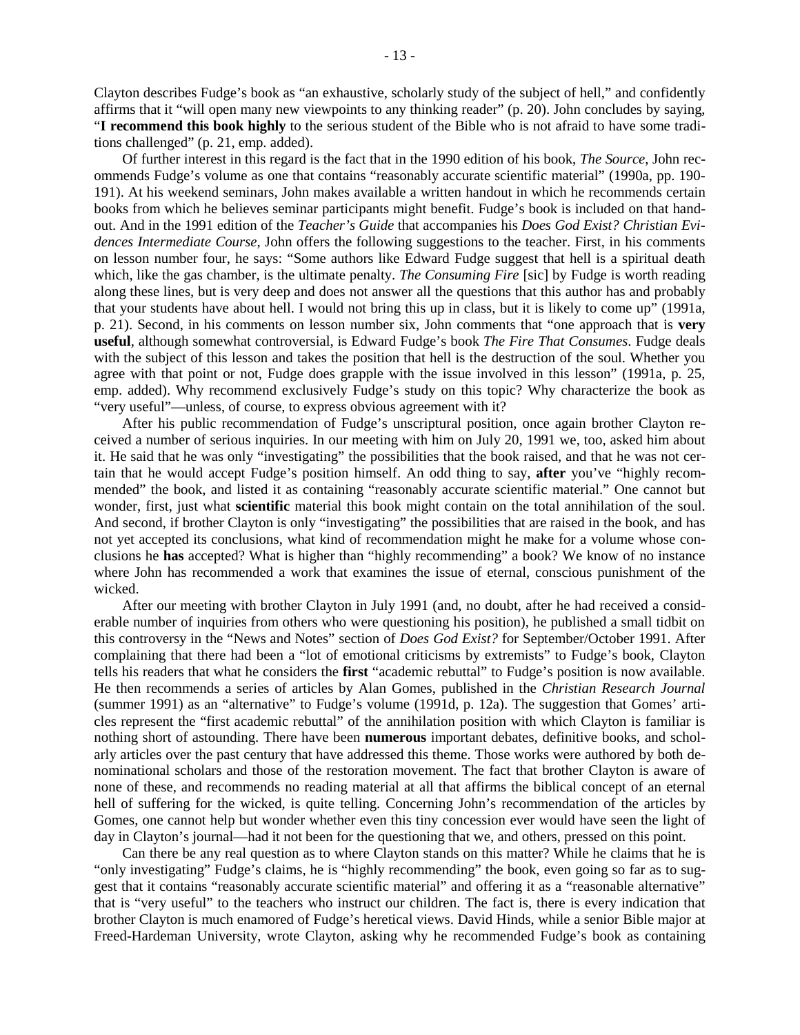Clayton describes Fudge's book as "an exhaustive, scholarly study of the subject of hell," and confidently affirms that it "will open many new viewpoints to any thinking reader" (p. 20). John concludes by saying, "**I recommend this book highly** to the serious student of the Bible who is not afraid to have some traditions challenged" (p. 21, emp. added).

Of further interest in this regard is the fact that in the 1990 edition of his book, *The Source*, John recommends Fudge's volume as one that contains "reasonably accurate scientific material" (1990a, pp. 190-191). At his weekend seminars, John makes available a written handout in which he recommends certain books from which he believes seminar participants might benefit. Fudge's book is included on that handout. And in the 1991 edition of the *Teacher's Guide* that accompanies his *Does God Exist? Christian Evidences Intermediate Course*, John offers the following suggestions to the teacher. First, in his comments on lesson number four, he says: "Some authors like Edward Fudge suggest that hell is a spiritual death which, like the gas chamber, is the ultimate penalty. *The Consuming Fire* [sic] by Fudge is worth reading along these lines, but is very deep and does not answer all the questions that this author has and probably that your students have about hell. I would not bring this up in class, but it is likely to come up" (1991a, p. 21). Second, in his comments on lesson number six, John comments that "one approach that is **very useful**, although somewhat controversial, is Edward Fudge's book *The Fire That Consumes*. Fudge deals with the subject of this lesson and takes the position that hell is the destruction of the soul. Whether you agree with that point or not, Fudge does grapple with the issue involved in this lesson" (1991a, p. 25, emp. added). Why recommend exclusively Fudge's study on this topic? Why characterize the book as "very useful"—unless, of course, to express obvious agreement with it?

After his public recommendation of Fudge's unscriptural position, once again brother Clayton received a number of serious inquiries. In our meeting with him on July 20, 1991 we, too, asked him about it. He said that he was only "investigating" the possibilities that the book raised, and that he was not certain that he would accept Fudge's position himself. An odd thing to say, **after** you've "highly recommended" the book, and listed it as containing "reasonably accurate scientific material." One cannot but wonder, first, just what **scientific** material this book might contain on the total annihilation of the soul. And second, if brother Clayton is only "investigating" the possibilities that are raised in the book, and has not yet accepted its conclusions, what kind of recommendation might he make for a volume whose conclusions he **has** accepted? What is higher than "highly recommending" a book? We know of no instance where John has recommended a work that examines the issue of eternal, conscious punishment of the wicked.

After our meeting with brother Clayton in July 1991 (and, no doubt, after he had received a considerable number of inquiries from others who were questioning his position), he published a small tidbit on this controversy in the "News and Notes" section of *Does God Exist?* for September/October 1991. After complaining that there had been a "lot of emotional criticisms by extremists" to Fudge's book, Clayton tells his readers that what he considers the **first** "academic rebuttal" to Fudge's position is now available. He then recommends a series of articles by Alan Gomes, published in the *Christian Research Journal* (summer 1991) as an "alternative" to Fudge's volume (1991d, p. 12a). The suggestion that Gomes' articles represent the "first academic rebuttal" of the annihilation position with which Clayton is familiar is nothing short of astounding. There have been **numerous** important debates, definitive books, and scholarly articles over the past century that have addressed this theme. Those works were authored by both denominational scholars and those of the restoration movement. The fact that brother Clayton is aware of none of these, and recommends no reading material at all that affirms the biblical concept of an eternal hell of suffering for the wicked, is quite telling. Concerning John's recommendation of the articles by Gomes, one cannot help but wonder whether even this tiny concession ever would have seen the light of day in Clayton's journal—had it not been for the questioning that we, and others, pressed on this point.

Can there be any real question as to where Clayton stands on this matter? While he claims that he is "only investigating" Fudge's claims, he is "highly recommending" the book, even going so far as to suggest that it contains "reasonably accurate scientific material" and offering it as a "reasonable alternative" that is "very useful" to the teachers who instruct our children. The fact is, there is every indication that brother Clayton is much enamored of Fudge's heretical views. David Hinds, while a senior Bible major at Freed-Hardeman University, wrote Clayton, asking why he recommended Fudge's book as containing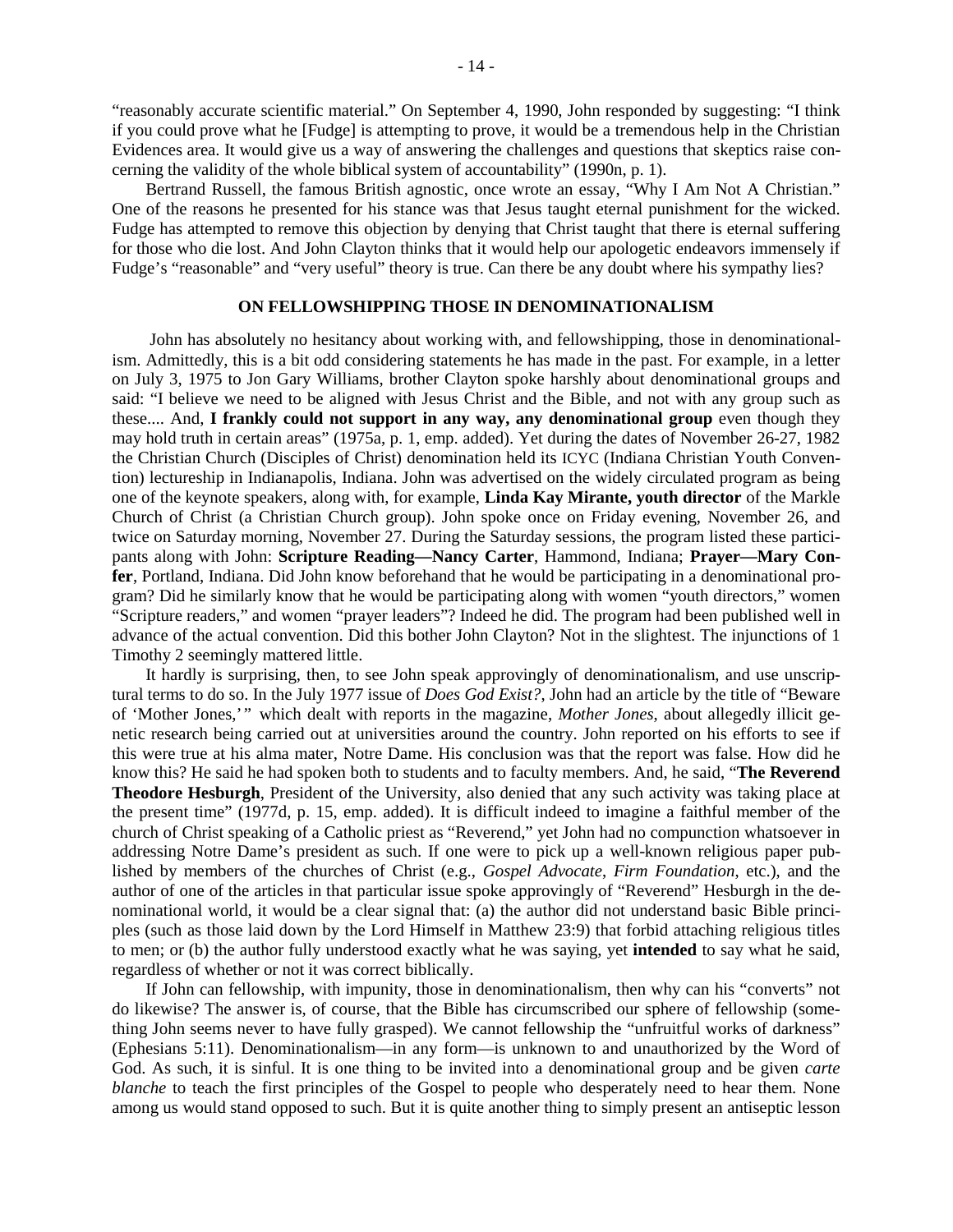"reasonably accurate scientific material." On September 4, 1990, John responded by suggesting: "I think if you could prove what he [Fudge] is attempting to prove, it would be a tremendous help in the Christian Evidences area. It would give us a way of answering the challenges and questions that skeptics raise concerning the validity of the whole biblical system of accountability" (1990n, p. 1).

Bertrand Russell, the famous British agnostic, once wrote an essay, "Why I Am Not A Christian." One of the reasons he presented for his stance was that Jesus taught eternal punishment for the wicked. Fudge has attempted to remove this objection by denying that Christ taught that there is eternal suffering for those who die lost. And John Clayton thinks that it would help our apologetic endeavors immensely if Fudge's "reasonable" and "very useful" theory is true. Can there be any doubt where his sympathy lies?

## ON FELLOWSHIPPING THOSE IN DENOMINATIONALISM

John has absolutely no hesitancy about working with, and fellowshipping, those in denominationalism. Admittedly, this is a bit odd considering statements he has made in the past. For example, in a letter on July 3, 1975 to Jon Gary Williams, brother Clayton spoke harshly about denominational groups and said: "I believe we need to be aligned with Jesus Christ and the Bible, and not with any group such as these.... And, **I frankly could not support in any way, any denominational group** even though they may hold truth in certain areas" (1975a, p. 1, emp. added). Yet during the dates of November 26-27, 1982 the Christian Church (Disciples of Christ) denomination held its ICYC (Indiana Christian Youth Convention) lectureship in Indianapolis, Indiana. John was advertised on the widely circulated program as being one of the keynote speakers, along with, for example, **Linda Kay Mirante, youth director** of the Markle Church of Christ (a Christian Church group). John spoke once on Friday evening, November 26, and twice on Saturday morning, November 27. During the Saturday sessions, the program listed these participants along with John: **Scripture Reading—Nancy Carter**, Hammond, Indiana; **Prayer—Mary Confer**, Portland, Indiana. Did John know beforehand that he would be participating in a denominational program? Did he similarly know that he would be participating along with women "youth directors," women "Scripture readers," and women "prayer leaders"? Indeed he did. The program had been published well in advance of the actual convention. Did this bother John Clayton? Not in the slightest. The injunctions of 1 Timothy 2 seemingly mattered little.

It hardly is surprising, then, to see John speak approvingly of denominationalism, and use unscriptural terms to do so. In the July 1977 issue of *Does God Exist?*, John had an article by the title of "Beware of 'Mother Jones,'" which dealt with reports in the magazine, *Mother Jones*, about allegedly illicit genetic research being carried out at universities around the country. John reported on his efforts to see if this were true at his alma mater, Notre Dame. His conclusion was that the report was false. How did he know this? He said he had spoken both to students and to faculty members. And, he said, "**The Reverend Theodore Hesburgh**, President of the University, also denied that any such activity was taking place at the present time" (1977d, p. 15, emp. added). It is difficult indeed to imagine a faithful member of the church of Christ speaking of a Catholic priest as "Reverend," yet John had no compunction whatsoever in addressing Notre Dame's president as such. If one were to pick up a well-known religious paper published by members of the churches of Christ (e.g., *Gospel Advocate*, *Firm Foundation*, etc.), and the author of one of the articles in that particular issue spoke approvingly of "Reverend" Hesburgh in the denominational world, it would be a clear signal that: (a) the author did not understand basic Bible principles (such as those laid down by the Lord Himself in Matthew 23:9) that forbid attaching religious titles to men; or (b) the author fully understood exactly what he was saying, yet **intended** to say what he said, regardless of whether or not it was correct biblically.

If John can fellowship, with impunity, those in denominationalism, then why can his "converts" not do likewise? The answer is, of course, that the Bible has circumscribed our sphere of fellowship (something John seems never to have fully grasped). We cannot fellowship the "unfruitful works of darkness" (Ephesians 5:11). Denominationalism—in any form—is unknown to and unauthorized by the Word of God. As such, it is sinful. It is one thing to be invited into a denominational group and be given *carte blanche* to teach the first principles of the Gospel to people who desperately need to hear them. None among us would stand opposed to such. But it is quite another thing to simply present an antiseptic lesson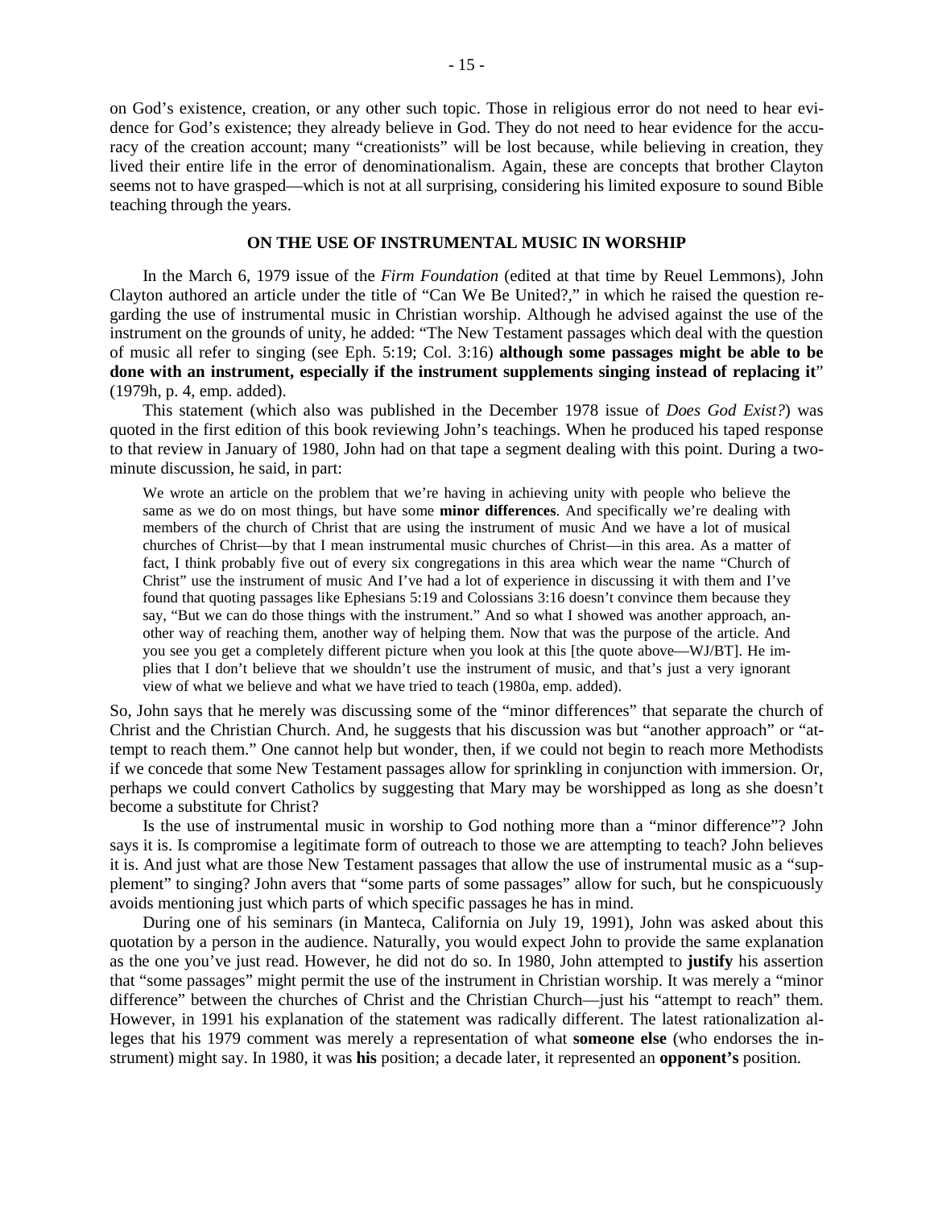on God's existence, creation, or any other such topic. Those in religious error do not need to hear evidence for God's existence; they already believe in God. They do not need to hear evidence for the accuracy of the creation account; many "creationists" will be lost because, while believing in creation, they lived their entire life in the error of denominationalism. Again, these are concepts that brother Clayton seems not to have grasped—which is not at all surprising, considering his limited exposure to sound Bible teaching through the years.

### ON THE USE OF INSTRUMENTAL MUSIC IN WORSHIP

In the March 6, 1979 issue of the *Firm Foundation* (edited at that time by Reuel Lemmons), John Clayton authored an article under the title of "Can We Be United?," in which he raised the question regarding the use of instrumental music in Christian worship. Although he advised against the use of the instrument on the grounds of unity, he added: "The New Testament passages which deal with the question of music all refer to singing (see Eph. 5:19; Col. 3:16) **although some passages might be able to be done with an instrument, especially if the instrument supplements singing instead of replacing it**" (1979h, p. 4, emp. added).

This statement (which also was published in the December 1978 issue of *Does God Exist?*) was quoted in the first edition of this book reviewing John's teachings. When he produced his taped response to that review in January of 1980, John had on that tape a segment dealing with this point. During a two-minute discussion, he said, in part:

> We wrote an article on the problem that we're having in achieving unity with people who believe the same as we do on most things, but have some **minor differences**. And specifically we're dealing with members of the church of Christ that are using the instrument of music And we have a lot of musical churches of Christ—by that I mean instrumental music churches of Christ—in this area. As a matter of fact, I think probably five out of every six congregations in this area which wear the name "Church of Christ" use the instrument of music And I've had a lot of experience in discussing it with them and I've found that quoting passages like Ephesians 5:19 and Colossians 3:16 doesn't convince them because they say, "But we can do those things with the instrument." And so what I showed was another approach, another way of reaching them, another way of helping them. Now that was the purpose of the article. And you see you get a completely different picture when you look at this [the quote above—WJ/BT]. He implies that I don't believe that we shouldn't use the instrument of music, and that's just a very ignorant view of what we believe and what we have tried to teach (1980a, emp. added).

So, John says that he merely was discussing some of the "minor differences" that separate the church of Christ and the Christian Church. And, he suggests that his discussion was but "another approach" or "attempt to reach them." One cannot help but wonder, then, if we could not begin to reach more Methodists if we concede that some New Testament passages allow for sprinkling in conjunction with immersion. Or, perhaps we could convert Catholics by suggesting that Mary may be worshipped as long as she doesn't become a substitute for Christ?

Is the use of instrumental music in worship to God nothing more than a "minor difference"? John says it is. Is compromise a legitimate form of outreach to those we are attempting to teach? John believes it is. And just what are those New Testament passages that allow the use of instrumental music as a "supplement" to singing? John avers that "some parts of some passages" allow for such, but he conspicuously avoids mentioning just which parts of which specific passages he has in mind.

During one of his seminars (in Manteca, California on July 19, 1991), John was asked about this quotation by a person in the audience. Naturally, you would expect John to provide the same explanation as the one you've just read. However, he did not do so. In 1980, John attempted to **justify** his assertion that "some passages" might permit the use of the instrument in Christian worship. It was merely a "minor difference" between the churches of Christ and the Christian Church—just his "attempt to reach" them. However, in 1991 his explanation of the statement was radically different. The latest rationalization alleges that his 1979 comment was merely a representation of what **someone else** (who endorses the instrument) might say. In 1980, it was **his** position; a decade later, it represented an **opponent's** position.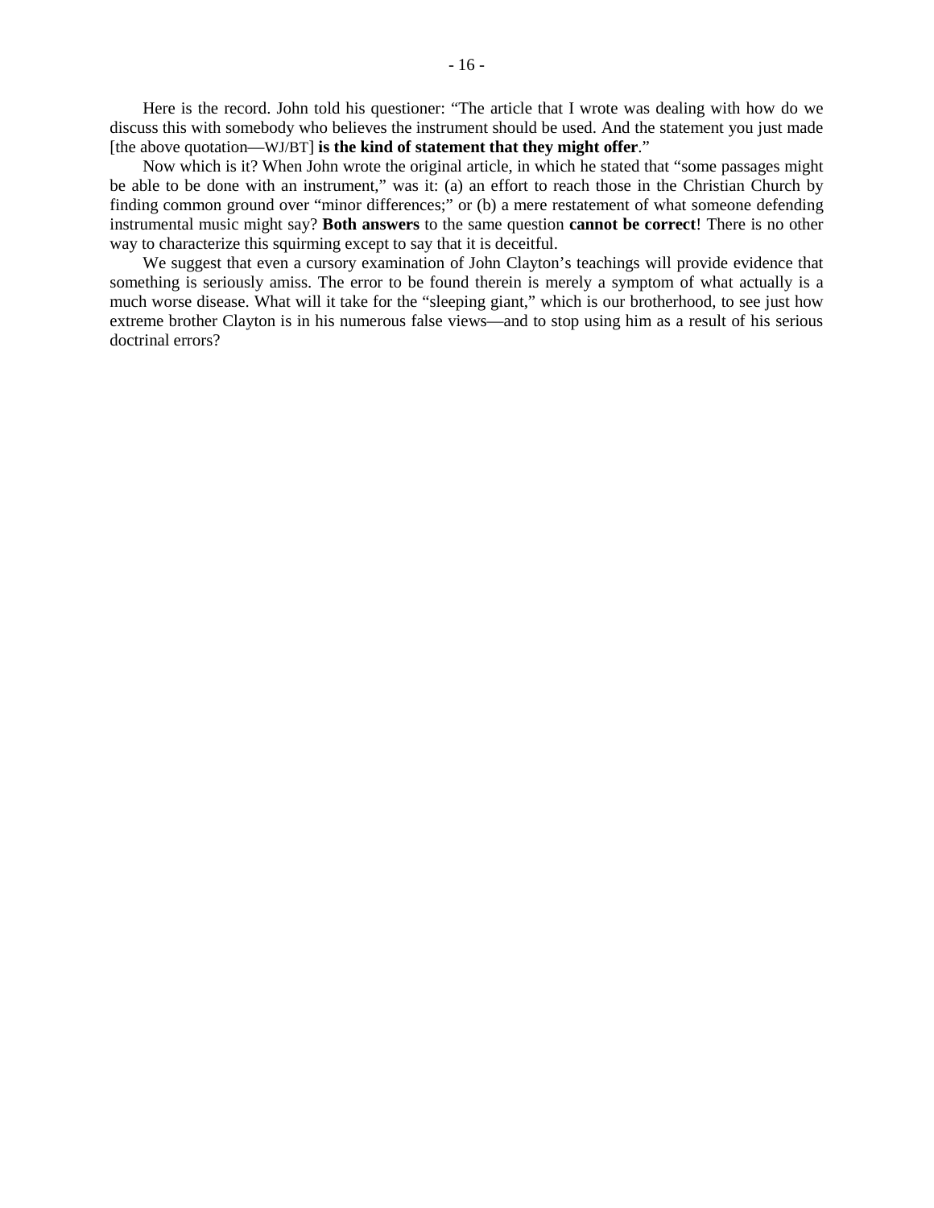Here is the record. John told his questioner: "The article that I wrote was dealing with how do we discuss this with somebody who believes the instrument should be used. And the statement you just made [the above quotation—WJ/BT] **is the kind of statement that they might offer**."

Now which is it? When John wrote the original article, in which he stated that "some passages might be able to be done with an instrument," was it: (a) an effort to reach those in the Christian Church by finding common ground over "minor differences;" or (b) a mere restatement of what someone defending instrumental music might say? **Both answers** to the same question **cannot be correct**! There is no other way to characterize this squirming except to say that it is deceitful.

We suggest that even a cursory examination of John Clayton's teachings will provide evidence that something is seriously amiss. The error to be found therein is merely a symptom of what actually is a much worse disease. What will it take for the "sleeping giant," which is our brotherhood, to see just how extreme brother Clayton is in his numerous false views—and to stop using him as a result of his serious doctrinal errors?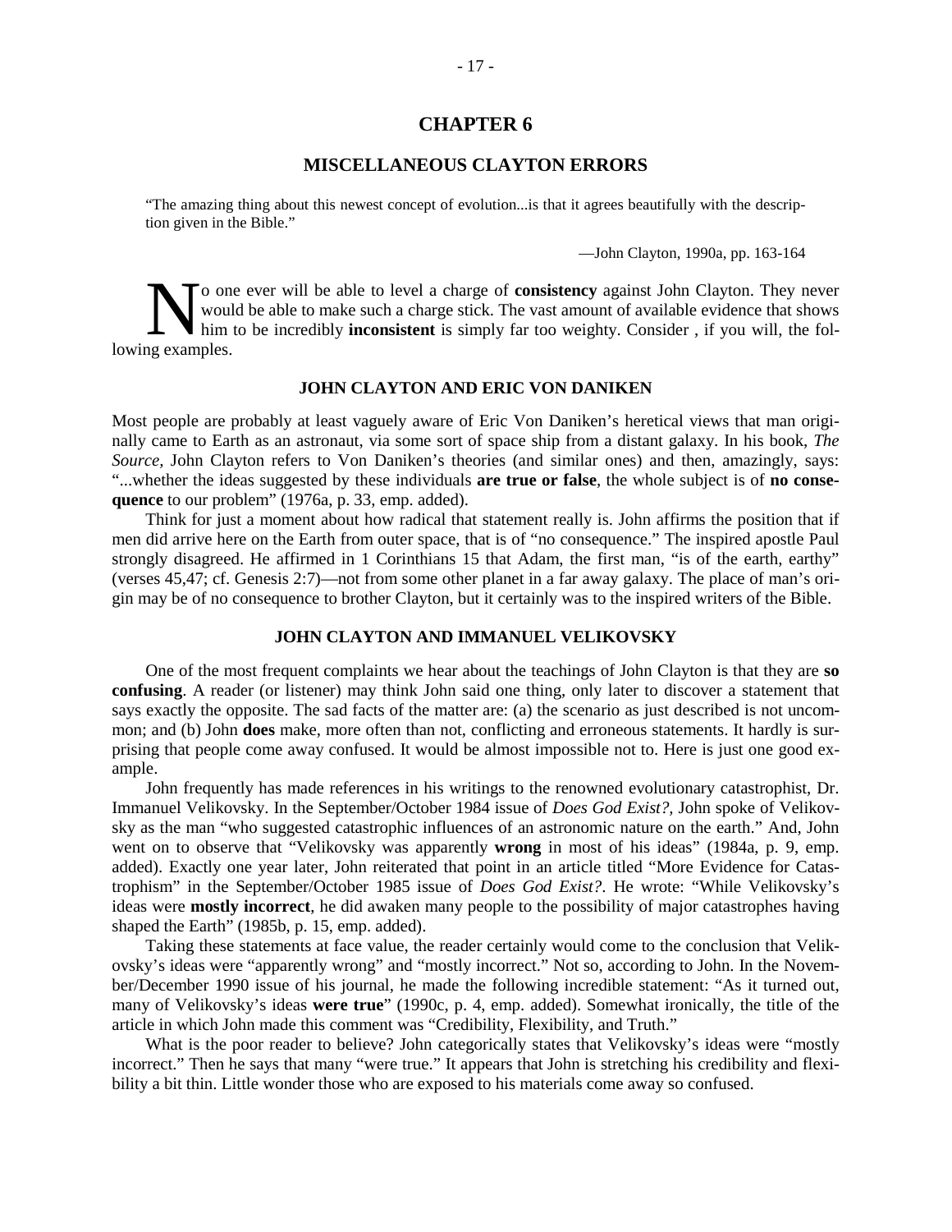# CHAPTER 6

## MISCELLANEOUS CLAYTON ERRORS

> "The amazing thing about this newest concept of evolution...is that it agrees beautifully with the description given in the Bible."
>
> —John Clayton, 1990a, pp. 163-164

No one ever will be able to level a charge of **consistency** against John Clayton. They never would be able to make such a charge stick. The vast amount of available evidence that shows him to be incredibly **inconsistent** is simply far too weighty. Consider , if you will, the following examples.

### JOHN CLAYTON AND ERIC VON DANIKEN

Most people are probably at least vaguely aware of Eric Von Daniken's heretical views that man originally came to Earth as an astronaut, via some sort of space ship from a distant galaxy. In his book, *The Source*, John Clayton refers to Von Daniken's theories (and similar ones) and then, amazingly, says: "...whether the ideas suggested by these individuals **are true or false**, the whole subject is of **no consequence** to our problem" (1976a, p. 33, emp. added).

Think for just a moment about how radical that statement really is. John affirms the position that if men did arrive here on the Earth from outer space, that is of "no consequence." The inspired apostle Paul strongly disagreed. He affirmed in 1 Corinthians 15 that Adam, the first man, "is of the earth, earthy" (verses 45,47; cf. Genesis 2:7)—not from some other planet in a far away galaxy. The place of man's origin may be of no consequence to brother Clayton, but it certainly was to the inspired writers of the Bible.

### JOHN CLAYTON AND IMMANUEL VELIKOVSKY

One of the most frequent complaints we hear about the teachings of John Clayton is that they are **so confusing**. A reader (or listener) may think John said one thing, only later to discover a statement that says exactly the opposite. The sad facts of the matter are: (a) the scenario as just described is not uncommon; and (b) John **does** make, more often than not, conflicting and erroneous statements. It hardly is surprising that people come away confused. It would be almost impossible not to. Here is just one good example.

John frequently has made references in his writings to the renowned evolutionary catastrophist, Dr. Immanuel Velikovsky. In the September/October 1984 issue of *Does God Exist?,* John spoke of Velikovsky as the man "who suggested catastrophic influences of an astronomic nature on the earth." And, John went on to observe that "Velikovsky was apparently **wrong** in most of his ideas" (1984a, p. 9, emp. added). Exactly one year later, John reiterated that point in an article titled "More Evidence for Catastrophism" in the September/October 1985 issue of *Does God Exist?*. He wrote: "While Velikovsky's ideas were **mostly incorrect**, he did awaken many people to the possibility of major catastrophes having shaped the Earth" (1985b, p. 15, emp. added).

Taking these statements at face value, the reader certainly would come to the conclusion that Velikovsky's ideas were "apparently wrong" and "mostly incorrect." Not so, according to John. In the November/December 1990 issue of his journal, he made the following incredible statement: "As it turned out, many of Velikovsky's ideas **were true**" (1990c, p. 4, emp. added). Somewhat ironically, the title of the article in which John made this comment was "Credibility, Flexibility, and Truth."

What is the poor reader to believe? John categorically states that Velikovsky's ideas were "mostly incorrect." Then he says that many "were true." It appears that John is stretching his credibility and flexibility a bit thin. Little wonder those who are exposed to his materials come away so confused.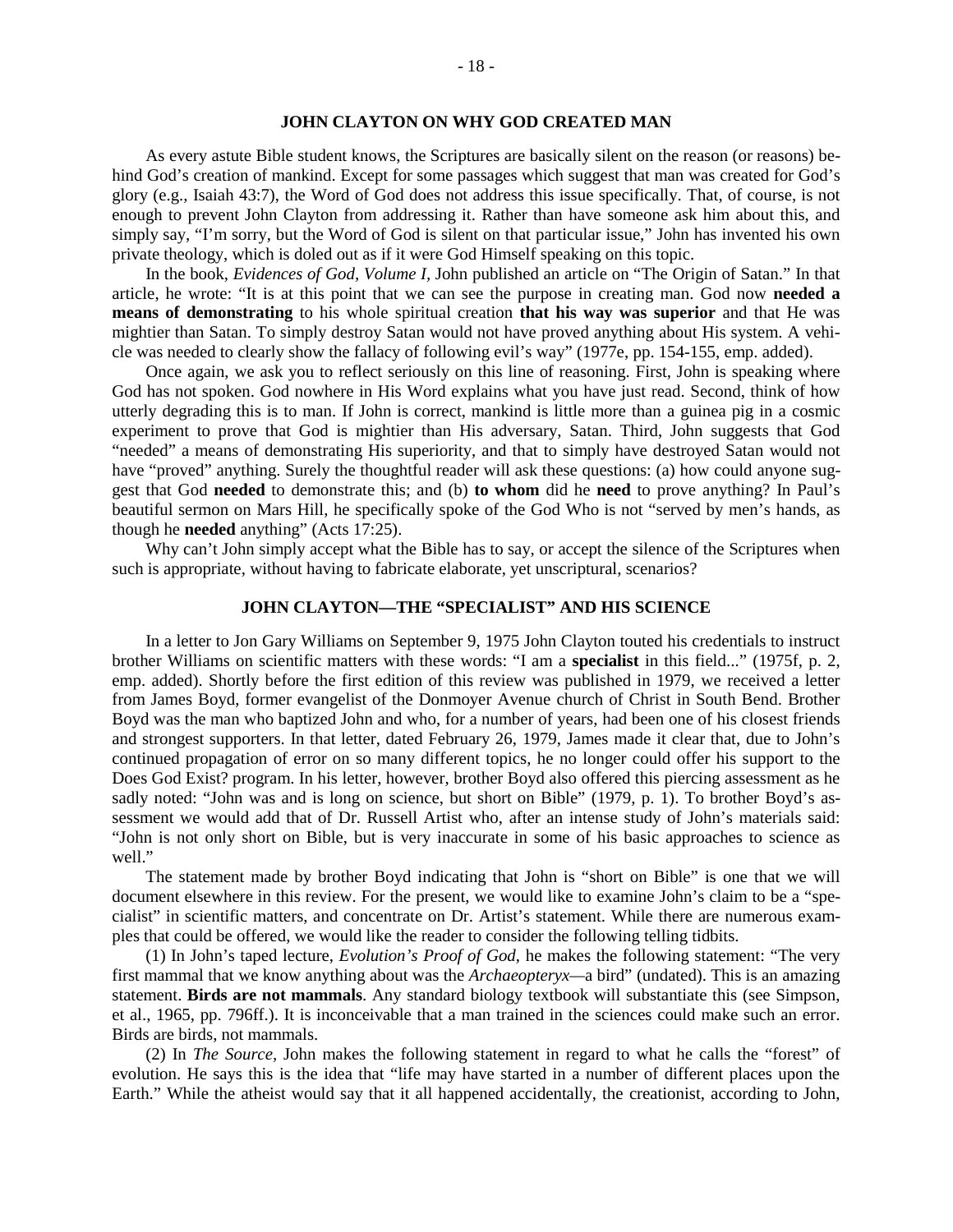## JOHN CLAYTON ON WHY GOD CREATED MAN

As every astute Bible student knows, the Scriptures are basically silent on the reason (or reasons) behind God's creation of mankind. Except for some passages which suggest that man was created for God's glory (e.g., Isaiah 43:7), the Word of God does not address this issue specifically. That, of course, is not enough to prevent John Clayton from addressing it. Rather than have someone ask him about this, and simply say, "I'm sorry, but the Word of God is silent on that particular issue," John has invented his own private theology, which is doled out as if it were God Himself speaking on this topic.

In the book, *Evidences of God, Volume I,* John published an article on "The Origin of Satan." In that article, he wrote: "It is at this point that we can see the purpose in creating man. God now **needed a means of demonstrating** to his whole spiritual creation **that his way was superior** and that He was mightier than Satan. To simply destroy Satan would not have proved anything about His system. A vehicle was needed to clearly show the fallacy of following evil's way" (1977e, pp. 154-155, emp. added).

Once again, we ask you to reflect seriously on this line of reasoning. First, John is speaking where God has not spoken. God nowhere in His Word explains what you have just read. Second, think of how utterly degrading this is to man. If John is correct, mankind is little more than a guinea pig in a cosmic experiment to prove that God is mightier than His adversary, Satan. Third, John suggests that God "needed" a means of demonstrating His superiority, and that to simply have destroyed Satan would not have "proved" anything. Surely the thoughtful reader will ask these questions: (a) how could anyone suggest that God **needed** to demonstrate this; and (b) **to whom** did he **need** to prove anything? In Paul's beautiful sermon on Mars Hill, he specifically spoke of the God Who is not "served by men's hands, as though he **needed** anything" (Acts 17:25).

Why can't John simply accept what the Bible has to say, or accept the silence of the Scriptures when such is appropriate, without having to fabricate elaborate, yet unscriptural, scenarios?

## JOHN CLAYTON—THE "SPECIALIST" AND HIS SCIENCE

In a letter to Jon Gary Williams on September 9, 1975 John Clayton touted his credentials to instruct brother Williams on scientific matters with these words: "I am a **specialist** in this field..." (1975f, p. 2, emp. added). Shortly before the first edition of this review was published in 1979, we received a letter from James Boyd, former evangelist of the Donmoyer Avenue church of Christ in South Bend. Brother Boyd was the man who baptized John and who, for a number of years, had been one of his closest friends and strongest supporters. In that letter, dated February 26, 1979, James made it clear that, due to John's continued propagation of error on so many different topics, he no longer could offer his support to the Does God Exist? program. In his letter, however, brother Boyd also offered this piercing assessment as he sadly noted: "John was and is long on science, but short on Bible" (1979, p. 1). To brother Boyd's assessment we would add that of Dr. Russell Artist who, after an intense study of John's materials said: "John is not only short on Bible, but is very inaccurate in some of his basic approaches to science as well."

The statement made by brother Boyd indicating that John is "short on Bible" is one that we will document elsewhere in this review. For the present, we would like to examine John's claim to be a "specialist" in scientific matters, and concentrate on Dr. Artist's statement. While there are numerous examples that could be offered, we would like the reader to consider the following telling tidbits.

(1) In John's taped lecture, *Evolution's Proof of God*, he makes the following statement: "The very first mammal that we know anything about was the *Archaeopteryx*—a bird" (undated). This is an amazing statement. **Birds are not mammals**. Any standard biology textbook will substantiate this (see Simpson, et al., 1965, pp. 796ff.). It is inconceivable that a man trained in the sciences could make such an error. Birds are birds, not mammals.

(2) In *The Source*, John makes the following statement in regard to what he calls the "forest" of evolution. He says this is the idea that "life may have started in a number of different places upon the Earth." While the atheist would say that it all happened accidentally, the creationist, according to John,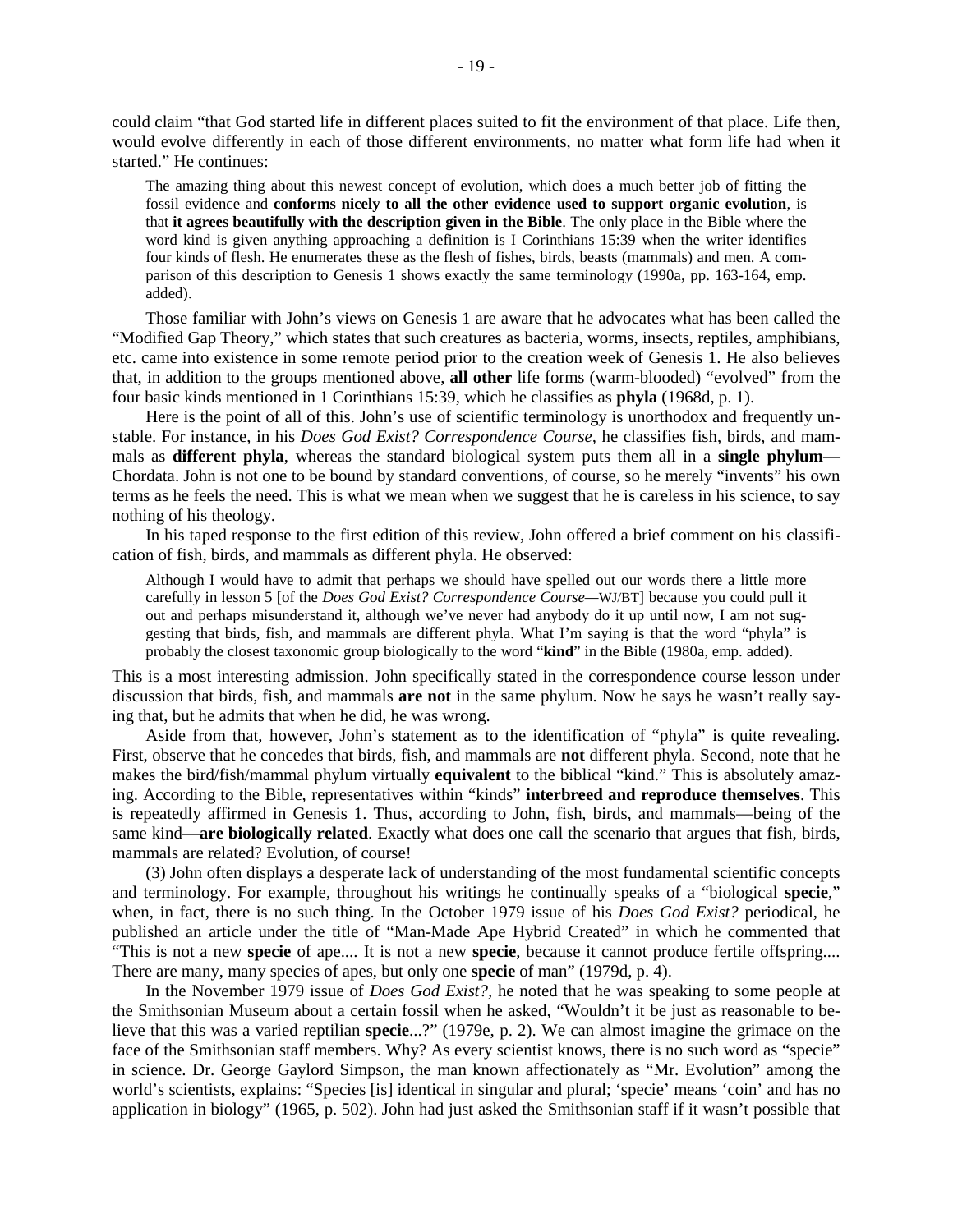could claim "that God started life in different places suited to fit the environment of that place. Life then, would evolve differently in each of those different environments, no matter what form life had when it started." He continues:

> The amazing thing about this newest concept of evolution, which does a much better job of fitting the fossil evidence and **conforms nicely to all the other evidence used to support organic evolution**, is that **it agrees beautifully with the description given in the Bible**. The only place in the Bible where the word kind is given anything approaching a definition is I Corinthians 15:39 when the writer identifies four kinds of flesh. He enumerates these as the flesh of fishes, birds, beasts (mammals) and men. A comparison of this description to Genesis 1 shows exactly the same terminology (1990a, pp. 163-164, emp. added).

Those familiar with John's views on Genesis 1 are aware that he advocates what has been called the "Modified Gap Theory," which states that such creatures as bacteria, worms, insects, reptiles, amphibians, etc. came into existence in some remote period prior to the creation week of Genesis 1. He also believes that, in addition to the groups mentioned above, **all other** life forms (warm-blooded) "evolved" from the four basic kinds mentioned in 1 Corinthians 15:39, which he classifies as **phyla** (1968d, p. 1).

Here is the point of all of this. John's use of scientific terminology is unorthodox and frequently unstable. For instance, in his *Does God Exist? Correspondence Course*, he classifies fish, birds, and mammals as **different phyla**, whereas the standard biological system puts them all in a **single phylum**—Chordata. John is not one to be bound by standard conventions, of course, so he merely "invents" his own terms as he feels the need. This is what we mean when we suggest that he is careless in his science, to say nothing of his theology.

In his taped response to the first edition of this review, John offered a brief comment on his classification of fish, birds, and mammals as different phyla. He observed:

> Although I would have to admit that perhaps we should have spelled out our words there a little more carefully in lesson 5 [of the *Does God Exist? Correspondence Course*—WJ/BT] because you could pull it out and perhaps misunderstand it, although we've never had anybody do it up until now, I am not suggesting that birds, fish, and mammals are different phyla. What I'm saying is that the word "phyla" is probably the closest taxonomic group biologically to the word "**kind**" in the Bible (1980a, emp. added).

This is a most interesting admission. John specifically stated in the correspondence course lesson under discussion that birds, fish, and mammals **are not** in the same phylum. Now he says he wasn't really saying that, but he admits that when he did, he was wrong.

Aside from that, however, John's statement as to the identification of "phyla" is quite revealing. First, observe that he concedes that birds, fish, and mammals are **not** different phyla. Second, note that he makes the bird/fish/mammal phylum virtually **equivalent** to the biblical "kind." This is absolutely amazing. According to the Bible, representatives within "kinds" **interbreed and reproduce themselves**. This is repeatedly affirmed in Genesis 1. Thus, according to John, fish, birds, and mammals—being of the same kind—**are biologically related**. Exactly what does one call the scenario that argues that fish, birds, mammals are related? Evolution, of course!

(3) John often displays a desperate lack of understanding of the most fundamental scientific concepts and terminology. For example, throughout his writings he continually speaks of a "biological **specie**," when, in fact, there is no such thing. In the October 1979 issue of his *Does God Exist?* periodical, he published an article under the title of "Man-Made Ape Hybrid Created" in which he commented that "This is not a new **specie** of ape.... It is not a new **specie**, because it cannot produce fertile offspring.... There are many, many species of apes, but only one **specie** of man" (1979d, p. 4).

In the November 1979 issue of *Does God Exist?*, he noted that he was speaking to some people at the Smithsonian Museum about a certain fossil when he asked, "Wouldn't it be just as reasonable to believe that this was a varied reptilian **specie**...?" (1979e, p. 2). We can almost imagine the grimace on the face of the Smithsonian staff members. Why? As every scientist knows, there is no such word as "specie" in science. Dr. George Gaylord Simpson, the man known affectionately as "Mr. Evolution" among the world's scientists, explains: "Species [is] identical in singular and plural; 'specie' means 'coin' and has no application in biology" (1965, p. 502). John had just asked the Smithsonian staff if it wasn't possible that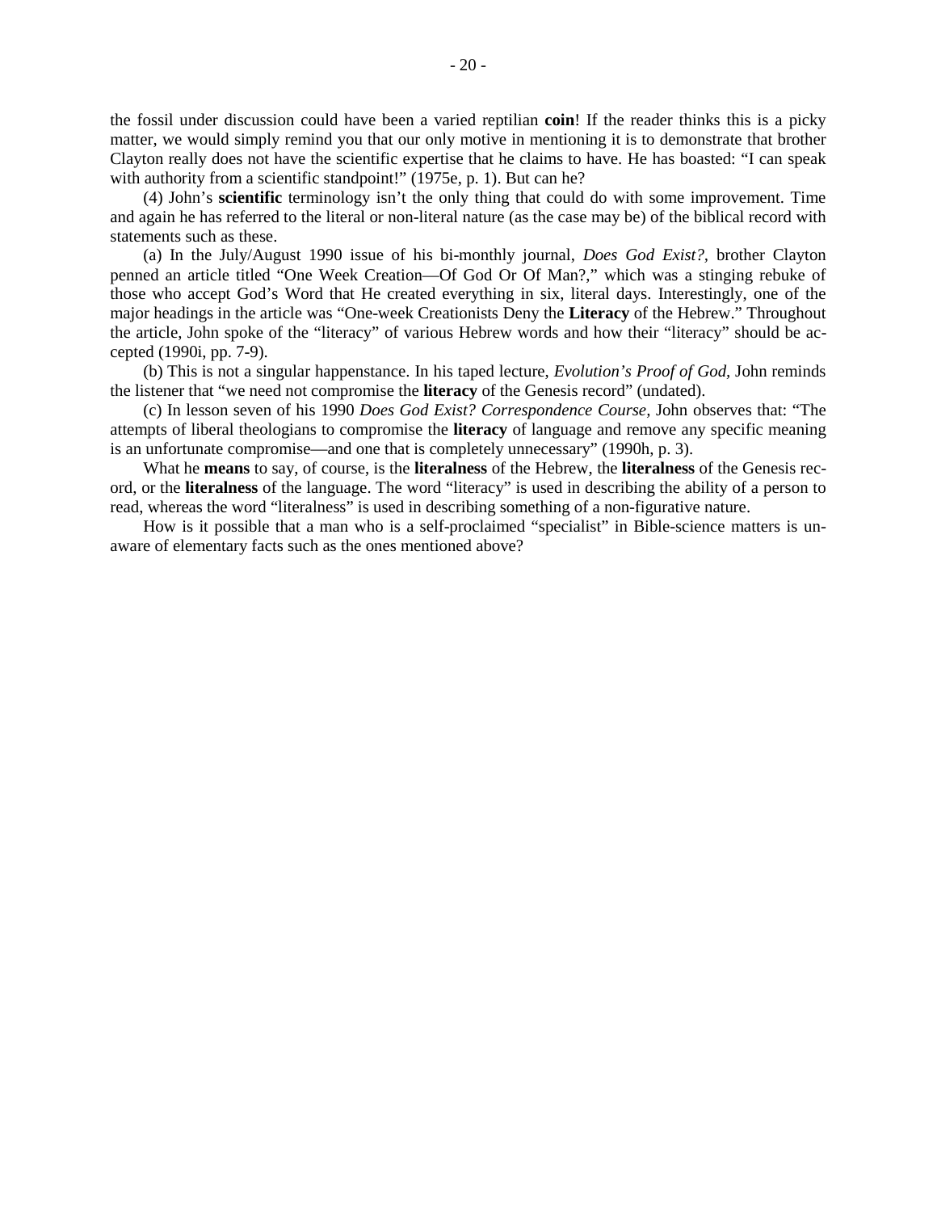the fossil under discussion could have been a varied reptilian **coin**! If the reader thinks this is a picky matter, we would simply remind you that our only motive in mentioning it is to demonstrate that brother Clayton really does not have the scientific expertise that he claims to have. He has boasted: "I can speak with authority from a scientific standpoint!" (1975e, p. 1). But can he?

(4) John's **scientific** terminology isn't the only thing that could do with some improvement. Time and again he has referred to the literal or non-literal nature (as the case may be) of the biblical record with statements such as these.

(a) In the July/August 1990 issue of his bi-monthly journal, *Does God Exist?*, brother Clayton penned an article titled "One Week Creation—Of God Or Of Man?," which was a stinging rebuke of those who accept God's Word that He created everything in six, literal days. Interestingly, one of the major headings in the article was "One-week Creationists Deny the **Literacy** of the Hebrew." Throughout the article, John spoke of the "literacy" of various Hebrew words and how their "literacy" should be accepted (1990i, pp. 7-9).

(b) This is not a singular happenstance. In his taped lecture, *Evolution's Proof of God*, John reminds the listener that "we need not compromise the **literacy** of the Genesis record" (undated).

(c) In lesson seven of his 1990 *Does God Exist? Correspondence Course*, John observes that: "The attempts of liberal theologians to compromise the **literacy** of language and remove any specific meaning is an unfortunate compromise—and one that is completely unnecessary" (1990h, p. 3).

What he **means** to say, of course, is the **literalness** of the Hebrew, the **literalness** of the Genesis record, or the **literalness** of the language. The word "literacy" is used in describing the ability of a person to read, whereas the word "literalness" is used in describing something of a non-figurative nature.

How is it possible that a man who is a self-proclaimed "specialist" in Bible-science matters is unaware of elementary facts such as the ones mentioned above?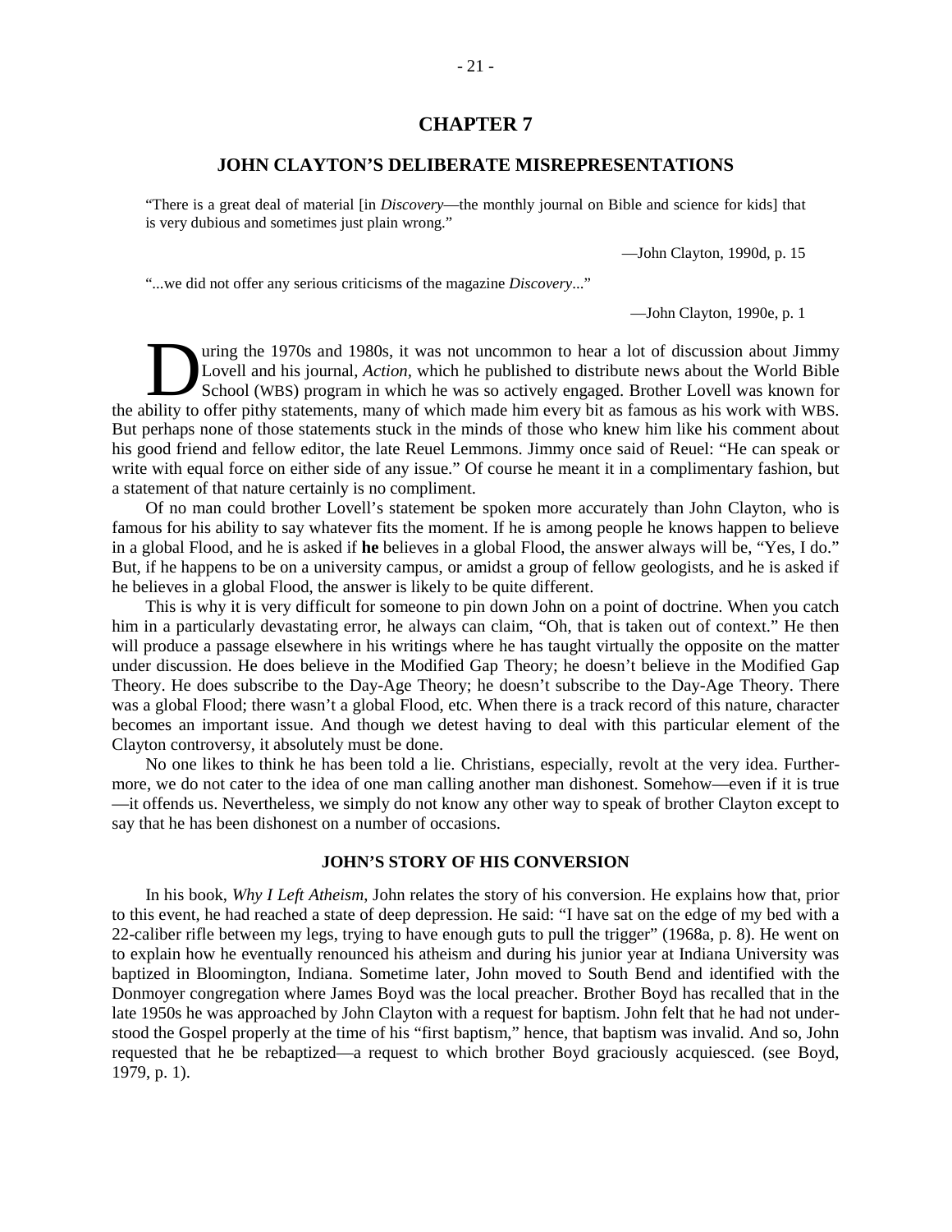# CHAPTER 7

## JOHN CLAYTON'S DELIBERATE MISREPRESENTATIONS

> "There is a great deal of material [in *Discovery*—the monthly journal on Bible and science for kids] that is very dubious and sometimes just plain wrong."
>
> —John Clayton, 1990d, p. 15

> "...we did not offer any serious criticisms of the magazine *Discovery*..."
>
> —John Clayton, 1990e, p. 1

During the 1970s and 1980s, it was not uncommon to hear a lot of discussion about Jimmy Lovell and his journal, *Action*, which he published to distribute news about the World Bible School (WBS) program in which he was so actively engaged. Brother Lovell was known for the ability to offer pithy statements, many of which made him every bit as famous as his work with WBS. But perhaps none of those statements stuck in the minds of those who knew him like his comment about his good friend and fellow editor, the late Reuel Lemmons. Jimmy once said of Reuel: "He can speak or write with equal force on either side of any issue." Of course he meant it in a complimentary fashion, but a statement of that nature certainly is no compliment.

Of no man could brother Lovell's statement be spoken more accurately than John Clayton, who is famous for his ability to say whatever fits the moment. If he is among people he knows happen to believe in a global Flood, and he is asked if **he** believes in a global Flood, the answer always will be, "Yes, I do." But, if he happens to be on a university campus, or amidst a group of fellow geologists, and he is asked if he believes in a global Flood, the answer is likely to be quite different.

This is why it is very difficult for someone to pin down John on a point of doctrine. When you catch him in a particularly devastating error, he always can claim, "Oh, that is taken out of context." He then will produce a passage elsewhere in his writings where he has taught virtually the opposite on the matter under discussion. He does believe in the Modified Gap Theory; he doesn't believe in the Modified Gap Theory. He does subscribe to the Day-Age Theory; he doesn't subscribe to the Day-Age Theory. There was a global Flood; there wasn't a global Flood, etc. When there is a track record of this nature, character becomes an important issue. And though we detest having to deal with this particular element of the Clayton controversy, it absolutely must be done.

No one likes to think he has been told a lie. Christians, especially, revolt at the very idea. Furthermore, we do not cater to the idea of one man calling another man dishonest. Somehow—even if it is true—it offends us. Nevertheless, we simply do not know any other way to speak of brother Clayton except to say that he has been dishonest on a number of occasions.

### JOHN'S STORY OF HIS CONVERSION

In his book, *Why I Left Atheism*, John relates the story of his conversion. He explains how that, prior to this event, he had reached a state of deep depression. He said: "I have sat on the edge of my bed with a 22-caliber rifle between my legs, trying to have enough guts to pull the trigger" (1968a, p. 8). He went on to explain how he eventually renounced his atheism and during his junior year at Indiana University was baptized in Bloomington, Indiana. Sometime later, John moved to South Bend and identified with the Donmoyer congregation where James Boyd was the local preacher. Brother Boyd has recalled that in the late 1950s he was approached by John Clayton with a request for baptism. John felt that he had not understood the Gospel properly at the time of his "first baptism," hence, that baptism was invalid. And so, John requested that he be rebaptized—a request to which brother Boyd graciously acquiesced. (see Boyd, 1979, p. 1).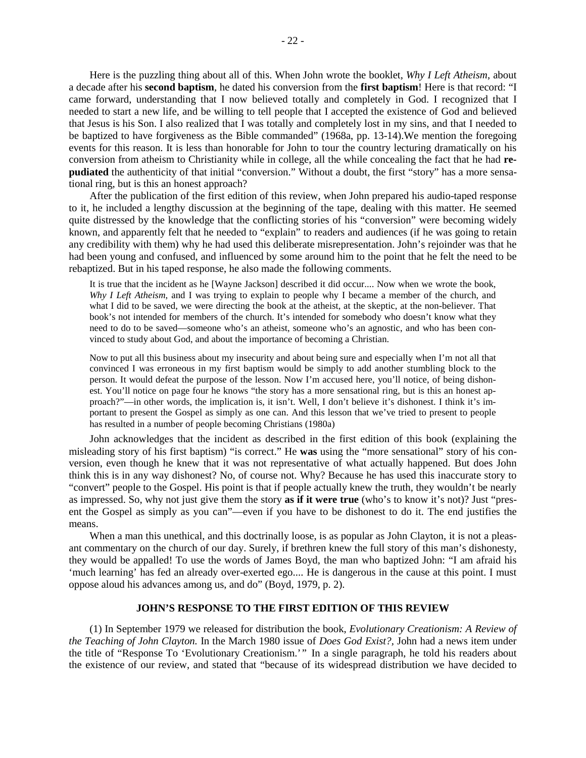Here is the puzzling thing about all of this. When John wrote the booklet, *Why I Left Atheism*, about a decade after his **second baptism**, he dated his conversion from the **first baptism**! Here is that record: "I came forward, understanding that I now believed totally and completely in God. I recognized that I needed to start a new life, and be willing to tell people that I accepted the existence of God and believed that Jesus is his Son. I also realized that I was totally and completely lost in my sins, and that I needed to be baptized to have forgiveness as the Bible commanded" (1968a, pp. 13-14).We mention the foregoing events for this reason. It is less than honorable for John to tour the country lecturing dramatically on his conversion from atheism to Christianity while in college, all the while concealing the fact that he had **repudiated** the authenticity of that initial "conversion." Without a doubt, the first "story" has a more sensational ring, but is this an honest approach?

After the publication of the first edition of this review, when John prepared his audio-taped response to it, he included a lengthy discussion at the beginning of the tape, dealing with this matter. He seemed quite distressed by the knowledge that the conflicting stories of his "conversion" were becoming widely known, and apparently felt that he needed to "explain" to readers and audiences (if he was going to retain any credibility with them) why he had used this deliberate misrepresentation. John's rejoinder was that he had been young and confused, and influenced by some around him to the point that he felt the need to be rebaptized. But in his taped response, he also made the following comments.

> It is true that the incident as he [Wayne Jackson] described it did occur.... Now when we wrote the book, *Why I Left Atheism*, and I was trying to explain to people why I became a member of the church, and what I did to be saved, we were directing the book at the atheist, at the skeptic, at the non-believer. That book's not intended for members of the church. It's intended for somebody who doesn't know what they need to do to be saved—someone who's an atheist, someone who's an agnostic, and who has been convinced to study about God, and about the importance of becoming a Christian.
>
> Now to put all this business about my insecurity and about being sure and especially when I'm not all that convinced I was erroneous in my first baptism would be simply to add another stumbling block to the person. It would defeat the purpose of the lesson. Now I'm accused here, you'll notice, of being dishonest. You'll notice on page four he knows "the story has a more sensational ring, but is this an honest approach?"—in other words, the implication is, it isn't. Well, I don't believe it's dishonest. I think it's important to present the Gospel as simply as one can. And this lesson that we've tried to present to people has resulted in a number of people becoming Christians (1980a)

John acknowledges that the incident as described in the first edition of this book (explaining the misleading story of his first baptism) "is correct." He **was** using the "more sensational" story of his conversion, even though he knew that it was not representative of what actually happened. But does John think this is in any way dishonest? No, of course not. Why? Because he has used this inaccurate story to "convert" people to the Gospel. His point is that if people actually knew the truth, they wouldn't be nearly as impressed. So, why not just give them the story **as if it were true** (who's to know it's not)? Just "present the Gospel as simply as you can"—even if you have to be dishonest to do it. The end justifies the means.

When a man this unethical, and this doctrinally loose, is as popular as John Clayton, it is not a pleasant commentary on the church of our day. Surely, if brethren knew the full story of this man's dishonesty, they would be appalled! To use the words of James Boyd, the man who baptized John: "I am afraid his 'much learning' has fed an already over-exerted ego.... He is dangerous in the cause at this point. I must oppose aloud his advances among us, and do" (Boyd, 1979, p. 2).

## JOHN'S RESPONSE TO THE FIRST EDITION OF THIS REVIEW

(1) In September 1979 we released for distribution the book, *Evolutionary Creationism: A Review of the Teaching of John Clayton.* In the March 1980 issue of *Does God Exist?*, John had a news item under the title of "Response To 'Evolutionary Creationism.'" In a single paragraph, he told his readers about the existence of our review, and stated that "because of its widespread distribution we have decided to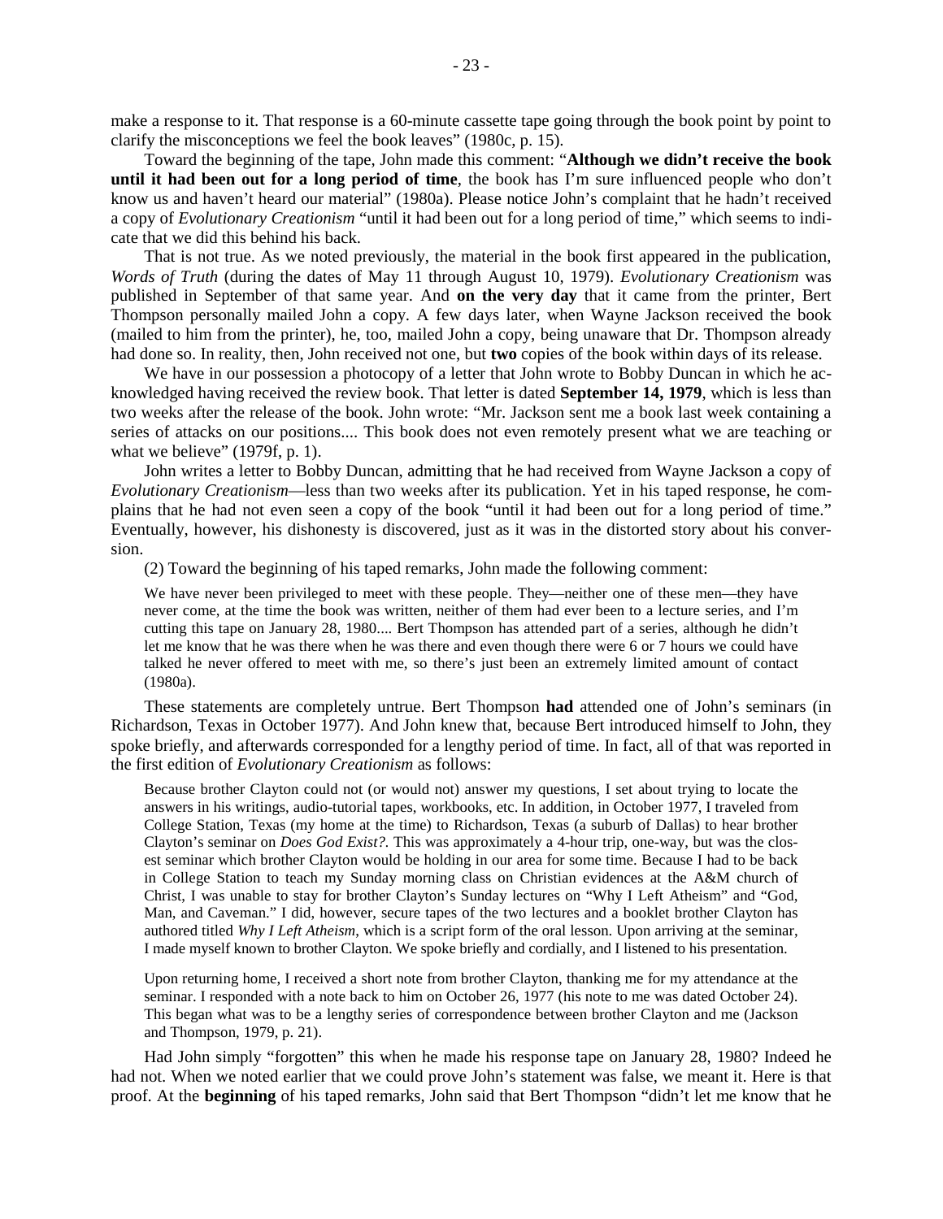make a response to it. That response is a 60-minute cassette tape going through the book point by point to clarify the misconceptions we feel the book leaves" (1980c, p. 15).

Toward the beginning of the tape, John made this comment: "**Although we didn't receive the book until it had been out for a long period of time**, the book has I'm sure influenced people who don't know us and haven't heard our material" (1980a). Please notice John's complaint that he hadn't received a copy of *Evolutionary Creationism* "until it had been out for a long period of time," which seems to indicate that we did this behind his back.

That is not true. As we noted previously, the material in the book first appeared in the publication, *Words of Truth* (during the dates of May 11 through August 10, 1979). *Evolutionary Creationism* was published in September of that same year. And **on the very day** that it came from the printer, Bert Thompson personally mailed John a copy. A few days later, when Wayne Jackson received the book (mailed to him from the printer), he, too, mailed John a copy, being unaware that Dr. Thompson already had done so. In reality, then, John received not one, but **two** copies of the book within days of its release.

We have in our possession a photocopy of a letter that John wrote to Bobby Duncan in which he acknowledged having received the review book. That letter is dated **September 14, 1979**, which is less than two weeks after the release of the book. John wrote: "Mr. Jackson sent me a book last week containing a series of attacks on our positions.... This book does not even remotely present what we are teaching or what we believe" (1979f, p. 1).

John writes a letter to Bobby Duncan, admitting that he had received from Wayne Jackson a copy of *Evolutionary Creationism*—less than two weeks after its publication. Yet in his taped response, he complains that he had not even seen a copy of the book "until it had been out for a long period of time." Eventually, however, his dishonesty is discovered, just as it was in the distorted story about his conversion.

(2) Toward the beginning of his taped remarks, John made the following comment:

> We have never been privileged to meet with these people. They—neither one of these men—they have never come, at the time the book was written, neither of them had ever been to a lecture series, and I'm cutting this tape on January 28, 1980.... Bert Thompson has attended part of a series, although he didn't let me know that he was there when he was there and even though there were 6 or 7 hours we could have talked he never offered to meet with me, so there's just been an extremely limited amount of contact (1980a).

These statements are completely untrue. Bert Thompson **had** attended one of John's seminars (in Richardson, Texas in October 1977). And John knew that, because Bert introduced himself to John, they spoke briefly, and afterwards corresponded for a lengthy period of time. In fact, all of that was reported in the first edition of *Evolutionary Creationism* as follows:

> Because brother Clayton could not (or would not) answer my questions, I set about trying to locate the answers in his writings, audio-tutorial tapes, workbooks, etc. In addition, in October 1977, I traveled from College Station, Texas (my home at the time) to Richardson, Texas (a suburb of Dallas) to hear brother Clayton's seminar on *Does God Exist?.* This was approximately a 4-hour trip, one-way, but was the closest seminar which brother Clayton would be holding in our area for some time. Because I had to be back in College Station to teach my Sunday morning class on Christian evidences at the A&M church of Christ, I was unable to stay for brother Clayton's Sunday lectures on "Why I Left Atheism" and "God, Man, and Caveman." I did, however, secure tapes of the two lectures and a booklet brother Clayton has authored titled *Why I Left Atheism*, which is a script form of the oral lesson. Upon arriving at the seminar, I made myself known to brother Clayton. We spoke briefly and cordially, and I listened to his presentation.
>
> Upon returning home, I received a short note from brother Clayton, thanking me for my attendance at the seminar. I responded with a note back to him on October 26, 1977 (his note to me was dated October 24). This began what was to be a lengthy series of correspondence between brother Clayton and me (Jackson and Thompson, 1979, p. 21).

Had John simply "forgotten" this when he made his response tape on January 28, 1980? Indeed he had not. When we noted earlier that we could prove John's statement was false, we meant it. Here is that proof. At the **beginning** of his taped remarks, John said that Bert Thompson "didn't let me know that he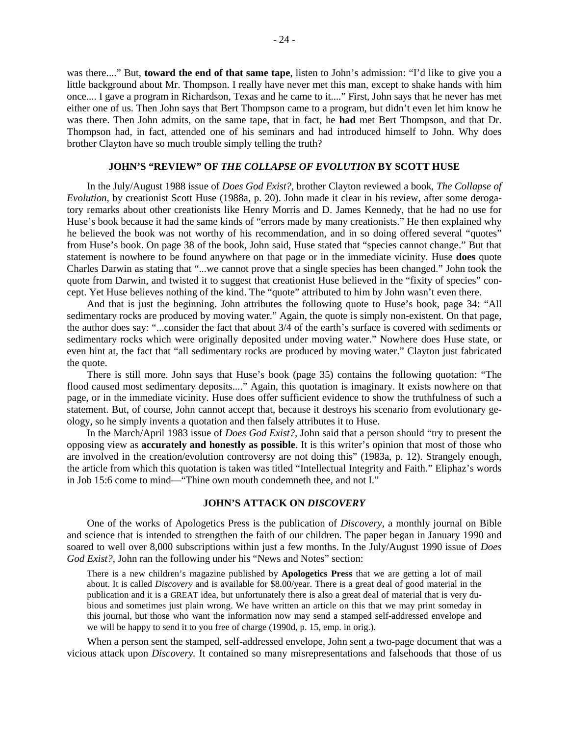was there...." But, **toward the end of that same tape**, listen to John's admission: "I'd like to give you a little background about Mr. Thompson. I really have never met this man, except to shake hands with him once.... I gave a program in Richardson, Texas and he came to it...." First, John says that he never has met either one of us. Then John says that Bert Thompson came to a program, but didn't even let him know he was there. Then John admits, on the same tape, that in fact, he **had** met Bert Thompson, and that Dr. Thompson had, in fact, attended one of his seminars and had introduced himself to John. Why does brother Clayton have so much trouble simply telling the truth?

### JOHN'S "REVIEW" OF *THE COLLAPSE OF EVOLUTION* BY SCOTT HUSE

In the July/August 1988 issue of *Does God Exist?*, brother Clayton reviewed a book, *The Collapse of Evolution,* by creationist Scott Huse (1988a, p. 20). John made it clear in his review, after some derogatory remarks about other creationists like Henry Morris and D. James Kennedy, that he had no use for Huse's book because it had the same kinds of "errors made by many creationists." He then explained why he believed the book was not worthy of his recommendation, and in so doing offered several "quotes" from Huse's book. On page 38 of the book, John said, Huse stated that "species cannot change." But that statement is nowhere to be found anywhere on that page or in the immediate vicinity. Huse **does** quote Charles Darwin as stating that "...we cannot prove that a single species has been changed." John took the quote from Darwin, and twisted it to suggest that creationist Huse believed in the "fixity of species" concept. Yet Huse believes nothing of the kind. The "quote" attributed to him by John wasn't even there.

And that is just the beginning. John attributes the following quote to Huse's book, page 34: "All sedimentary rocks are produced by moving water." Again, the quote is simply non-existent. On that page, the author does say: "...consider the fact that about 3/4 of the earth's surface is covered with sediments or sedimentary rocks which were originally deposited under moving water." Nowhere does Huse state, or even hint at, the fact that "all sedimentary rocks are produced by moving water." Clayton just fabricated the quote.

There is still more. John says that Huse's book (page 35) contains the following quotation: "The flood caused most sedimentary deposits...." Again, this quotation is imaginary. It exists nowhere on that page, or in the immediate vicinity. Huse does offer sufficient evidence to show the truthfulness of such a statement. But, of course, John cannot accept that, because it destroys his scenario from evolutionary geology, so he simply invents a quotation and then falsely attributes it to Huse.

In the March/April 1983 issue of *Does God Exist?*, John said that a person should "try to present the opposing view as **accurately and honestly as possible**. It is this writer's opinion that most of those who are involved in the creation/evolution controversy are not doing this" (1983a, p. 12). Strangely enough, the article from which this quotation is taken was titled "Intellectual Integrity and Faith." Eliphaz's words in Job 15:6 come to mind—"Thine own mouth condemneth thee, and not I."

### JOHN'S ATTACK ON *DISCOVERY*

One of the works of Apologetics Press is the publication of *Discovery*, a monthly journal on Bible and science that is intended to strengthen the faith of our children. The paper began in January 1990 and soared to well over 8,000 subscriptions within just a few months. In the July/August 1990 issue of *Does God Exist?*, John ran the following under his "News and Notes" section:

> There is a new children's magazine published by **Apologetics Press** that we are getting a lot of mail about. It is called *Discovery* and is available for $8.00/year. There is a great deal of good material in the publication and it is a GREAT idea, but unfortunately there is also a great deal of material that is very dubious and sometimes just plain wrong. We have written an article on this that we may print someday in this journal, but those who want the information now may send a stamped self-addressed envelope and we will be happy to send it to you free of charge (1990d, p. 15, emp. in orig.).

When a person sent the stamped, self-addressed envelope, John sent a two-page document that was a vicious attack upon *Discovery.* It contained so many misrepresentations and falsehoods that those of us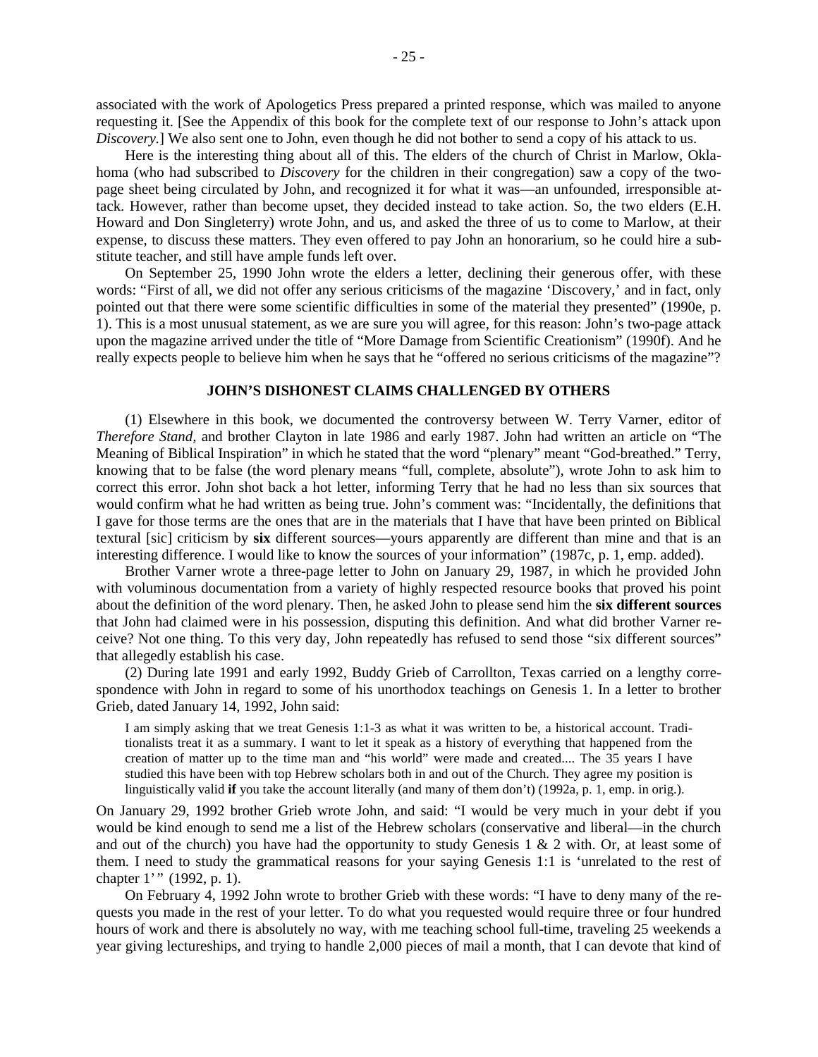associated with the work of Apologetics Press prepared a printed response, which was mailed to anyone requesting it. [See the Appendix of this book for the complete text of our response to John's attack upon *Discovery.*] We also sent one to John, even though he did not bother to send a copy of his attack to us.

Here is the interesting thing about all of this. The elders of the church of Christ in Marlow, Oklahoma (who had subscribed to *Discovery* for the children in their congregation) saw a copy of the two-page sheet being circulated by John, and recognized it for what it was—an unfounded, irresponsible attack. However, rather than become upset, they decided instead to take action. So, the two elders (E.H. Howard and Don Singleterry) wrote John, and us, and asked the three of us to come to Marlow, at their expense, to discuss these matters. They even offered to pay John an honorarium, so he could hire a substitute teacher, and still have ample funds left over.

On September 25, 1990 John wrote the elders a letter, declining their generous offer, with these words: "First of all, we did not offer any serious criticisms of the magazine 'Discovery,' and in fact, only pointed out that there were some scientific difficulties in some of the material they presented" (1990e, p. 1). This is a most unusual statement, as we are sure you will agree, for this reason: John's two-page attack upon the magazine arrived under the title of "More Damage from Scientific Creationism" (1990f). And he really expects people to believe him when he says that he "offered no serious criticisms of the magazine"?

## JOHN'S DISHONEST CLAIMS CHALLENGED BY OTHERS

(1) Elsewhere in this book, we documented the controversy between W. Terry Varner, editor of *Therefore Stand,* and brother Clayton in late 1986 and early 1987. John had written an article on "The Meaning of Biblical Inspiration" in which he stated that the word "plenary" meant "God-breathed." Terry, knowing that to be false (the word plenary means "full, complete, absolute"), wrote John to ask him to correct this error. John shot back a hot letter, informing Terry that he had no less than six sources that would confirm what he had written as being true. John's comment was: "Incidentally, the definitions that I gave for those terms are the ones that are in the materials that I have that have been printed on Biblical textural [sic] criticism by **six** different sources—yours apparently are different than mine and that is an interesting difference. I would like to know the sources of your information" (1987c, p. 1, emp. added).

Brother Varner wrote a three-page letter to John on January 29, 1987, in which he provided John with voluminous documentation from a variety of highly respected resource books that proved his point about the definition of the word plenary. Then, he asked John to please send him the **six different sources** that John had claimed were in his possession, disputing this definition. And what did brother Varner receive? Not one thing. To this very day, John repeatedly has refused to send those "six different sources" that allegedly establish his case.

(2) During late 1991 and early 1992, Buddy Grieb of Carrollton, Texas carried on a lengthy correspondence with John in regard to some of his unorthodox teachings on Genesis 1. In a letter to brother Grieb, dated January 14, 1992, John said:

> I am simply asking that we treat Genesis 1:1-3 as what it was written to be, a historical account. Traditionalists treat it as a summary. I want to let it speak as a history of everything that happened from the creation of matter up to the time man and "his world" were made and created.... The 35 years I have studied this have been with top Hebrew scholars both in and out of the Church. They agree my position is linguistically valid **if** you take the account literally (and many of them don't) (1992a, p. 1, emp. in orig.).

On January 29, 1992 brother Grieb wrote John, and said: "I would be very much in your debt if you would be kind enough to send me a list of the Hebrew scholars (conservative and liberal—in the church and out of the church) you have had the opportunity to study Genesis 1 & 2 with. Or, at least some of them. I need to study the grammatical reasons for your saying Genesis 1:1 is 'unrelated to the rest of chapter 1' " (1992, p. 1).

On February 4, 1992 John wrote to brother Grieb with these words: "I have to deny many of the requests you made in the rest of your letter. To do what you requested would require three or four hundred hours of work and there is absolutely no way, with me teaching school full-time, traveling 25 weekends a year giving lectureships, and trying to handle 2,000 pieces of mail a month, that I can devote that kind of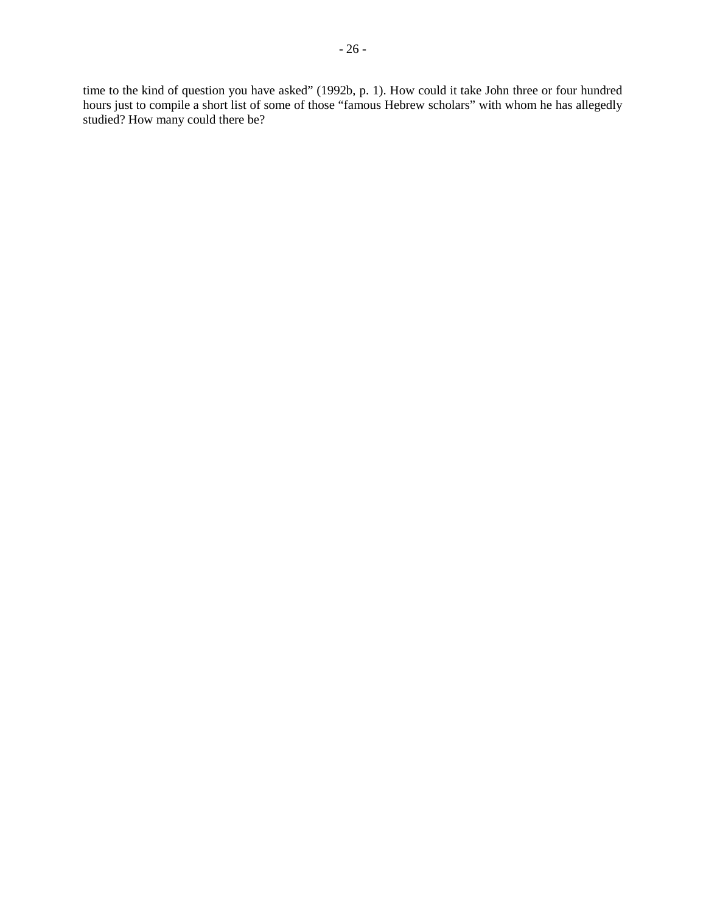time to the kind of question you have asked" (1992b, p. 1). How could it take John three or four hundred hours just to compile a short list of some of those "famous Hebrew scholars" with whom he has allegedly studied? How many could there be?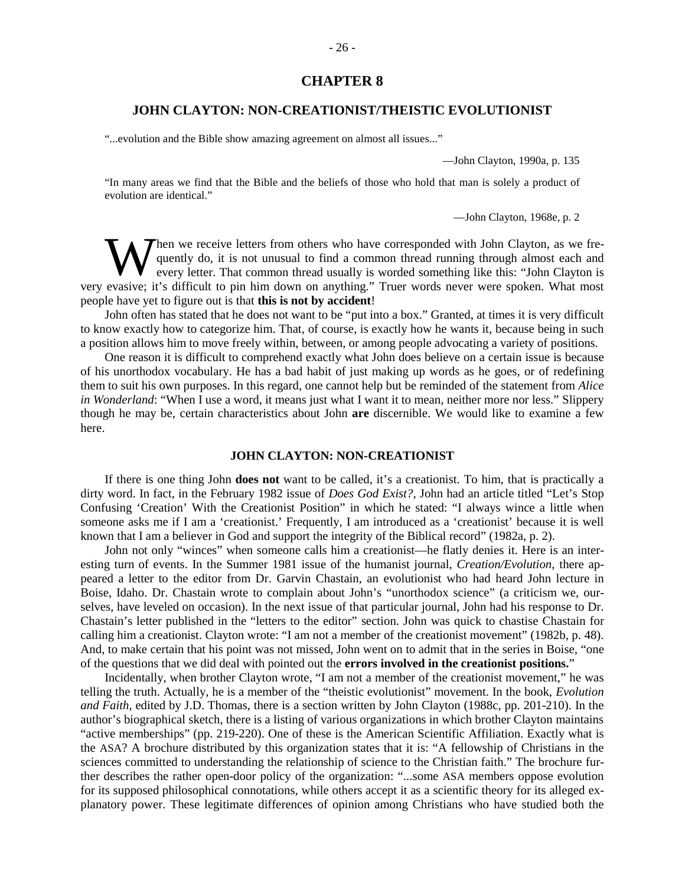# CHAPTER 8

## JOHN CLAYTON: NON-CREATIONIST/THEISTIC EVOLUTIONIST

"...evolution and the Bible show amazing agreement on almost all issues..."

—John Clayton, 1990a, p. 135

"In many areas we find that the Bible and the beliefs of those who hold that man is solely a product of evolution are identical."

—John Clayton, 1968e, p. 2

When we receive letters from others who have corresponded with John Clayton, as we frequently do, it is not unusual to find a common thread running through almost each and every letter. That common thread usually is worded something like this: "John Clayton is very evasive; it's difficult to pin him down on anything." Truer words never were spoken. What most people have yet to figure out is that **this is not by accident**!

John often has stated that he does not want to be "put into a box." Granted, at times it is very difficult to know exactly how to categorize him. That, of course, is exactly how he wants it, because being in such a position allows him to move freely within, between, or among people advocating a variety of positions.

One reason it is difficult to comprehend exactly what John does believe on a certain issue is because of his unorthodox vocabulary. He has a bad habit of just making up words as he goes, or of redefining them to suit his own purposes. In this regard, one cannot help but be reminded of the statement from *Alice in Wonderland*: "When I use a word, it means just what I want it to mean, neither more nor less." Slippery though he may be, certain characteristics about John **are** discernible. We would like to examine a few here.

### JOHN CLAYTON: NON-CREATIONIST

If there is one thing John **does not** want to be called, it's a creationist. To him, that is practically a dirty word. In fact, in the February 1982 issue of *Does God Exist?*, John had an article titled "Let's Stop Confusing 'Creation' With the Creationist Position" in which he stated: "I always wince a little when someone asks me if I am a 'creationist.' Frequently, I am introduced as a 'creationist' because it is well known that I am a believer in God and support the integrity of the Biblical record" (1982a, p. 2).

John not only "winces" when someone calls him a creationist—he flatly denies it. Here is an interesting turn of events. In the Summer 1981 issue of the humanist journal, *Creation/Evolution*, there appeared a letter to the editor from Dr. Garvin Chastain, an evolutionist who had heard John lecture in Boise, Idaho. Dr. Chastain wrote to complain about John's "unorthodox science" (a criticism we, ourselves, have leveled on occasion). In the next issue of that particular journal, John had his response to Dr. Chastain's letter published in the "letters to the editor" section. John was quick to chastise Chastain for calling him a creationist. Clayton wrote: "I am not a member of the creationist movement" (1982b, p. 48). And, to make certain that his point was not missed, John went on to admit that in the series in Boise, "one of the questions that we did deal with pointed out the **errors involved in the creationist positions.**"

Incidentally, when brother Clayton wrote, "I am not a member of the creationist movement," he was telling the truth. Actually, he is a member of the "theistic evolutionist" movement. In the book, *Evolution and Faith*, edited by J.D. Thomas, there is a section written by John Clayton (1988c, pp. 201-210). In the author's biographical sketch, there is a listing of various organizations in which brother Clayton maintains "active memberships" (pp. 219-220). One of these is the American Scientific Affiliation. Exactly what is the ASA? A brochure distributed by this organization states that it is: "A fellowship of Christians in the sciences committed to understanding the relationship of science to the Christian faith." The brochure further describes the rather open-door policy of the organization: "...some ASA members oppose evolution for its supposed philosophical connotations, while others accept it as a scientific theory for its alleged explanatory power. These legitimate differences of opinion among Christians who have studied both the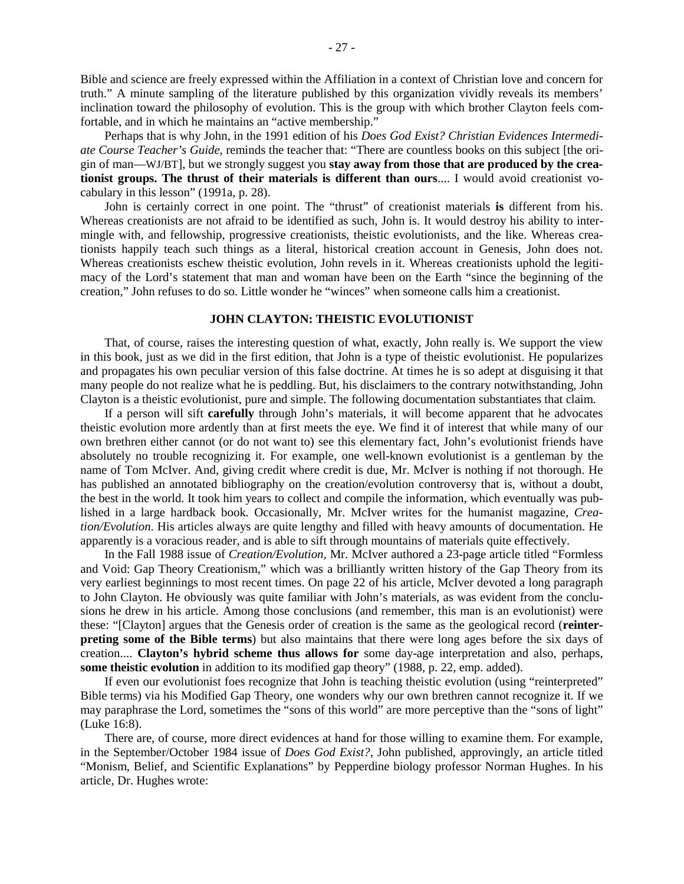Bible and science are freely expressed within the Affiliation in a context of Christian love and concern for truth." A minute sampling of the literature published by this organization vividly reveals its members' inclination toward the philosophy of evolution. This is the group with which brother Clayton feels comfortable, and in which he maintains an "active membership."

Perhaps that is why John, in the 1991 edition of his *Does God Exist? Christian Evidences Intermediate Course Teacher's Guide*, reminds the teacher that: "There are countless books on this subject [the origin of man—WJ/BT], but we strongly suggest you **stay away from those that are produced by the creationist groups. The thrust of their materials is different than ours**.... I would avoid creationist vocabulary in this lesson" (1991a, p. 28).

John is certainly correct in one point. The "thrust" of creationist materials **is** different from his. Whereas creationists are not afraid to be identified as such, John is. It would destroy his ability to intermingle with, and fellowship, progressive creationists, theistic evolutionists, and the like. Whereas creationists happily teach such things as a literal, historical creation account in Genesis, John does not. Whereas creationists eschew theistic evolution, John revels in it. Whereas creationists uphold the legitimacy of the Lord's statement that man and woman have been on the Earth "since the beginning of the creation," John refuses to do so. Little wonder he "winces" when someone calls him a creationist.

## JOHN CLAYTON: THEISTIC EVOLUTIONIST

That, of course, raises the interesting question of what, exactly, John really is. We support the view in this book, just as we did in the first edition, that John is a type of theistic evolutionist. He popularizes and propagates his own peculiar version of this false doctrine. At times he is so adept at disguising it that many people do not realize what he is peddling. But, his disclaimers to the contrary notwithstanding, John Clayton is a theistic evolutionist, pure and simple. The following documentation substantiates that claim.

If a person will sift **carefully** through John's materials, it will become apparent that he advocates theistic evolution more ardently than at first meets the eye. We find it of interest that while many of our own brethren either cannot (or do not want to) see this elementary fact, John's evolutionist friends have absolutely no trouble recognizing it. For example, one well-known evolutionist is a gentleman by the name of Tom McIver. And, giving credit where credit is due, Mr. McIver is nothing if not thorough. He has published an annotated bibliography on the creation/evolution controversy that is, without a doubt, the best in the world. It took him years to collect and compile the information, which eventually was published in a large hardback book. Occasionally, Mr. McIver writes for the humanist magazine, *Creation/Evolution*. His articles always are quite lengthy and filled with heavy amounts of documentation. He apparently is a voracious reader, and is able to sift through mountains of materials quite effectively.

In the Fall 1988 issue of *Creation/Evolution*, Mr. McIver authored a 23-page article titled "Formless and Void: Gap Theory Creationism," which was a brilliantly written history of the Gap Theory from its very earliest beginnings to most recent times. On page 22 of his article, McIver devoted a long paragraph to John Clayton. He obviously was quite familiar with John's materials, as was evident from the conclusions he drew in his article. Among those conclusions (and remember, this man is an evolutionist) were these: "[Clayton] argues that the Genesis order of creation is the same as the geological record (**reinterpreting some of the Bible terms**) but also maintains that there were long ages before the six days of creation.... **Clayton's hybrid scheme thus allows for** some day-age interpretation and also, perhaps, **some theistic evolution** in addition to its modified gap theory" (1988, p. 22, emp. added).

If even our evolutionist foes recognize that John is teaching theistic evolution (using "reinterpreted" Bible terms) via his Modified Gap Theory, one wonders why our own brethren cannot recognize it. If we may paraphrase the Lord, sometimes the "sons of this world" are more perceptive than the "sons of light" (Luke 16:8).

There are, of course, more direct evidences at hand for those willing to examine them. For example, in the September/October 1984 issue of *Does God Exist?*, John published, approvingly, an article titled "Monism, Belief, and Scientific Explanations" by Pepperdine biology professor Norman Hughes. In his article, Dr. Hughes wrote: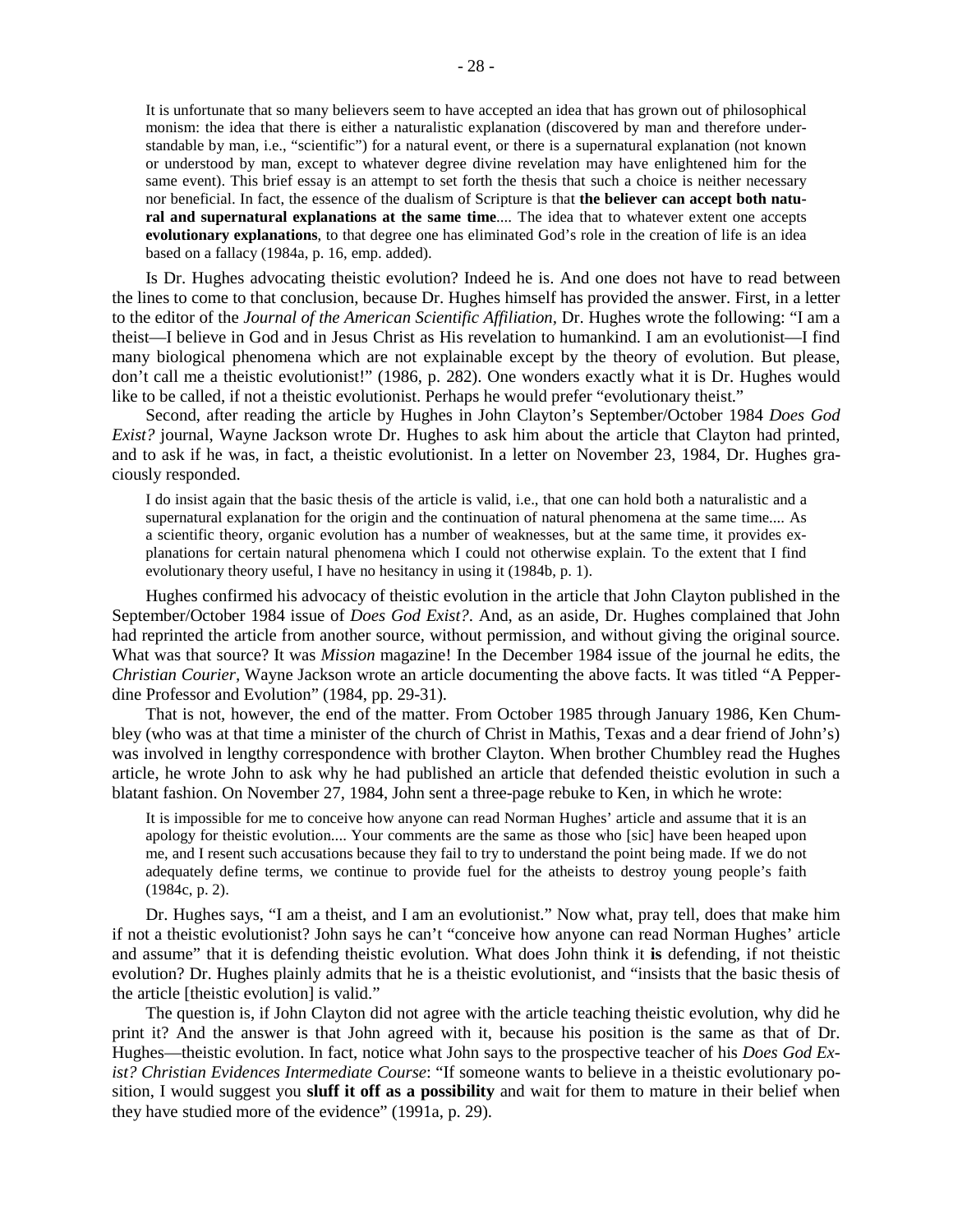> It is unfortunate that so many believers seem to have accepted an idea that has grown out of philosophical monism: the idea that there is either a naturalistic explanation (discovered by man and therefore understandable by man, i.e., "scientific") for a natural event, or there is a supernatural explanation (not known or understood by man, except to whatever degree divine revelation may have enlightened him for the same event). This brief essay is an attempt to set forth the thesis that such a choice is neither necessary nor beneficial. In fact, the essence of the dualism of Scripture is that **the believer can accept both natural and supernatural explanations at the same time**.... The idea that to whatever extent one accepts **evolutionary explanations**, to that degree one has eliminated God's role in the creation of life is an idea based on a fallacy (1984a, p. 16, emp. added).

Is Dr. Hughes advocating theistic evolution? Indeed he is. And one does not have to read between the lines to come to that conclusion, because Dr. Hughes himself has provided the answer. First, in a letter to the editor of the *Journal of the American Scientific Affiliation*, Dr. Hughes wrote the following: "I am a theist—I believe in God and in Jesus Christ as His revelation to humankind. I am an evolutionist—I find many biological phenomena which are not explainable except by the theory of evolution. But please, don't call me a theistic evolutionist!" (1986, p. 282). One wonders exactly what it is Dr. Hughes would like to be called, if not a theistic evolutionist. Perhaps he would prefer "evolutionary theist."

Second, after reading the article by Hughes in John Clayton's September/October 1984 *Does God Exist?* journal, Wayne Jackson wrote Dr. Hughes to ask him about the article that Clayton had printed, and to ask if he was, in fact, a theistic evolutionist. In a letter on November 23, 1984, Dr. Hughes graciously responded.

> I do insist again that the basic thesis of the article is valid, i.e., that one can hold both a naturalistic and a supernatural explanation for the origin and the continuation of natural phenomena at the same time.... As a scientific theory, organic evolution has a number of weaknesses, but at the same time, it provides explanations for certain natural phenomena which I could not otherwise explain. To the extent that I find evolutionary theory useful, I have no hesitancy in using it (1984b, p. 1).

Hughes confirmed his advocacy of theistic evolution in the article that John Clayton published in the September/October 1984 issue of *Does God Exist?*. And, as an aside, Dr. Hughes complained that John had reprinted the article from another source, without permission, and without giving the original source. What was that source? It was *Mission* magazine! In the December 1984 issue of the journal he edits, the *Christian Courier*, Wayne Jackson wrote an article documenting the above facts. It was titled "A Pepperdine Professor and Evolution" (1984, pp. 29-31).

That is not, however, the end of the matter. From October 1985 through January 1986, Ken Chumbley (who was at that time a minister of the church of Christ in Mathis, Texas and a dear friend of John's) was involved in lengthy correspondence with brother Clayton. When brother Chumbley read the Hughes article, he wrote John to ask why he had published an article that defended theistic evolution in such a blatant fashion. On November 27, 1984, John sent a three-page rebuke to Ken, in which he wrote:

> It is impossible for me to conceive how anyone can read Norman Hughes' article and assume that it is an apology for theistic evolution.... Your comments are the same as those who [sic] have been heaped upon me, and I resent such accusations because they fail to try to understand the point being made. If we do not adequately define terms, we continue to provide fuel for the atheists to destroy young people's faith (1984c, p. 2).

Dr. Hughes says, "I am a theist, and I am an evolutionist." Now what, pray tell, does that make him if not a theistic evolutionist? John says he can't "conceive how anyone can read Norman Hughes' article and assume" that it is defending theistic evolution. What does John think it **is** defending, if not theistic evolution? Dr. Hughes plainly admits that he is a theistic evolutionist, and "insists that the basic thesis of the article [theistic evolution] is valid."

The question is, if John Clayton did not agree with the article teaching theistic evolution, why did he print it? And the answer is that John agreed with it, because his position is the same as that of Dr. Hughes—theistic evolution. In fact, notice what John says to the prospective teacher of his *Does God Exist? Christian Evidences Intermediate Course*: "If someone wants to believe in a theistic evolutionary position, I would suggest you **sluff it off as a possibility** and wait for them to mature in their belief when they have studied more of the evidence" (1991a, p. 29).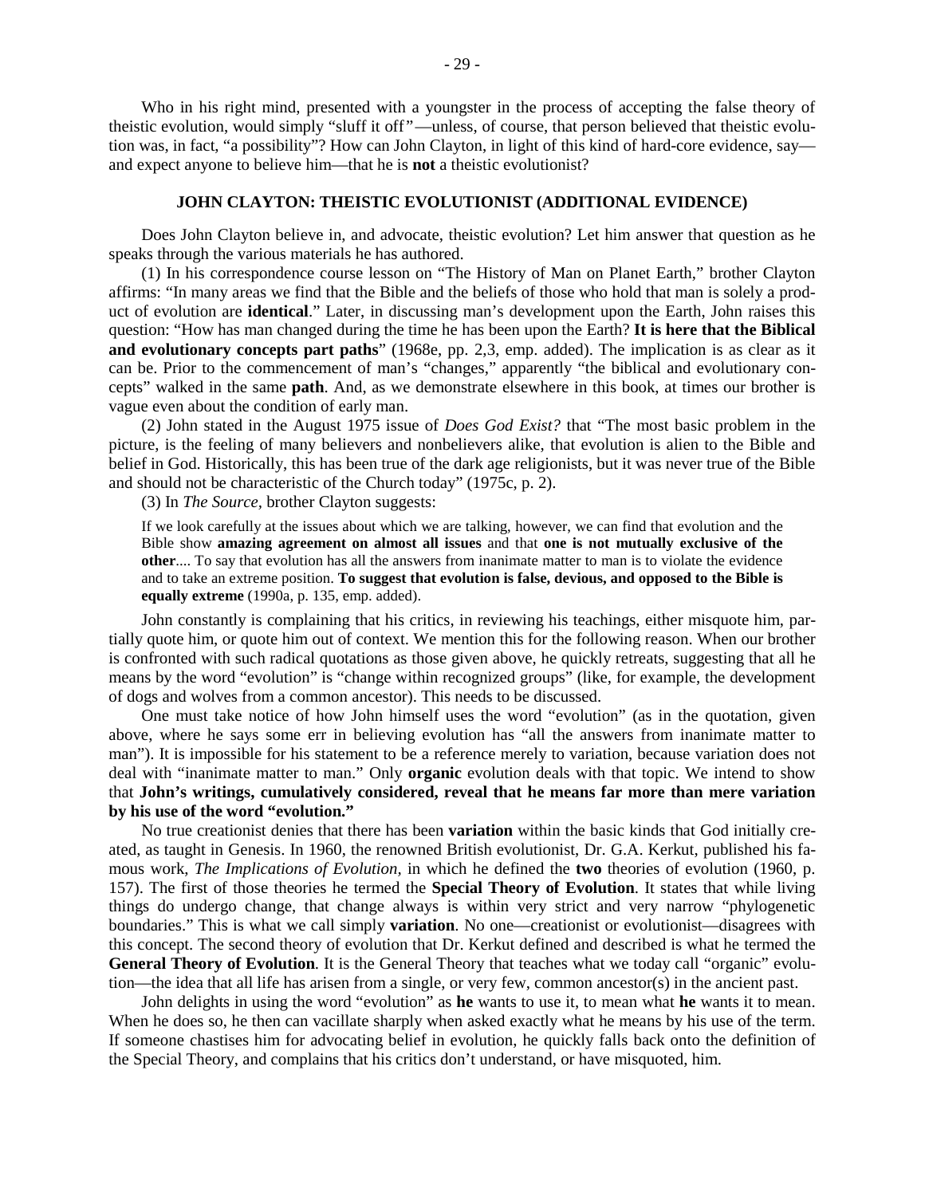Who in his right mind, presented with a youngster in the process of accepting the false theory of theistic evolution, would simply "sluff it off"—unless, of course, that person believed that theistic evolution was, in fact, "a possibility"? How can John Clayton, in light of this kind of hard-core evidence, say—and expect anyone to believe him—that he is **not** a theistic evolutionist?

### JOHN CLAYTON: THEISTIC EVOLUTIONIST (ADDITIONAL EVIDENCE)

Does John Clayton believe in, and advocate, theistic evolution? Let him answer that question as he speaks through the various materials he has authored.

(1) In his correspondence course lesson on "The History of Man on Planet Earth," brother Clayton affirms: "In many areas we find that the Bible and the beliefs of those who hold that man is solely a product of evolution are **identical**." Later, in discussing man's development upon the Earth, John raises this question: "How has man changed during the time he has been upon the Earth? **It is here that the Biblical and evolutionary concepts part paths**" (1968e, pp. 2,3, emp. added). The implication is as clear as it can be. Prior to the commencement of man's "changes," apparently "the biblical and evolutionary concepts" walked in the same **path**. And, as we demonstrate elsewhere in this book, at times our brother is vague even about the condition of early man.

(2) John stated in the August 1975 issue of *Does God Exist?* that "The most basic problem in the picture, is the feeling of many believers and nonbelievers alike, that evolution is alien to the Bible and belief in God. Historically, this has been true of the dark age religionists, but it was never true of the Bible and should not be characteristic of the Church today" (1975c, p. 2).

(3) In *The Source*, brother Clayton suggests:

> If we look carefully at the issues about which we are talking, however, we can find that evolution and the Bible show **amazing agreement on almost all issues** and that **one is not mutually exclusive of the other**.... To say that evolution has all the answers from inanimate matter to man is to violate the evidence and to take an extreme position. **To suggest that evolution is false, devious, and opposed to the Bible is equally extreme** (1990a, p. 135, emp. added).

John constantly is complaining that his critics, in reviewing his teachings, either misquote him, partially quote him, or quote him out of context. We mention this for the following reason. When our brother is confronted with such radical quotations as those given above, he quickly retreats, suggesting that all he means by the word "evolution" is "change within recognized groups" (like, for example, the development of dogs and wolves from a common ancestor). This needs to be discussed.

One must take notice of how John himself uses the word "evolution" (as in the quotation, given above, where he says some err in believing evolution has "all the answers from inanimate matter to man"). It is impossible for his statement to be a reference merely to variation, because variation does not deal with "inanimate matter to man." Only **organic** evolution deals with that topic. We intend to show that **John's writings, cumulatively considered, reveal that he means far more than mere variation by his use of the word "evolution."**

No true creationist denies that there has been **variation** within the basic kinds that God initially created, as taught in Genesis. In 1960, the renowned British evolutionist, Dr. G.A. Kerkut, published his famous work, *The Implications of Evolution*, in which he defined the **two** theories of evolution (1960, p. 157). The first of those theories he termed the **Special Theory of Evolution**. It states that while living things do undergo change, that change always is within very strict and very narrow "phylogenetic boundaries." This is what we call simply **variation**. No one—creationist or evolutionist—disagrees with this concept. The second theory of evolution that Dr. Kerkut defined and described is what he termed the **General Theory of Evolution**. It is the General Theory that teaches what we today call "organic" evolution—the idea that all life has arisen from a single, or very few, common ancestor(s) in the ancient past.

John delights in using the word "evolution" as **he** wants to use it, to mean what **he** wants it to mean. When he does so, he then can vacillate sharply when asked exactly what he means by his use of the term. If someone chastises him for advocating belief in evolution, he quickly falls back onto the definition of the Special Theory, and complains that his critics don't understand, or have misquoted, him.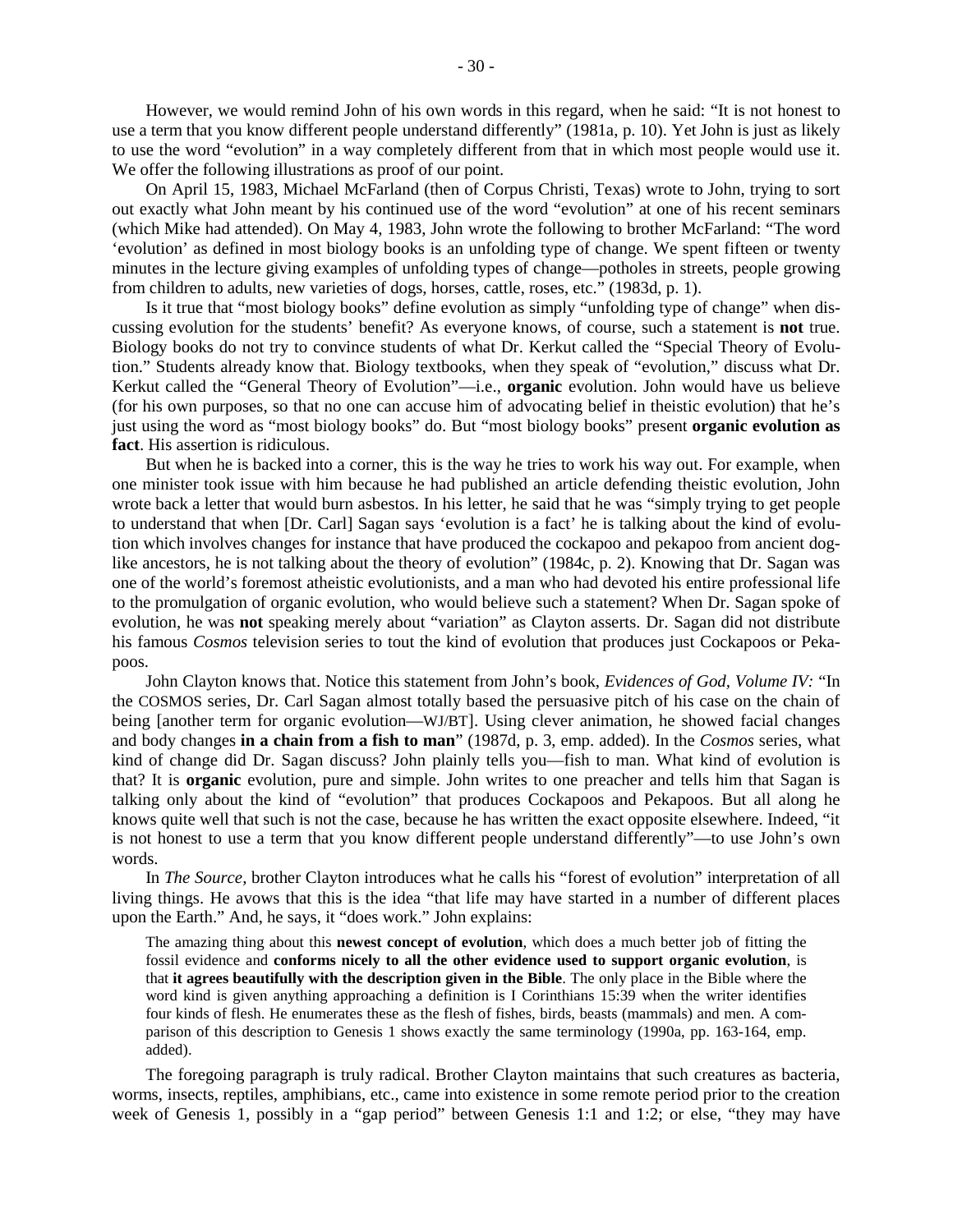However, we would remind John of his own words in this regard, when he said: "It is not honest to use a term that you know different people understand differently" (1981a, p. 10). Yet John is just as likely to use the word "evolution" in a way completely different from that in which most people would use it. We offer the following illustrations as proof of our point.

On April 15, 1983, Michael McFarland (then of Corpus Christi, Texas) wrote to John, trying to sort out exactly what John meant by his continued use of the word "evolution" at one of his recent seminars (which Mike had attended). On May 4, 1983, John wrote the following to brother McFarland: "The word 'evolution' as defined in most biology books is an unfolding type of change. We spent fifteen or twenty minutes in the lecture giving examples of unfolding types of change—potholes in streets, people growing from children to adults, new varieties of dogs, horses, cattle, roses, etc." (1983d, p. 1).

Is it true that "most biology books" define evolution as simply "unfolding type of change" when discussing evolution for the students' benefit? As everyone knows, of course, such a statement is **not** true. Biology books do not try to convince students of what Dr. Kerkut called the "Special Theory of Evolution." Students already know that. Biology textbooks, when they speak of "evolution," discuss what Dr. Kerkut called the "General Theory of Evolution"—i.e., **organic** evolution. John would have us believe (for his own purposes, so that no one can accuse him of advocating belief in theistic evolution) that he's just using the word as "most biology books" do. But "most biology books" present **organic evolution as fact**. His assertion is ridiculous.

But when he is backed into a corner, this is the way he tries to work his way out. For example, when one minister took issue with him because he had published an article defending theistic evolution, John wrote back a letter that would burn asbestos. In his letter, he said that he was "simply trying to get people to understand that when [Dr. Carl] Sagan says 'evolution is a fact' he is talking about the kind of evolution which involves changes for instance that have produced the cockapoo and pekapoo from ancient dog-like ancestors, he is not talking about the theory of evolution" (1984c, p. 2). Knowing that Dr. Sagan was one of the world's foremost atheistic evolutionists, and a man who had devoted his entire professional life to the promulgation of organic evolution, who would believe such a statement? When Dr. Sagan spoke of evolution, he was **not** speaking merely about "variation" as Clayton asserts. Dr. Sagan did not distribute his famous *Cosmos* television series to tout the kind of evolution that produces just Cockapoos or Pekapoos.

John Clayton knows that. Notice this statement from John's book, *Evidences of God, Volume IV:* "In the COSMOS series, Dr. Carl Sagan almost totally based the persuasive pitch of his case on the chain of being [another term for organic evolution—WJ/BT]. Using clever animation, he showed facial changes and body changes **in a chain from a fish to man**" (1987d, p. 3, emp. added). In the *Cosmos* series, what kind of change did Dr. Sagan discuss? John plainly tells you—fish to man. What kind of evolution is that? It is **organic** evolution, pure and simple. John writes to one preacher and tells him that Sagan is talking only about the kind of "evolution" that produces Cockapoos and Pekapoos. But all along he knows quite well that such is not the case, because he has written the exact opposite elsewhere. Indeed, "it is not honest to use a term that you know different people understand differently"—to use John's own words.

In *The Source*, brother Clayton introduces what he calls his "forest of evolution" interpretation of all living things. He avows that this is the idea "that life may have started in a number of different places upon the Earth." And, he says, it "does work." John explains:

> The amazing thing about this **newest concept of evolution**, which does a much better job of fitting the fossil evidence and **conforms nicely to all the other evidence used to support organic evolution**, is that **it agrees beautifully with the description given in the Bible**. The only place in the Bible where the word kind is given anything approaching a definition is I Corinthians 15:39 when the writer identifies four kinds of flesh. He enumerates these as the flesh of fishes, birds, beasts (mammals) and men. A comparison of this description to Genesis 1 shows exactly the same terminology (1990a, pp. 163-164, emp. added).

The foregoing paragraph is truly radical. Brother Clayton maintains that such creatures as bacteria, worms, insects, reptiles, amphibians, etc., came into existence in some remote period prior to the creation week of Genesis 1, possibly in a "gap period" between Genesis 1:1 and 1:2; or else, "they may have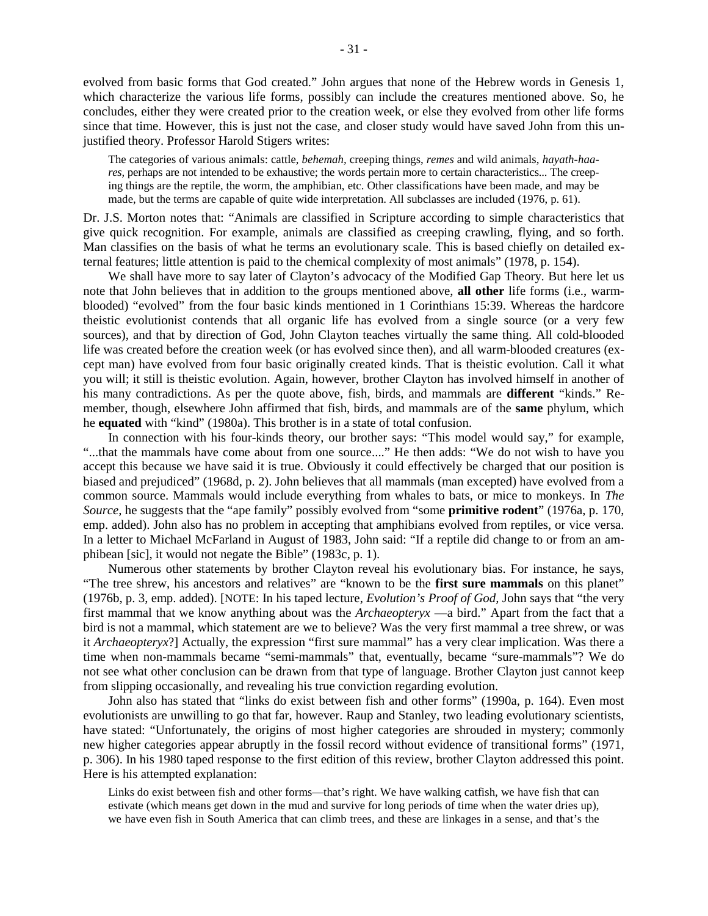evolved from basic forms that God created." John argues that none of the Hebrew words in Genesis 1, which characterize the various life forms, possibly can include the creatures mentioned above. So, he concludes, either they were created prior to the creation week, or else they evolved from other life forms since that time. However, this is just not the case, and closer study would have saved John from this unjustified theory. Professor Harold Stigers writes:

> The categories of various animals: cattle, *behemah,* creeping things, *remes* and wild animals, *hayath-haares,* perhaps are not intended to be exhaustive; the words pertain more to certain characteristics... The creeping things are the reptile, the worm, the amphibian, etc. Other classifications have been made, and may be made, but the terms are capable of quite wide interpretation. All subclasses are included (1976, p. 61).

Dr. J.S. Morton notes that: "Animals are classified in Scripture according to simple characteristics that give quick recognition. For example, animals are classified as creeping crawling, flying, and so forth. Man classifies on the basis of what he terms an evolutionary scale. This is based chiefly on detailed external features; little attention is paid to the chemical complexity of most animals" (1978, p. 154).

We shall have more to say later of Clayton's advocacy of the Modified Gap Theory. But here let us note that John believes that in addition to the groups mentioned above, **all other** life forms (i.e., warm-blooded) "evolved" from the four basic kinds mentioned in 1 Corinthians 15:39. Whereas the hardcore theistic evolutionist contends that all organic life has evolved from a single source (or a very few sources), and that by direction of God, John Clayton teaches virtually the same thing. All cold-blooded life was created before the creation week (or has evolved since then), and all warm-blooded creatures (except man) have evolved from four basic originally created kinds. That is theistic evolution. Call it what you will; it still is theistic evolution. Again, however, brother Clayton has involved himself in another of his many contradictions. As per the quote above, fish, birds, and mammals are **different** "kinds." Remember, though, elsewhere John affirmed that fish, birds, and mammals are of the **same** phylum, which he **equated** with "kind" (1980a). This brother is in a state of total confusion.

In connection with his four-kinds theory, our brother says: "This model would say," for example, "...that the mammals have come about from one source...." He then adds: "We do not wish to have you accept this because we have said it is true. Obviously it could effectively be charged that our position is biased and prejudiced" (1968d, p. 2). John believes that all mammals (man excepted) have evolved from a common source. Mammals would include everything from whales to bats, or mice to monkeys. In *The Source,* he suggests that the "ape family" possibly evolved from "some **primitive rodent**" (1976a, p. 170, emp. added). John also has no problem in accepting that amphibians evolved from reptiles, or vice versa. In a letter to Michael McFarland in August of 1983, John said: "If a reptile did change to or from an amphibean [sic], it would not negate the Bible" (1983c, p. 1).

Numerous other statements by brother Clayton reveal his evolutionary bias. For instance, he says, "The tree shrew, his ancestors and relatives" are "known to be the **first sure mammals** on this planet" (1976b, p. 3, emp. added). [NOTE: In his taped lecture, *Evolution's Proof of God,* John says that "the very first mammal that we know anything about was the *Archaeopteryx* —a bird." Apart from the fact that a bird is not a mammal, which statement are we to believe? Was the very first mammal a tree shrew, or was it *Archaeopteryx*?] Actually, the expression "first sure mammal" has a very clear implication. Was there a time when non-mammals became "semi-mammals" that, eventually, became "sure-mammals"? We do not see what other conclusion can be drawn from that type of language. Brother Clayton just cannot keep from slipping occasionally, and revealing his true conviction regarding evolution.

John also has stated that "links do exist between fish and other forms" (1990a, p. 164). Even most evolutionists are unwilling to go that far, however. Raup and Stanley, two leading evolutionary scientists, have stated: "Unfortunately, the origins of most higher categories are shrouded in mystery; commonly new higher categories appear abruptly in the fossil record without evidence of transitional forms" (1971, p. 306). In his 1980 taped response to the first edition of this review, brother Clayton addressed this point. Here is his attempted explanation:

> Links do exist between fish and other forms—that's right. We have walking catfish, we have fish that can estivate (which means get down in the mud and survive for long periods of time when the water dries up), we have even fish in South America that can climb trees, and these are linkages in a sense, and that's the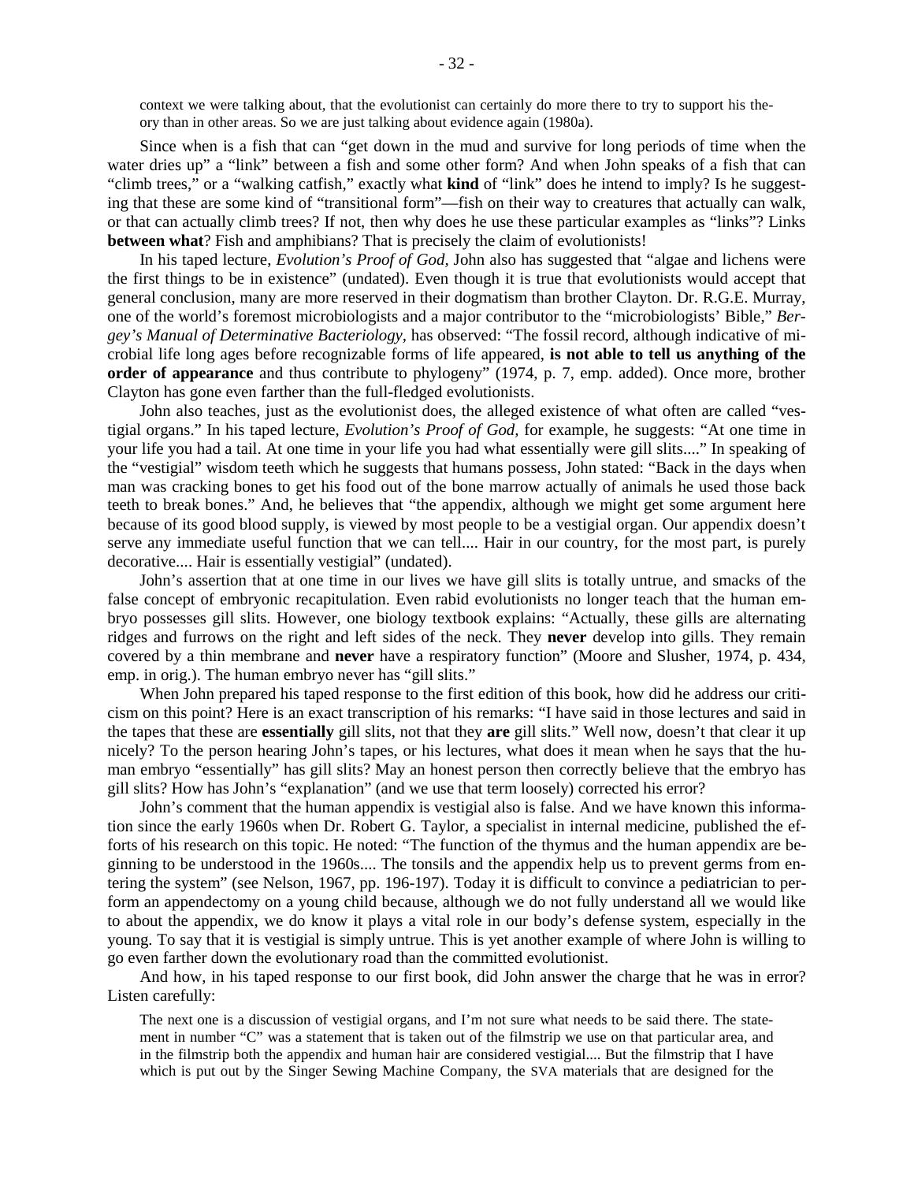> context we were talking about, that the evolutionist can certainly do more there to try to support his theory than in other areas. So we are just talking about evidence again (1980a).

Since when is a fish that can "get down in the mud and survive for long periods of time when the water dries up" a "link" between a fish and some other form? And when John speaks of a fish that can "climb trees," or a "walking catfish," exactly what **kind** of "link" does he intend to imply? Is he suggesting that these are some kind of "transitional form"—fish on their way to creatures that actually can walk, or that can actually climb trees? If not, then why does he use these particular examples as "links"? Links **between what**? Fish and amphibians? That is precisely the claim of evolutionists!

In his taped lecture, *Evolution's Proof of God,* John also has suggested that "algae and lichens were the first things to be in existence" (undated). Even though it is true that evolutionists would accept that general conclusion, many are more reserved in their dogmatism than brother Clayton. Dr. R.G.E. Murray, one of the world's foremost microbiologists and a major contributor to the "microbiologists' Bible," *Bergey's Manual of Determinative Bacteriology,* has observed: "The fossil record, although indicative of microbial life long ages before recognizable forms of life appeared, **is not able to tell us anything of the order of appearance** and thus contribute to phylogeny" (1974, p. 7, emp. added). Once more, brother Clayton has gone even farther than the full-fledged evolutionists.

John also teaches, just as the evolutionist does, the alleged existence of what often are called "vestigial organs." In his taped lecture, *Evolution's Proof of God,* for example, he suggests: "At one time in your life you had a tail. At one time in your life you had what essentially were gill slits...." In speaking of the "vestigial" wisdom teeth which he suggests that humans possess, John stated: "Back in the days when man was cracking bones to get his food out of the bone marrow actually of animals he used those back teeth to break bones." And, he believes that "the appendix, although we might get some argument here because of its good blood supply, is viewed by most people to be a vestigial organ. Our appendix doesn't serve any immediate useful function that we can tell.... Hair in our country, for the most part, is purely decorative.... Hair is essentially vestigial" (undated).

John's assertion that at one time in our lives we have gill slits is totally untrue, and smacks of the false concept of embryonic recapitulation. Even rabid evolutionists no longer teach that the human embryo possesses gill slits. However, one biology textbook explains: "Actually, these gills are alternating ridges and furrows on the right and left sides of the neck. They **never** develop into gills. They remain covered by a thin membrane and **never** have a respiratory function" (Moore and Slusher, 1974, p. 434, emp. in orig.). The human embryo never has "gill slits."

When John prepared his taped response to the first edition of this book, how did he address our criticism on this point? Here is an exact transcription of his remarks: "I have said in those lectures and said in the tapes that these are **essentially** gill slits, not that they **are** gill slits." Well now, doesn't that clear it up nicely? To the person hearing John's tapes, or his lectures, what does it mean when he says that the human embryo "essentially" has gill slits? May an honest person then correctly believe that the embryo has gill slits? How has John's "explanation" (and we use that term loosely) corrected his error?

John's comment that the human appendix is vestigial also is false. And we have known this information since the early 1960s when Dr. Robert G. Taylor, a specialist in internal medicine, published the efforts of his research on this topic. He noted: "The function of the thymus and the human appendix are beginning to be understood in the 1960s.... The tonsils and the appendix help us to prevent germs from entering the system" (see Nelson, 1967, pp. 196-197). Today it is difficult to convince a pediatrician to perform an appendectomy on a young child because, although we do not fully understand all we would like to about the appendix, we do know it plays a vital role in our body's defense system, especially in the young. To say that it is vestigial is simply untrue. This is yet another example of where John is willing to go even farther down the evolutionary road than the committed evolutionist.

And how, in his taped response to our first book, did John answer the charge that he was in error? Listen carefully:

> The next one is a discussion of vestigial organs, and I'm not sure what needs to be said there. The statement in number "C" was a statement that is taken out of the filmstrip we use on that particular area, and in the filmstrip both the appendix and human hair are considered vestigial.... But the filmstrip that I have which is put out by the Singer Sewing Machine Company, the SVA materials that are designed for the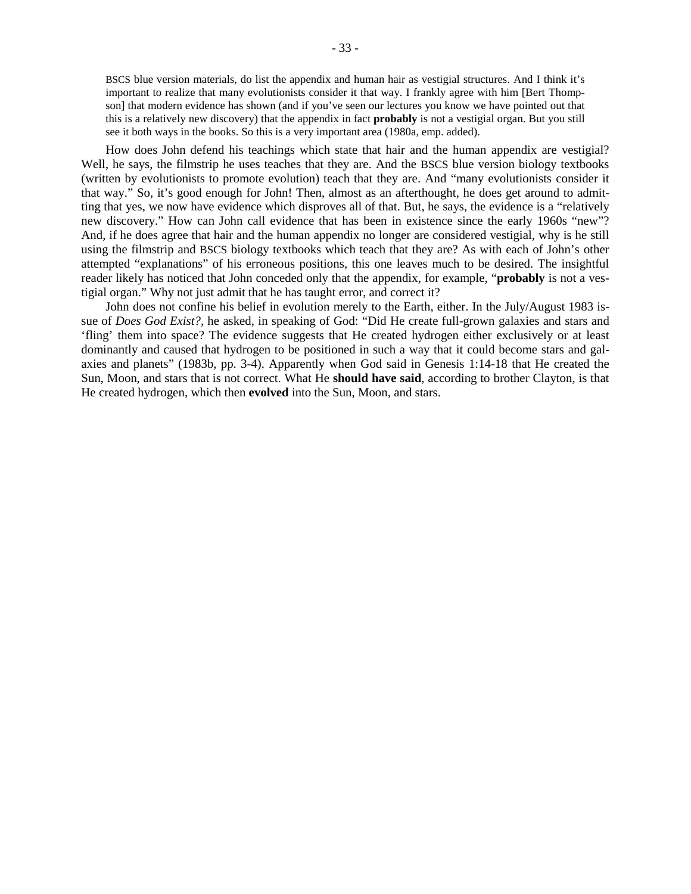> BSCS blue version materials, do list the appendix and human hair as vestigial structures. And I think it's important to realize that many evolutionists consider it that way. I frankly agree with him [Bert Thompson] that modern evidence has shown (and if you've seen our lectures you know we have pointed out that this is a relatively new discovery) that the appendix in fact **probably** is not a vestigial organ. But you still see it both ways in the books. So this is a very important area (1980a, emp. added).

How does John defend his teachings which state that hair and the human appendix are vestigial? Well, he says, the filmstrip he uses teaches that they are. And the BSCS blue version biology textbooks (written by evolutionists to promote evolution) teach that they are. And "many evolutionists consider it that way." So, it's good enough for John! Then, almost as an afterthought, he does get around to admitting that yes, we now have evidence which disproves all of that. But, he says, the evidence is a "relatively new discovery." How can John call evidence that has been in existence since the early 1960s "new"? And, if he does agree that hair and the human appendix no longer are considered vestigial, why is he still using the filmstrip and BSCS biology textbooks which teach that they are? As with each of John's other attempted "explanations" of his erroneous positions, this one leaves much to be desired. The insightful reader likely has noticed that John conceded only that the appendix, for example, "**probably** is not a vestigial organ." Why not just admit that he has taught error, and correct it?

John does not confine his belief in evolution merely to the Earth, either. In the July/August 1983 issue of *Does God Exist?*, he asked, in speaking of God: "Did He create full-grown galaxies and stars and 'fling' them into space? The evidence suggests that He created hydrogen either exclusively or at least dominantly and caused that hydrogen to be positioned in such a way that it could become stars and galaxies and planets" (1983b, pp. 3-4). Apparently when God said in Genesis 1:14-18 that He created the Sun, Moon, and stars that is not correct. What He **should have said**, according to brother Clayton, is that He created hydrogen, which then **evolved** into the Sun, Moon, and stars.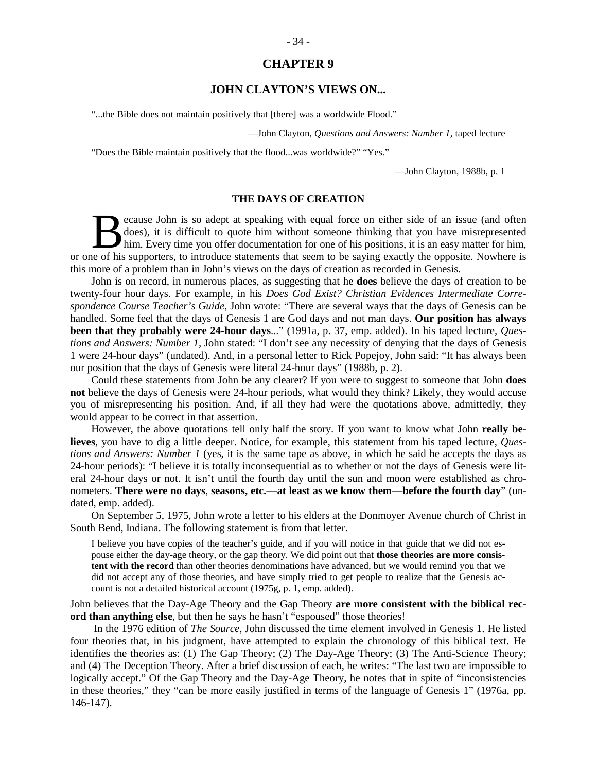# CHAPTER 9

## JOHN CLAYTON'S VIEWS ON...

"...the Bible does not maintain positively that [there] was a worldwide Flood."

—John Clayton, *Questions and Answers: Number 1,* taped lecture

"Does the Bible maintain positively that the flood...was worldwide?" "Yes."

—John Clayton, 1988b, p. 1

### THE DAYS OF CREATION

Because John is so adept at speaking with equal force on either side of an issue (and often does), it is difficult to quote him without someone thinking that you have misrepresented him. Every time you offer documentation for one of his positions, it is an easy matter for him, or one of his supporters, to introduce statements that seem to be saying exactly the opposite. Nowhere is this more of a problem than in John's views on the days of creation as recorded in Genesis.

John is on record, in numerous places, as suggesting that he **does** believe the days of creation to be twenty-four hour days. For example, in his *Does God Exist? Christian Evidences Intermediate Correspondence Course Teacher's Guide,* John wrote: "There are several ways that the days of Genesis can be handled. Some feel that the days of Genesis 1 are God days and not man days. **Our position has always been that they probably were 24-hour days**..." (1991a, p. 37, emp. added). In his taped lecture, *Questions and Answers: Number 1,* John stated: "I don't see any necessity of denying that the days of Genesis 1 were 24-hour days" (undated). And, in a personal letter to Rick Popejoy, John said: "It has always been our position that the days of Genesis were literal 24-hour days" (1988b, p. 2).

Could these statements from John be any clearer? If you were to suggest to someone that John **does not** believe the days of Genesis were 24-hour periods, what would they think? Likely, they would accuse you of misrepresenting his position. And, if all they had were the quotations above, admittedly, they would appear to be correct in that assertion.

However, the above quotations tell only half the story. If you want to know what John **really believes**, you have to dig a little deeper. Notice, for example, this statement from his taped lecture, *Questions and Answers: Number 1* (yes, it is the same tape as above, in which he said he accepts the days as 24-hour periods): "I believe it is totally inconsequential as to whether or not the days of Genesis were literal 24-hour days or not. It isn't until the fourth day until the sun and moon were established as chronometers. **There were no days**, **seasons, etc.—at least as we know them—before the fourth day**" (undated, emp. added).

On September 5, 1975, John wrote a letter to his elders at the Donmoyer Avenue church of Christ in South Bend, Indiana. The following statement is from that letter.

> I believe you have copies of the teacher's guide, and if you will notice in that guide that we did not espouse either the day-age theory, or the gap theory. We did point out that **those theories are more consistent with the record** than other theories denominations have advanced, but we would remind you that we did not accept any of those theories, and have simply tried to get people to realize that the Genesis account is not a detailed historical account (1975g, p. 1, emp. added).

John believes that the Day-Age Theory and the Gap Theory **are more consistent with the biblical record than anything else**, but then he says he hasn't "espoused" those theories!

In the 1976 edition of *The Source,* John discussed the time element involved in Genesis 1. He listed four theories that, in his judgment, have attempted to explain the chronology of this biblical text. He identifies the theories as: (1) The Gap Theory; (2) The Day-Age Theory; (3) The Anti-Science Theory; and (4) The Deception Theory. After a brief discussion of each, he writes: "The last two are impossible to logically accept." Of the Gap Theory and the Day-Age Theory, he notes that in spite of "inconsistencies in these theories," they "can be more easily justified in terms of the language of Genesis 1" (1976a, pp. 146-147).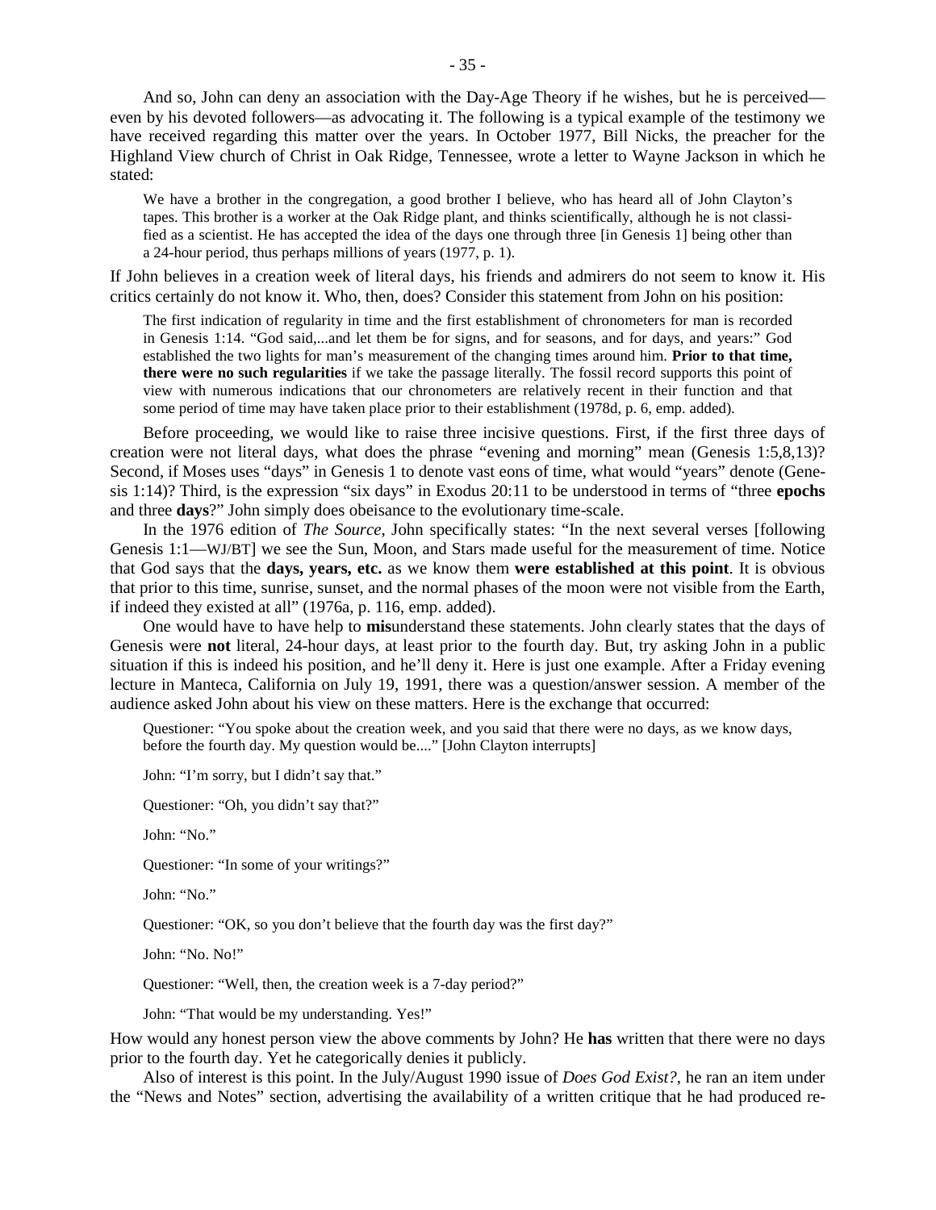And so, John can deny an association with the Day-Age Theory if he wishes, but he is perceived—even by his devoted followers—as advocating it. The following is a typical example of the testimony we have received regarding this matter over the years. In October 1977, Bill Nicks, the preacher for the Highland View church of Christ in Oak Ridge, Tennessee, wrote a letter to Wayne Jackson in which he stated:

> We have a brother in the congregation, a good brother I believe, who has heard all of John Clayton's tapes. This brother is a worker at the Oak Ridge plant, and thinks scientifically, although he is not classified as a scientist. He has accepted the idea of the days one through three [in Genesis 1] being other than a 24-hour period, thus perhaps millions of years (1977, p. 1).

If John believes in a creation week of literal days, his friends and admirers do not seem to know it. His critics certainly do not know it. Who, then, does? Consider this statement from John on his position:

> The first indication of regularity in time and the first establishment of chronometers for man is recorded in Genesis 1:14. "God said,...and let them be for signs, and for seasons, and for days, and years:" God established the two lights for man's measurement of the changing times around him. **Prior to that time, there were no such regularities** if we take the passage literally. The fossil record supports this point of view with numerous indications that our chronometers are relatively recent in their function and that some period of time may have taken place prior to their establishment (1978d, p. 6, emp. added).

Before proceeding, we would like to raise three incisive questions. First, if the first three days of creation were not literal days, what does the phrase "evening and morning" mean (Genesis 1:5,8,13)? Second, if Moses uses "days" in Genesis 1 to denote vast eons of time, what would "years" denote (Genesis 1:14)? Third, is the expression "six days" in Exodus 20:11 to be understood in terms of "three **epochs** and three **days**?" John simply does obeisance to the evolutionary time-scale.

In the 1976 edition of *The Source,* John specifically states: "In the next several verses [following Genesis 1:1—WJ/BT] we see the Sun, Moon, and Stars made useful for the measurement of time. Notice that God says that the **days, years, etc.** as we know them **were established at this point**. It is obvious that prior to this time, sunrise, sunset, and the normal phases of the moon were not visible from the Earth, if indeed they existed at all" (1976a, p. 116, emp. added).

One would have to have help to **mis**understand these statements. John clearly states that the days of Genesis were **not** literal, 24-hour days, at least prior to the fourth day. But, try asking John in a public situation if this is indeed his position, and he'll deny it. Here is just one example. After a Friday evening lecture in Manteca, California on July 19, 1991, there was a question/answer session. A member of the audience asked John about his view on these matters. Here is the exchange that occurred:

> Questioner: "You spoke about the creation week, and you said that there were no days, as we know days, before the fourth day. My question would be...." [John Clayton interrupts]
>
> John: "I'm sorry, but I didn't say that."
>
> Questioner: "Oh, you didn't say that?"
>
> John: "No."
>
> Questioner: "In some of your writings?"
>
> John: "No."
>
> Questioner: "OK, so you don't believe that the fourth day was the first day?"
>
> John: "No. No!"
>
> Questioner: "Well, then, the creation week is a 7-day period?"
>
> John: "That would be my understanding. Yes!"

How would any honest person view the above comments by John? He **has** written that there were no days prior to the fourth day. Yet he categorically denies it publicly.

Also of interest is this point. In the July/August 1990 issue of *Does God Exist?*, he ran an item under the "News and Notes" section, advertising the availability of a written critique that he had produced re-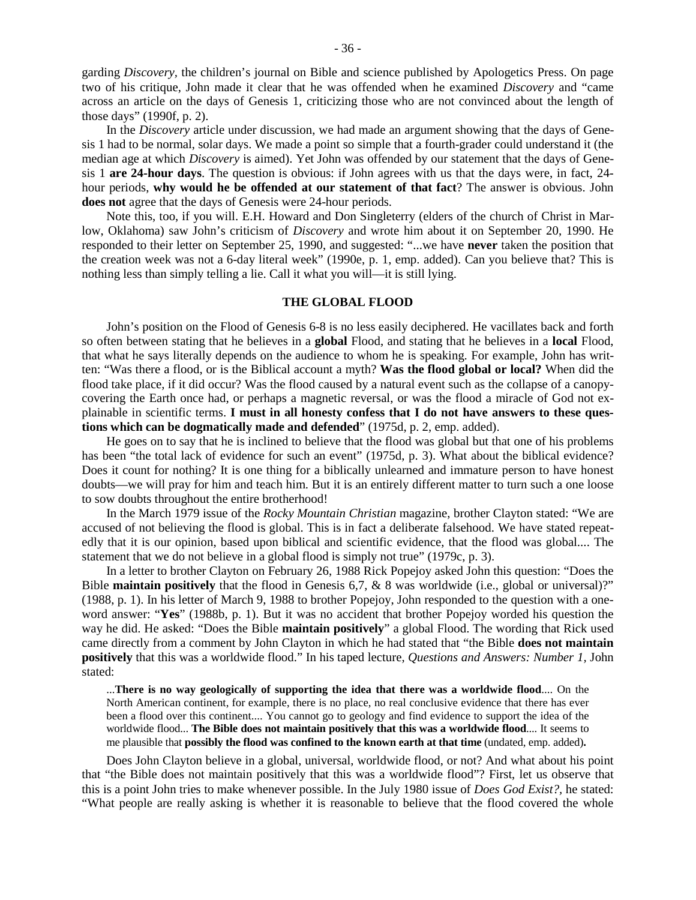garding *Discovery*, the children's journal on Bible and science published by Apologetics Press. On page two of his critique, John made it clear that he was offended when he examined *Discovery* and "came across an article on the days of Genesis 1, criticizing those who are not convinced about the length of those days" (1990f, p. 2).

In the *Discovery* article under discussion, we had made an argument showing that the days of Genesis 1 had to be normal, solar days. We made a point so simple that a fourth-grader could understand it (the median age at which *Discovery* is aimed). Yet John was offended by our statement that the days of Genesis 1 **are 24-hour days**. The question is obvious: if John agrees with us that the days were, in fact, 24-hour periods, **why would he be offended at our statement of that fact**? The answer is obvious. John **does not** agree that the days of Genesis were 24-hour periods.

Note this, too, if you will. E.H. Howard and Don Singleterry (elders of the church of Christ in Marlow, Oklahoma) saw John's criticism of *Discovery* and wrote him about it on September 20, 1990. He responded to their letter on September 25, 1990, and suggested: "...we have **never** taken the position that the creation week was not a 6-day literal week" (1990e, p. 1, emp. added). Can you believe that? This is nothing less than simply telling a lie. Call it what you will—it is still lying.

## THE GLOBAL FLOOD

John's position on the Flood of Genesis 6-8 is no less easily deciphered. He vacillates back and forth so often between stating that he believes in a **global** Flood, and stating that he believes in a **local** Flood, that what he says literally depends on the audience to whom he is speaking. For example, John has written: "Was there a flood, or is the Biblical account a myth? **Was the flood global or local?** When did the flood take place, if it did occur? Was the flood caused by a natural event such as the collapse of a canopy-covering the Earth once had, or perhaps a magnetic reversal, or was the flood a miracle of God not explainable in scientific terms. **I must in all honesty confess that I do not have answers to these questions which can be dogmatically made and defended**" (1975d, p. 2, emp. added).

He goes on to say that he is inclined to believe that the flood was global but that one of his problems has been "the total lack of evidence for such an event" (1975d, p. 3). What about the biblical evidence? Does it count for nothing? It is one thing for a biblically unlearned and immature person to have honest doubts—we will pray for him and teach him. But it is an entirely different matter to turn such a one loose to sow doubts throughout the entire brotherhood!

In the March 1979 issue of the *Rocky Mountain Christian* magazine, brother Clayton stated: "We are accused of not believing the flood is global. This is in fact a deliberate falsehood. We have stated repeatedly that it is our opinion, based upon biblical and scientific evidence, that the flood was global.... The statement that we do not believe in a global flood is simply not true" (1979c, p. 3).

In a letter to brother Clayton on February 26, 1988 Rick Popejoy asked John this question: "Does the Bible **maintain positively** that the flood in Genesis 6,7, & 8 was worldwide (i.e., global or universal)?" (1988, p. 1). In his letter of March 9, 1988 to brother Popejoy, John responded to the question with a one-word answer: "**Yes**" (1988b, p. 1). But it was no accident that brother Popejoy worded his question the way he did. He asked: "Does the Bible **maintain positively**" a global Flood. The wording that Rick used came directly from a comment by John Clayton in which he had stated that "the Bible **does not maintain positively** that this was a worldwide flood." In his taped lecture, *Questions and Answers: Number 1,* John stated:

> ...**There is no way geologically of supporting the idea that there was a worldwide flood**.... On the North American continent, for example, there is no place, no real conclusive evidence that there has ever been a flood over this continent.... You cannot go to geology and find evidence to support the idea of the worldwide flood... **The Bible does not maintain positively that this was a worldwide flood**.... It seems to me plausible that **possibly the flood was confined to the known earth at that time** (undated, emp. added)**.**

Does John Clayton believe in a global, universal, worldwide flood, or not? And what about his point that "the Bible does not maintain positively that this was a worldwide flood"? First, let us observe that this is a point John tries to make whenever possible. In the July 1980 issue of *Does God Exist?*, he stated: "What people are really asking is whether it is reasonable to believe that the flood covered the whole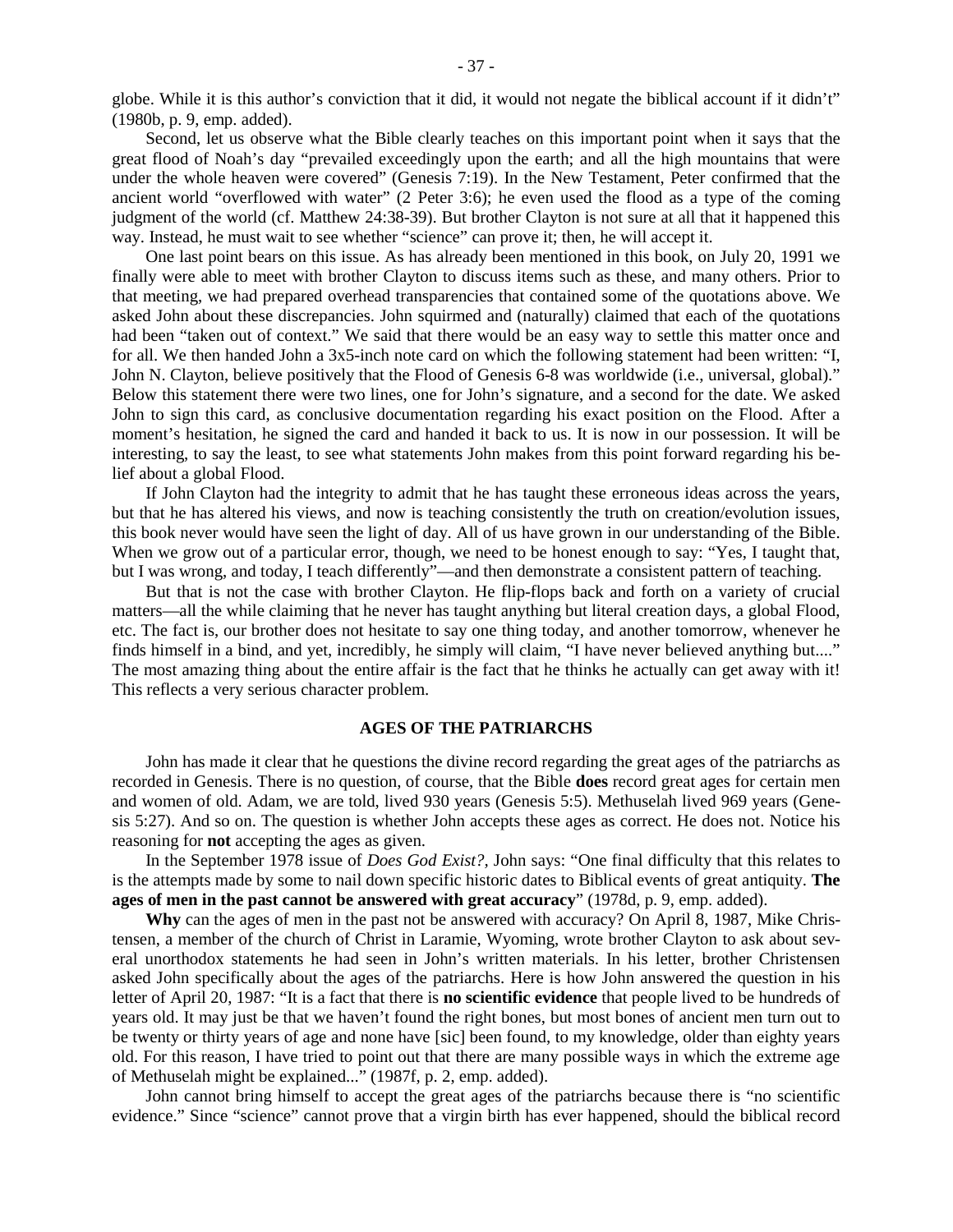globe. While it is this author's conviction that it did, it would not negate the biblical account if it didn't" (1980b, p. 9, emp. added).

Second, let us observe what the Bible clearly teaches on this important point when it says that the great flood of Noah's day "prevailed exceedingly upon the earth; and all the high mountains that were under the whole heaven were covered" (Genesis 7:19). In the New Testament, Peter confirmed that the ancient world "overflowed with water" (2 Peter 3:6); he even used the flood as a type of the coming judgment of the world (cf. Matthew 24:38-39). But brother Clayton is not sure at all that it happened this way. Instead, he must wait to see whether "science" can prove it; then, he will accept it.

One last point bears on this issue. As has already been mentioned in this book, on July 20, 1991 we finally were able to meet with brother Clayton to discuss items such as these, and many others. Prior to that meeting, we had prepared overhead transparencies that contained some of the quotations above. We asked John about these discrepancies. John squirmed and (naturally) claimed that each of the quotations had been "taken out of context." We said that there would be an easy way to settle this matter once and for all. We then handed John a 3x5-inch note card on which the following statement had been written: "I, John N. Clayton, believe positively that the Flood of Genesis 6-8 was worldwide (i.e., universal, global)." Below this statement there were two lines, one for John's signature, and a second for the date. We asked John to sign this card, as conclusive documentation regarding his exact position on the Flood. After a moment's hesitation, he signed the card and handed it back to us. It is now in our possession. It will be interesting, to say the least, to see what statements John makes from this point forward regarding his belief about a global Flood.

If John Clayton had the integrity to admit that he has taught these erroneous ideas across the years, but that he has altered his views, and now is teaching consistently the truth on creation/evolution issues, this book never would have seen the light of day. All of us have grown in our understanding of the Bible. When we grow out of a particular error, though, we need to be honest enough to say: "Yes, I taught that, but I was wrong, and today, I teach differently"—and then demonstrate a consistent pattern of teaching.

But that is not the case with brother Clayton. He flip-flops back and forth on a variety of crucial matters—all the while claiming that he never has taught anything but literal creation days, a global Flood, etc. The fact is, our brother does not hesitate to say one thing today, and another tomorrow, whenever he finds himself in a bind, and yet, incredibly, he simply will claim, "I have never believed anything but...." The most amazing thing about the entire affair is the fact that he thinks he actually can get away with it! This reflects a very serious character problem.

## AGES OF THE PATRIARCHS

John has made it clear that he questions the divine record regarding the great ages of the patriarchs as recorded in Genesis. There is no question, of course, that the Bible **does** record great ages for certain men and women of old. Adam, we are told, lived 930 years (Genesis 5:5). Methuselah lived 969 years (Genesis 5:27). And so on. The question is whether John accepts these ages as correct. He does not. Notice his reasoning for **not** accepting the ages as given.

In the September 1978 issue of *Does God Exist?,* John says: "One final difficulty that this relates to is the attempts made by some to nail down specific historic dates to Biblical events of great antiquity. **The ages of men in the past cannot be answered with great accuracy**" (1978d, p. 9, emp. added).

**Why** can the ages of men in the past not be answered with accuracy? On April 8, 1987, Mike Christensen, a member of the church of Christ in Laramie, Wyoming, wrote brother Clayton to ask about several unorthodox statements he had seen in John's written materials. In his letter, brother Christensen asked John specifically about the ages of the patriarchs. Here is how John answered the question in his letter of April 20, 1987: "It is a fact that there is **no scientific evidence** that people lived to be hundreds of years old. It may just be that we haven't found the right bones, but most bones of ancient men turn out to be twenty or thirty years of age and none have [sic] been found, to my knowledge, older than eighty years old. For this reason, I have tried to point out that there are many possible ways in which the extreme age of Methuselah might be explained..." (1987f, p. 2, emp. added).

John cannot bring himself to accept the great ages of the patriarchs because there is "no scientific evidence." Since "science" cannot prove that a virgin birth has ever happened, should the biblical record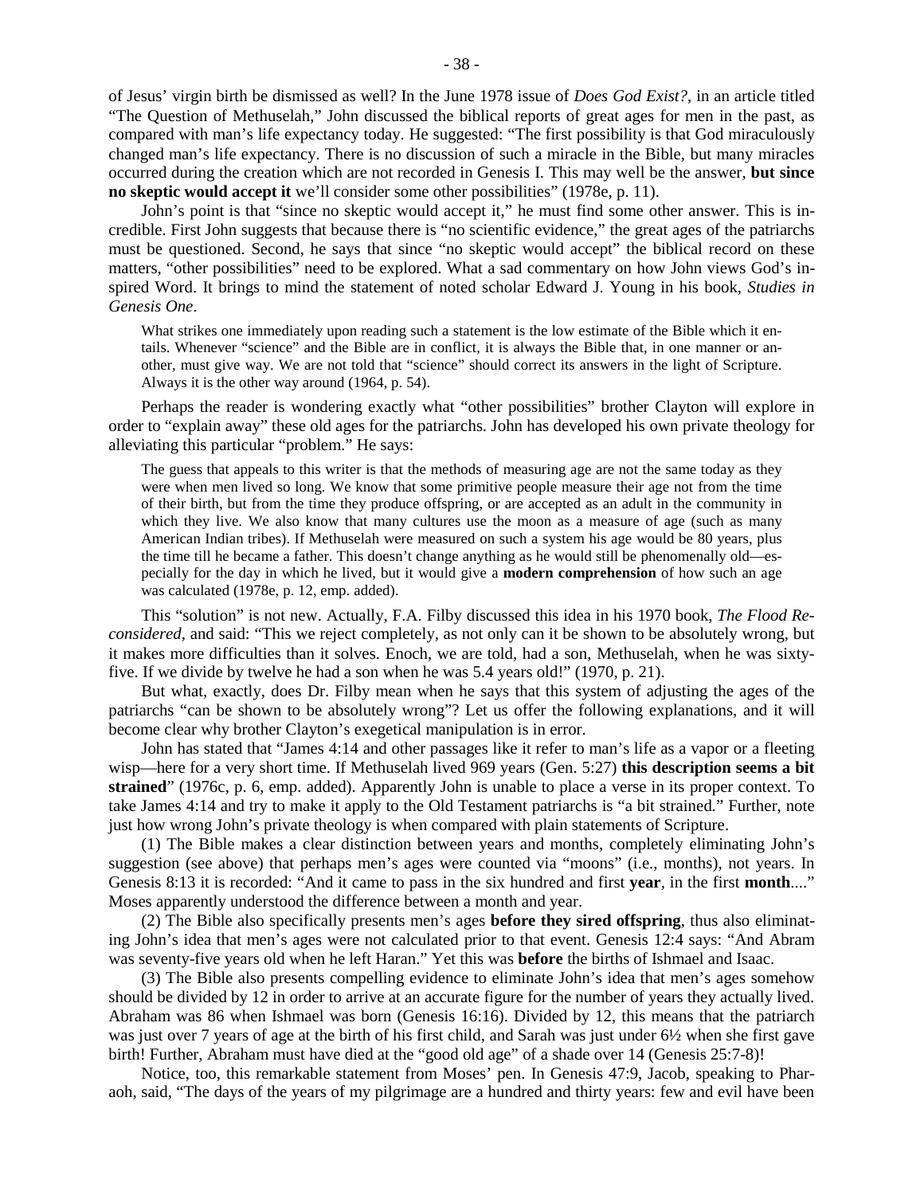of Jesus' virgin birth be dismissed as well? In the June 1978 issue of *Does God Exist?*, in an article titled "The Question of Methuselah," John discussed the biblical reports of great ages for men in the past, as compared with man's life expectancy today. He suggested: "The first possibility is that God miraculously changed man's life expectancy. There is no discussion of such a miracle in the Bible, but many miracles occurred during the creation which are not recorded in Genesis I. This may well be the answer, **but since no skeptic would accept it** we'll consider some other possibilities" (1978e, p. 11).

John's point is that "since no skeptic would accept it," he must find some other answer. This is incredible. First John suggests that because there is "no scientific evidence," the great ages of the patriarchs must be questioned. Second, he says that since "no skeptic would accept" the biblical record on these matters, "other possibilities" need to be explored. What a sad commentary on how John views God's inspired Word. It brings to mind the statement of noted scholar Edward J. Young in his book, *Studies in Genesis One*.

> What strikes one immediately upon reading such a statement is the low estimate of the Bible which it entails. Whenever "science" and the Bible are in conflict, it is always the Bible that, in one manner or another, must give way. We are not told that "science" should correct its answers in the light of Scripture. Always it is the other way around (1964, p. 54).

Perhaps the reader is wondering exactly what "other possibilities" brother Clayton will explore in order to "explain away" these old ages for the patriarchs. John has developed his own private theology for alleviating this particular "problem." He says:

> The guess that appeals to this writer is that the methods of measuring age are not the same today as they were when men lived so long. We know that some primitive people measure their age not from the time of their birth, but from the time they produce offspring, or are accepted as an adult in the community in which they live. We also know that many cultures use the moon as a measure of age (such as many American Indian tribes). If Methuselah were measured on such a system his age would be 80 years, plus the time till he became a father. This doesn't change anything as he would still be phenomenally old—especially for the day in which he lived, but it would give a **modern comprehension** of how such an age was calculated (1978e, p. 12, emp. added).

This "solution" is not new. Actually, F.A. Filby discussed this idea in his 1970 book, *The Flood Reconsidered*, and said: "This we reject completely, as not only can it be shown to be absolutely wrong, but it makes more difficulties than it solves. Enoch, we are told, had a son, Methuselah, when he was sixty-five. If we divide by twelve he had a son when he was 5.4 years old!" (1970, p. 21).

But what, exactly, does Dr. Filby mean when he says that this system of adjusting the ages of the patriarchs "can be shown to be absolutely wrong"? Let us offer the following explanations, and it will become clear why brother Clayton's exegetical manipulation is in error.

John has stated that "James 4:14 and other passages like it refer to man's life as a vapor or a fleeting wisp—here for a very short time. If Methuselah lived 969 years (Gen. 5:27) **this description seems a bit strained**" (1976c, p. 6, emp. added). Apparently John is unable to place a verse in its proper context. To take James 4:14 and try to make it apply to the Old Testament patriarchs is "a bit strained." Further, note just how wrong John's private theology is when compared with plain statements of Scripture.

(1) The Bible makes a clear distinction between years and months, completely eliminating John's suggestion (see above) that perhaps men's ages were counted via "moons" (i.e., months), not years. In Genesis 8:13 it is recorded: "And it came to pass in the six hundred and first **year**, in the first **month**...." Moses apparently understood the difference between a month and year.

(2) The Bible also specifically presents men's ages **before they sired offspring**, thus also eliminating John's idea that men's ages were not calculated prior to that event. Genesis 12:4 says: "And Abram was seventy-five years old when he left Haran." Yet this was **before** the births of Ishmael and Isaac.

(3) The Bible also presents compelling evidence to eliminate John's idea that men's ages somehow should be divided by 12 in order to arrive at an accurate figure for the number of years they actually lived. Abraham was 86 when Ishmael was born (Genesis 16:16). Divided by 12, this means that the patriarch was just over 7 years of age at the birth of his first child, and Sarah was just under 6½ when she first gave birth! Further, Abraham must have died at the "good old age" of a shade over 14 (Genesis 25:7-8)!

Notice, too, this remarkable statement from Moses' pen. In Genesis 47:9, Jacob, speaking to Pharaoh, said, "The days of the years of my pilgrimage are a hundred and thirty years: few and evil have been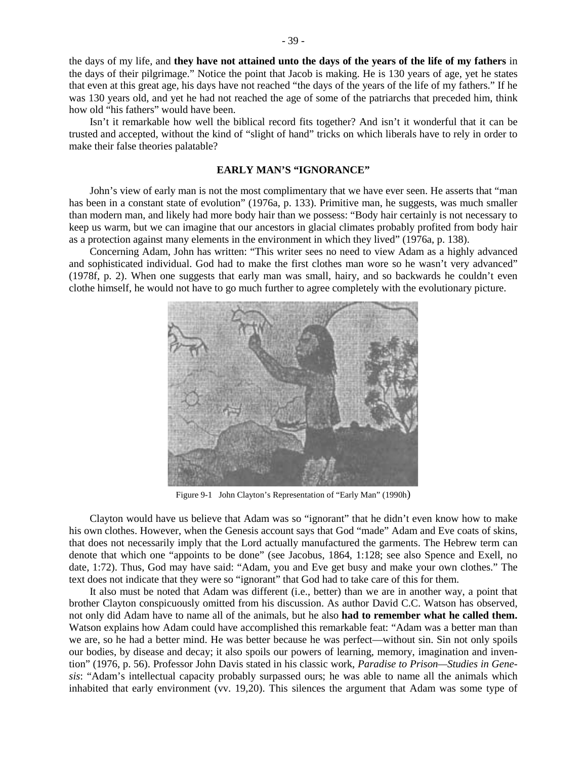the days of my life, and **they have not attained unto the days of the years of the life of my fathers** in the days of their pilgrimage." Notice the point that Jacob is making. He is 130 years of age, yet he states that even at this great age, his days have not reached "the days of the years of the life of my fathers." If he was 130 years old, and yet he had not reached the age of some of the patriarchs that preceded him, think how old "his fathers" would have been.

Isn't it remarkable how well the biblical record fits together? And isn't it wonderful that it can be trusted and accepted, without the kind of "slight of hand" tricks on which liberals have to rely in order to make their false theories palatable?

### EARLY MAN'S "IGNORANCE"

John's view of early man is not the most complimentary that we have ever seen. He asserts that "man has been in a constant state of evolution" (1976a, p. 133). Primitive man, he suggests, was much smaller than modern man, and likely had more body hair than we possess: "Body hair certainly is not necessary to keep us warm, but we can imagine that our ancestors in glacial climates probably profited from body hair as a protection against many elements in the environment in which they lived" (1976a, p. 138).

Concerning Adam, John has written: "This writer sees no need to view Adam as a highly advanced and sophisticated individual. God had to make the first clothes man wore so he wasn't very advanced" (1978f, p. 2). When one suggests that early man was small, hairy, and so backwards he couldn't even clothe himself, he would not have to go much further to agree completely with the evolutionary picture.

Figure 9-1 John Clayton's Representation of "Early Man" (1990h)

Clayton would have us believe that Adam was so "ignorant" that he didn't even know how to make his own clothes. However, when the Genesis account says that God "made" Adam and Eve coats of skins, that does not necessarily imply that the Lord actually manufactured the garments. The Hebrew term can denote that which one "appoints to be done" (see Jacobus, 1864, 1:128; see also Spence and Exell, no date, 1:72). Thus, God may have said: "Adam, you and Eve get busy and make your own clothes." The text does not indicate that they were so "ignorant" that God had to take care of this for them.

It also must be noted that Adam was different (i.e., better) than we are in another way, a point that brother Clayton conspicuously omitted from his discussion. As author David C.C. Watson has observed, not only did Adam have to name all of the animals, but he also **had to remember what he called them.** Watson explains how Adam could have accomplished this remarkable feat: "Adam was a better man than we are, so he had a better mind. He was better because he was perfect—without sin. Sin not only spoils our bodies, by disease and decay; it also spoils our powers of learning, memory, imagination and invention" (1976, p. 56). Professor John Davis stated in his classic work, *Paradise to Prison—Studies in Genesis*: "Adam's intellectual capacity probably surpassed ours; he was able to name all the animals which inhabited that early environment (vv. 19,20). This silences the argument that Adam was some type of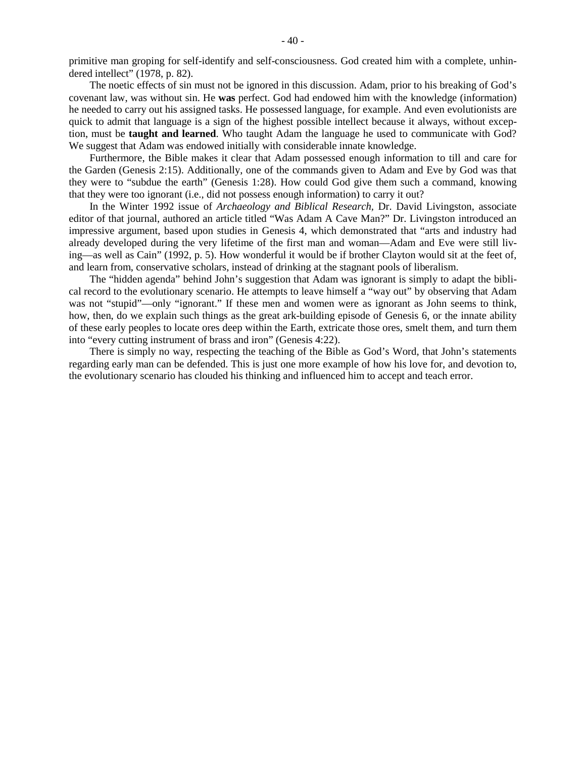primitive man groping for self-identify and self-consciousness. God created him with a complete, unhindered intellect" (1978, p. 82).

The noetic effects of sin must not be ignored in this discussion. Adam, prior to his breaking of God's covenant law, was without sin. He **was** perfect. God had endowed him with the knowledge (information) he needed to carry out his assigned tasks. He possessed language, for example. And even evolutionists are quick to admit that language is a sign of the highest possible intellect because it always, without exception, must be **taught and learned**. Who taught Adam the language he used to communicate with God? We suggest that Adam was endowed initially with considerable innate knowledge.

Furthermore, the Bible makes it clear that Adam possessed enough information to till and care for the Garden (Genesis 2:15). Additionally, one of the commands given to Adam and Eve by God was that they were to "subdue the earth" (Genesis 1:28). How could God give them such a command, knowing that they were too ignorant (i.e., did not possess enough information) to carry it out?

In the Winter 1992 issue of *Archaeology and Biblical Research*, Dr. David Livingston, associate editor of that journal, authored an article titled "Was Adam A Cave Man?" Dr. Livingston introduced an impressive argument, based upon studies in Genesis 4, which demonstrated that "arts and industry had already developed during the very lifetime of the first man and woman—Adam and Eve were still living—as well as Cain" (1992, p. 5). How wonderful it would be if brother Clayton would sit at the feet of, and learn from, conservative scholars, instead of drinking at the stagnant pools of liberalism.

The "hidden agenda" behind John's suggestion that Adam was ignorant is simply to adapt the biblical record to the evolutionary scenario. He attempts to leave himself a "way out" by observing that Adam was not "stupid"—only "ignorant." If these men and women were as ignorant as John seems to think, how, then, do we explain such things as the great ark-building episode of Genesis 6, or the innate ability of these early peoples to locate ores deep within the Earth, extricate those ores, smelt them, and turn them into "every cutting instrument of brass and iron" (Genesis 4:22).

There is simply no way, respecting the teaching of the Bible as God's Word, that John's statements regarding early man can be defended. This is just one more example of how his love for, and devotion to, the evolutionary scenario has clouded his thinking and influenced him to accept and teach error.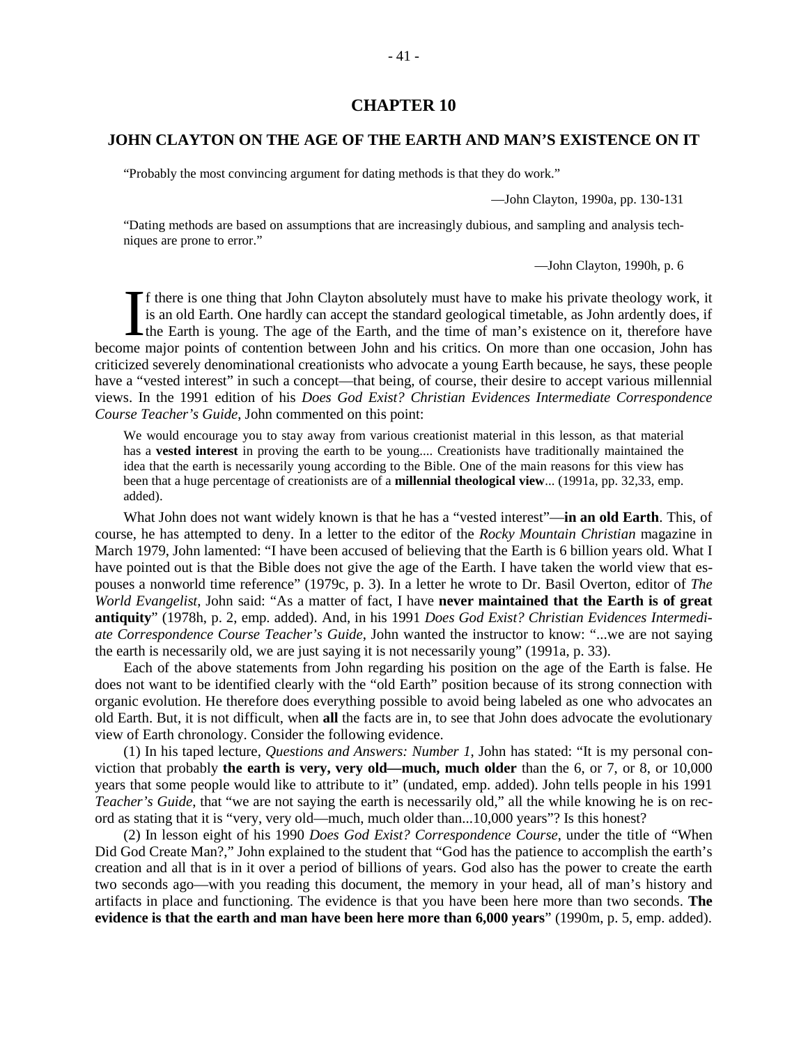# CHAPTER 10

## JOHN CLAYTON ON THE AGE OF THE EARTH AND MAN'S EXISTENCE ON IT

> "Probably the most convincing argument for dating methods is that they do work."
>
> —John Clayton, 1990a, pp. 130-131

> "Dating methods are based on assumptions that are increasingly dubious, and sampling and analysis techniques are prone to error."
>
> —John Clayton, 1990h, p. 6

If there is one thing that John Clayton absolutely must have to make his private theology work, it is an old Earth. One hardly can accept the standard geological timetable, as John ardently does, if the Earth is young. The age of the Earth, and the time of man's existence on it, therefore have become major points of contention between John and his critics. On more than one occasion, John has criticized severely denominational creationists who advocate a young Earth because, he says, these people have a "vested interest" in such a concept—that being, of course, their desire to accept various millennial views. In the 1991 edition of his *Does God Exist? Christian Evidences Intermediate Correspondence Course Teacher's Guide*, John commented on this point:

> We would encourage you to stay away from various creationist material in this lesson, as that material has a **vested interest** in proving the earth to be young.... Creationists have traditionally maintained the idea that the earth is necessarily young according to the Bible. One of the main reasons for this view has been that a huge percentage of creationists are of a **millennial theological view**... (1991a, pp. 32,33, emp. added).

What John does not want widely known is that he has a "vested interest"—**in an old Earth**. This, of course, he has attempted to deny. In a letter to the editor of the *Rocky Mountain Christian* magazine in March 1979, John lamented: "I have been accused of believing that the Earth is 6 billion years old. What I have pointed out is that the Bible does not give the age of the Earth. I have taken the world view that espouses a nonworld time reference" (1979c, p. 3). In a letter he wrote to Dr. Basil Overton, editor of *The World Evangelist*, John said: "As a matter of fact, I have **never maintained that the Earth is of great antiquity**" (1978h, p. 2, emp. added). And, in his 1991 *Does God Exist? Christian Evidences Intermediate Correspondence Course Teacher's Guide*, John wanted the instructor to know: "...we are not saying the earth is necessarily old, we are just saying it is not necessarily young" (1991a, p. 33).

Each of the above statements from John regarding his position on the age of the Earth is false. He does not want to be identified clearly with the "old Earth" position because of its strong connection with organic evolution. He therefore does everything possible to avoid being labeled as one who advocates an old Earth. But, it is not difficult, when **all** the facts are in, to see that John does advocate the evolutionary view of Earth chronology. Consider the following evidence.

(1) In his taped lecture, *Questions and Answers: Number 1*, John has stated: "It is my personal conviction that probably **the earth is very, very old—much, much older** than the 6, or 7, or 8, or 10,000 years that some people would like to attribute to it" (undated, emp. added). John tells people in his 1991 *Teacher's Guide*, that "we are not saying the earth is necessarily old," all the while knowing he is on record as stating that it is "very, very old—much, much older than...10,000 years"? Is this honest?

(2) In lesson eight of his 1990 *Does God Exist? Correspondence Course*, under the title of "When Did God Create Man?," John explained to the student that "God has the patience to accomplish the earth's creation and all that is in it over a period of billions of years. God also has the power to create the earth two seconds ago—with you reading this document, the memory in your head, all of man's history and artifacts in place and functioning. The evidence is that you have been here more than two seconds. **The evidence is that the earth and man have been here more than 6,000 years**" (1990m, p. 5, emp. added).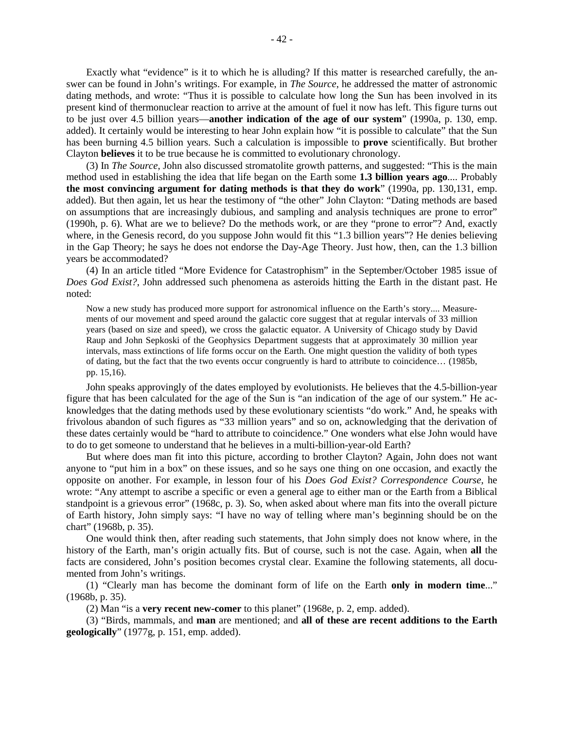Exactly what "evidence" is it to which he is alluding? If this matter is researched carefully, the answer can be found in John's writings. For example, in *The Source*, he addressed the matter of astronomic dating methods, and wrote: "Thus it is possible to calculate how long the Sun has been involved in its present kind of thermonuclear reaction to arrive at the amount of fuel it now has left. This figure turns out to be just over 4.5 billion years—**another indication of the age of our system**" (1990a, p. 130, emp. added). It certainly would be interesting to hear John explain how "it is possible to calculate" that the Sun has been burning 4.5 billion years. Such a calculation is impossible to **prove** scientifically. But brother Clayton **believes** it to be true because he is committed to evolutionary chronology.

(3) In *The Source*, John also discussed stromatolite growth patterns, and suggested: "This is the main method used in establishing the idea that life began on the Earth some **1.3 billion years ago**.... Probably **the most convincing argument for dating methods is that they do work**" (1990a, pp. 130,131, emp. added). But then again, let us hear the testimony of "the other" John Clayton: "Dating methods are based on assumptions that are increasingly dubious, and sampling and analysis techniques are prone to error" (1990h, p. 6). What are we to believe? Do the methods work, or are they "prone to error"? And, exactly where, in the Genesis record, do you suppose John would fit this "1.3 billion years"? He denies believing in the Gap Theory; he says he does not endorse the Day-Age Theory. Just how, then, can the 1.3 billion years be accommodated?

(4) In an article titled "More Evidence for Catastrophism" in the September/October 1985 issue of *Does God Exist?*, John addressed such phenomena as asteroids hitting the Earth in the distant past. He noted:

> Now a new study has produced more support for astronomical influence on the Earth's story.... Measurements of our movement and speed around the galactic core suggest that at regular intervals of 33 million years (based on size and speed), we cross the galactic equator. A University of Chicago study by David Raup and John Sepkoski of the Geophysics Department suggests that at approximately 30 million year intervals, mass extinctions of life forms occur on the Earth. One might question the validity of both types of dating, but the fact that the two events occur congruently is hard to attribute to coincidence… (1985b, pp. 15,16).

John speaks approvingly of the dates employed by evolutionists. He believes that the 4.5-billion-year figure that has been calculated for the age of the Sun is "an indication of the age of our system." He acknowledges that the dating methods used by these evolutionary scientists "do work." And, he speaks with frivolous abandon of such figures as "33 million years" and so on, acknowledging that the derivation of these dates certainly would be "hard to attribute to coincidence." One wonders what else John would have to do to get someone to understand that he believes in a multi-billion-year-old Earth?

But where does man fit into this picture, according to brother Clayton? Again, John does not want anyone to "put him in a box" on these issues, and so he says one thing on one occasion, and exactly the opposite on another. For example, in lesson four of his *Does God Exist? Correspondence Course*, he wrote: "Any attempt to ascribe a specific or even a general age to either man or the Earth from a Biblical standpoint is a grievous error" (1968c, p. 3). So, when asked about where man fits into the overall picture of Earth history, John simply says: "I have no way of telling where man's beginning should be on the chart" (1968b, p. 35).

One would think then, after reading such statements, that John simply does not know where, in the history of the Earth, man's origin actually fits. But of course, such is not the case. Again, when **all** the facts are considered, John's position becomes crystal clear. Examine the following statements, all documented from John's writings.

(1) "Clearly man has become the dominant form of life on the Earth **only in modern time**..." (1968b, p. 35).

(2) Man "is a **very recent new-comer** to this planet" (1968e, p. 2, emp. added).

(3) "Birds, mammals, and **man** are mentioned; and **all of these are recent additions to the Earth geologically**" (1977g, p. 151, emp. added).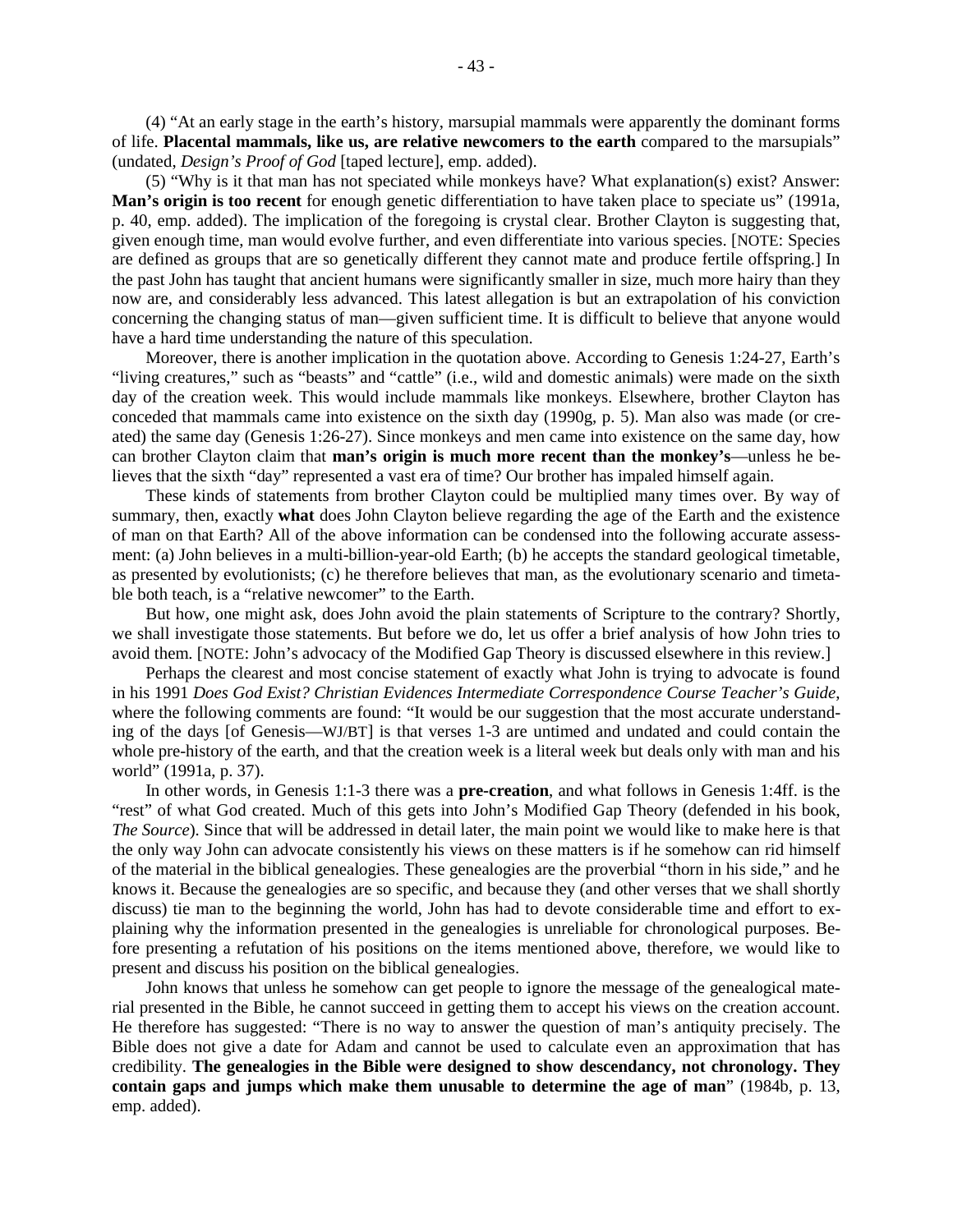(4) "At an early stage in the earth's history, marsupial mammals were apparently the dominant forms of life. **Placental mammals, like us, are relative newcomers to the earth** compared to the marsupials" (undated, *Design's Proof of God* [taped lecture], emp. added).

(5) "Why is it that man has not speciated while monkeys have? What explanation(s) exist? Answer: **Man's origin is too recent** for enough genetic differentiation to have taken place to speciate us" (1991a, p. 40, emp. added). The implication of the foregoing is crystal clear. Brother Clayton is suggesting that, given enough time, man would evolve further, and even differentiate into various species. [NOTE: Species are defined as groups that are so genetically different they cannot mate and produce fertile offspring.] In the past John has taught that ancient humans were significantly smaller in size, much more hairy than they now are, and considerably less advanced. This latest allegation is but an extrapolation of his conviction concerning the changing status of man—given sufficient time. It is difficult to believe that anyone would have a hard time understanding the nature of this speculation.

Moreover, there is another implication in the quotation above. According to Genesis 1:24-27, Earth's "living creatures," such as "beasts" and "cattle" (i.e., wild and domestic animals) were made on the sixth day of the creation week. This would include mammals like monkeys. Elsewhere, brother Clayton has conceded that mammals came into existence on the sixth day (1990g, p. 5). Man also was made (or created) the same day (Genesis 1:26-27). Since monkeys and men came into existence on the same day, how can brother Clayton claim that **man's origin is much more recent than the monkey's**—unless he believes that the sixth "day" represented a vast era of time? Our brother has impaled himself again.

These kinds of statements from brother Clayton could be multiplied many times over. By way of summary, then, exactly **what** does John Clayton believe regarding the age of the Earth and the existence of man on that Earth? All of the above information can be condensed into the following accurate assessment: (a) John believes in a multi-billion-year-old Earth; (b) he accepts the standard geological timetable, as presented by evolutionists; (c) he therefore believes that man, as the evolutionary scenario and timetable both teach, is a "relative newcomer" to the Earth.

But how, one might ask, does John avoid the plain statements of Scripture to the contrary? Shortly, we shall investigate those statements. But before we do, let us offer a brief analysis of how John tries to avoid them. [NOTE: John's advocacy of the Modified Gap Theory is discussed elsewhere in this review.]

Perhaps the clearest and most concise statement of exactly what John is trying to advocate is found in his 1991 *Does God Exist? Christian Evidences Intermediate Correspondence Course Teacher's Guide*, where the following comments are found: "It would be our suggestion that the most accurate understanding of the days [of Genesis—WJ/BT] is that verses 1-3 are untimed and undated and could contain the whole pre-history of the earth, and that the creation week is a literal week but deals only with man and his world" (1991a, p. 37).

In other words, in Genesis 1:1-3 there was a **pre-creation**, and what follows in Genesis 1:4ff. is the "rest" of what God created. Much of this gets into John's Modified Gap Theory (defended in his book, *The Source*). Since that will be addressed in detail later, the main point we would like to make here is that the only way John can advocate consistently his views on these matters is if he somehow can rid himself of the material in the biblical genealogies. These genealogies are the proverbial "thorn in his side," and he knows it. Because the genealogies are so specific, and because they (and other verses that we shall shortly discuss) tie man to the beginning the world, John has had to devote considerable time and effort to explaining why the information presented in the genealogies is unreliable for chronological purposes. Before presenting a refutation of his positions on the items mentioned above, therefore, we would like to present and discuss his position on the biblical genealogies.

John knows that unless he somehow can get people to ignore the message of the genealogical material presented in the Bible, he cannot succeed in getting them to accept his views on the creation account. He therefore has suggested: "There is no way to answer the question of man's antiquity precisely. The Bible does not give a date for Adam and cannot be used to calculate even an approximation that has credibility. **The genealogies in the Bible were designed to show descendancy, not chronology. They contain gaps and jumps which make them unusable to determine the age of man**" (1984b, p. 13, emp. added).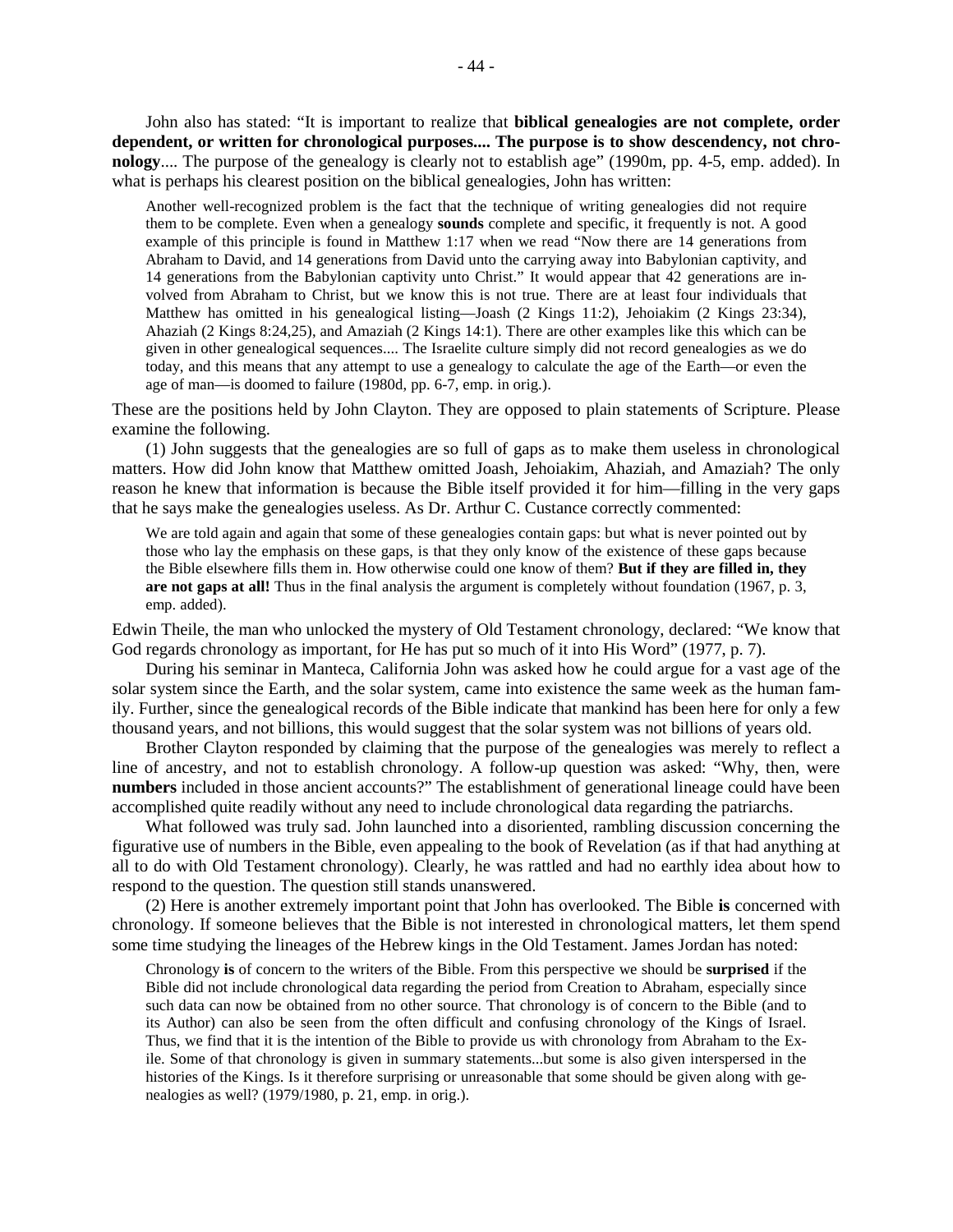John also has stated: "It is important to realize that **biblical genealogies are not complete, order dependent, or written for chronological purposes.... The purpose is to show descendency, not chronology**.... The purpose of the genealogy is clearly not to establish age" (1990m, pp. 4-5, emp. added). In what is perhaps his clearest position on the biblical genealogies, John has written:

> Another well-recognized problem is the fact that the technique of writing genealogies did not require them to be complete. Even when a genealogy **sounds** complete and specific, it frequently is not. A good example of this principle is found in Matthew 1:17 when we read "Now there are 14 generations from Abraham to David, and 14 generations from David unto the carrying away into Babylonian captivity, and 14 generations from the Babylonian captivity unto Christ." It would appear that 42 generations are involved from Abraham to Christ, but we know this is not true. There are at least four individuals that Matthew has omitted in his genealogical listing—Joash (2 Kings 11:2), Jehoiakim (2 Kings 23:34), Ahaziah (2 Kings 8:24,25), and Amaziah (2 Kings 14:1). There are other examples like this which can be given in other genealogical sequences.... The Israelite culture simply did not record genealogies as we do today, and this means that any attempt to use a genealogy to calculate the age of the Earth—or even the age of man—is doomed to failure (1980d, pp. 6-7, emp. in orig.).

These are the positions held by John Clayton. They are opposed to plain statements of Scripture. Please examine the following.

(1) John suggests that the genealogies are so full of gaps as to make them useless in chronological matters. How did John know that Matthew omitted Joash, Jehoiakim, Ahaziah, and Amaziah? The only reason he knew that information is because the Bible itself provided it for him—filling in the very gaps that he says make the genealogies useless. As Dr. Arthur C. Custance correctly commented:

> We are told again and again that some of these genealogies contain gaps: but what is never pointed out by those who lay the emphasis on these gaps, is that they only know of the existence of these gaps because the Bible elsewhere fills them in. How otherwise could one know of them? **But if they are filled in, they are not gaps at all!** Thus in the final analysis the argument is completely without foundation (1967, p. 3, emp. added).

Edwin Theile, the man who unlocked the mystery of Old Testament chronology, declared: "We know that God regards chronology as important, for He has put so much of it into His Word" (1977, p. 7).

During his seminar in Manteca, California John was asked how he could argue for a vast age of the solar system since the Earth, and the solar system, came into existence the same week as the human family. Further, since the genealogical records of the Bible indicate that mankind has been here for only a few thousand years, and not billions, this would suggest that the solar system was not billions of years old.

Brother Clayton responded by claiming that the purpose of the genealogies was merely to reflect a line of ancestry, and not to establish chronology. A follow-up question was asked: "Why, then, were **numbers** included in those ancient accounts?" The establishment of generational lineage could have been accomplished quite readily without any need to include chronological data regarding the patriarchs.

What followed was truly sad. John launched into a disoriented, rambling discussion concerning the figurative use of numbers in the Bible, even appealing to the book of Revelation (as if that had anything at all to do with Old Testament chronology). Clearly, he was rattled and had no earthly idea about how to respond to the question. The question still stands unanswered.

(2) Here is another extremely important point that John has overlooked. The Bible **is** concerned with chronology. If someone believes that the Bible is not interested in chronological matters, let them spend some time studying the lineages of the Hebrew kings in the Old Testament. James Jordan has noted:

> Chronology **is** of concern to the writers of the Bible. From this perspective we should be **surprised** if the Bible did not include chronological data regarding the period from Creation to Abraham, especially since such data can now be obtained from no other source. That chronology is of concern to the Bible (and to its Author) can also be seen from the often difficult and confusing chronology of the Kings of Israel. Thus, we find that it is the intention of the Bible to provide us with chronology from Abraham to the Exile. Some of that chronology is given in summary statements...but some is also given interspersed in the histories of the Kings. Is it therefore surprising or unreasonable that some should be given along with genealogies as well? (1979/1980, p. 21, emp. in orig.).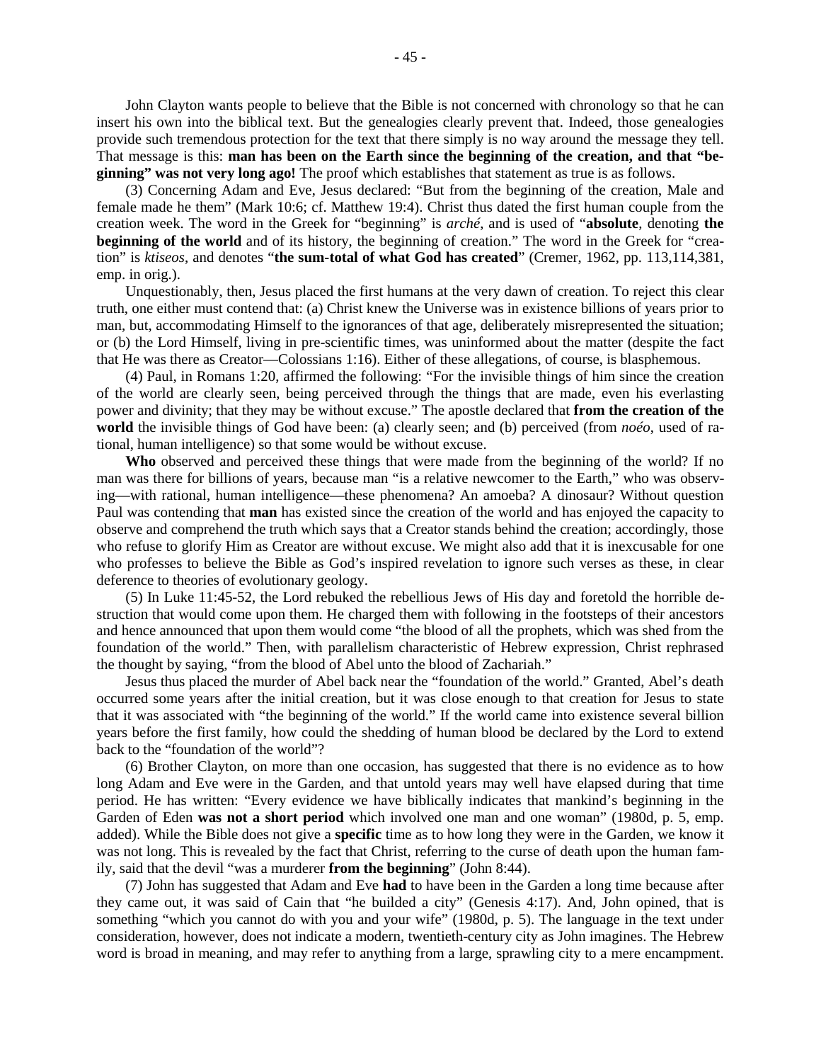John Clayton wants people to believe that the Bible is not concerned with chronology so that he can insert his own into the biblical text. But the genealogies clearly prevent that. Indeed, those genealogies provide such tremendous protection for the text that there simply is no way around the message they tell. That message is this: **man has been on the Earth since the beginning of the creation, and that "beginning" was not very long ago!** The proof which establishes that statement as true is as follows.

(3) Concerning Adam and Eve, Jesus declared: "But from the beginning of the creation, Male and female made he them" (Mark 10:6; cf. Matthew 19:4). Christ thus dated the first human couple from the creation week. The word in the Greek for "beginning" is *arché*, and is used of "**absolute**, denoting **the beginning of the world** and of its history, the beginning of creation." The word in the Greek for "creation" is *ktiseos*, and denotes "**the sum-total of what God has created**" (Cremer, 1962, pp. 113,114,381, emp. in orig.).

Unquestionably, then, Jesus placed the first humans at the very dawn of creation. To reject this clear truth, one either must contend that: (a) Christ knew the Universe was in existence billions of years prior to man, but, accommodating Himself to the ignorances of that age, deliberately misrepresented the situation; or (b) the Lord Himself, living in pre-scientific times, was uninformed about the matter (despite the fact that He was there as Creator—Colossians 1:16). Either of these allegations, of course, is blasphemous.

(4) Paul, in Romans 1:20, affirmed the following: "For the invisible things of him since the creation of the world are clearly seen, being perceived through the things that are made, even his everlasting power and divinity; that they may be without excuse." The apostle declared that **from the creation of the world** the invisible things of God have been: (a) clearly seen; and (b) perceived (from *noéo*, used of rational, human intelligence) so that some would be without excuse.

**Who** observed and perceived these things that were made from the beginning of the world? If no man was there for billions of years, because man "is a relative newcomer to the Earth," who was observing—with rational, human intelligence—these phenomena? An amoeba? A dinosaur? Without question Paul was contending that **man** has existed since the creation of the world and has enjoyed the capacity to observe and comprehend the truth which says that a Creator stands behind the creation; accordingly, those who refuse to glorify Him as Creator are without excuse. We might also add that it is inexcusable for one who professes to believe the Bible as God's inspired revelation to ignore such verses as these, in clear deference to theories of evolutionary geology.

(5) In Luke 11:45-52, the Lord rebuked the rebellious Jews of His day and foretold the horrible destruction that would come upon them. He charged them with following in the footsteps of their ancestors and hence announced that upon them would come "the blood of all the prophets, which was shed from the foundation of the world." Then, with parallelism characteristic of Hebrew expression, Christ rephrased the thought by saying, "from the blood of Abel unto the blood of Zachariah."

Jesus thus placed the murder of Abel back near the "foundation of the world." Granted, Abel's death occurred some years after the initial creation, but it was close enough to that creation for Jesus to state that it was associated with "the beginning of the world." If the world came into existence several billion years before the first family, how could the shedding of human blood be declared by the Lord to extend back to the "foundation of the world"?

(6) Brother Clayton, on more than one occasion, has suggested that there is no evidence as to how long Adam and Eve were in the Garden, and that untold years may well have elapsed during that time period. He has written: "Every evidence we have biblically indicates that mankind's beginning in the Garden of Eden **was not a short period** which involved one man and one woman" (1980d, p. 5, emp. added). While the Bible does not give a **specific** time as to how long they were in the Garden, we know it was not long. This is revealed by the fact that Christ, referring to the curse of death upon the human family, said that the devil "was a murderer **from the beginning**" (John 8:44).

(7) John has suggested that Adam and Eve **had** to have been in the Garden a long time because after they came out, it was said of Cain that "he builded a city" (Genesis 4:17). And, John opined, that is something "which you cannot do with you and your wife" (1980d, p. 5). The language in the text under consideration, however, does not indicate a modern, twentieth-century city as John imagines. The Hebrew word is broad in meaning, and may refer to anything from a large, sprawling city to a mere encampment.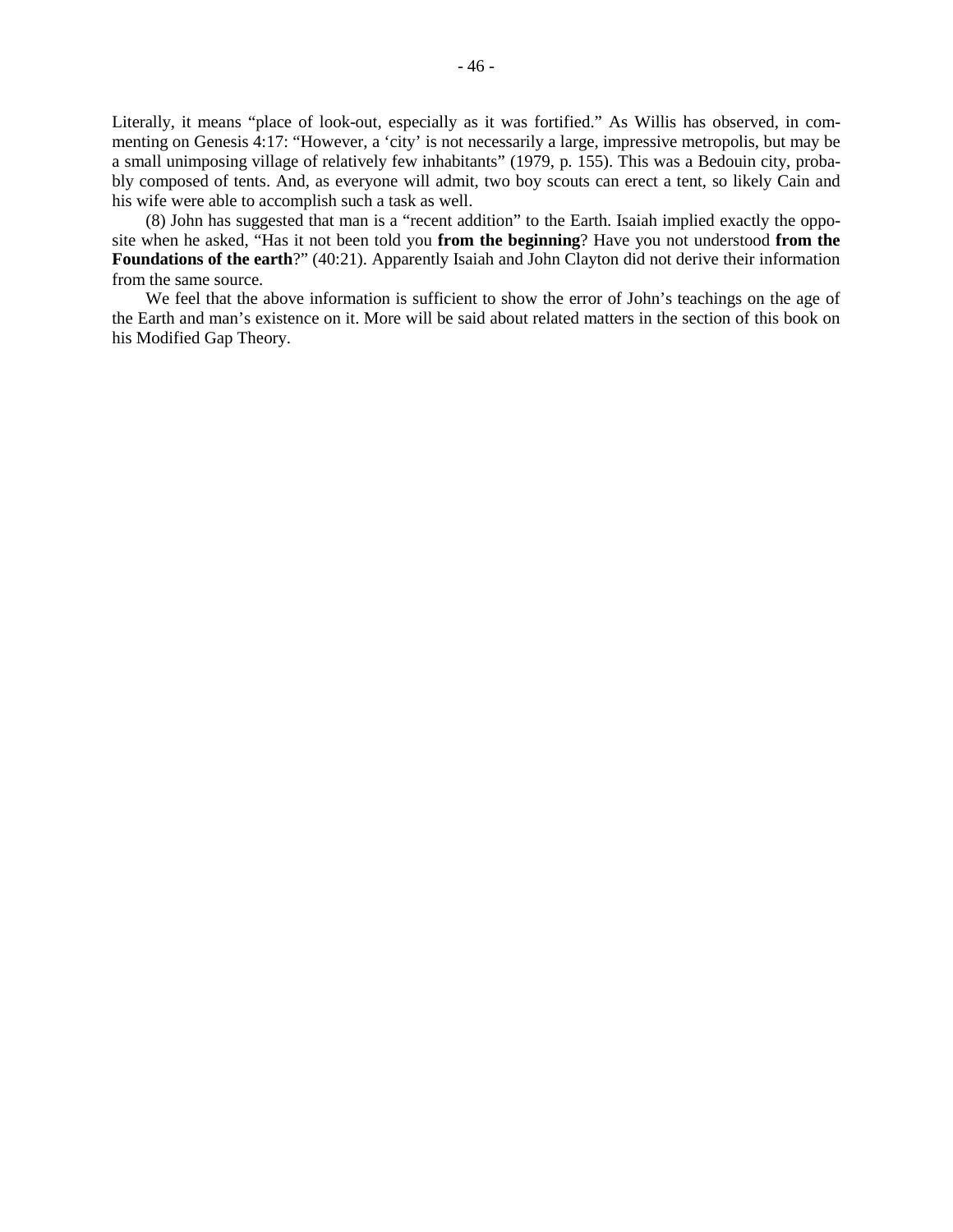Literally, it means "place of look-out, especially as it was fortified." As Willis has observed, in commenting on Genesis 4:17: "However, a 'city' is not necessarily a large, impressive metropolis, but may be a small unimposing village of relatively few inhabitants" (1979, p. 155). This was a Bedouin city, probably composed of tents. And, as everyone will admit, two boy scouts can erect a tent, so likely Cain and his wife were able to accomplish such a task as well.

(8) John has suggested that man is a "recent addition" to the Earth. Isaiah implied exactly the opposite when he asked, "Has it not been told you **from the beginning**? Have you not understood **from the Foundations of the earth**?" (40:21). Apparently Isaiah and John Clayton did not derive their information from the same source.

We feel that the above information is sufficient to show the error of John's teachings on the age of the Earth and man's existence on it. More will be said about related matters in the section of this book on his Modified Gap Theory.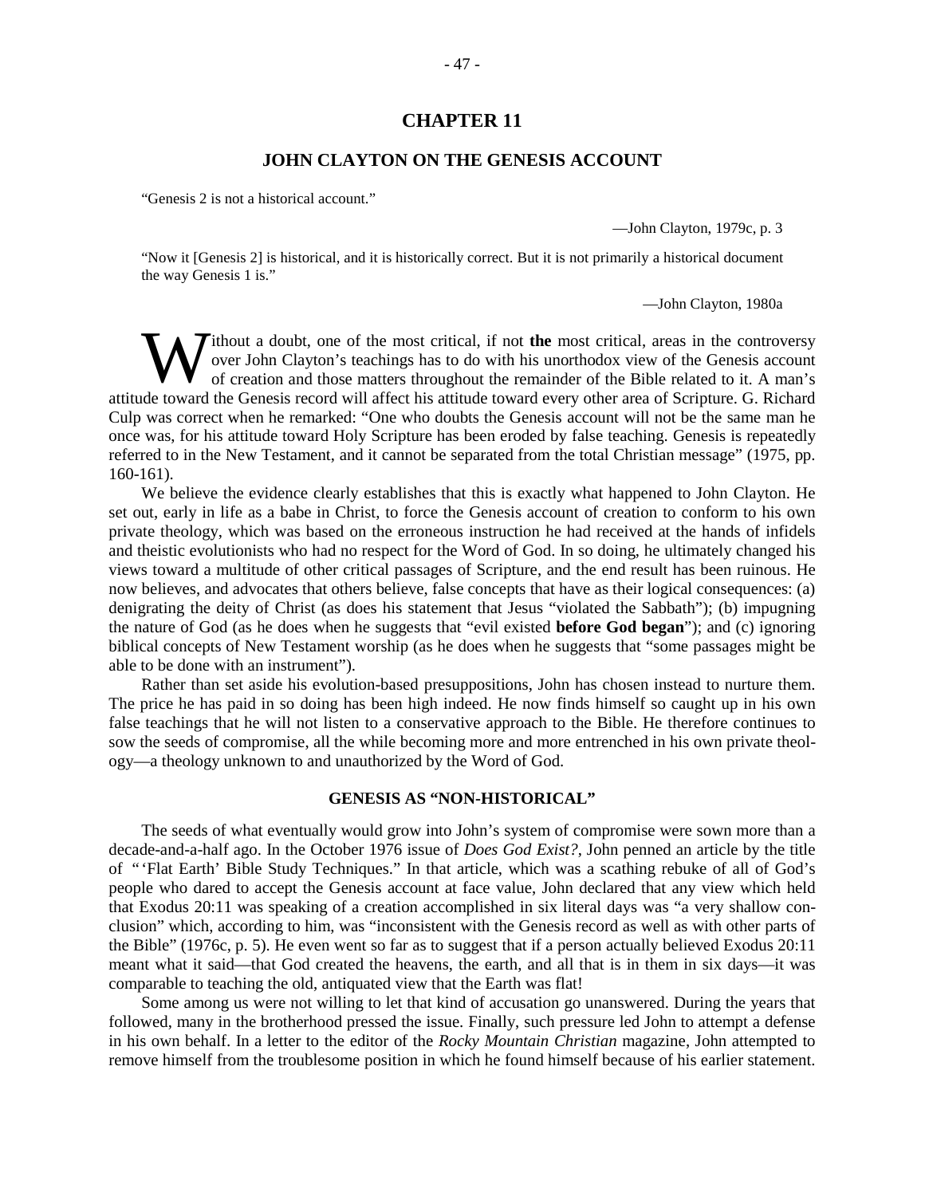# CHAPTER 11

## JOHN CLAYTON ON THE GENESIS ACCOUNT

"Genesis 2 is not a historical account."

—John Clayton, 1979c, p. 3

"Now it [Genesis 2] is historical, and it is historically correct. But it is not primarily a historical document the way Genesis 1 is."

—John Clayton, 1980a

Without a doubt, one of the most critical, if not **the** most critical, areas in the controversy over John Clayton's teachings has to do with his unorthodox view of the Genesis account of creation and those matters throughout the remainder of the Bible related to it. A man's attitude toward the Genesis record will affect his attitude toward every other area of Scripture. G. Richard Culp was correct when he remarked: "One who doubts the Genesis account will not be the same man he once was, for his attitude toward Holy Scripture has been eroded by false teaching. Genesis is repeatedly referred to in the New Testament, and it cannot be separated from the total Christian message" (1975, pp. 160-161).

We believe the evidence clearly establishes that this is exactly what happened to John Clayton. He set out, early in life as a babe in Christ, to force the Genesis account of creation to conform to his own private theology, which was based on the erroneous instruction he had received at the hands of infidels and theistic evolutionists who had no respect for the Word of God. In so doing, he ultimately changed his views toward a multitude of other critical passages of Scripture, and the end result has been ruinous. He now believes, and advocates that others believe, false concepts that have as their logical consequences: (a) denigrating the deity of Christ (as does his statement that Jesus "violated the Sabbath"); (b) impugning the nature of God (as he does when he suggests that "evil existed **before God began**"); and (c) ignoring biblical concepts of New Testament worship (as he does when he suggests that "some passages might be able to be done with an instrument").

Rather than set aside his evolution-based presuppositions, John has chosen instead to nurture them. The price he has paid in so doing has been high indeed. He now finds himself so caught up in his own false teachings that he will not listen to a conservative approach to the Bible. He therefore continues to sow the seeds of compromise, all the while becoming more and more entrenched in his own private theology—a theology unknown to and unauthorized by the Word of God.

### GENESIS AS "NON-HISTORICAL"

The seeds of what eventually would grow into John's system of compromise were sown more than a decade-and-a-half ago. In the October 1976 issue of *Does God Exist?*, John penned an article by the title of "'Flat Earth' Bible Study Techniques." In that article, which was a scathing rebuke of all of God's people who dared to accept the Genesis account at face value, John declared that any view which held that Exodus 20:11 was speaking of a creation accomplished in six literal days was "a very shallow conclusion" which, according to him, was "inconsistent with the Genesis record as well as with other parts of the Bible" (1976c, p. 5). He even went so far as to suggest that if a person actually believed Exodus 20:11 meant what it said—that God created the heavens, the earth, and all that is in them in six days—it was comparable to teaching the old, antiquated view that the Earth was flat!

Some among us were not willing to let that kind of accusation go unanswered. During the years that followed, many in the brotherhood pressed the issue. Finally, such pressure led John to attempt a defense in his own behalf. In a letter to the editor of the *Rocky Mountain Christian* magazine, John attempted to remove himself from the troublesome position in which he found himself because of his earlier statement.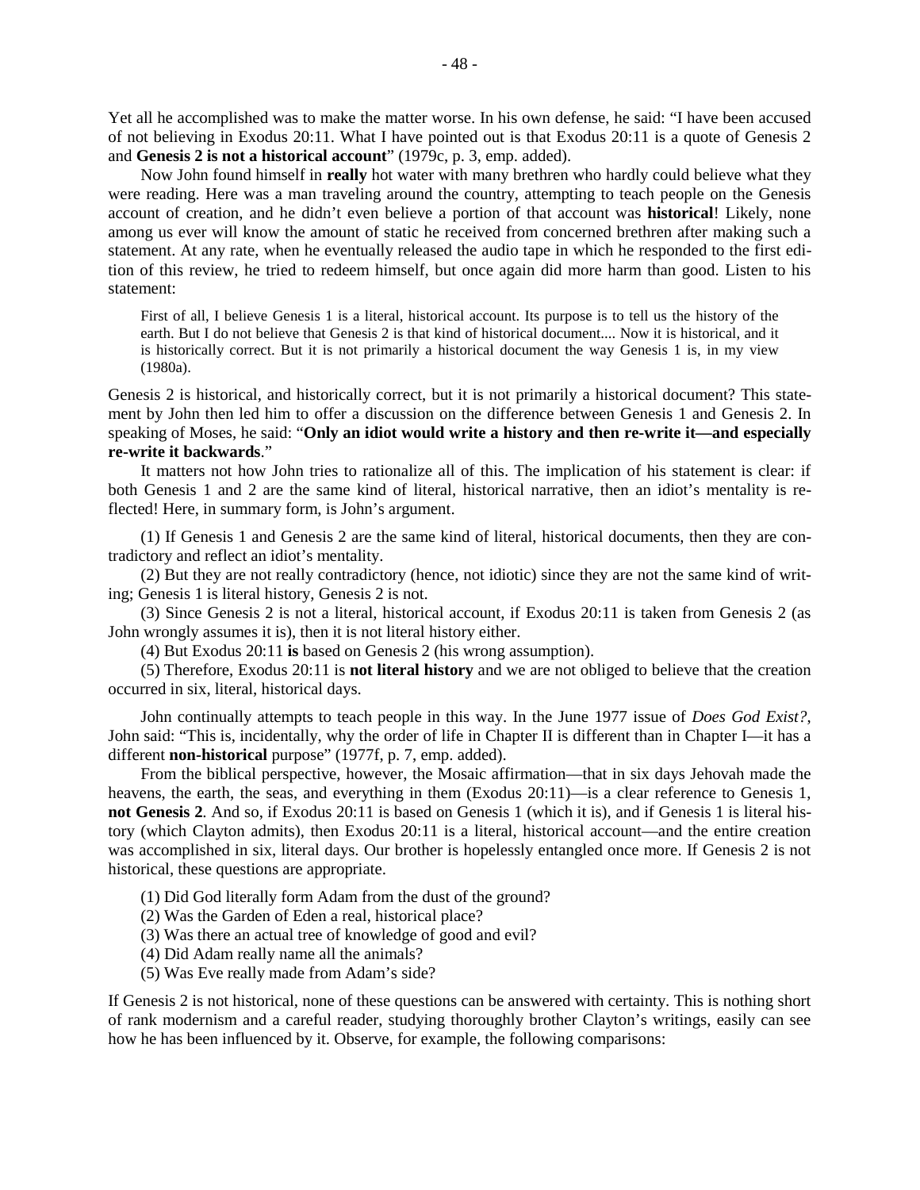Yet all he accomplished was to make the matter worse. In his own defense, he said: "I have been accused of not believing in Exodus 20:11. What I have pointed out is that Exodus 20:11 is a quote of Genesis 2 and **Genesis 2 is not a historical account**" (1979c, p. 3, emp. added).

Now John found himself in **really** hot water with many brethren who hardly could believe what they were reading. Here was a man traveling around the country, attempting to teach people on the Genesis account of creation, and he didn't even believe a portion of that account was **historical**! Likely, none among us ever will know the amount of static he received from concerned brethren after making such a statement. At any rate, when he eventually released the audio tape in which he responded to the first edition of this review, he tried to redeem himself, but once again did more harm than good. Listen to his statement:

> First of all, I believe Genesis 1 is a literal, historical account. Its purpose is to tell us the history of the earth. But I do not believe that Genesis 2 is that kind of historical document.... Now it is historical, and it is historically correct. But it is not primarily a historical document the way Genesis 1 is, in my view (1980a).

Genesis 2 is historical, and historically correct, but it is not primarily a historical document? This statement by John then led him to offer a discussion on the difference between Genesis 1 and Genesis 2. In speaking of Moses, he said: "**Only an idiot would write a history and then re-write it—and especially re-write it backwards**."

It matters not how John tries to rationalize all of this. The implication of his statement is clear: if both Genesis 1 and 2 are the same kind of literal, historical narrative, then an idiot's mentality is reflected! Here, in summary form, is John's argument.

(1) If Genesis 1 and Genesis 2 are the same kind of literal, historical documents, then they are contradictory and reflect an idiot's mentality.

(2) But they are not really contradictory (hence, not idiotic) since they are not the same kind of writing; Genesis 1 is literal history, Genesis 2 is not.

(3) Since Genesis 2 is not a literal, historical account, if Exodus 20:11 is taken from Genesis 2 (as John wrongly assumes it is), then it is not literal history either.

(4) But Exodus 20:11 **is** based on Genesis 2 (his wrong assumption).

(5) Therefore, Exodus 20:11 is **not literal history** and we are not obliged to believe that the creation occurred in six, literal, historical days.

John continually attempts to teach people in this way. In the June 1977 issue of *Does God Exist?*, John said: "This is, incidentally, why the order of life in Chapter II is different than in Chapter I—it has a different **non-historical** purpose" (1977f, p. 7, emp. added).

From the biblical perspective, however, the Mosaic affirmation—that in six days Jehovah made the heavens, the earth, the seas, and everything in them (Exodus 20:11)—is a clear reference to Genesis 1, **not Genesis 2**. And so, if Exodus 20:11 is based on Genesis 1 (which it is), and if Genesis 1 is literal history (which Clayton admits), then Exodus 20:11 is a literal, historical account—and the entire creation was accomplished in six, literal days. Our brother is hopelessly entangled once more. If Genesis 2 is not historical, these questions are appropriate.

(1) Did God literally form Adam from the dust of the ground?
(2) Was the Garden of Eden a real, historical place?
(3) Was there an actual tree of knowledge of good and evil?
(4) Did Adam really name all the animals?
(5) Was Eve really made from Adam's side?

If Genesis 2 is not historical, none of these questions can be answered with certainty. This is nothing short of rank modernism and a careful reader, studying thoroughly brother Clayton's writings, easily can see how he has been influenced by it. Observe, for example, the following comparisons: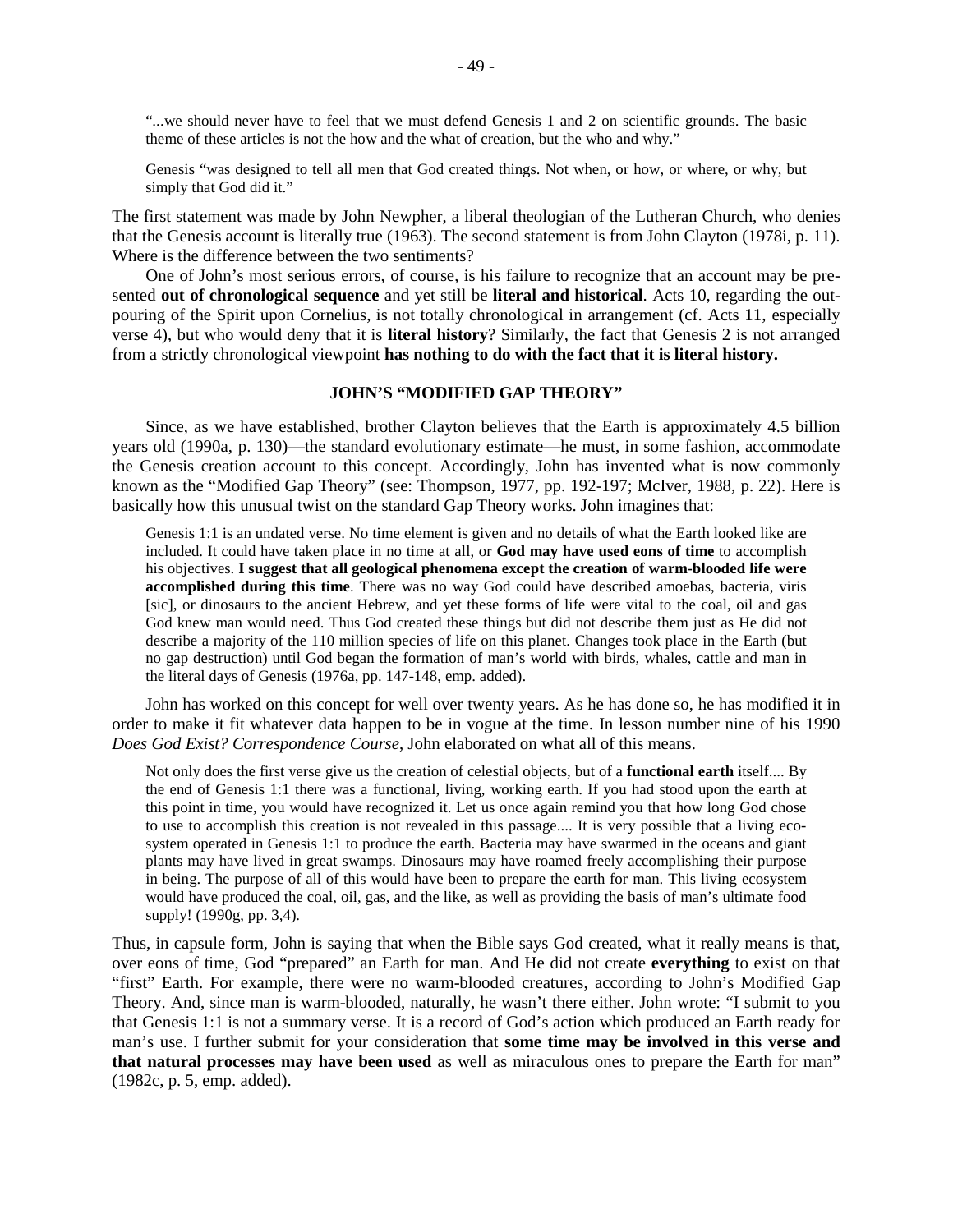> "...we should never have to feel that we must defend Genesis 1 and 2 on scientific grounds. The basic theme of these articles is not the how and the what of creation, but the who and why."

> Genesis "was designed to tell all men that God created things. Not when, or how, or where, or why, but simply that God did it."

The first statement was made by John Newpher, a liberal theologian of the Lutheran Church, who denies that the Genesis account is literally true (1963). The second statement is from John Clayton (1978i, p. 11). Where is the difference between the two sentiments?

One of John's most serious errors, of course, is his failure to recognize that an account may be presented **out of chronological sequence** and yet still be **literal and historical**. Acts 10, regarding the outpouring of the Spirit upon Cornelius, is not totally chronological in arrangement (cf. Acts 11, especially verse 4), but who would deny that it is **literal history**? Similarly, the fact that Genesis 2 is not arranged from a strictly chronological viewpoint **has nothing to do with the fact that it is literal history.**

### JOHN'S "MODIFIED GAP THEORY"

Since, as we have established, brother Clayton believes that the Earth is approximately 4.5 billion years old (1990a, p. 130)—the standard evolutionary estimate—he must, in some fashion, accommodate the Genesis creation account to this concept. Accordingly, John has invented what is now commonly known as the "Modified Gap Theory" (see: Thompson, 1977, pp. 192-197; McIver, 1988, p. 22). Here is basically how this unusual twist on the standard Gap Theory works. John imagines that:

> Genesis 1:1 is an undated verse. No time element is given and no details of what the Earth looked like are included. It could have taken place in no time at all, or **God may have used eons of time** to accomplish his objectives. **I suggest that all geological phenomena except the creation of warm-blooded life were accomplished during this time**. There was no way God could have described amoebas, bacteria, viris [sic], or dinosaurs to the ancient Hebrew, and yet these forms of life were vital to the coal, oil and gas God knew man would need. Thus God created these things but did not describe them just as He did not describe a majority of the 110 million species of life on this planet. Changes took place in the Earth (but no gap destruction) until God began the formation of man's world with birds, whales, cattle and man in the literal days of Genesis (1976a, pp. 147-148, emp. added).

John has worked on this concept for well over twenty years. As he has done so, he has modified it in order to make it fit whatever data happen to be in vogue at the time. In lesson number nine of his 1990 *Does God Exist? Correspondence Course*, John elaborated on what all of this means.

> Not only does the first verse give us the creation of celestial objects, but of a **functional earth** itself.... By the end of Genesis 1:1 there was a functional, living, working earth. If you had stood upon the earth at this point in time, you would have recognized it. Let us once again remind you that how long God chose to use to accomplish this creation is not revealed in this passage.... It is very possible that a living ecosystem operated in Genesis 1:1 to produce the earth. Bacteria may have swarmed in the oceans and giant plants may have lived in great swamps. Dinosaurs may have roamed freely accomplishing their purpose in being. The purpose of all of this would have been to prepare the earth for man. This living ecosystem would have produced the coal, oil, gas, and the like, as well as providing the basis of man's ultimate food supply! (1990g, pp. 3,4).

Thus, in capsule form, John is saying that when the Bible says God created, what it really means is that, over eons of time, God "prepared" an Earth for man. And He did not create **everything** to exist on that "first" Earth. For example, there were no warm-blooded creatures, according to John's Modified Gap Theory. And, since man is warm-blooded, naturally, he wasn't there either. John wrote: "I submit to you that Genesis 1:1 is not a summary verse. It is a record of God's action which produced an Earth ready for man's use. I further submit for your consideration that **some time may be involved in this verse and that natural processes may have been used** as well as miraculous ones to prepare the Earth for man" (1982c, p. 5, emp. added).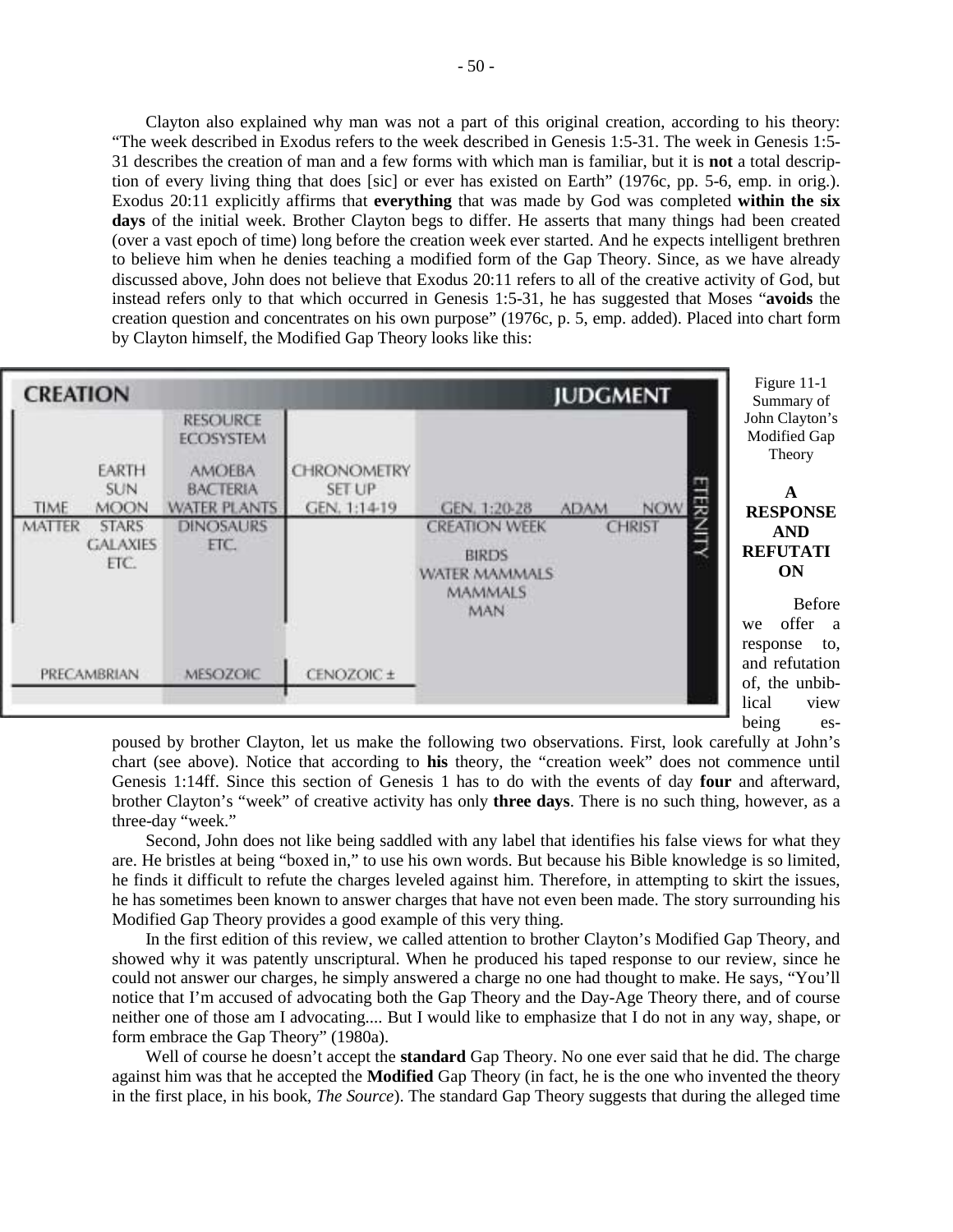Clayton also explained why man was not a part of this original creation, according to his theory: "The week described in Exodus refers to the week described in Genesis 1:5-31. The week in Genesis 1:5-31 describes the creation of man and a few forms with which man is familiar, but it is **not** a total description of every living thing that does [sic] or ever has existed on Earth" (1976c, pp. 5-6, emp. in orig.). Exodus 20:11 explicitly affirms that **everything** that was made by God was completed **within the six days** of the initial week. Brother Clayton begs to differ. He asserts that many things had been created (over a vast epoch of time) long before the creation week ever started. And he expects intelligent brethren to believe him when he denies teaching a modified form of the Gap Theory. Since, as we have already discussed above, John does not believe that Exodus 20:11 refers to all of the creative activity of God, but instead refers only to that which occurred in Genesis 1:5-31, he has suggested that Moses "**avoids** the creation question and concentrates on his own purpose" (1976c, p. 5, emp. added). Placed into chart form by Clayton himself, the Modified Gap Theory looks like this:

CREATION

JUDGMENT

TIME
MATTER

EARTH
SUN
MOON
STARS
GALAXIES
ETC.

RESOURCE
ECOSYSTEM
AMOEBA
BACTERIA
WATER PLANTS
DINOSAURS
ETC.

CHRONOMETRY
SET UP
GEN. 1:14-19

GEN. 1:20-28
CREATION WEEK
BIRDS
WATER MAMMALS
MAMMALS
MAN

ADAM
CHRIST
NOW

ETERNITY

PRECAMBRIAN
MESOZOIC
CENOZOIC ±

Figure 11-1 Summary of John Clayton's Modified Gap Theory

### A RESPONSE AND REFUTATION

Before we offer a response to, and refutation of, the unbiblical view being espoused by brother Clayton, let us make the following two observations. First, look carefully at John's chart (see above). Notice that according to **his** theory, the "creation week" does not commence until Genesis 1:14ff. Since this section of Genesis 1 has to do with the events of day **four** and afterward, brother Clayton's "week" of creative activity has only **three days**. There is no such thing, however, as a three-day "week."

Second, John does not like being saddled with any label that identifies his false views for what they are. He bristles at being "boxed in," to use his own words. But because his Bible knowledge is so limited, he finds it difficult to refute the charges leveled against him. Therefore, in attempting to skirt the issues, he has sometimes been known to answer charges that have not even been made. The story surrounding his Modified Gap Theory provides a good example of this very thing.

In the first edition of this review, we called attention to brother Clayton's Modified Gap Theory, and showed why it was patently unscriptural. When he produced his taped response to our review, since he could not answer our charges, he simply answered a charge no one had thought to make. He says, "You'll notice that I'm accused of advocating both the Gap Theory and the Day-Age Theory there, and of course neither one of those am I advocating.... But I would like to emphasize that I do not in any way, shape, or form embrace the Gap Theory" (1980a).

Well of course he doesn't accept the **standard** Gap Theory. No one ever said that he did. The charge against him was that he accepted the **Modified** Gap Theory (in fact, he is the one who invented the theory in the first place, in his book, *The Source*). The standard Gap Theory suggests that during the alleged time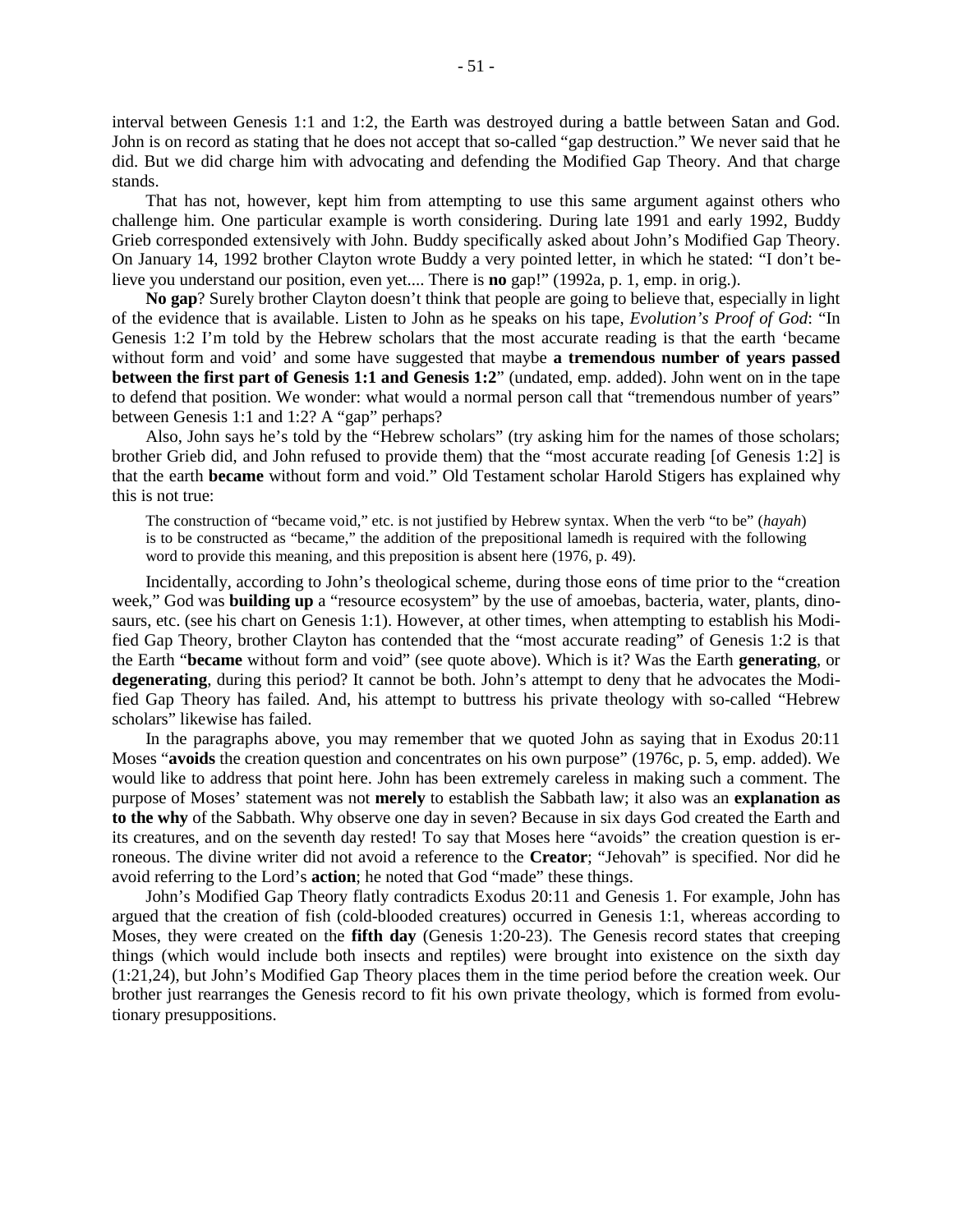interval between Genesis 1:1 and 1:2, the Earth was destroyed during a battle between Satan and God. John is on record as stating that he does not accept that so-called "gap destruction." We never said that he did. But we did charge him with advocating and defending the Modified Gap Theory. And that charge stands.

That has not, however, kept him from attempting to use this same argument against others who challenge him. One particular example is worth considering. During late 1991 and early 1992, Buddy Grieb corresponded extensively with John. Buddy specifically asked about John's Modified Gap Theory. On January 14, 1992 brother Clayton wrote Buddy a very pointed letter, in which he stated: "I don't believe you understand our position, even yet.... There is **no** gap!" (1992a, p. 1, emp. in orig.).

**No gap**? Surely brother Clayton doesn't think that people are going to believe that, especially in light of the evidence that is available. Listen to John as he speaks on his tape, *Evolution's Proof of God*: "In Genesis 1:2 I'm told by the Hebrew scholars that the most accurate reading is that the earth 'became without form and void' and some have suggested that maybe **a tremendous number of years passed between the first part of Genesis 1:1 and Genesis 1:2**" (undated, emp. added). John went on in the tape to defend that position. We wonder: what would a normal person call that "tremendous number of years" between Genesis 1:1 and 1:2? A "gap" perhaps?

Also, John says he's told by the "Hebrew scholars" (try asking him for the names of those scholars; brother Grieb did, and John refused to provide them) that the "most accurate reading [of Genesis 1:2] is that the earth **became** without form and void." Old Testament scholar Harold Stigers has explained why this is not true:

> The construction of "became void," etc. is not justified by Hebrew syntax. When the verb "to be" (*hayah*) is to be constructed as "became," the addition of the prepositional lamedh is required with the following word to provide this meaning, and this preposition is absent here (1976, p. 49).

Incidentally, according to John's theological scheme, during those eons of time prior to the "creation week," God was **building up** a "resource ecosystem" by the use of amoebas, bacteria, water, plants, dinosaurs, etc. (see his chart on Genesis 1:1). However, at other times, when attempting to establish his Modified Gap Theory, brother Clayton has contended that the "most accurate reading" of Genesis 1:2 is that the Earth "**became** without form and void" (see quote above). Which is it? Was the Earth **generating**, or **degenerating**, during this period? It cannot be both. John's attempt to deny that he advocates the Modified Gap Theory has failed. And, his attempt to buttress his private theology with so-called "Hebrew scholars" likewise has failed.

In the paragraphs above, you may remember that we quoted John as saying that in Exodus 20:11 Moses "**avoids** the creation question and concentrates on his own purpose" (1976c, p. 5, emp. added). We would like to address that point here. John has been extremely careless in making such a comment. The purpose of Moses' statement was not **merely** to establish the Sabbath law; it also was an **explanation as to the why** of the Sabbath. Why observe one day in seven? Because in six days God created the Earth and its creatures, and on the seventh day rested! To say that Moses here "avoids" the creation question is erroneous. The divine writer did not avoid a reference to the **Creator**; "Jehovah" is specified. Nor did he avoid referring to the Lord's **action**; he noted that God "made" these things.

John's Modified Gap Theory flatly contradicts Exodus 20:11 and Genesis 1. For example, John has argued that the creation of fish (cold-blooded creatures) occurred in Genesis 1:1, whereas according to Moses, they were created on the **fifth day** (Genesis 1:20-23). The Genesis record states that creeping things (which would include both insects and reptiles) were brought into existence on the sixth day (1:21,24), but John's Modified Gap Theory places them in the time period before the creation week. Our brother just rearranges the Genesis record to fit his own private theology, which is formed from evolutionary presuppositions.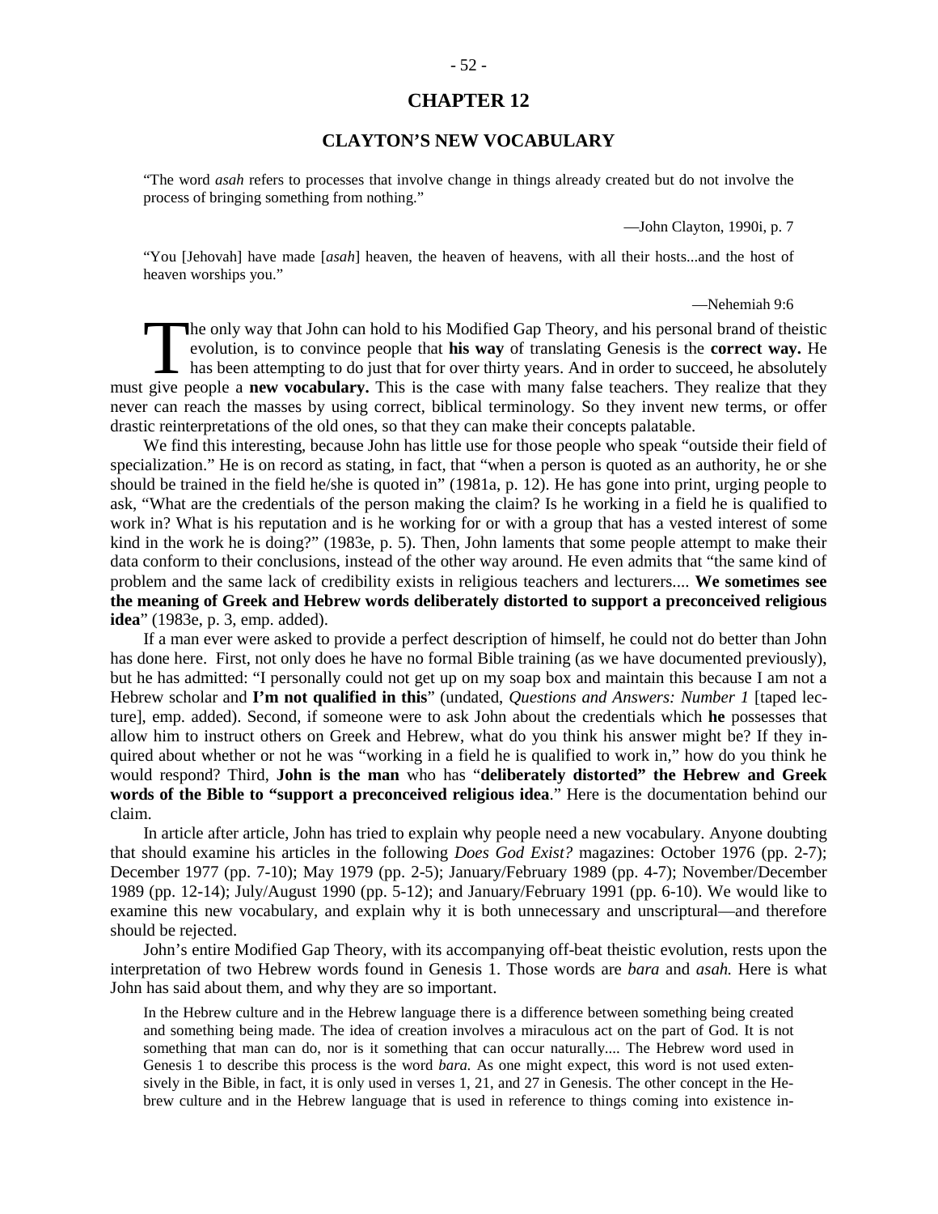# CHAPTER 12

## CLAYTON'S NEW VOCABULARY

> "The word *asah* refers to processes that involve change in things already created but do not involve the process of bringing something from nothing."
>
> —John Clayton, 1990i, p. 7

> "You [Jehovah] have made [*asah*] heaven, the heaven of heavens, with all their hosts...and the host of heaven worships you."
>
> —Nehemiah 9:6

The only way that John can hold to his Modified Gap Theory, and his personal brand of theistic evolution, is to convince people that **his way** of translating Genesis is the **correct way.** He has been attempting to do just that for over thirty years. And in order to succeed, he absolutely must give people a **new vocabulary.** This is the case with many false teachers. They realize that they never can reach the masses by using correct, biblical terminology. So they invent new terms, or offer drastic reinterpretations of the old ones, so that they can make their concepts palatable.

We find this interesting, because John has little use for those people who speak "outside their field of specialization." He is on record as stating, in fact, that "when a person is quoted as an authority, he or she should be trained in the field he/she is quoted in" (1981a, p. 12). He has gone into print, urging people to ask, "What are the credentials of the person making the claim? Is he working in a field he is qualified to work in? What is his reputation and is he working for or with a group that has a vested interest of some kind in the work he is doing?" (1983e, p. 5). Then, John laments that some people attempt to make their data conform to their conclusions, instead of the other way around. He even admits that "the same kind of problem and the same lack of credibility exists in religious teachers and lecturers.... **We sometimes see the meaning of Greek and Hebrew words deliberately distorted to support a preconceived religious idea**" (1983e, p. 3, emp. added).

If a man ever were asked to provide a perfect description of himself, he could not do better than John has done here. First, not only does he have no formal Bible training (as we have documented previously), but he has admitted: "I personally could not get up on my soap box and maintain this because I am not a Hebrew scholar and **I'm not qualified in this**" (undated, *Questions and Answers: Number 1* [taped lecture], emp. added). Second, if someone were to ask John about the credentials which **he** possesses that allow him to instruct others on Greek and Hebrew, what do you think his answer might be? If they inquired about whether or not he was "working in a field he is qualified to work in," how do you think he would respond? Third, **John is the man** who has "**deliberately distorted" the Hebrew and Greek words of the Bible to "support a preconceived religious idea**." Here is the documentation behind our claim.

In article after article, John has tried to explain why people need a new vocabulary. Anyone doubting that should examine his articles in the following *Does God Exist?* magazines: October 1976 (pp. 2-7); December 1977 (pp. 7-10); May 1979 (pp. 2-5); January/February 1989 (pp. 4-7); November/December 1989 (pp. 12-14); July/August 1990 (pp. 5-12); and January/February 1991 (pp. 6-10). We would like to examine this new vocabulary, and explain why it is both unnecessary and unscriptural—and therefore should be rejected.

John's entire Modified Gap Theory, with its accompanying off-beat theistic evolution, rests upon the interpretation of two Hebrew words found in Genesis 1. Those words are *bara* and *asah.* Here is what John has said about them, and why they are so important.

> In the Hebrew culture and in the Hebrew language there is a difference between something being created and something being made. The idea of creation involves a miraculous act on the part of God. It is not something that man can do, nor is it something that can occur naturally.... The Hebrew word used in Genesis 1 to describe this process is the word *bara.* As one might expect, this word is not used extensively in the Bible, in fact, it is only used in verses 1, 21, and 27 in Genesis. The other concept in the Hebrew culture and in the Hebrew language that is used in reference to things coming into existence in-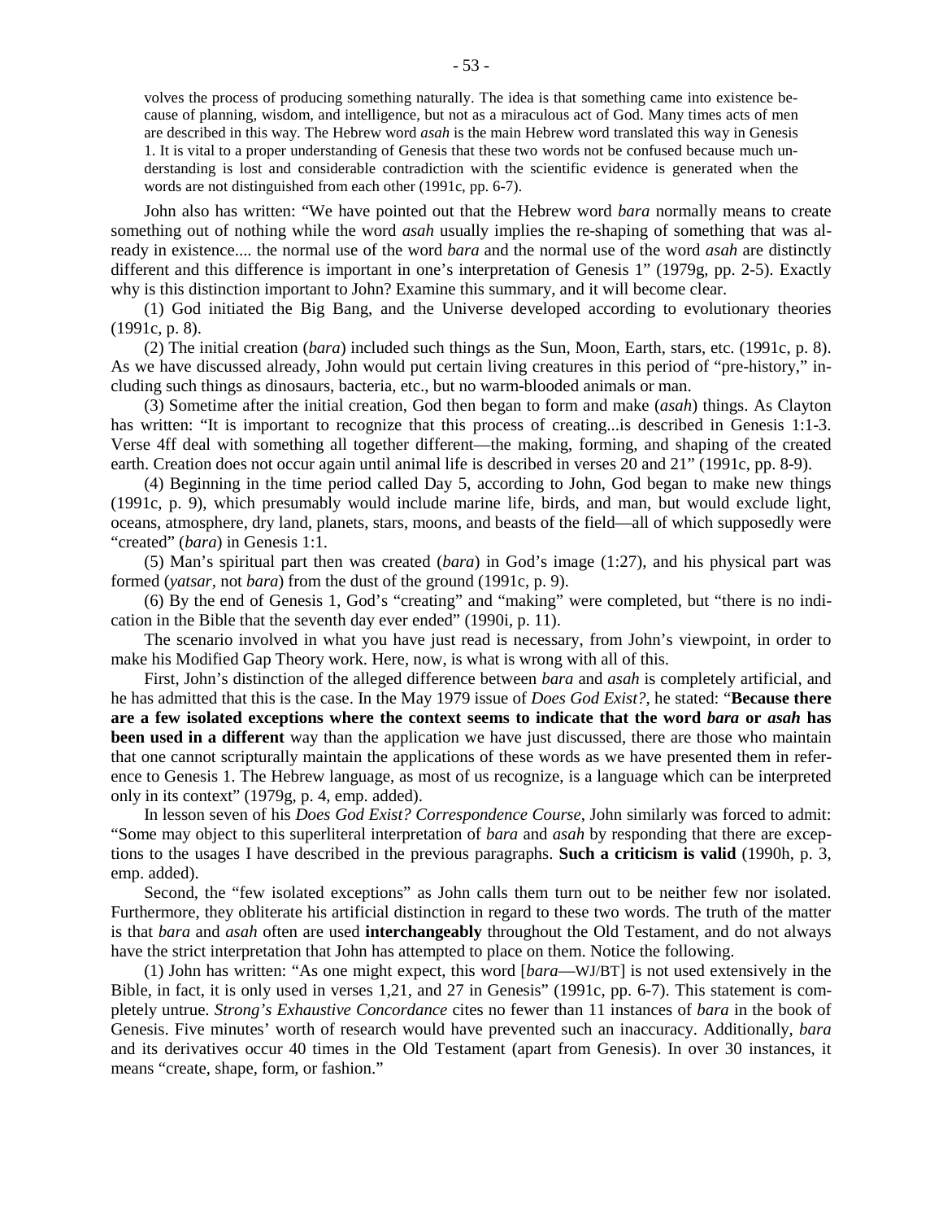> volves the process of producing something naturally. The idea is that something came into existence because of planning, wisdom, and intelligence, but not as a miraculous act of God. Many times acts of men are described in this way. The Hebrew word *asah* is the main Hebrew word translated this way in Genesis 1. It is vital to a proper understanding of Genesis that these two words not be confused because much understanding is lost and considerable contradiction with the scientific evidence is generated when the words are not distinguished from each other (1991c, pp. 6-7).

John also has written: "We have pointed out that the Hebrew word *bara* normally means to create something out of nothing while the word *asah* usually implies the re-shaping of something that was already in existence.... the normal use of the word *bara* and the normal use of the word *asah* are distinctly different and this difference is important in one's interpretation of Genesis 1" (1979g, pp. 2-5). Exactly why is this distinction important to John? Examine this summary, and it will become clear.

(1) God initiated the Big Bang, and the Universe developed according to evolutionary theories (1991c, p. 8).

(2) The initial creation (*bara*) included such things as the Sun, Moon, Earth, stars, etc. (1991c, p. 8). As we have discussed already, John would put certain living creatures in this period of "pre-history," including such things as dinosaurs, bacteria, etc., but no warm-blooded animals or man.

(3) Sometime after the initial creation, God then began to form and make (*asah*) things. As Clayton has written: "It is important to recognize that this process of creating...is described in Genesis 1:1-3. Verse 4ff deal with something all together different—the making, forming, and shaping of the created earth. Creation does not occur again until animal life is described in verses 20 and 21" (1991c, pp. 8-9).

(4) Beginning in the time period called Day 5, according to John, God began to make new things (1991c, p. 9), which presumably would include marine life, birds, and man, but would exclude light, oceans, atmosphere, dry land, planets, stars, moons, and beasts of the field—all of which supposedly were "created" (*bara*) in Genesis 1:1.

(5) Man's spiritual part then was created (*bara*) in God's image (1:27), and his physical part was formed (*yatsar*, not *bara*) from the dust of the ground (1991c, p. 9).

(6) By the end of Genesis 1, God's "creating" and "making" were completed, but "there is no indication in the Bible that the seventh day ever ended" (1990i, p. 11).

The scenario involved in what you have just read is necessary, from John's viewpoint, in order to make his Modified Gap Theory work. Here, now, is what is wrong with all of this.

First, John's distinction of the alleged difference between *bara* and *asah* is completely artificial, and he has admitted that this is the case. In the May 1979 issue of *Does God Exist?*, he stated: "**Because there are a few isolated exceptions where the context seems to indicate that the word *bara* or *asah* has been used in a different** way than the application we have just discussed, there are those who maintain that one cannot scripturally maintain the applications of these words as we have presented them in reference to Genesis 1. The Hebrew language, as most of us recognize, is a language which can be interpreted only in its context" (1979g, p. 4, emp. added).

In lesson seven of his *Does God Exist? Correspondence Course*, John similarly was forced to admit: "Some may object to this superliteral interpretation of *bara* and *asah* by responding that there are exceptions to the usages I have described in the previous paragraphs. **Such a criticism is valid** (1990h, p. 3, emp. added).

Second, the "few isolated exceptions" as John calls them turn out to be neither few nor isolated. Furthermore, they obliterate his artificial distinction in regard to these two words. The truth of the matter is that *bara* and *asah* often are used **interchangeably** throughout the Old Testament, and do not always have the strict interpretation that John has attempted to place on them. Notice the following.

(1) John has written: "As one might expect, this word [*bara*—WJ/BT] is not used extensively in the Bible, in fact, it is only used in verses 1,21, and 27 in Genesis" (1991c, pp. 6-7). This statement is completely untrue. *Strong's Exhaustive Concordance* cites no fewer than 11 instances of *bara* in the book of Genesis. Five minutes' worth of research would have prevented such an inaccuracy. Additionally, *bara* and its derivatives occur 40 times in the Old Testament (apart from Genesis). In over 30 instances, it means "create, shape, form, or fashion."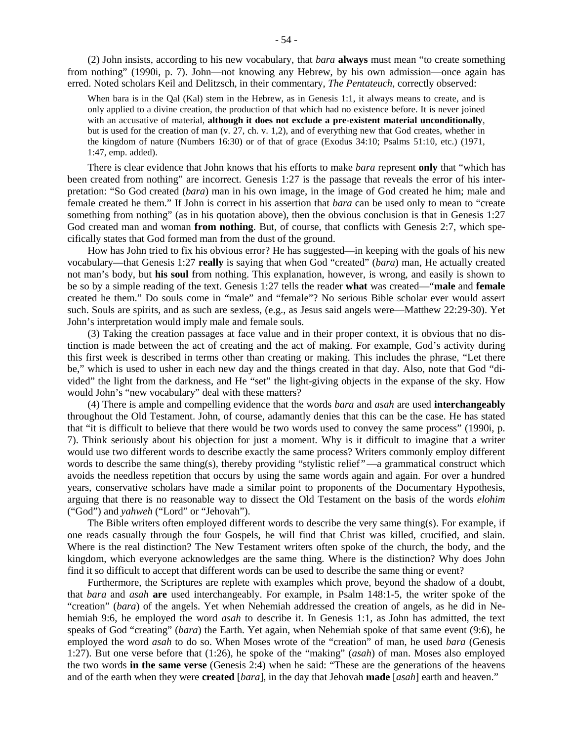(2) John insists, according to his new vocabulary, that *bara* **always** must mean "to create something from nothing" (1990i, p. 7). John—not knowing any Hebrew, by his own admission—once again has erred. Noted scholars Keil and Delitzsch, in their commentary, *The Pentateuch*, correctly observed:

> When bara is in the Qal (Kal) stem in the Hebrew, as in Genesis 1:1, it always means to create, and is only applied to a divine creation, the production of that which had no existence before. It is never joined with an accusative of material, **although it does not exclude a pre-existent material unconditionally**, but is used for the creation of man (v. 27, ch. v. 1,2), and of everything new that God creates, whether in the kingdom of nature (Numbers 16:30) or of that of grace (Exodus 34:10; Psalms 51:10, etc.) (1971, 1:47, emp. added).

There is clear evidence that John knows that his efforts to make *bara* represent **only** that "which has been created from nothing" are incorrect. Genesis 1:27 is the passage that reveals the error of his interpretation: "So God created (*bara*) man in his own image, in the image of God created he him; male and female created he them." If John is correct in his assertion that *bara* can be used only to mean to "create something from nothing" (as in his quotation above), then the obvious conclusion is that in Genesis 1:27 God created man and woman **from nothing**. But, of course, that conflicts with Genesis 2:7, which specifically states that God formed man from the dust of the ground.

How has John tried to fix his obvious error? He has suggested—in keeping with the goals of his new vocabulary—that Genesis 1:27 **really** is saying that when God "created" (*bara*) man, He actually created not man's body, but **his soul** from nothing. This explanation, however, is wrong, and easily is shown to be so by a simple reading of the text. Genesis 1:27 tells the reader **what** was created—"**male** and **female** created he them." Do souls come in "male" and "female"? No serious Bible scholar ever would assert such. Souls are spirits, and as such are sexless, (e.g., as Jesus said angels were—Matthew 22:29-30). Yet John's interpretation would imply male and female souls.

(3) Taking the creation passages at face value and in their proper context, it is obvious that no distinction is made between the act of creating and the act of making. For example, God's activity during this first week is described in terms other than creating or making. This includes the phrase, "Let there be," which is used to usher in each new day and the things created in that day. Also, note that God "divided" the light from the darkness, and He "set" the light-giving objects in the expanse of the sky. How would John's "new vocabulary" deal with these matters?

(4) There is ample and compelling evidence that the words *bara* and *asah* are used **interchangeably** throughout the Old Testament. John, of course, adamantly denies that this can be the case. He has stated that "it is difficult to believe that there would be two words used to convey the same process" (1990i, p. 7). Think seriously about his objection for just a moment. Why is it difficult to imagine that a writer would use two different words to describe exactly the same process? Writers commonly employ different words to describe the same thing(s), thereby providing "stylistic relief"—a grammatical construct which avoids the needless repetition that occurs by using the same words again and again. For over a hundred years, conservative scholars have made a similar point to proponents of the Documentary Hypothesis, arguing that there is no reasonable way to dissect the Old Testament on the basis of the words *elohim* ("God") and *yahweh* ("Lord" or "Jehovah").

The Bible writers often employed different words to describe the very same thing(s). For example, if one reads casually through the four Gospels, he will find that Christ was killed, crucified, and slain. Where is the real distinction? The New Testament writers often spoke of the church, the body, and the kingdom, which everyone acknowledges are the same thing. Where is the distinction? Why does John find it so difficult to accept that different words can be used to describe the same thing or event?

Furthermore, the Scriptures are replete with examples which prove, beyond the shadow of a doubt, that *bara* and *asah* **are** used interchangeably. For example, in Psalm 148:1-5, the writer spoke of the "creation" (*bara*) of the angels. Yet when Nehemiah addressed the creation of angels, as he did in Nehemiah 9:6, he employed the word *asah* to describe it. In Genesis 1:1, as John has admitted, the text speaks of God "creating" (*bara*) the Earth. Yet again, when Nehemiah spoke of that same event (9:6), he employed the word *asah* to do so. When Moses wrote of the "creation" of man, he used *bara* (Genesis 1:27). But one verse before that (1:26), he spoke of the "making" (*asah*) of man. Moses also employed the two words **in the same verse** (Genesis 2:4) when he said: "These are the generations of the heavens and of the earth when they were **created** [*bara*], in the day that Jehovah **made** [*asah*] earth and heaven."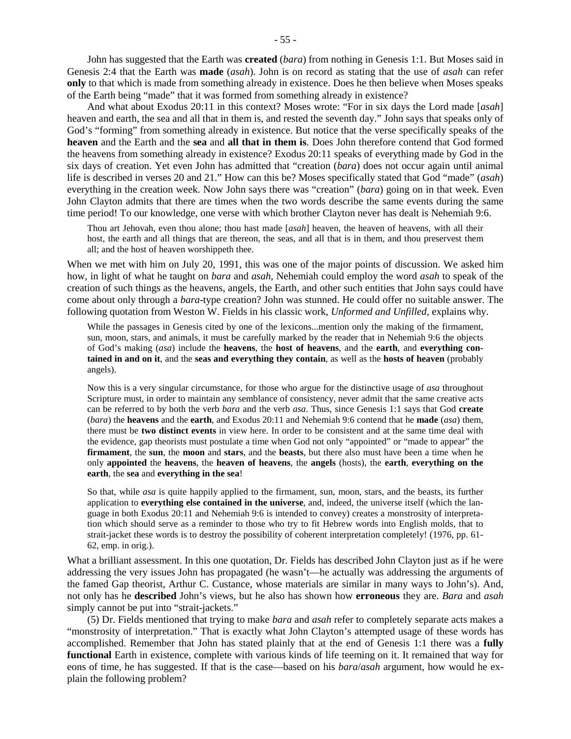John has suggested that the Earth was **created** (*bara*) from nothing in Genesis 1:1. But Moses said in Genesis 2:4 that the Earth was **made** (*asah*). John is on record as stating that the use of *asah* can refer **only** to that which is made from something already in existence. Does he then believe when Moses speaks of the Earth being "made" that it was formed from something already in existence?

And what about Exodus 20:11 in this context? Moses wrote: "For in six days the Lord made [*asah*] heaven and earth, the sea and all that in them is, and rested the seventh day." John says that speaks only of God's "forming" from something already in existence. But notice that the verse specifically speaks of the **heaven** and the Earth and the **sea** and **all that in them is**. Does John therefore contend that God formed the heavens from something already in existence? Exodus 20:11 speaks of everything made by God in the six days of creation. Yet even John has admitted that "creation (*bara*) does not occur again until animal life is described in verses 20 and 21." How can this be? Moses specifically stated that God "made" (*asah*) everything in the creation week. Now John says there was "creation" (*bara*) going on in that week. Even John Clayton admits that there are times when the two words describe the same events during the same time period! To our knowledge, one verse with which brother Clayton never has dealt is Nehemiah 9:6.

> Thou art Jehovah, even thou alone; thou hast made [*asah*] heaven, the heaven of heavens, with all their host, the earth and all things that are thereon, the seas, and all that is in them, and thou preservest them all; and the host of heaven worshippeth thee.

When we met with him on July 20, 1991, this was one of the major points of discussion. We asked him how, in light of what he taught on *bara* and *asah*, Nehemiah could employ the word *asah* to speak of the creation of such things as the heavens, angels, the Earth, and other such entities that John says could have come about only through a *bara*-type creation? John was stunned. He could offer no suitable answer. The following quotation from Weston W. Fields in his classic work, *Unformed and Unfilled*, explains why.

> While the passages in Genesis cited by one of the lexicons...mention only the making of the firmament, sun, moon, stars, and animals, it must be carefully marked by the reader that in Nehemiah 9:6 the objects of God's making (*asa*) include the **heavens**, the **host of heavens**, and the **earth**, and **everything contained in and on it**, and the **seas and everything they contain**, as well as the **hosts of heaven** (probably angels).
>
> Now this is a very singular circumstance, for those who argue for the distinctive usage of *asa* throughout Scripture must, in order to maintain any semblance of consistency, never admit that the same creative acts can be referred to by both the verb *bara* and the verb *asa*. Thus, since Genesis 1:1 says that God **create** (*bara*) the **heavens** and the **earth**, and Exodus 20:11 and Nehemiah 9:6 contend that he **made** (*asa*) them, there must be **two distinct events** in view here. In order to be consistent and at the same time deal with the evidence, gap theorists must postulate a time when God not only "appointed" or "made to appear" the **firmament**, the **sun**, the **moon** and **stars**, and the **beasts**, but there also must have been a time when he only **appointed** the **heavens**, the **heaven of heavens**, the **angels** (hosts), the **earth**, **everything on the earth**, the **sea** and **everything in the sea**!
>
> So that, while *asa* is quite happily applied to the firmament, sun, moon, stars, and the beasts, its further application to **everything else contained in the universe**, and, indeed, the universe itself (which the language in both Exodus 20:11 and Nehemiah 9:6 is intended to convey) creates a monstrosity of interpretation which should serve as a reminder to those who try to fit Hebrew words into English molds, that to strait-jacket these words is to destroy the possibility of coherent interpretation completely! (1976, pp. 61-62, emp. in orig.).

What a brilliant assessment. In this one quotation, Dr. Fields has described John Clayton just as if he were addressing the very issues John has propagated (he wasn't—he actually was addressing the arguments of the famed Gap theorist, Arthur C. Custance, whose materials are similar in many ways to John's). And, not only has he **described** John's views, but he also has shown how **erroneous** they are. *Bara* and *asah* simply cannot be put into "strait-jackets."

(5) Dr. Fields mentioned that trying to make *bara* and *asah* refer to completely separate acts makes a "monstrosity of interpretation." That is exactly what John Clayton's attempted usage of these words has accomplished. Remember that John has stated plainly that at the end of Genesis 1:1 there was a **fully functional** Earth in existence, complete with various kinds of life teeming on it. It remained that way for eons of time, he has suggested. If that is the case—based on his *bara*/*asah* argument, how would he explain the following problem?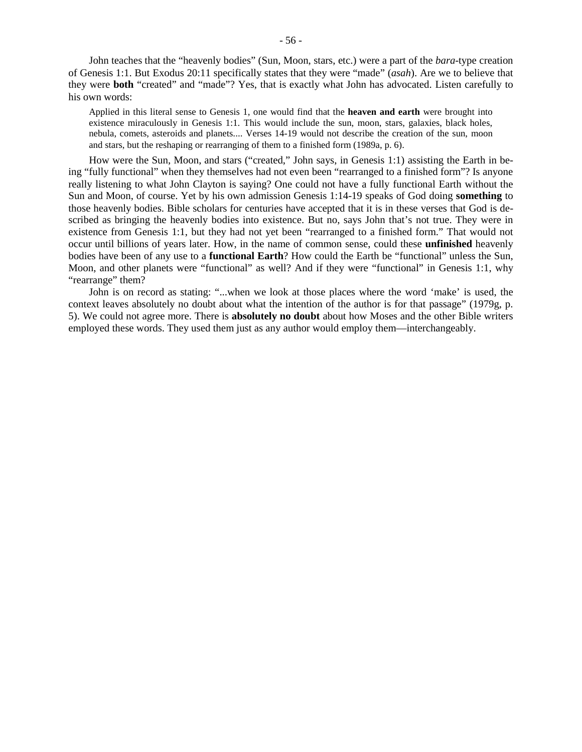John teaches that the "heavenly bodies" (Sun, Moon, stars, etc.) were a part of the *bara*-type creation of Genesis 1:1. But Exodus 20:11 specifically states that they were "made" (*asah*). Are we to believe that they were **both** "created" and "made"? Yes, that is exactly what John has advocated. Listen carefully to his own words:

> Applied in this literal sense to Genesis 1, one would find that the **heaven and earth** were brought into existence miraculously in Genesis 1:1. This would include the sun, moon, stars, galaxies, black holes, nebula, comets, asteroids and planets.... Verses 14-19 would not describe the creation of the sun, moon and stars, but the reshaping or rearranging of them to a finished form (1989a, p. 6).

How were the Sun, Moon, and stars ("created," John says, in Genesis 1:1) assisting the Earth in being "fully functional" when they themselves had not even been "rearranged to a finished form"? Is anyone really listening to what John Clayton is saying? One could not have a fully functional Earth without the Sun and Moon, of course. Yet by his own admission Genesis 1:14-19 speaks of God doing **something** to those heavenly bodies. Bible scholars for centuries have accepted that it is in these verses that God is described as bringing the heavenly bodies into existence. But no, says John that's not true. They were in existence from Genesis 1:1, but they had not yet been "rearranged to a finished form." That would not occur until billions of years later. How, in the name of common sense, could these **unfinished** heavenly bodies have been of any use to a **functional Earth**? How could the Earth be "functional" unless the Sun, Moon, and other planets were "functional" as well? And if they were "functional" in Genesis 1:1, why "rearrange" them?

John is on record as stating: "...when we look at those places where the word 'make' is used, the context leaves absolutely no doubt about what the intention of the author is for that passage" (1979g, p. 5). We could not agree more. There is **absolutely no doubt** about how Moses and the other Bible writers employed these words. They used them just as any author would employ them—interchangeably.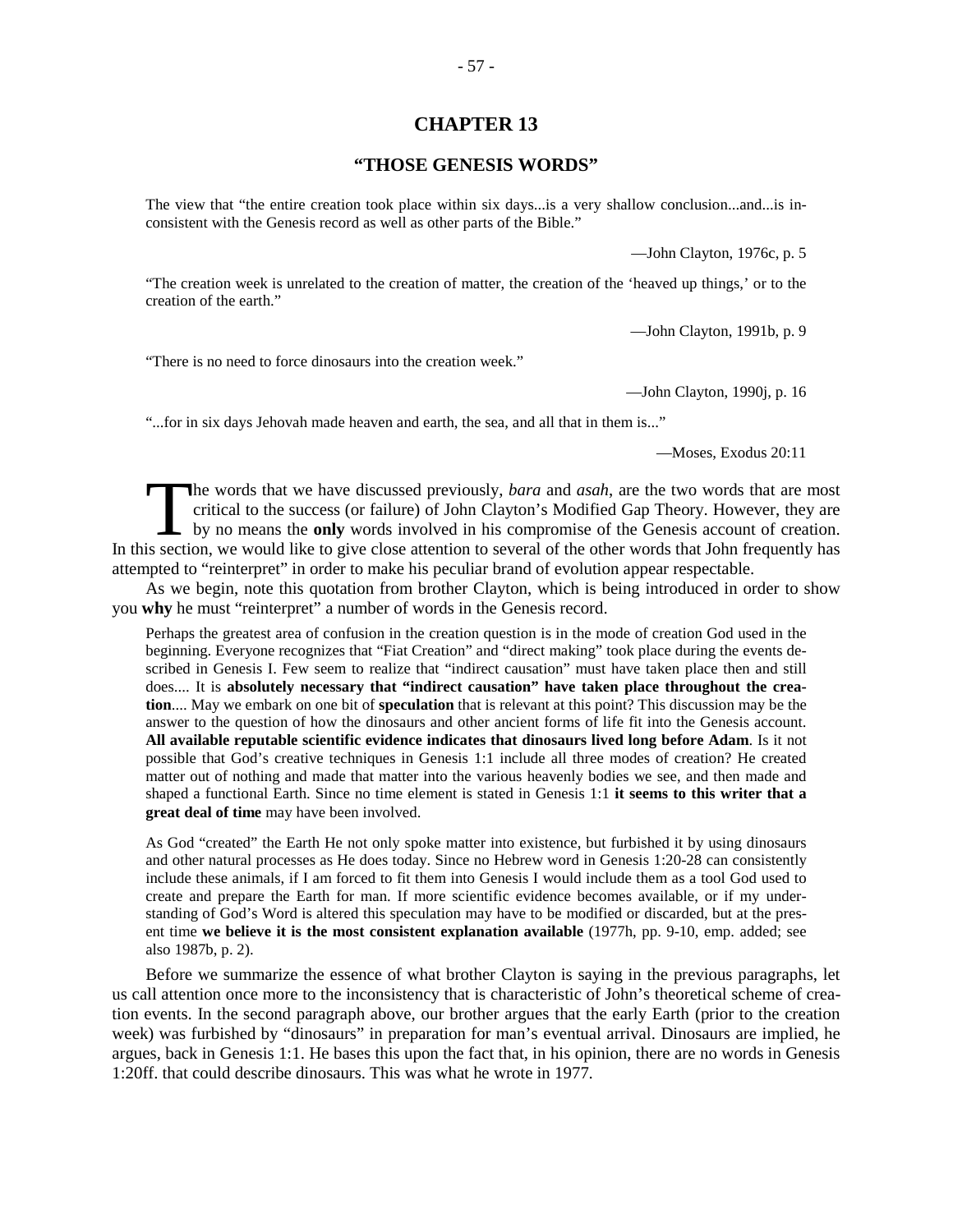# CHAPTER 13

## "THOSE GENESIS WORDS"

> The view that "the entire creation took place within six days...is a very shallow conclusion...and...is inconsistent with the Genesis record as well as other parts of the Bible."
>
> —John Clayton, 1976c, p. 5

> "The creation week is unrelated to the creation of matter, the creation of the 'heaved up things,' or to the creation of the earth."
>
> —John Clayton, 1991b, p. 9

> "There is no need to force dinosaurs into the creation week."
>
> —John Clayton, 1990j, p. 16

> "...for in six days Jehovah made heaven and earth, the sea, and all that in them is..."
>
> —Moses, Exodus 20:11

The words that we have discussed previously, *bara* and *asah*, are the two words that are most critical to the success (or failure) of John Clayton's Modified Gap Theory. However, they are by no means the **only** words involved in his compromise of the Genesis account of creation. In this section, we would like to give close attention to several of the other words that John frequently has attempted to "reinterpret" in order to make his peculiar brand of evolution appear respectable.

As we begin, note this quotation from brother Clayton, which is being introduced in order to show you **why** he must "reinterpret" a number of words in the Genesis record.

> Perhaps the greatest area of confusion in the creation question is in the mode of creation God used in the beginning. Everyone recognizes that "Fiat Creation" and "direct making" took place during the events described in Genesis I. Few seem to realize that "indirect causation" must have taken place then and still does.... It is **absolutely necessary that "indirect causation" have taken place throughout the creation**.... May we embark on one bit of **speculation** that is relevant at this point? This discussion may be the answer to the question of how the dinosaurs and other ancient forms of life fit into the Genesis account. **All available reputable scientific evidence indicates that dinosaurs lived long before Adam**. Is it not possible that God's creative techniques in Genesis 1:1 include all three modes of creation? He created matter out of nothing and made that matter into the various heavenly bodies we see, and then made and shaped a functional Earth. Since no time element is stated in Genesis 1:1 **it seems to this writer that a great deal of time** may have been involved.
>
> As God "created" the Earth He not only spoke matter into existence, but furbished it by using dinosaurs and other natural processes as He does today. Since no Hebrew word in Genesis 1:20-28 can consistently include these animals, if I am forced to fit them into Genesis I would include them as a tool God used to create and prepare the Earth for man. If more scientific evidence becomes available, or if my understanding of God's Word is altered this speculation may have to be modified or discarded, but at the present time **we believe it is the most consistent explanation available** (1977h, pp. 9-10, emp. added; see also 1987b, p. 2).

Before we summarize the essence of what brother Clayton is saying in the previous paragraphs, let us call attention once more to the inconsistency that is characteristic of John's theoretical scheme of creation events. In the second paragraph above, our brother argues that the early Earth (prior to the creation week) was furbished by "dinosaurs" in preparation for man's eventual arrival. Dinosaurs are implied, he argues, back in Genesis 1:1. He bases this upon the fact that, in his opinion, there are no words in Genesis 1:20ff. that could describe dinosaurs. This was what he wrote in 1977.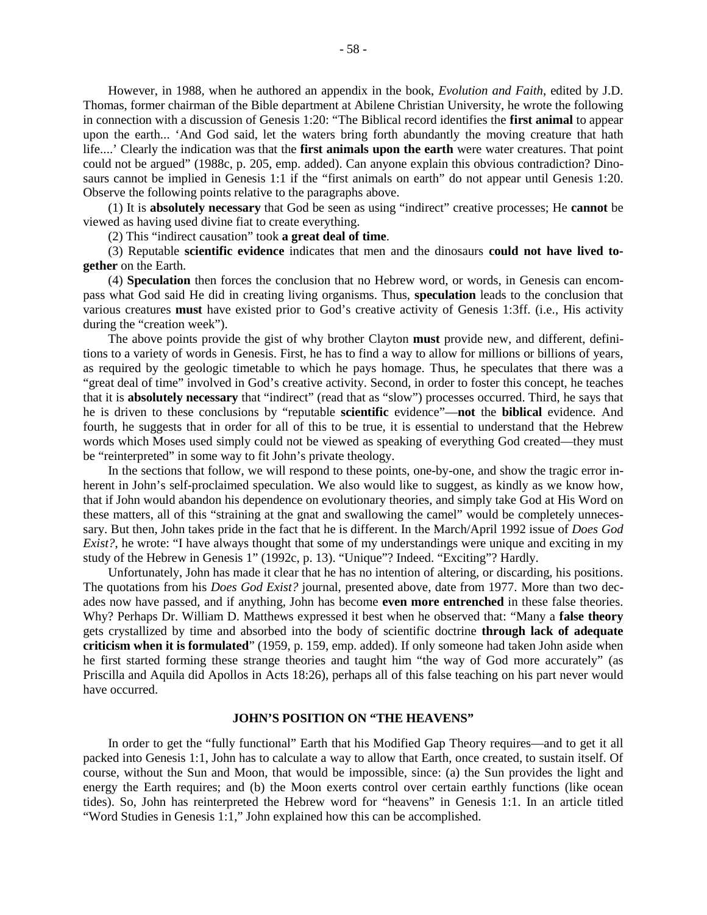However, in 1988, when he authored an appendix in the book, *Evolution and Faith*, edited by J.D. Thomas, former chairman of the Bible department at Abilene Christian University, he wrote the following in connection with a discussion of Genesis 1:20: "The Biblical record identifies the **first animal** to appear upon the earth... 'And God said, let the waters bring forth abundantly the moving creature that hath life....' Clearly the indication was that the **first animals upon the earth** were water creatures. That point could not be argued" (1988c, p. 205, emp. added). Can anyone explain this obvious contradiction? Dinosaurs cannot be implied in Genesis 1:1 if the "first animals on earth" do not appear until Genesis 1:20. Observe the following points relative to the paragraphs above.

(1) It is **absolutely necessary** that God be seen as using "indirect" creative processes; He **cannot** be viewed as having used divine fiat to create everything.

(2) This "indirect causation" took **a great deal of time**.

(3) Reputable **scientific evidence** indicates that men and the dinosaurs **could not have lived together** on the Earth.

(4) **Speculation** then forces the conclusion that no Hebrew word, or words, in Genesis can encompass what God said He did in creating living organisms. Thus, **speculation** leads to the conclusion that various creatures **must** have existed prior to God's creative activity of Genesis 1:3ff. (i.e., His activity during the "creation week").

The above points provide the gist of why brother Clayton **must** provide new, and different, definitions to a variety of words in Genesis. First, he has to find a way to allow for millions or billions of years, as required by the geologic timetable to which he pays homage. Thus, he speculates that there was a "great deal of time" involved in God's creative activity. Second, in order to foster this concept, he teaches that it is **absolutely necessary** that "indirect" (read that as "slow") processes occurred. Third, he says that he is driven to these conclusions by "reputable **scientific** evidence"—**not** the **biblical** evidence. And fourth, he suggests that in order for all of this to be true, it is essential to understand that the Hebrew words which Moses used simply could not be viewed as speaking of everything God created—they must be "reinterpreted" in some way to fit John's private theology.

In the sections that follow, we will respond to these points, one-by-one, and show the tragic error inherent in John's self-proclaimed speculation. We also would like to suggest, as kindly as we know how, that if John would abandon his dependence on evolutionary theories, and simply take God at His Word on these matters, all of this "straining at the gnat and swallowing the camel" would be completely unnecessary. But then, John takes pride in the fact that he is different. In the March/April 1992 issue of *Does God Exist?*, he wrote: "I have always thought that some of my understandings were unique and exciting in my study of the Hebrew in Genesis 1" (1992c, p. 13). "Unique"? Indeed. "Exciting"? Hardly.

Unfortunately, John has made it clear that he has no intention of altering, or discarding, his positions. The quotations from his *Does God Exist?* journal, presented above, date from 1977. More than two decades now have passed, and if anything, John has become **even more entrenched** in these false theories. Why? Perhaps Dr. William D. Matthews expressed it best when he observed that: "Many a **false theory** gets crystallized by time and absorbed into the body of scientific doctrine **through lack of adequate criticism when it is formulated**" (1959, p. 159, emp. added). If only someone had taken John aside when he first started forming these strange theories and taught him "the way of God more accurately" (as Priscilla and Aquila did Apollos in Acts 18:26), perhaps all of this false teaching on his part never would have occurred.

## JOHN'S POSITION ON "THE HEAVENS"

In order to get the "fully functional" Earth that his Modified Gap Theory requires—and to get it all packed into Genesis 1:1, John has to calculate a way to allow that Earth, once created, to sustain itself. Of course, without the Sun and Moon, that would be impossible, since: (a) the Sun provides the light and energy the Earth requires; and (b) the Moon exerts control over certain earthly functions (like ocean tides). So, John has reinterpreted the Hebrew word for "heavens" in Genesis 1:1. In an article titled "Word Studies in Genesis 1:1," John explained how this can be accomplished.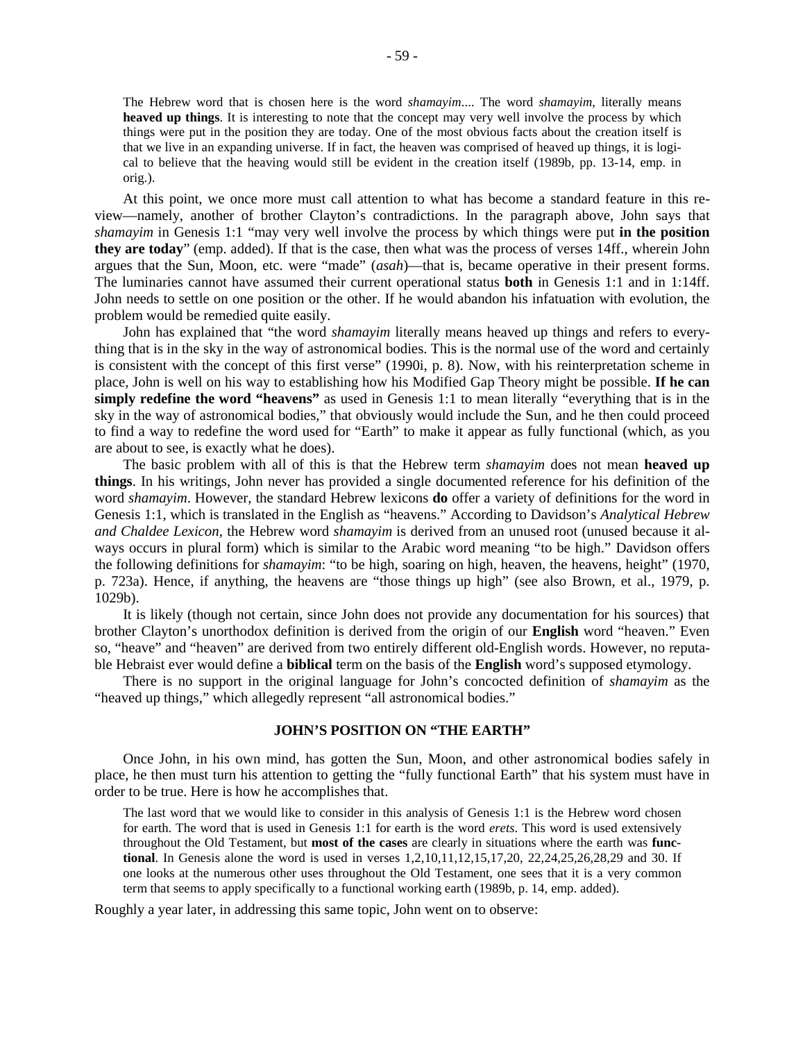> The Hebrew word that is chosen here is the word *shamayim*.... The word *shamayim*, literally means **heaved up things**. It is interesting to note that the concept may very well involve the process by which things were put in the position they are today. One of the most obvious facts about the creation itself is that we live in an expanding universe. If in fact, the heaven was comprised of heaved up things, it is logical to believe that the heaving would still be evident in the creation itself (1989b, pp. 13-14, emp. in orig.).

At this point, we once more must call attention to what has become a standard feature in this review—namely, another of brother Clayton's contradictions. In the paragraph above, John says that *shamayim* in Genesis 1:1 "may very well involve the process by which things were put **in the position they are today**" (emp. added). If that is the case, then what was the process of verses 14ff., wherein John argues that the Sun, Moon, etc. were "made" (*asah*)—that is, became operative in their present forms. The luminaries cannot have assumed their current operational status **both** in Genesis 1:1 and in 1:14ff. John needs to settle on one position or the other. If he would abandon his infatuation with evolution, the problem would be remedied quite easily.

John has explained that "the word *shamayim* literally means heaved up things and refers to everything that is in the sky in the way of astronomical bodies. This is the normal use of the word and certainly is consistent with the concept of this first verse" (1990i, p. 8). Now, with his reinterpretation scheme in place, John is well on his way to establishing how his Modified Gap Theory might be possible. **If he can simply redefine the word "heavens"** as used in Genesis 1:1 to mean literally "everything that is in the sky in the way of astronomical bodies," that obviously would include the Sun, and he then could proceed to find a way to redefine the word used for "Earth" to make it appear as fully functional (which, as you are about to see, is exactly what he does).

The basic problem with all of this is that the Hebrew term *shamayim* does not mean **heaved up things**. In his writings, John never has provided a single documented reference for his definition of the word *shamayim*. However, the standard Hebrew lexicons **do** offer a variety of definitions for the word in Genesis 1:1, which is translated in the English as "heavens." According to Davidson's *Analytical Hebrew and Chaldee Lexicon*, the Hebrew word *shamayim* is derived from an unused root (unused because it always occurs in plural form) which is similar to the Arabic word meaning "to be high." Davidson offers the following definitions for *shamayim*: "to be high, soaring on high, heaven, the heavens, height" (1970, p. 723a). Hence, if anything, the heavens are "those things up high" (see also Brown, et al., 1979, p. 1029b).

It is likely (though not certain, since John does not provide any documentation for his sources) that brother Clayton's unorthodox definition is derived from the origin of our **English** word "heaven." Even so, "heave" and "heaven" are derived from two entirely different old-English words. However, no reputable Hebraist ever would define a **biblical** term on the basis of the **English** word's supposed etymology.

There is no support in the original language for John's concocted definition of *shamayim* as the "heaved up things," which allegedly represent "all astronomical bodies."

## JOHN'S POSITION ON "THE EARTH"

Once John, in his own mind, has gotten the Sun, Moon, and other astronomical bodies safely in place, he then must turn his attention to getting the "fully functional Earth" that his system must have in order to be true. Here is how he accomplishes that.

> The last word that we would like to consider in this analysis of Genesis 1:1 is the Hebrew word chosen for earth. The word that is used in Genesis 1:1 for earth is the word *erets*. This word is used extensively throughout the Old Testament, but **most of the cases** are clearly in situations where the earth was **functional**. In Genesis alone the word is used in verses 1,2,10,11,12,15,17,20, 22,24,25,26,28,29 and 30. If one looks at the numerous other uses throughout the Old Testament, one sees that it is a very common term that seems to apply specifically to a functional working earth (1989b, p. 14, emp. added).

Roughly a year later, in addressing this same topic, John went on to observe: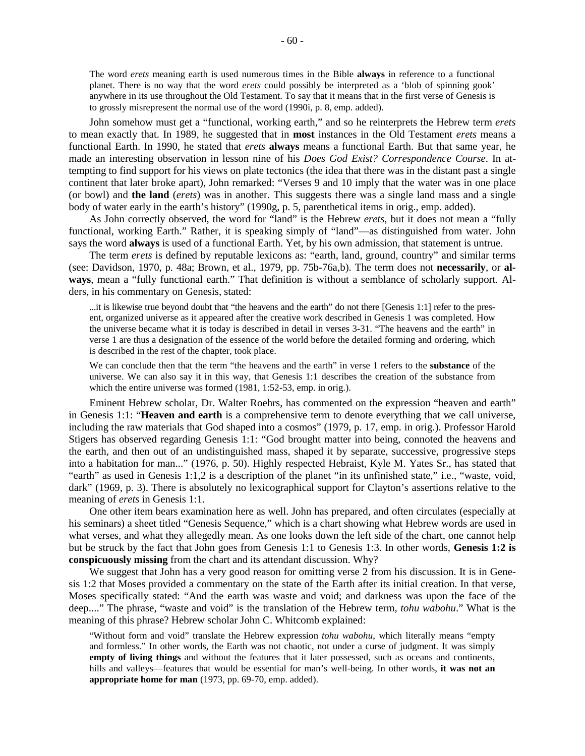> The word *erets* meaning earth is used numerous times in the Bible **always** in reference to a functional planet. There is no way that the word *erets* could possibly be interpreted as a 'blob of spinning gook' anywhere in its use throughout the Old Testament. To say that it means that in the first verse of Genesis is to grossly misrepresent the normal use of the word (1990i, p. 8, emp. added).

John somehow must get a "functional, working earth," and so he reinterprets the Hebrew term *erets* to mean exactly that. In 1989, he suggested that in **most** instances in the Old Testament *erets* means a functional Earth. In 1990, he stated that *erets* **always** means a functional Earth. But that same year, he made an interesting observation in lesson nine of his *Does God Exist? Correspondence Course*. In attempting to find support for his views on plate tectonics (the idea that there was in the distant past a single continent that later broke apart), John remarked: "Verses 9 and 10 imply that the water was in one place (or bowl) and **the land** (*erets*) was in another. This suggests there was a single land mass and a single body of water early in the earth's history" (1990g, p. 5, parenthetical items in orig., emp. added).

As John correctly observed, the word for "land" is the Hebrew *erets*, but it does not mean a "fully functional, working Earth." Rather, it is speaking simply of "land"—as distinguished from water. John says the word **always** is used of a functional Earth. Yet, by his own admission, that statement is untrue.

The term *erets* is defined by reputable lexicons as: "earth, land, ground, country" and similar terms (see: Davidson, 1970, p. 48a; Brown, et al., 1979, pp. 75b-76a,b). The term does not **necessarily**, or **always**, mean a "fully functional earth." That definition is without a semblance of scholarly support. Alders, in his commentary on Genesis, stated:

> ...it is likewise true beyond doubt that "the heavens and the earth" do not there [Genesis 1:1] refer to the present, organized universe as it appeared after the creative work described in Genesis 1 was completed. How the universe became what it is today is described in detail in verses 3-31. "The heavens and the earth" in verse 1 are thus a designation of the essence of the world before the detailed forming and ordering, which is described in the rest of the chapter, took place.
>
> We can conclude then that the term "the heavens and the earth" in verse 1 refers to the **substance** of the universe. We can also say it in this way, that Genesis 1:1 describes the creation of the substance from which the entire universe was formed (1981, 1:52-53, emp. in orig.).

Eminent Hebrew scholar, Dr. Walter Roehrs, has commented on the expression "heaven and earth" in Genesis 1:1: "**Heaven and earth** is a comprehensive term to denote everything that we call universe, including the raw materials that God shaped into a cosmos" (1979, p. 17, emp. in orig.). Professor Harold Stigers has observed regarding Genesis 1:1: "God brought matter into being, connoted the heavens and the earth, and then out of an undistinguished mass, shaped it by separate, successive, progressive steps into a habitation for man..." (1976, p. 50). Highly respected Hebraist, Kyle M. Yates Sr., has stated that "earth" as used in Genesis 1:1,2 is a description of the planet "in its unfinished state," i.e., "waste, void, dark" (1969, p. 3). There is absolutely no lexicographical support for Clayton's assertions relative to the meaning of *erets* in Genesis 1:1.

One other item bears examination here as well. John has prepared, and often circulates (especially at his seminars) a sheet titled "Genesis Sequence," which is a chart showing what Hebrew words are used in what verses, and what they allegedly mean. As one looks down the left side of the chart, one cannot help but be struck by the fact that John goes from Genesis 1:1 to Genesis 1:3. In other words, **Genesis 1:2 is conspicuously missing** from the chart and its attendant discussion. Why?

We suggest that John has a very good reason for omitting verse 2 from his discussion. It is in Genesis 1:2 that Moses provided a commentary on the state of the Earth after its initial creation. In that verse, Moses specifically stated: "And the earth was waste and void; and darkness was upon the face of the deep...." The phrase, "waste and void" is the translation of the Hebrew term, *tohu wabohu*." What is the meaning of this phrase? Hebrew scholar John C. Whitcomb explained:

> "Without form and void" translate the Hebrew expression *tohu wabohu*, which literally means "empty and formless." In other words, the Earth was not chaotic, not under a curse of judgment. It was simply **empty of living things** and without the features that it later possessed, such as oceans and continents, hills and valleys—features that would be essential for man's well-being. In other words, **it was not an appropriate home for man** (1973, pp. 69-70, emp. added).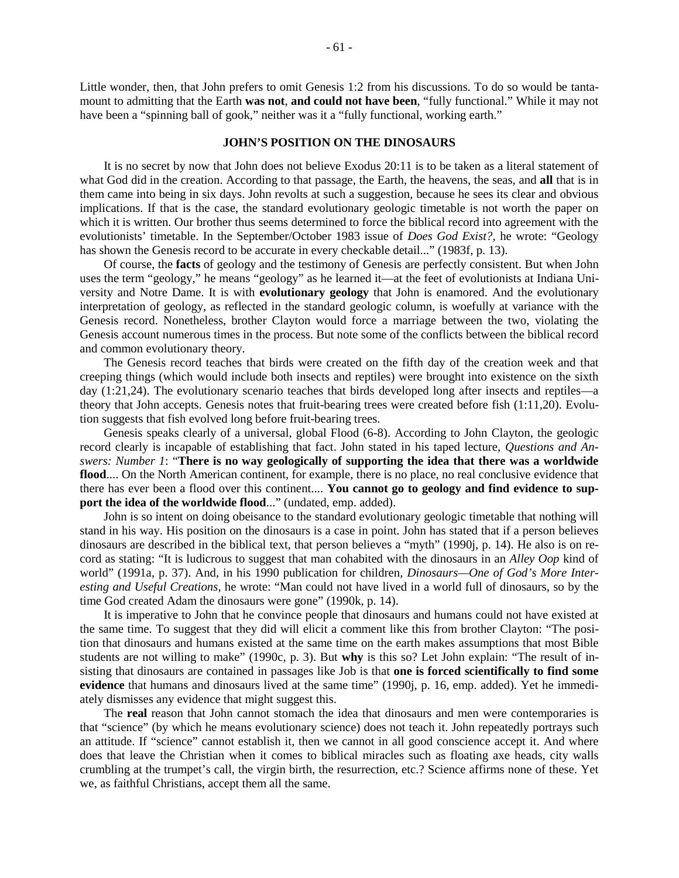Little wonder, then, that John prefers to omit Genesis 1:2 from his discussions. To do so would be tantamount to admitting that the Earth **was not**, **and could not have been**, "fully functional." While it may not have been a "spinning ball of gook," neither was it a "fully functional, working earth."

### JOHN'S POSITION ON THE DINOSAURS

It is no secret by now that John does not believe Exodus 20:11 is to be taken as a literal statement of what God did in the creation. According to that passage, the Earth, the heavens, the seas, and **all** that is in them came into being in six days. John revolts at such a suggestion, because he sees its clear and obvious implications. If that is the case, the standard evolutionary geologic timetable is not worth the paper on which it is written. Our brother thus seems determined to force the biblical record into agreement with the evolutionists' timetable. In the September/October 1983 issue of *Does God Exist?*, he wrote: "Geology has shown the Genesis record to be accurate in every checkable detail..." (1983f, p. 13).

Of course, the **facts** of geology and the testimony of Genesis are perfectly consistent. But when John uses the term "geology," he means "geology" as he learned it—at the feet of evolutionists at Indiana University and Notre Dame. It is with **evolutionary geology** that John is enamored. And the evolutionary interpretation of geology, as reflected in the standard geologic column, is woefully at variance with the Genesis record. Nonetheless, brother Clayton would force a marriage between the two, violating the Genesis account numerous times in the process. But note some of the conflicts between the biblical record and common evolutionary theory.

The Genesis record teaches that birds were created on the fifth day of the creation week and that creeping things (which would include both insects and reptiles) were brought into existence on the sixth day (1:21,24). The evolutionary scenario teaches that birds developed long after insects and reptiles—a theory that John accepts. Genesis notes that fruit-bearing trees were created before fish (1:11,20). Evolution suggests that fish evolved long before fruit-bearing trees.

Genesis speaks clearly of a universal, global Flood (6-8). According to John Clayton, the geologic record clearly is incapable of establishing that fact. John stated in his taped lecture, *Questions and Answers: Number 1*: "**There is no way geologically of supporting the idea that there was a worldwide flood**.... On the North American continent, for example, there is no place, no real conclusive evidence that there has ever been a flood over this continent.... **You cannot go to geology and find evidence to support the idea of the worldwide flood**..." (undated, emp. added).

John is so intent on doing obeisance to the standard evolutionary geologic timetable that nothing will stand in his way. His position on the dinosaurs is a case in point. John has stated that if a person believes dinosaurs are described in the biblical text, that person believes a "myth" (1990j, p. 14). He also is on record as stating: "It is ludicrous to suggest that man cohabited with the dinosaurs in an *Alley Oop* kind of world" (1991a, p. 37). And, in his 1990 publication for children, *Dinosaurs—One of God's More Interesting and Useful Creations*, he wrote: "Man could not have lived in a world full of dinosaurs, so by the time God created Adam the dinosaurs were gone" (1990k, p. 14).

It is imperative to John that he convince people that dinosaurs and humans could not have existed at the same time. To suggest that they did will elicit a comment like this from brother Clayton: "The position that dinosaurs and humans existed at the same time on the earth makes assumptions that most Bible students are not willing to make" (1990c, p. 3). But **why** is this so? Let John explain: "The result of insisting that dinosaurs are contained in passages like Job is that **one is forced scientifically to find some evidence** that humans and dinosaurs lived at the same time" (1990j, p. 16, emp. added). Yet he immediately dismisses any evidence that might suggest this.

The **real** reason that John cannot stomach the idea that dinosaurs and men were contemporaries is that "science" (by which he means evolutionary science) does not teach it. John repeatedly portrays such an attitude. If "science" cannot establish it, then we cannot in all good conscience accept it. And where does that leave the Christian when it comes to biblical miracles such as floating axe heads, city walls crumbling at the trumpet's call, the virgin birth, the resurrection, etc.? Science affirms none of these. Yet we, as faithful Christians, accept them all the same.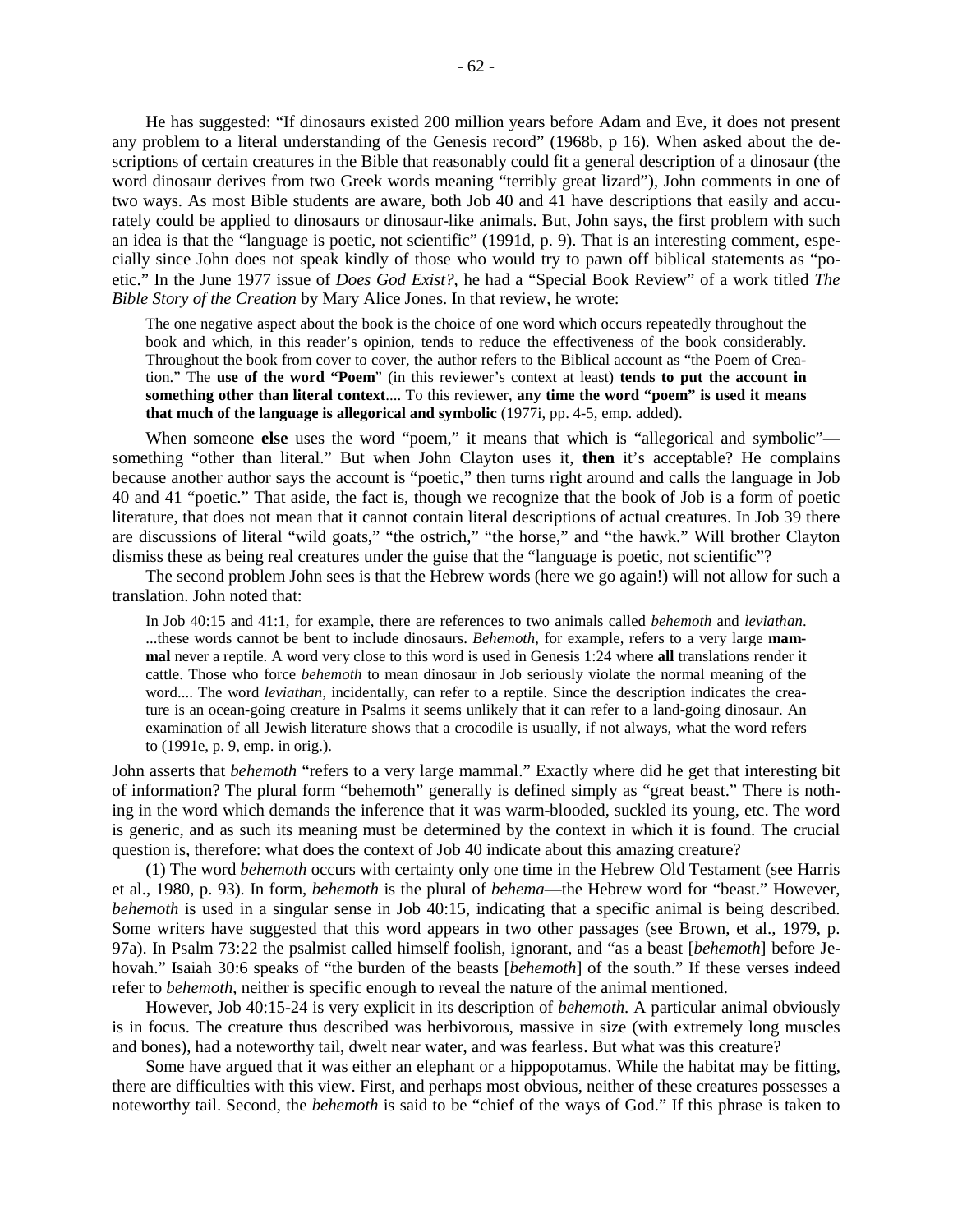He has suggested: "If dinosaurs existed 200 million years before Adam and Eve, it does not present any problem to a literal understanding of the Genesis record" (1968b, p 16). When asked about the descriptions of certain creatures in the Bible that reasonably could fit a general description of a dinosaur (the word dinosaur derives from two Greek words meaning "terribly great lizard"), John comments in one of two ways. As most Bible students are aware, both Job 40 and 41 have descriptions that easily and accurately could be applied to dinosaurs or dinosaur-like animals. But, John says, the first problem with such an idea is that the "language is poetic, not scientific" (1991d, p. 9). That is an interesting comment, especially since John does not speak kindly of those who would try to pawn off biblical statements as "poetic." In the June 1977 issue of *Does God Exist?*, he had a "Special Book Review" of a work titled *The Bible Story of the Creation* by Mary Alice Jones. In that review, he wrote:

> The one negative aspect about the book is the choice of one word which occurs repeatedly throughout the book and which, in this reader's opinion, tends to reduce the effectiveness of the book considerably. Throughout the book from cover to cover, the author refers to the Biblical account as "the Poem of Creation." The **use of the word "Poem"** (in this reviewer's context at least) **tends to put the account in something other than literal context**.... To this reviewer, **any time the word "poem" is used it means that much of the language is allegorical and symbolic** (1977i, pp. 4-5, emp. added).

When someone **else** uses the word "poem," it means that which is "allegorical and symbolic"—something "other than literal." But when John Clayton uses it, **then** it's acceptable? He complains because another author says the account is "poetic," then turns right around and calls the language in Job 40 and 41 "poetic." That aside, the fact is, though we recognize that the book of Job is a form of poetic literature, that does not mean that it cannot contain literal descriptions of actual creatures. In Job 39 there are discussions of literal "wild goats," "the ostrich," "the horse," and "the hawk." Will brother Clayton dismiss these as being real creatures under the guise that the "language is poetic, not scientific"?

The second problem John sees is that the Hebrew words (here we go again!) will not allow for such a translation. John noted that:

> In Job 40:15 and 41:1, for example, there are references to two animals called *behemoth* and *leviathan*. ...these words cannot be bent to include dinosaurs. *Behemoth*, for example, refers to a very large **mammal** never a reptile. A word very close to this word is used in Genesis 1:24 where **all** translations render it cattle. Those who force *behemoth* to mean dinosaur in Job seriously violate the normal meaning of the word.... The word *leviathan*, incidentally, can refer to a reptile. Since the description indicates the creature is an ocean-going creature in Psalms it seems unlikely that it can refer to a land-going dinosaur. An examination of all Jewish literature shows that a crocodile is usually, if not always, what the word refers to (1991e, p. 9, emp. in orig.).

John asserts that *behemoth* "refers to a very large mammal." Exactly where did he get that interesting bit of information? The plural form "behemoth" generally is defined simply as "great beast." There is nothing in the word which demands the inference that it was warm-blooded, suckled its young, etc. The word is generic, and as such its meaning must be determined by the context in which it is found. The crucial question is, therefore: what does the context of Job 40 indicate about this amazing creature?

(1) The word *behemoth* occurs with certainty only one time in the Hebrew Old Testament (see Harris et al., 1980, p. 93). In form, *behemoth* is the plural of *behema*—the Hebrew word for "beast." However, *behemoth* is used in a singular sense in Job 40:15, indicating that a specific animal is being described. Some writers have suggested that this word appears in two other passages (see Brown, et al., 1979, p. 97a). In Psalm 73:22 the psalmist called himself foolish, ignorant, and "as a beast [*behemoth*] before Jehovah." Isaiah 30:6 speaks of "the burden of the beasts [*behemoth*] of the south." If these verses indeed refer to *behemoth*, neither is specific enough to reveal the nature of the animal mentioned.

However, Job 40:15-24 is very explicit in its description of *behemoth*. A particular animal obviously is in focus. The creature thus described was herbivorous, massive in size (with extremely long muscles and bones), had a noteworthy tail, dwelt near water, and was fearless. But what was this creature?

Some have argued that it was either an elephant or a hippopotamus. While the habitat may be fitting, there are difficulties with this view. First, and perhaps most obvious, neither of these creatures possesses a noteworthy tail. Second, the *behemoth* is said to be "chief of the ways of God." If this phrase is taken to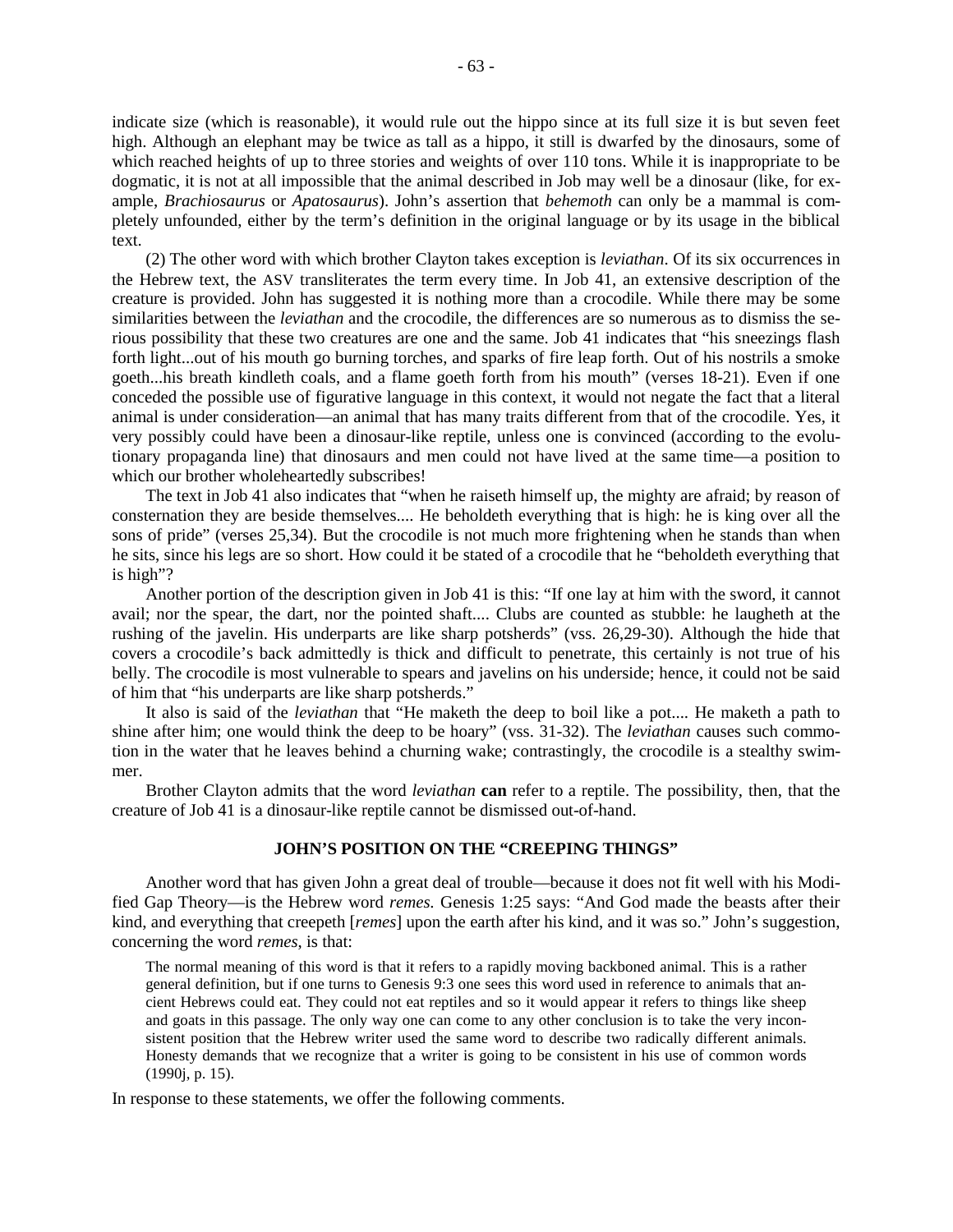indicate size (which is reasonable), it would rule out the hippo since at its full size it is but seven feet high. Although an elephant may be twice as tall as a hippo, it still is dwarfed by the dinosaurs, some of which reached heights of up to three stories and weights of over 110 tons. While it is inappropriate to be dogmatic, it is not at all impossible that the animal described in Job may well be a dinosaur (like, for example, *Brachiosaurus* or *Apatosaurus*). John's assertion that *behemoth* can only be a mammal is completely unfounded, either by the term's definition in the original language or by its usage in the biblical text.

(2) The other word with which brother Clayton takes exception is *leviathan*. Of its six occurrences in the Hebrew text, the ASV transliterates the term every time. In Job 41, an extensive description of the creature is provided. John has suggested it is nothing more than a crocodile. While there may be some similarities between the *leviathan* and the crocodile, the differences are so numerous as to dismiss the serious possibility that these two creatures are one and the same. Job 41 indicates that "his sneezings flash forth light...out of his mouth go burning torches, and sparks of fire leap forth. Out of his nostrils a smoke goeth...his breath kindleth coals, and a flame goeth forth from his mouth" (verses 18-21). Even if one conceded the possible use of figurative language in this context, it would not negate the fact that a literal animal is under consideration—an animal that has many traits different from that of the crocodile. Yes, it very possibly could have been a dinosaur-like reptile, unless one is convinced (according to the evolutionary propaganda line) that dinosaurs and men could not have lived at the same time—a position to which our brother wholeheartedly subscribes!

The text in Job 41 also indicates that "when he raiseth himself up, the mighty are afraid; by reason of consternation they are beside themselves.... He beholdeth everything that is high: he is king over all the sons of pride" (verses 25,34). But the crocodile is not much more frightening when he stands than when he sits, since his legs are so short. How could it be stated of a crocodile that he "beholdeth everything that is high"?

Another portion of the description given in Job 41 is this: "If one lay at him with the sword, it cannot avail; nor the spear, the dart, nor the pointed shaft.... Clubs are counted as stubble: he laugheth at the rushing of the javelin. His underparts are like sharp potsherds" (vss. 26,29-30). Although the hide that covers a crocodile's back admittedly is thick and difficult to penetrate, this certainly is not true of his belly. The crocodile is most vulnerable to spears and javelins on his underside; hence, it could not be said of him that "his underparts are like sharp potsherds."

It also is said of the *leviathan* that "He maketh the deep to boil like a pot.... He maketh a path to shine after him; one would think the deep to be hoary" (vss. 31-32). The *leviathan* causes such commotion in the water that he leaves behind a churning wake; contrastingly, the crocodile is a stealthy swimmer.

Brother Clayton admits that the word *leviathan* **can** refer to a reptile. The possibility, then, that the creature of Job 41 is a dinosaur-like reptile cannot be dismissed out-of-hand.

### JOHN'S POSITION ON THE "CREEPING THINGS"

Another word that has given John a great deal of trouble—because it does not fit well with his Modified Gap Theory—is the Hebrew word *remes.* Genesis 1:25 says: "And God made the beasts after their kind, and everything that creepeth [*remes*] upon the earth after his kind, and it was so." John's suggestion, concerning the word *remes*, is that:

> The normal meaning of this word is that it refers to a rapidly moving backboned animal. This is a rather general definition, but if one turns to Genesis 9:3 one sees this word used in reference to animals that ancient Hebrews could eat. They could not eat reptiles and so it would appear it refers to things like sheep and goats in this passage. The only way one can come to any other conclusion is to take the very inconsistent position that the Hebrew writer used the same word to describe two radically different animals. Honesty demands that we recognize that a writer is going to be consistent in his use of common words (1990j, p. 15).

In response to these statements, we offer the following comments.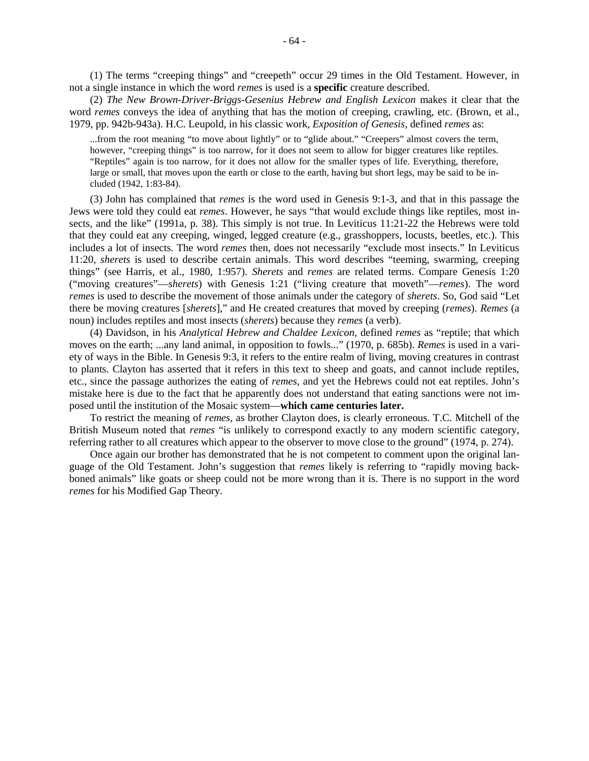(1) The terms "creeping things" and "creepeth" occur 29 times in the Old Testament. However, in not a single instance in which the word *remes* is used is a **specific** creature described.

(2) *The New Brown-Driver-Briggs-Gesenius Hebrew and English Lexicon* makes it clear that the word *remes* conveys the idea of anything that has the motion of creeping, crawling, etc. (Brown, et al., 1979, pp. 942b-943a). H.C. Leupold, in his classic work, *Exposition of Genesis*, defined *remes* as:

> ...from the root meaning "to move about lightly" or to "glide about." "Creepers" almost covers the term, however, "creeping things" is too narrow, for it does not seem to allow for bigger creatures like reptiles. "Reptiles" again is too narrow, for it does not allow for the smaller types of life. Everything, therefore, large or small, that moves upon the earth or close to the earth, having but short legs, may be said to be included (1942, 1:83-84).

(3) John has complained that *remes* is the word used in Genesis 9:1-3, and that in this passage the Jews were told they could eat *remes*. However, he says "that would exclude things like reptiles, most insects, and the like" (1991a, p. 38). This simply is not true. In Leviticus 11:21-22 the Hebrews were told that they could eat any creeping, winged, legged creature (e.g., grasshoppers, locusts, beetles, etc.). This includes a lot of insects. The word *remes* then, does not necessarily "exclude most insects." In Leviticus 11:20, *sherets* is used to describe certain animals. This word describes "teeming, swarming, creeping things" (see Harris, et al., 1980, 1:957). *Sherets* and *remes* are related terms. Compare Genesis 1:20 ("moving creatures"—*sherets*) with Genesis 1:21 ("living creature that moveth"—*remes*). The word *remes* is used to describe the movement of those animals under the category of *sherets*. So, God said "Let there be moving creatures [*sherets*]," and He created creatures that moved by creeping (*remes*). *Remes* (a noun) includes reptiles and most insects (*sherets*) because they *remes* (a verb).

(4) Davidson, in his *Analytical Hebrew and Chaldee Lexicon*, defined *remes* as "reptile; that which moves on the earth; ...any land animal, in opposition to fowls..." (1970, p. 685b). *Remes* is used in a variety of ways in the Bible. In Genesis 9:3, it refers to the entire realm of living, moving creatures in contrast to plants. Clayton has asserted that it refers in this text to sheep and goats, and cannot include reptiles, etc., since the passage authorizes the eating of *remes*, and yet the Hebrews could not eat reptiles. John's mistake here is due to the fact that he apparently does not understand that eating sanctions were not imposed until the institution of the Mosaic system—**which came centuries later.**

To restrict the meaning of *remes*, as brother Clayton does, is clearly erroneous. T.C. Mitchell of the British Museum noted that *remes* "is unlikely to correspond exactly to any modern scientific category, referring rather to all creatures which appear to the observer to move close to the ground" (1974, p. 274).

Once again our brother has demonstrated that he is not competent to comment upon the original language of the Old Testament. John's suggestion that *remes* likely is referring to "rapidly moving backboned animals" like goats or sheep could not be more wrong than it is. There is no support in the word *remes* for his Modified Gap Theory.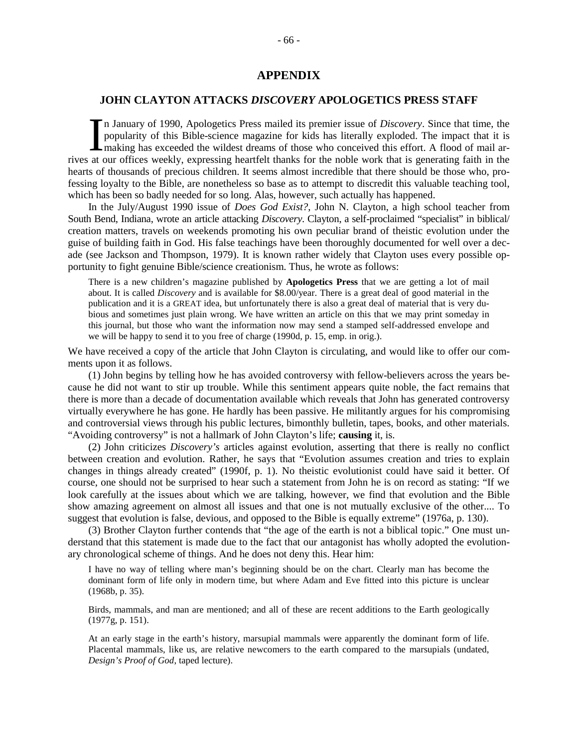# APPENDIX

## JOHN CLAYTON ATTACKS *DISCOVERY* APOLOGETICS PRESS STAFF

In January of 1990, Apologetics Press mailed its premier issue of *Discovery*. Since that time, the popularity of this Bible-science magazine for kids has literally exploded. The impact that it is making has exceeded the wildest dreams of those who conceived this effort. A flood of mail arrives at our offices weekly, expressing heartfelt thanks for the noble work that is generating faith in the hearts of thousands of precious children. It seems almost incredible that there should be those who, professing loyalty to the Bible, are nonetheless so base as to attempt to discredit this valuable teaching tool, which has been so badly needed for so long. Alas, however, such actually has happened.

In the July/August 1990 issue of *Does God Exist?*, John N. Clayton, a high school teacher from South Bend, Indiana, wrote an article attacking *Discovery*. Clayton, a self-proclaimed "specialist" in biblical/creation matters, travels on weekends promoting his own peculiar brand of theistic evolution under the guise of building faith in God. His false teachings have been thoroughly documented for well over a decade (see Jackson and Thompson, 1979). It is known rather widely that Clayton uses every possible opportunity to fight genuine Bible/science creationism. Thus, he wrote as follows:

> There is a new children's magazine published by **Apologetics Press** that we are getting a lot of mail about. It is called *Discovery* and is available for $8.00/year. There is a great deal of good material in the publication and it is a GREAT idea, but unfortunately there is also a great deal of material that is very dubious and sometimes just plain wrong. We have written an article on this that we may print someday in this journal, but those who want the information now may send a stamped self-addressed envelope and we will be happy to send it to you free of charge (1990d, p. 15, emp. in orig.).

We have received a copy of the article that John Clayton is circulating, and would like to offer our comments upon it as follows.

(1) John begins by telling how he has avoided controversy with fellow-believers across the years because he did not want to stir up trouble. While this sentiment appears quite noble, the fact remains that there is more than a decade of documentation available which reveals that John has generated controversy virtually everywhere he has gone. He hardly has been passive. He militantly argues for his compromising and controversial views through his public lectures, bimonthly bulletin, tapes, books, and other materials. "Avoiding controversy" is not a hallmark of John Clayton's life; **causing** it, is.

(2) John criticizes *Discovery's* articles against evolution, asserting that there is really no conflict between creation and evolution. Rather, he says that "Evolution assumes creation and tries to explain changes in things already created" (1990f, p. 1). No theistic evolutionist could have said it better. Of course, one should not be surprised to hear such a statement from John he is on record as stating: "If we look carefully at the issues about which we are talking, however, we find that evolution and the Bible show amazing agreement on almost all issues and that one is not mutually exclusive of the other.... To suggest that evolution is false, devious, and opposed to the Bible is equally extreme" (1976a, p. 130).

(3) Brother Clayton further contends that "the age of the earth is not a biblical topic." One must understand that this statement is made due to the fact that our antagonist has wholly adopted the evolutionary chronological scheme of things. And he does not deny this. Hear him:

> I have no way of telling where man's beginning should be on the chart. Clearly man has become the dominant form of life only in modern time, but where Adam and Eve fitted into this picture is unclear (1968b, p. 35).

> Birds, mammals, and man are mentioned; and all of these are recent additions to the Earth geologically (1977g, p. 151).

> At an early stage in the earth's history, marsupial mammals were apparently the dominant form of life. Placental mammals, like us, are relative newcomers to the earth compared to the marsupials (undated, *Design's Proof of God*, taped lecture).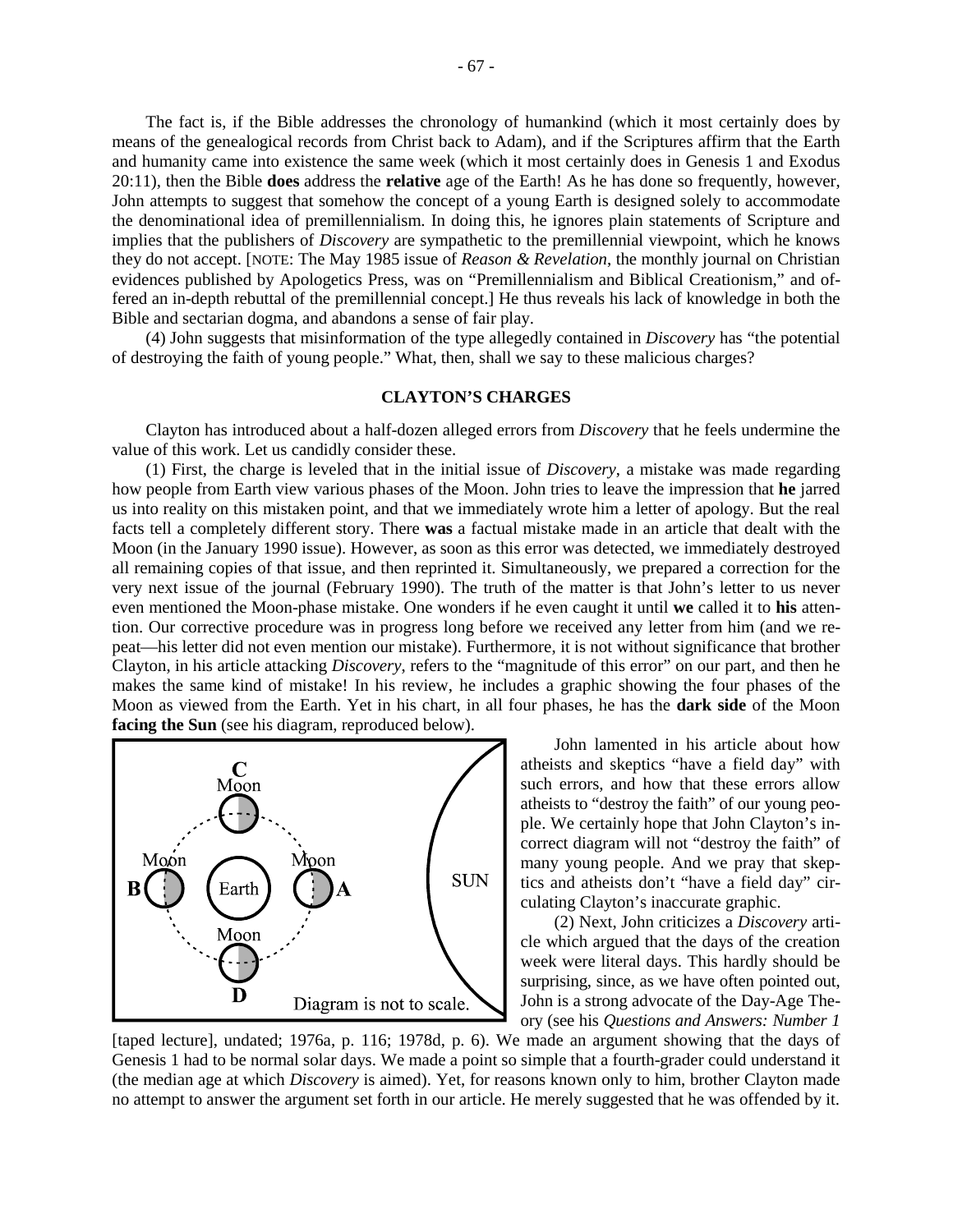The fact is, if the Bible addresses the chronology of humankind (which it most certainly does by means of the genealogical records from Christ back to Adam), and if the Scriptures affirm that the Earth and humanity came into existence the same week (which it most certainly does in Genesis 1 and Exodus 20:11), then the Bible **does** address the **relative** age of the Earth! As he has done so frequently, however, John attempts to suggest that somehow the concept of a young Earth is designed solely to accommodate the denominational idea of premillennialism. In doing this, he ignores plain statements of Scripture and implies that the publishers of *Discovery* are sympathetic to the premillennial viewpoint, which he knows they do not accept. [NOTE: The May 1985 issue of *Reason & Revelation*, the monthly journal on Christian evidences published by Apologetics Press, was on "Premillennialism and Biblical Creationism," and offered an in-depth rebuttal of the premillennial concept.] He thus reveals his lack of knowledge in both the Bible and sectarian dogma, and abandons a sense of fair play.

(4) John suggests that misinformation of the type allegedly contained in *Discovery* has "the potential of destroying the faith of young people." What, then, shall we say to these malicious charges?

## CLAYTON'S CHARGES

Clayton has introduced about a half-dozen alleged errors from *Discovery* that he feels undermine the value of this work. Let us candidly consider these.

(1) First, the charge is leveled that in the initial issue of *Discovery*, a mistake was made regarding how people from Earth view various phases of the Moon. John tries to leave the impression that **he** jarred us into reality on this mistaken point, and that we immediately wrote him a letter of apology. But the real facts tell a completely different story. There **was** a factual mistake made in an article that dealt with the Moon (in the January 1990 issue). However, as soon as this error was detected, we immediately destroyed all remaining copies of that issue, and then reprinted it. Simultaneously, we prepared a correction for the very next issue of the journal (February 1990). The truth of the matter is that John's letter to us never even mentioned the Moon-phase mistake. One wonders if he even caught it until **we** called it to **his** attention. Our corrective procedure was in progress long before we received any letter from him (and we repeat—his letter did not even mention our mistake). Furthermore, it is not without significance that brother Clayton, in his article attacking *Discovery*, refers to the "magnitude of this error" on our part, and then he makes the same kind of mistake! In his review, he includes a graphic showing the four phases of the Moon as viewed from the Earth. Yet in his chart, in all four phases, he has the **dark side** of the Moon **facing the Sun** (see his diagram, reproduced below).

C
Moon
Moon
B
Earth
Moon
A
SUN
Moon
D
Diagram is not to scale.

John lamented in his article about how atheists and skeptics "have a field day" with such errors, and how that these errors allow atheists to "destroy the faith" of our young people. We certainly hope that John Clayton's incorrect diagram will not "destroy the faith" of many young people. And we pray that skeptics and atheists don't "have a field day" circulating Clayton's inaccurate graphic.

(2) Next, John criticizes a *Discovery* article which argued that the days of the creation week were literal days. This hardly should be surprising, since, as we have often pointed out, John is a strong advocate of the Day-Age Theory (see his *Questions and Answers: Number 1* [taped lecture], undated; 1976a, p. 116; 1978d, p. 6). We made an argument showing that the days of Genesis 1 had to be normal solar days. We made a point so simple that a fourth-grader could understand it (the median age at which *Discovery* is aimed). Yet, for reasons known only to him, brother Clayton made no attempt to answer the argument set forth in our article. He merely suggested that he was offended by it.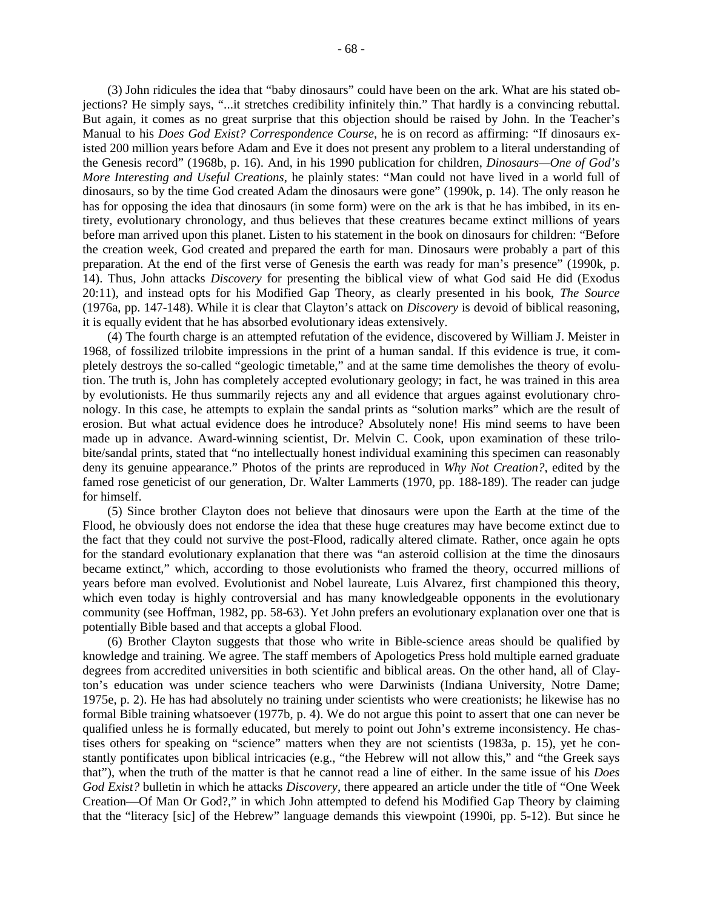(3) John ridicules the idea that "baby dinosaurs" could have been on the ark. What are his stated objections? He simply says, "...it stretches credibility infinitely thin." That hardly is a convincing rebuttal. But again, it comes as no great surprise that this objection should be raised by John. In the Teacher's Manual to his *Does God Exist? Correspondence Course*, he is on record as affirming: "If dinosaurs existed 200 million years before Adam and Eve it does not present any problem to a literal understanding of the Genesis record" (1968b, p. 16). And, in his 1990 publication for children, *Dinosaurs—One of God's More Interesting and Useful Creations*, he plainly states: "Man could not have lived in a world full of dinosaurs, so by the time God created Adam the dinosaurs were gone" (1990k, p. 14). The only reason he has for opposing the idea that dinosaurs (in some form) were on the ark is that he has imbibed, in its entirety, evolutionary chronology, and thus believes that these creatures became extinct millions of years before man arrived upon this planet. Listen to his statement in the book on dinosaurs for children: "Before the creation week, God created and prepared the earth for man. Dinosaurs were probably a part of this preparation. At the end of the first verse of Genesis the earth was ready for man's presence" (1990k, p. 14). Thus, John attacks *Discovery* for presenting the biblical view of what God said He did (Exodus 20:11), and instead opts for his Modified Gap Theory, as clearly presented in his book, *The Source* (1976a, pp. 147-148). While it is clear that Clayton's attack on *Discovery* is devoid of biblical reasoning, it is equally evident that he has absorbed evolutionary ideas extensively.

(4) The fourth charge is an attempted refutation of the evidence, discovered by William J. Meister in 1968, of fossilized trilobite impressions in the print of a human sandal. If this evidence is true, it completely destroys the so-called "geologic timetable," and at the same time demolishes the theory of evolution. The truth is, John has completely accepted evolutionary geology; in fact, he was trained in this area by evolutionists. He thus summarily rejects any and all evidence that argues against evolutionary chronology. In this case, he attempts to explain the sandal prints as "solution marks" which are the result of erosion. But what actual evidence does he introduce? Absolutely none! His mind seems to have been made up in advance. Award-winning scientist, Dr. Melvin C. Cook, upon examination of these trilobite/sandal prints, stated that "no intellectually honest individual examining this specimen can reasonably deny its genuine appearance." Photos of the prints are reproduced in *Why Not Creation?*, edited by the famed rose geneticist of our generation, Dr. Walter Lammerts (1970, pp. 188-189). The reader can judge for himself.

(5) Since brother Clayton does not believe that dinosaurs were upon the Earth at the time of the Flood, he obviously does not endorse the idea that these huge creatures may have become extinct due to the fact that they could not survive the post-Flood, radically altered climate. Rather, once again he opts for the standard evolutionary explanation that there was "an asteroid collision at the time the dinosaurs became extinct," which, according to those evolutionists who framed the theory, occurred millions of years before man evolved. Evolutionist and Nobel laureate, Luis Alvarez, first championed this theory, which even today is highly controversial and has many knowledgeable opponents in the evolutionary community (see Hoffman, 1982, pp. 58-63). Yet John prefers an evolutionary explanation over one that is potentially Bible based and that accepts a global Flood.

(6) Brother Clayton suggests that those who write in Bible-science areas should be qualified by knowledge and training. We agree. The staff members of Apologetics Press hold multiple earned graduate degrees from accredited universities in both scientific and biblical areas. On the other hand, all of Clayton's education was under science teachers who were Darwinists (Indiana University, Notre Dame; 1975e, p. 2). He has had absolutely no training under scientists who were creationists; he likewise has no formal Bible training whatsoever (1977b, p. 4). We do not argue this point to assert that one can never be qualified unless he is formally educated, but merely to point out John's extreme inconsistency. He chastises others for speaking on "science" matters when they are not scientists (1983a, p. 15), yet he constantly pontificates upon biblical intricacies (e.g., "the Hebrew will not allow this," and "the Greek says that"), when the truth of the matter is that he cannot read a line of either. In the same issue of his *Does God Exist?* bulletin in which he attacks *Discovery*, there appeared an article under the title of "One Week Creation—Of Man Or God?," in which John attempted to defend his Modified Gap Theory by claiming that the "literacy [sic] of the Hebrew" language demands this viewpoint (1990i, pp. 5-12). But since he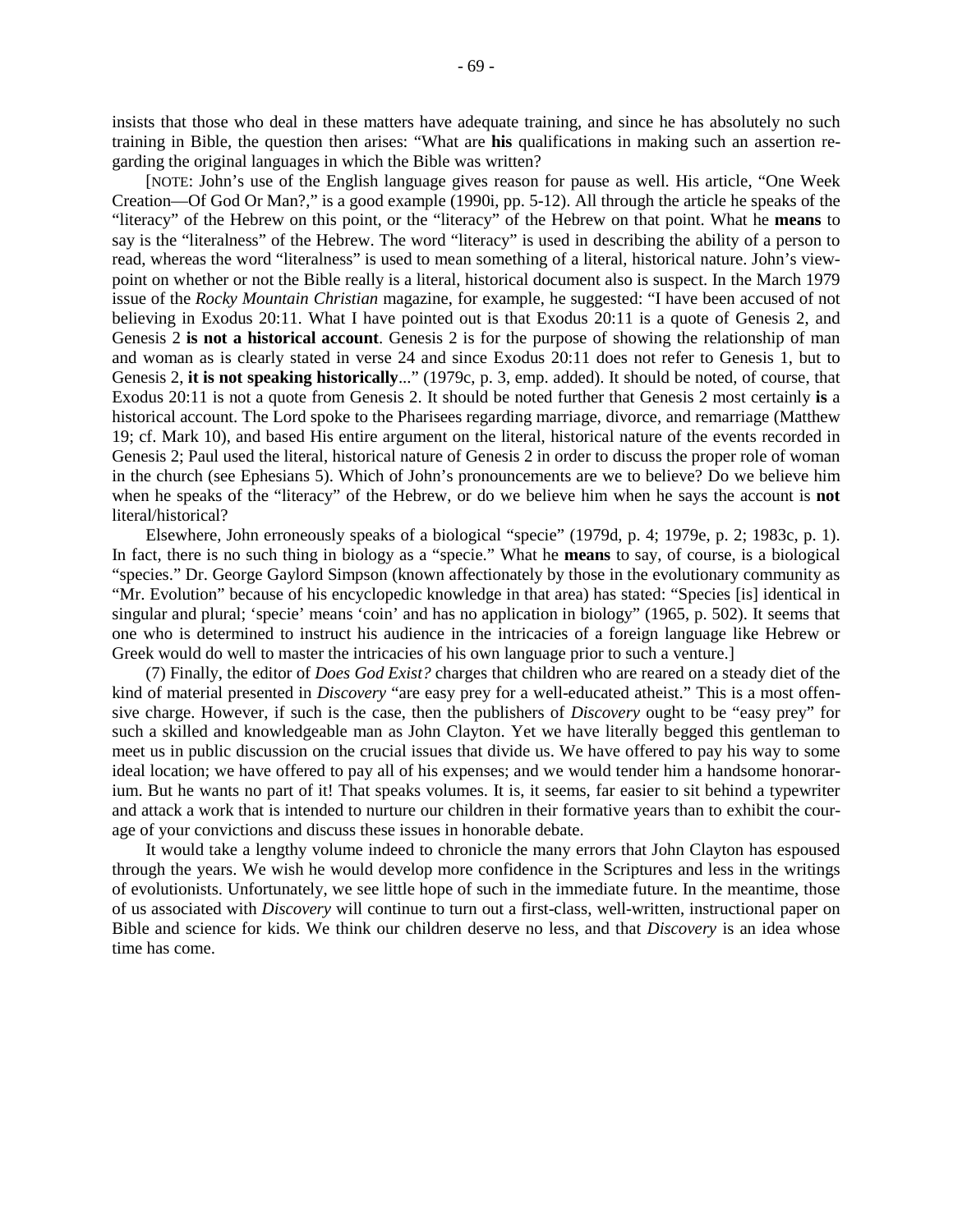insists that those who deal in these matters have adequate training, and since he has absolutely no such training in Bible, the question then arises: "What are **his** qualifications in making such an assertion regarding the original languages in which the Bible was written?

[NOTE: John's use of the English language gives reason for pause as well. His article, "One Week Creation—Of God Or Man?," is a good example (1990i, pp. 5-12). All through the article he speaks of the "literacy" of the Hebrew on this point, or the "literacy" of the Hebrew on that point. What he **means** to say is the "literalness" of the Hebrew. The word "literacy" is used in describing the ability of a person to read, whereas the word "literalness" is used to mean something of a literal, historical nature. John's viewpoint on whether or not the Bible really is a literal, historical document also is suspect. In the March 1979 issue of the *Rocky Mountain Christian* magazine, for example, he suggested: "I have been accused of not believing in Exodus 20:11. What I have pointed out is that Exodus 20:11 is a quote of Genesis 2, and Genesis 2 **is not a historical account**. Genesis 2 is for the purpose of showing the relationship of man and woman as is clearly stated in verse 24 and since Exodus 20:11 does not refer to Genesis 1, but to Genesis 2, **it is not speaking historically**..." (1979c, p. 3, emp. added). It should be noted, of course, that Exodus 20:11 is not a quote from Genesis 2. It should be noted further that Genesis 2 most certainly **is** a historical account. The Lord spoke to the Pharisees regarding marriage, divorce, and remarriage (Matthew 19; cf. Mark 10), and based His entire argument on the literal, historical nature of the events recorded in Genesis 2; Paul used the literal, historical nature of Genesis 2 in order to discuss the proper role of woman in the church (see Ephesians 5). Which of John's pronouncements are we to believe? Do we believe him when he speaks of the "literacy" of the Hebrew, or do we believe him when he says the account is **not** literal/historical?

Elsewhere, John erroneously speaks of a biological "specie" (1979d, p. 4; 1979e, p. 2; 1983c, p. 1). In fact, there is no such thing in biology as a "specie." What he **means** to say, of course, is a biological "species." Dr. George Gaylord Simpson (known affectionately by those in the evolutionary community as "Mr. Evolution" because of his encyclopedic knowledge in that area) has stated: "Species [is] identical in singular and plural; 'specie' means 'coin' and has no application in biology" (1965, p. 502). It seems that one who is determined to instruct his audience in the intricacies of a foreign language like Hebrew or Greek would do well to master the intricacies of his own language prior to such a venture.]

(7) Finally, the editor of *Does God Exist?* charges that children who are reared on a steady diet of the kind of material presented in *Discovery* "are easy prey for a well-educated atheist." This is a most offensive charge. However, if such is the case, then the publishers of *Discovery* ought to be "easy prey" for such a skilled and knowledgeable man as John Clayton. Yet we have literally begged this gentleman to meet us in public discussion on the crucial issues that divide us. We have offered to pay his way to some ideal location; we have offered to pay all of his expenses; and we would tender him a handsome honorarium. But he wants no part of it! That speaks volumes. It is, it seems, far easier to sit behind a typewriter and attack a work that is intended to nurture our children in their formative years than to exhibit the courage of your convictions and discuss these issues in honorable debate.

It would take a lengthy volume indeed to chronicle the many errors that John Clayton has espoused through the years. We wish he would develop more confidence in the Scriptures and less in the writings of evolutionists. Unfortunately, we see little hope of such in the immediate future. In the meantime, those of us associated with *Discovery* will continue to turn out a first-class, well-written, instructional paper on Bible and science for kids. We think our children deserve no less, and that *Discovery* is an idea whose time has come.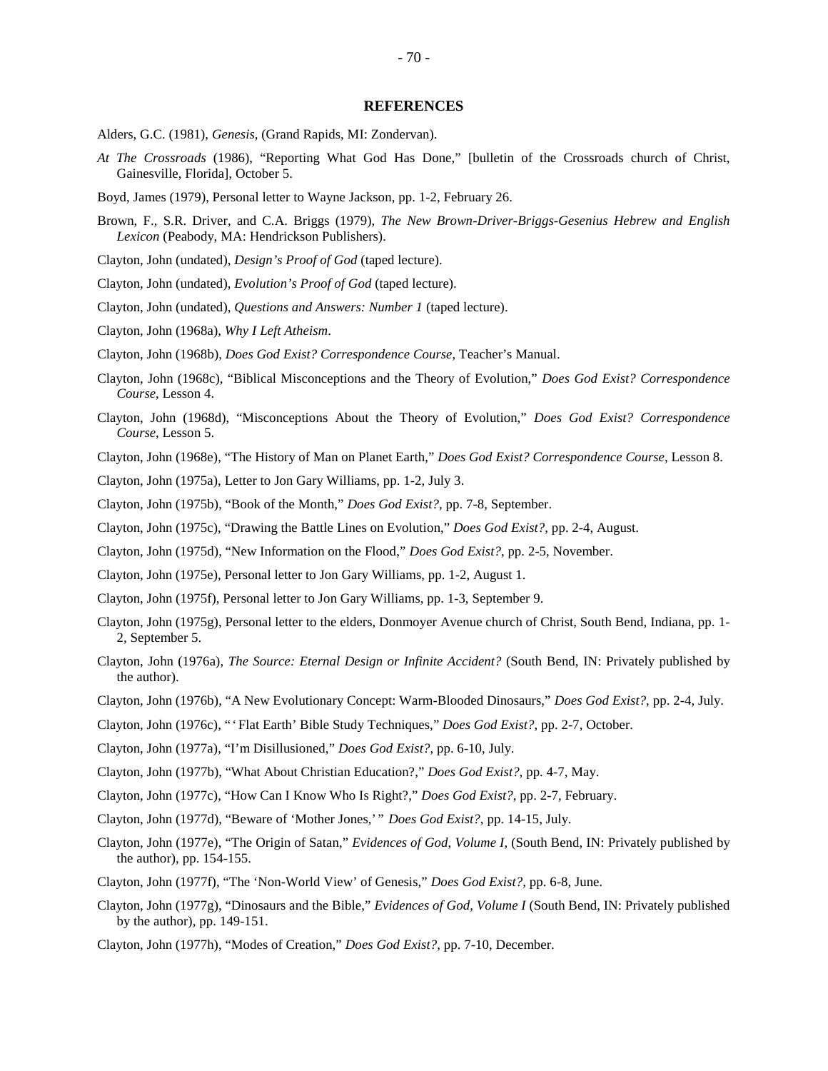## REFERENCES

Alders, G.C. (1981), *Genesis*, (Grand Rapids, MI: Zondervan).

*At The Crossroads* (1986), "Reporting What God Has Done," [bulletin of the Crossroads church of Christ, Gainesville, Florida], October 5.

Boyd, James (1979), Personal letter to Wayne Jackson, pp. 1-2, February 26.

Brown, F., S.R. Driver, and C.A. Briggs (1979), *The New Brown-Driver-Briggs-Gesenius Hebrew and English Lexicon* (Peabody, MA: Hendrickson Publishers).

Clayton, John (undated), *Design's Proof of God* (taped lecture).

Clayton, John (undated), *Evolution's Proof of God* (taped lecture).

Clayton, John (undated), *Questions and Answers: Number 1* (taped lecture).

Clayton, John (1968a), *Why I Left Atheism*.

Clayton, John (1968b), *Does God Exist? Correspondence Course*, Teacher's Manual.

Clayton, John (1968c), "Biblical Misconceptions and the Theory of Evolution," *Does God Exist? Correspondence Course*, Lesson 4.

Clayton, John (1968d), "Misconceptions About the Theory of Evolution," *Does God Exist? Correspondence Course*, Lesson 5.

Clayton, John (1968e), "The History of Man on Planet Earth," *Does God Exist? Correspondence Course*, Lesson 8.

Clayton, John (1975a), Letter to Jon Gary Williams, pp. 1-2, July 3.

Clayton, John (1975b), "Book of the Month," *Does God Exist?*, pp. 7-8, September.

Clayton, John (1975c), "Drawing the Battle Lines on Evolution," *Does God Exist?*, pp. 2-4, August.

Clayton, John (1975d), "New Information on the Flood," *Does God Exist?*, pp. 2-5, November.

Clayton, John (1975e), Personal letter to Jon Gary Williams, pp. 1-2, August 1.

Clayton, John (1975f), Personal letter to Jon Gary Williams, pp. 1-3, September 9.

Clayton, John (1975g), Personal letter to the elders, Donmoyer Avenue church of Christ, South Bend, Indiana, pp. 1-2, September 5.

Clayton, John (1976a), *The Source: Eternal Design or Infinite Accident?* (South Bend, IN: Privately published by the author).

Clayton, John (1976b), "A New Evolutionary Concept: Warm-Blooded Dinosaurs," *Does God Exist?*, pp. 2-4, July.

Clayton, John (1976c), "'Flat Earth' Bible Study Techniques," *Does God Exist?*, pp. 2-7, October.

Clayton, John (1977a), "I'm Disillusioned," *Does God Exist?*, pp. 6-10, July.

Clayton, John (1977b), "What About Christian Education?," *Does God Exist?*, pp. 4-7, May.

Clayton, John (1977c), "How Can I Know Who Is Right?," *Does God Exist?*, pp. 2-7, February.

Clayton, John (1977d), "Beware of 'Mother Jones,'" *Does God Exist?*, pp. 14-15, July.

Clayton, John (1977e), "The Origin of Satan," *Evidences of God, Volume I*, (South Bend, IN: Privately published by the author), pp. 154-155.

Clayton, John (1977f), "The 'Non-World View' of Genesis," *Does God Exist?*, pp. 6-8, June.

Clayton, John (1977g), "Dinosaurs and the Bible," *Evidences of God, Volume I* (South Bend, IN: Privately published by the author), pp. 149-151.

Clayton, John (1977h), "Modes of Creation," *Does God Exist?*, pp. 7-10, December.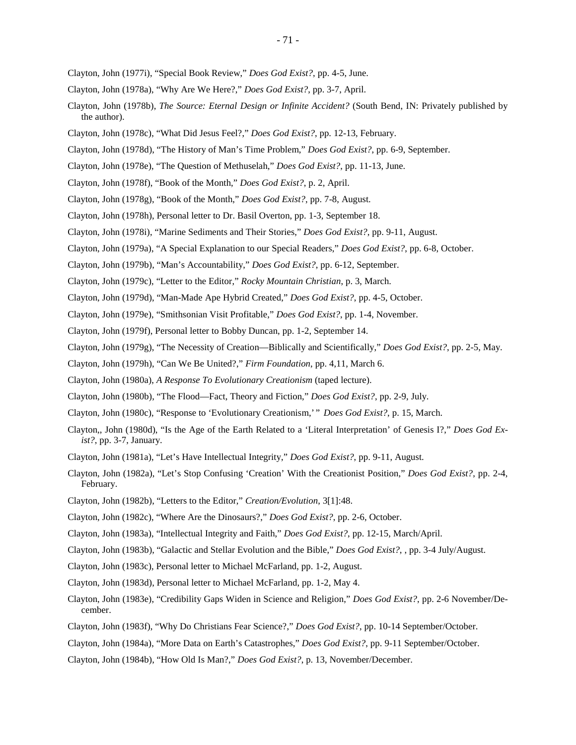Clayton, John (1977i), "Special Book Review," *Does God Exist?*, pp. 4-5, June.

Clayton, John (1978a), "Why Are We Here?," *Does God Exist?*, pp. 3-7, April.

Clayton, John (1978b), *The Source: Eternal Design or Infinite Accident?* (South Bend, IN: Privately published by the author).

Clayton, John (1978c), "What Did Jesus Feel?," *Does God Exist?*, pp. 12-13, February.

Clayton, John (1978d), "The History of Man's Time Problem," *Does God Exist?*, pp. 6-9, September.

Clayton, John (1978e), "The Question of Methuselah," *Does God Exist?*, pp. 11-13, June.

Clayton, John (1978f), "Book of the Month," *Does God Exist?*, p. 2, April.

Clayton, John (1978g), "Book of the Month," *Does God Exist?*, pp. 7-8, August.

Clayton, John (1978h), Personal letter to Dr. Basil Overton, pp. 1-3, September 18.

Clayton, John (1978i), "Marine Sediments and Their Stories," *Does God Exist?*, pp. 9-11, August.

Clayton, John (1979a), "A Special Explanation to our Special Readers," *Does God Exist?*, pp. 6-8, October.

Clayton, John (1979b), "Man's Accountability," *Does God Exist?*, pp. 6-12, September.

Clayton, John (1979c), "Letter to the Editor," *Rocky Mountain Christian*, p. 3, March.

Clayton, John (1979d), "Man-Made Ape Hybrid Created," *Does God Exist?*, pp. 4-5, October.

Clayton, John (1979e), "Smithsonian Visit Profitable," *Does God Exist?*, pp. 1-4, November.

Clayton, John (1979f), Personal letter to Bobby Duncan, pp. 1-2, September 14.

Clayton, John (1979g), "The Necessity of Creation—Biblically and Scientifically," *Does God Exist?*, pp. 2-5, May.

Clayton, John (1979h), "Can We Be United?," *Firm Foundation*, pp. 4,11, March 6.

Clayton, John (1980a), *A Response To Evolutionary Creationism* (taped lecture).

Clayton, John (1980b), "The Flood—Fact, Theory and Fiction," *Does God Exist?*, pp. 2-9, July.

Clayton, John (1980c), "Response to 'Evolutionary Creationism,' " *Does God Exist?*, p. 15, March.

Clayton,, John (1980d), "Is the Age of the Earth Related to a 'Literal Interpretation' of Genesis I?," *Does God Exist?*, pp. 3-7, January.

Clayton, John (1981a), "Let's Have Intellectual Integrity," *Does God Exist?*, pp. 9-11, August.

Clayton, John (1982a), "Let's Stop Confusing 'Creation' With the Creationist Position," *Does God Exist?*, pp. 2-4, February.

Clayton, John (1982b), "Letters to the Editor," *Creation/Evolution*, 3[1]:48.

Clayton, John (1982c), "Where Are the Dinosaurs?," *Does God Exist?*, pp. 2-6, October.

Clayton, John (1983a), "Intellectual Integrity and Faith," *Does God Exist?*, pp. 12-15, March/April.

Clayton, John (1983b), "Galactic and Stellar Evolution and the Bible," *Does God Exist?*, , pp. 3-4 July/August.

Clayton, John (1983c), Personal letter to Michael McFarland, pp. 1-2, August.

Clayton, John (1983d), Personal letter to Michael McFarland, pp. 1-2, May 4.

Clayton, John (1983e), "Credibility Gaps Widen in Science and Religion," *Does God Exist?*, pp. 2-6 November/December.

Clayton, John (1983f), "Why Do Christians Fear Science?," *Does God Exist?*, pp. 10-14 September/October.

Clayton, John (1984a), "More Data on Earth's Catastrophes," *Does God Exist?*, pp. 9-11 September/October.

Clayton, John (1984b), "How Old Is Man?," *Does God Exist?*, p. 13, November/December.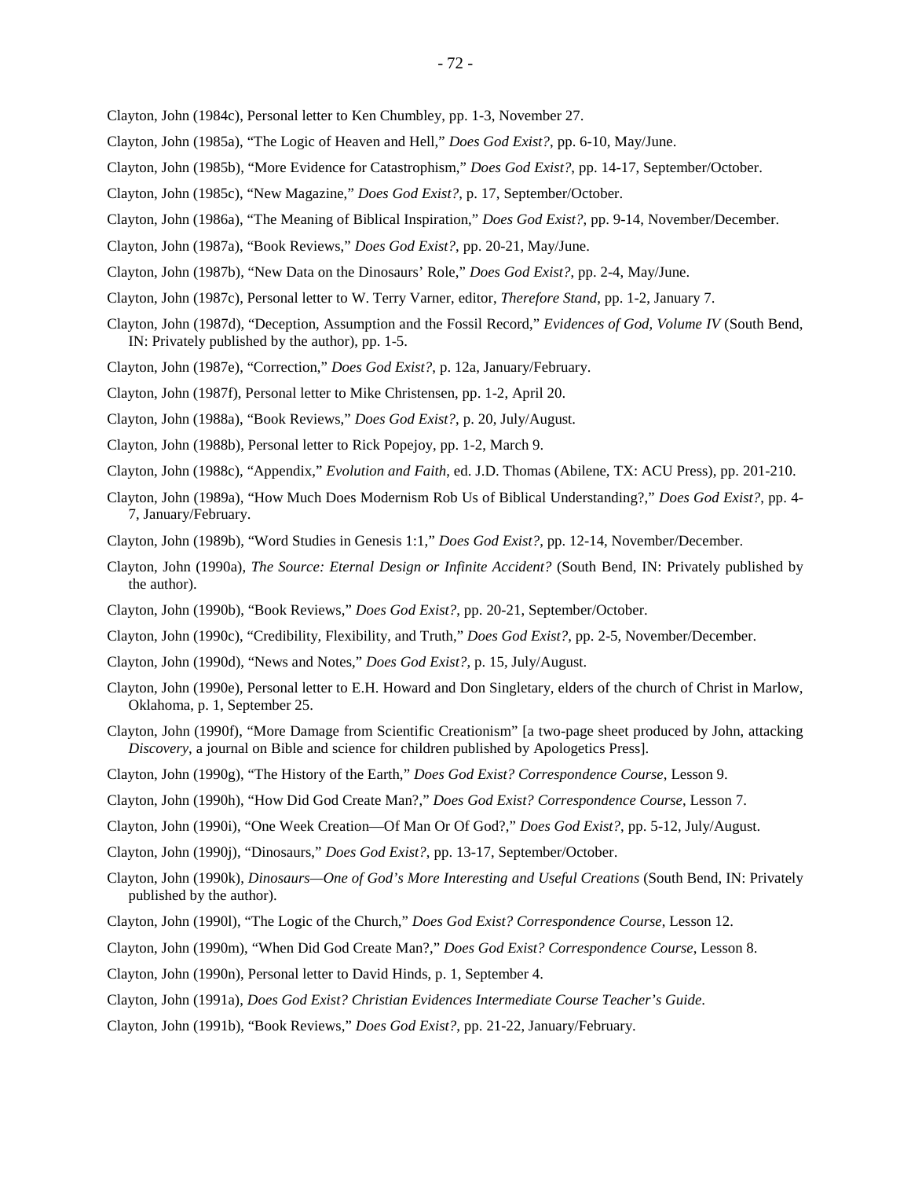Clayton, John (1984c), Personal letter to Ken Chumbley, pp. 1-3, November 27.

Clayton, John (1985a), "The Logic of Heaven and Hell," *Does God Exist?*, pp. 6-10, May/June.

Clayton, John (1985b), "More Evidence for Catastrophism," *Does God Exist?*, pp. 14-17, September/October.

Clayton, John (1985c), "New Magazine," *Does God Exist?*, p. 17, September/October.

Clayton, John (1986a), "The Meaning of Biblical Inspiration," *Does God Exist?*, pp. 9-14, November/December.

Clayton, John (1987a), "Book Reviews," *Does God Exist?*, pp. 20-21, May/June.

Clayton, John (1987b), "New Data on the Dinosaurs' Role," *Does God Exist?*, pp. 2-4, May/June.

Clayton, John (1987c), Personal letter to W. Terry Varner, editor, *Therefore Stand*, pp. 1-2, January 7.

Clayton, John (1987d), "Deception, Assumption and the Fossil Record," *Evidences of God, Volume IV* (South Bend, IN: Privately published by the author), pp. 1-5.

Clayton, John (1987e), "Correction," *Does God Exist?*, p. 12a, January/February.

Clayton, John (1987f), Personal letter to Mike Christensen, pp. 1-2, April 20.

Clayton, John (1988a), "Book Reviews," *Does God Exist?*, p. 20, July/August.

Clayton, John (1988b), Personal letter to Rick Popejoy, pp. 1-2, March 9.

Clayton, John (1988c), "Appendix," *Evolution and Faith*, ed. J.D. Thomas (Abilene, TX: ACU Press), pp. 201-210.

Clayton, John (1989a), "How Much Does Modernism Rob Us of Biblical Understanding?," *Does God Exist?*, pp. 4-7, January/February.

Clayton, John (1989b), "Word Studies in Genesis 1:1," *Does God Exist?*, pp. 12-14, November/December.

Clayton, John (1990a), *The Source: Eternal Design or Infinite Accident?* (South Bend, IN: Privately published by the author).

Clayton, John (1990b), "Book Reviews," *Does God Exist?*, pp. 20-21, September/October.

Clayton, John (1990c), "Credibility, Flexibility, and Truth," *Does God Exist?*, pp. 2-5, November/December.

Clayton, John (1990d), "News and Notes," *Does God Exist?*, p. 15, July/August.

Clayton, John (1990e), Personal letter to E.H. Howard and Don Singletary, elders of the church of Christ in Marlow, Oklahoma, p. 1, September 25.

Clayton, John (1990f), "More Damage from Scientific Creationism" [a two-page sheet produced by John, attacking *Discovery*, a journal on Bible and science for children published by Apologetics Press].

Clayton, John (1990g), "The History of the Earth," *Does God Exist? Correspondence Course*, Lesson 9.

Clayton, John (1990h), "How Did God Create Man?," *Does God Exist? Correspondence Course*, Lesson 7.

Clayton, John (1990i), "One Week Creation—Of Man Or Of God?," *Does God Exist?*, pp. 5-12, July/August.

Clayton, John (1990j), "Dinosaurs," *Does God Exist?*, pp. 13-17, September/October.

Clayton, John (1990k), *Dinosaurs—One of God's More Interesting and Useful Creations* (South Bend, IN: Privately published by the author).

Clayton, John (1990l), "The Logic of the Church," *Does God Exist? Correspondence Course*, Lesson 12.

Clayton, John (1990m), "When Did God Create Man?," *Does God Exist? Correspondence Course*, Lesson 8.

Clayton, John (1990n), Personal letter to David Hinds, p. 1, September 4.

Clayton, John (1991a), *Does God Exist? Christian Evidences Intermediate Course Teacher's Guide*.

Clayton, John (1991b), "Book Reviews," *Does God Exist?*, pp. 21-22, January/February.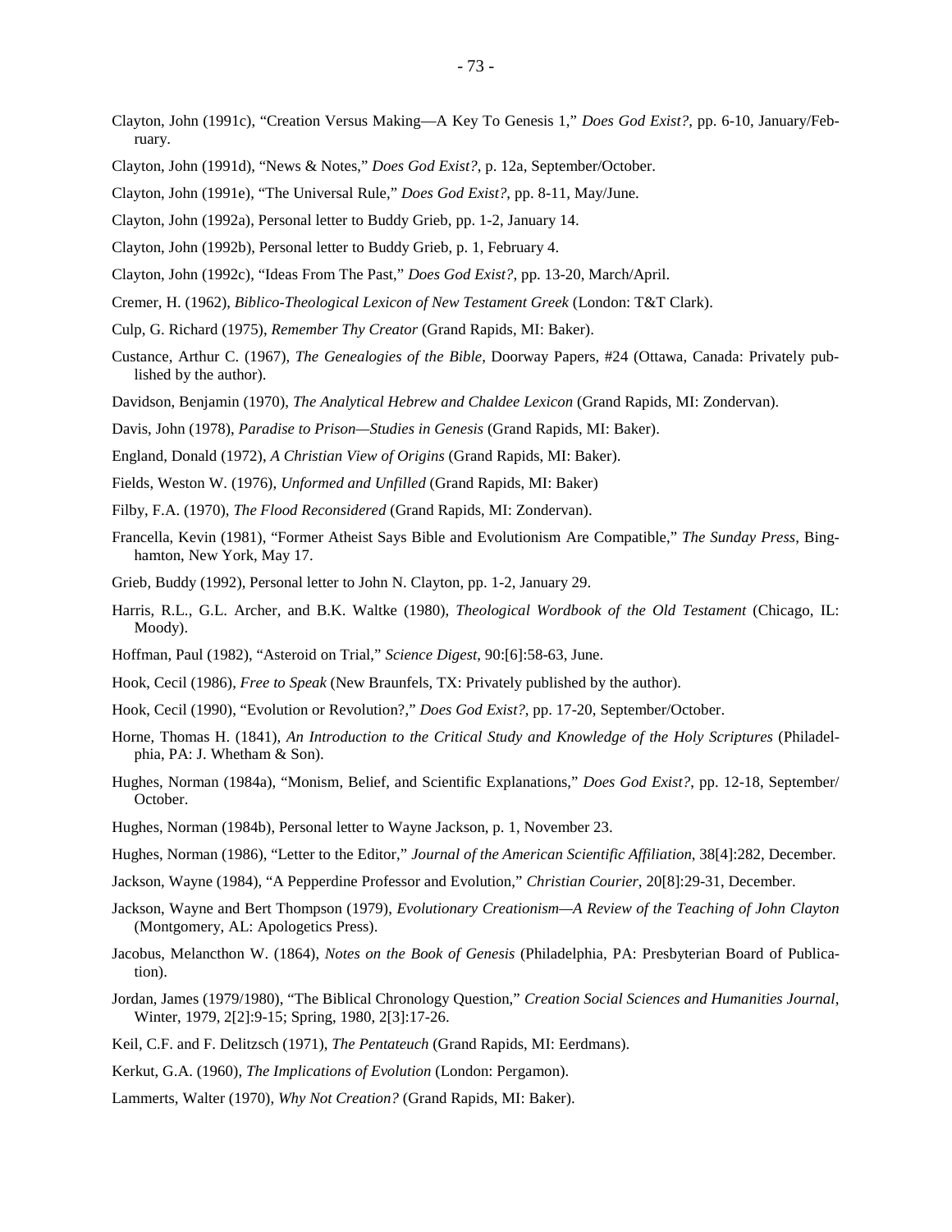Clayton, John (1991c), "Creation Versus Making—A Key To Genesis 1," *Does God Exist?*, pp. 6-10, January/February.

Clayton, John (1991d), "News & Notes," *Does God Exist?*, p. 12a, September/October.

Clayton, John (1991e), "The Universal Rule," *Does God Exist?*, pp. 8-11, May/June.

Clayton, John (1992a), Personal letter to Buddy Grieb, pp. 1-2, January 14.

Clayton, John (1992b), Personal letter to Buddy Grieb, p. 1, February 4.

Clayton, John (1992c), "Ideas From The Past," *Does God Exist?*, pp. 13-20, March/April.

Cremer, H. (1962), *Biblico-Theological Lexicon of New Testament Greek* (London: T&T Clark).

Culp, G. Richard (1975), *Remember Thy Creator* (Grand Rapids, MI: Baker).

Custance, Arthur C. (1967), *The Genealogies of the Bible*, Doorway Papers, #24 (Ottawa, Canada: Privately published by the author).

Davidson, Benjamin (1970), *The Analytical Hebrew and Chaldee Lexicon* (Grand Rapids, MI: Zondervan).

Davis, John (1978), *Paradise to Prison—Studies in Genesis* (Grand Rapids, MI: Baker).

England, Donald (1972), *A Christian View of Origins* (Grand Rapids, MI: Baker).

Fields, Weston W. (1976), *Unformed and Unfilled* (Grand Rapids, MI: Baker)

Filby, F.A. (1970), *The Flood Reconsidered* (Grand Rapids, MI: Zondervan).

Francella, Kevin (1981), "Former Atheist Says Bible and Evolutionism Are Compatible," *The Sunday Press*, Binghamton, New York, May 17.

Grieb, Buddy (1992), Personal letter to John N. Clayton, pp. 1-2, January 29.

Harris, R.L., G.L. Archer, and B.K. Waltke (1980), *Theological Wordbook of the Old Testament* (Chicago, IL: Moody).

Hoffman, Paul (1982), "Asteroid on Trial," *Science Digest*, 90:[6]:58-63, June.

Hook, Cecil (1986), *Free to Speak* (New Braunfels, TX: Privately published by the author).

Hook, Cecil (1990), "Evolution or Revolution?," *Does God Exist?*, pp. 17-20, September/October.

Horne, Thomas H. (1841), *An Introduction to the Critical Study and Knowledge of the Holy Scriptures* (Philadelphia, PA: J. Whetham & Son).

Hughes, Norman (1984a), "Monism, Belief, and Scientific Explanations," *Does God Exist?*, pp. 12-18, September/October.

Hughes, Norman (1984b), Personal letter to Wayne Jackson, p. 1, November 23.

Hughes, Norman (1986), "Letter to the Editor," *Journal of the American Scientific Affiliation*, 38[4]:282, December.

Jackson, Wayne (1984), "A Pepperdine Professor and Evolution," *Christian Courier*, 20[8]:29-31, December.

Jackson, Wayne and Bert Thompson (1979), *Evolutionary Creationism—A Review of the Teaching of John Clayton* (Montgomery, AL: Apologetics Press).

Jacobus, Melancthon W. (1864), *Notes on the Book of Genesis* (Philadelphia, PA: Presbyterian Board of Publication).

Jordan, James (1979/1980), "The Biblical Chronology Question," *Creation Social Sciences and Humanities Journal*, Winter, 1979, 2[2]:9-15; Spring, 1980, 2[3]:17-26.

Keil, C.F. and F. Delitzsch (1971), *The Pentateuch* (Grand Rapids, MI: Eerdmans).

Kerkut, G.A. (1960), *The Implications of Evolution* (London: Pergamon).

Lammerts, Walter (1970), *Why Not Creation?* (Grand Rapids, MI: Baker).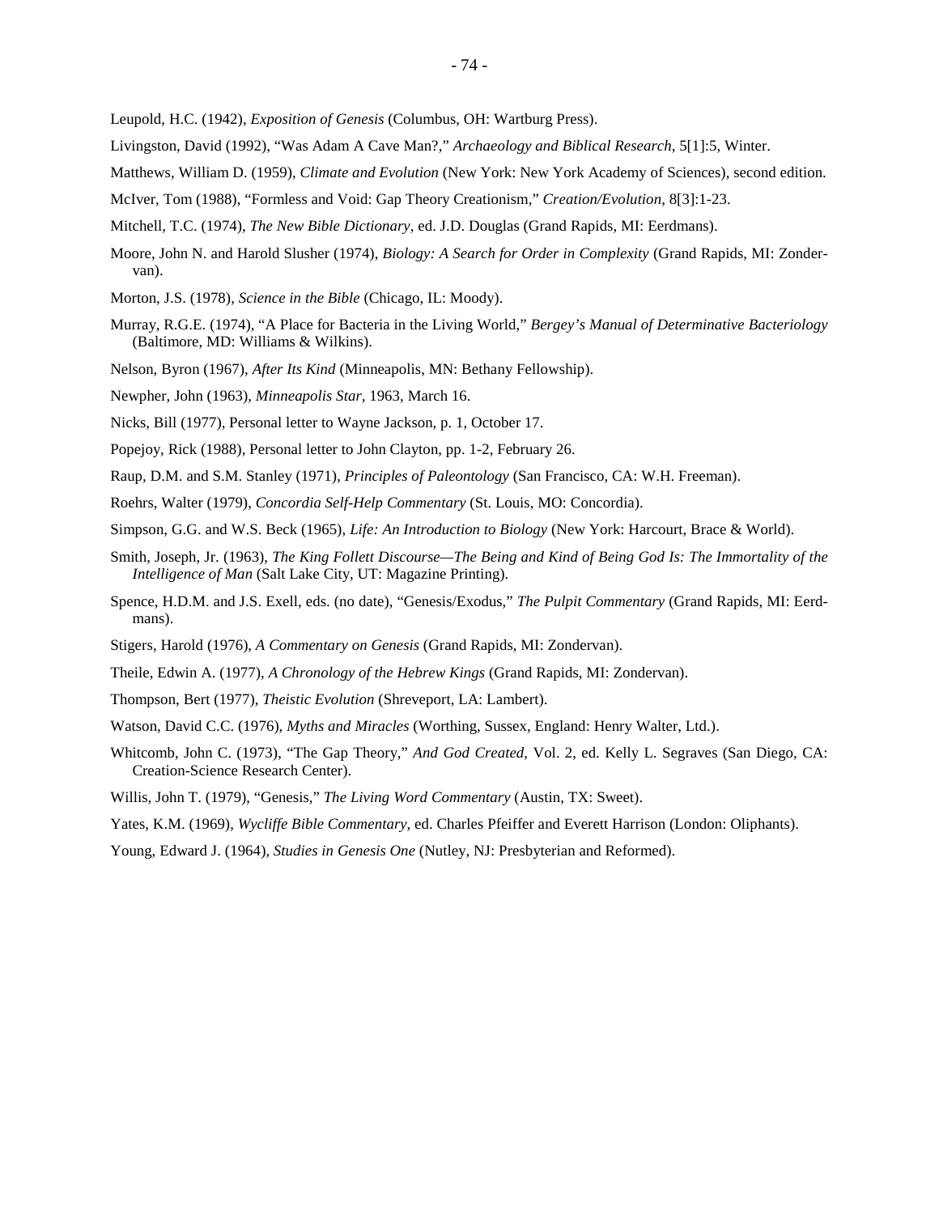Leupold, H.C. (1942), *Exposition of Genesis* (Columbus, OH: Wartburg Press).

Livingston, David (1992), "Was Adam A Cave Man?," *Archaeology and Biblical Research*, 5[1]:5, Winter.

Matthews, William D. (1959), *Climate and Evolution* (New York: New York Academy of Sciences), second edition.

McIver, Tom (1988), "Formless and Void: Gap Theory Creationism," *Creation/Evolution*, 8[3]:1-23.

Mitchell, T.C. (1974), *The New Bible Dictionary*, ed. J.D. Douglas (Grand Rapids, MI: Eerdmans).

Moore, John N. and Harold Slusher (1974), *Biology: A Search for Order in Complexity* (Grand Rapids, MI: Zondervan).

Morton, J.S. (1978), *Science in the Bible* (Chicago, IL: Moody).

Murray, R.G.E. (1974), "A Place for Bacteria in the Living World," *Bergey's Manual of Determinative Bacteriology* (Baltimore, MD: Williams & Wilkins).

Nelson, Byron (1967), *After Its Kind* (Minneapolis, MN: Bethany Fellowship).

Newpher, John (1963), *Minneapolis Star*, 1963, March 16.

Nicks, Bill (1977), Personal letter to Wayne Jackson, p. 1, October 17.

Popejoy, Rick (1988), Personal letter to John Clayton, pp. 1-2, February 26.

Raup, D.M. and S.M. Stanley (1971), *Principles of Paleontology* (San Francisco, CA: W.H. Freeman).

Roehrs, Walter (1979), *Concordia Self-Help Commentary* (St. Louis, MO: Concordia).

Simpson, G.G. and W.S. Beck (1965), *Life: An Introduction to Biology* (New York: Harcourt, Brace & World).

Smith, Joseph, Jr. (1963), *The King Follett Discourse—The Being and Kind of Being God Is: The Immortality of the Intelligence of Man* (Salt Lake City, UT: Magazine Printing).

Spence, H.D.M. and J.S. Exell, eds. (no date), "Genesis/Exodus," *The Pulpit Commentary* (Grand Rapids, MI: Eerdmans).

Stigers, Harold (1976), *A Commentary on Genesis* (Grand Rapids, MI: Zondervan).

Theile, Edwin A. (1977), *A Chronology of the Hebrew Kings* (Grand Rapids, MI: Zondervan).

Thompson, Bert (1977), *Theistic Evolution* (Shreveport, LA: Lambert).

Watson, David C.C. (1976), *Myths and Miracles* (Worthing, Sussex, England: Henry Walter, Ltd.).

Whitcomb, John C. (1973), "The Gap Theory," *And God Created*, Vol. 2, ed. Kelly L. Segraves (San Diego, CA: Creation-Science Research Center).

Willis, John T. (1979), "Genesis," *The Living Word Commentary* (Austin, TX: Sweet).

Yates, K.M. (1969), *Wycliffe Bible Commentary*, ed. Charles Pfeiffer and Everett Harrison (London: Oliphants).

Young, Edward J. (1964), *Studies in Genesis One* (Nutley, NJ: Presbyterian and Reformed).